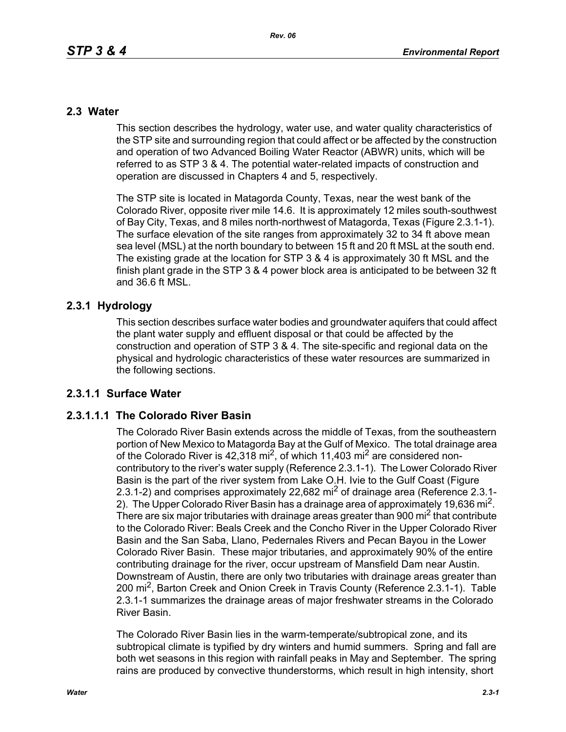## 2.3 Water

This section describes the hydrology, water use, and water quality characteristics of the STP site and surrounding region that could affect or be affected by the construction and operation of two Advanced Boiling Water Reactor (ABWR) units, which will be referred to as STP 3 & 4. The potential water-related impacts of construction and operation are discussed in Chapters 4 and 5, respectively.

The STP site is located in Matagorda County, Texas, near the west bank of the Colorado River, opposite river mile 14.6. It is approximately 12 miles south-southwest of Bay City, Texas, and 8 miles north-northwest of Matagorda, Texas (Figure 2.3.1-1). The surface elevation of the site ranges from approximately 32 to 34 ft above mean sea level (MSL) at the north boundary to between 15 ft and 20 ft MSL at the south end. The existing grade at the location for STP 3 & 4 is approximately 30 ft MSL and the finish plant grade in the STP 3 & 4 power block area is anticipated to be between 32 ft and 36.6 ft MSL.

### 2.3.1 Hydrology

This section describes surface water bodies and groundwater aquifers that could affect the plant water supply and effluent disposal or that could be affected by the construction and operation of STP 3 & 4. The site-specific and regional data on the physical and hydrologic characteristics of these water resources are summarized in the following sections.

#### 2.3.1.1 Surface Water

##### 2.3.1.1.1 The Colorado River Basin

The Colorado River Basin extends across the middle of Texas, from the southeastern portion of New Mexico to Matagorda Bay at the Gulf of Mexico. The total drainage area of the Colorado River is 42,318 $mi^2$, of which 11,403 $mi^2$ are considered non-contributory to the river's water supply (Reference 2.3.1-1). The Lower Colorado River Basin is the part of the river system from Lake O.H. Ivie to the Gulf Coast (Figure 2.3.1-2) and comprises approximately 22,682 $mi^2$ of drainage area (Reference 2.3.1-2). The Upper Colorado River Basin has a drainage area of approximately 19,636 $mi^2$. There are six major tributaries with drainage areas greater than 900 $mi^2$ that contribute to the Colorado River: Beals Creek and the Concho River in the Upper Colorado River Basin and the San Saba, Llano, Pedernales Rivers and Pecan Bayou in the Lower Colorado River Basin. These major tributaries, and approximately 90% of the entire contributing drainage for the river, occur upstream of Mansfield Dam near Austin. Downstream of Austin, there are only two tributaries with drainage areas greater than 200 $mi^2$, Barton Creek and Onion Creek in Travis County (Reference 2.3.1-1). Table 2.3.1-1 summarizes the drainage areas of major freshwater streams in the Colorado River Basin.

The Colorado River Basin lies in the warm-temperate/subtropical zone, and its subtropical climate is typified by dry winters and humid summers. Spring and fall are both wet seasons in this region with rainfall peaks in May and September. The spring rains are produced by convective thunderstorms, which result in high intensity, short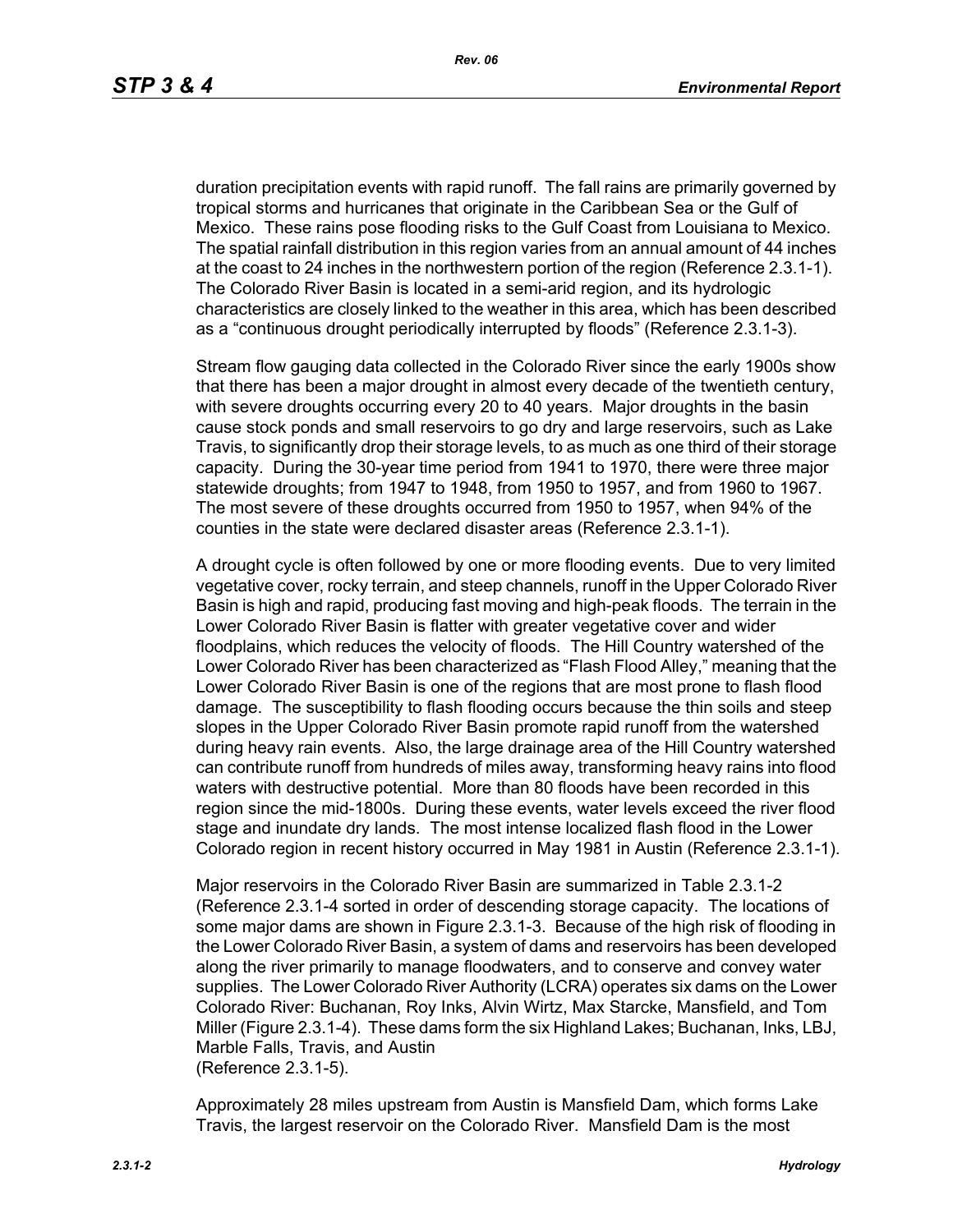duration precipitation events with rapid runoff. The fall rains are primarily governed by tropical storms and hurricanes that originate in the Caribbean Sea or the Gulf of Mexico. These rains pose flooding risks to the Gulf Coast from Louisiana to Mexico. The spatial rainfall distribution in this region varies from an annual amount of 44 inches at the coast to 24 inches in the northwestern portion of the region (Reference 2.3.1-1). The Colorado River Basin is located in a semi-arid region, and its hydrologic characteristics are closely linked to the weather in this area, which has been described as a "continuous drought periodically interrupted by floods" (Reference 2.3.1-3).

Stream flow gauging data collected in the Colorado River since the early 1900s show that there has been a major drought in almost every decade of the twentieth century, with severe droughts occurring every 20 to 40 years. Major droughts in the basin cause stock ponds and small reservoirs to go dry and large reservoirs, such as Lake Travis, to significantly drop their storage levels, to as much as one third of their storage capacity. During the 30-year time period from 1941 to 1970, there were three major statewide droughts; from 1947 to 1948, from 1950 to 1957, and from 1960 to 1967. The most severe of these droughts occurred from 1950 to 1957, when 94% of the counties in the state were declared disaster areas (Reference 2.3.1-1).

A drought cycle is often followed by one or more flooding events. Due to very limited vegetative cover, rocky terrain, and steep channels, runoff in the Upper Colorado River Basin is high and rapid, producing fast moving and high-peak floods. The terrain in the Lower Colorado River Basin is flatter with greater vegetative cover and wider floodplains, which reduces the velocity of floods. The Hill Country watershed of the Lower Colorado River has been characterized as "Flash Flood Alley," meaning that the Lower Colorado River Basin is one of the regions that are most prone to flash flood damage. The susceptibility to flash flooding occurs because the thin soils and steep slopes in the Upper Colorado River Basin promote rapid runoff from the watershed during heavy rain events. Also, the large drainage area of the Hill Country watershed can contribute runoff from hundreds of miles away, transforming heavy rains into flood waters with destructive potential. More than 80 floods have been recorded in this region since the mid-1800s. During these events, water levels exceed the river flood stage and inundate dry lands. The most intense localized flash flood in the Lower Colorado region in recent history occurred in May 1981 in Austin (Reference 2.3.1-1).

Major reservoirs in the Colorado River Basin are summarized in Table 2.3.1-2 (Reference 2.3.1-4 sorted in order of descending storage capacity. The locations of some major dams are shown in Figure 2.3.1-3. Because of the high risk of flooding in the Lower Colorado River Basin, a system of dams and reservoirs has been developed along the river primarily to manage floodwaters, and to conserve and convey water supplies. The Lower Colorado River Authority (LCRA) operates six dams on the Lower Colorado River: Buchanan, Roy Inks, Alvin Wirtz, Max Starcke, Mansfield, and Tom Miller (Figure 2.3.1-4). These dams form the six Highland Lakes; Buchanan, Inks, LBJ, Marble Falls, Travis, and Austin (Reference 2.3.1-5).

Approximately 28 miles upstream from Austin is Mansfield Dam, which forms Lake Travis, the largest reservoir on the Colorado River. Mansfield Dam is the most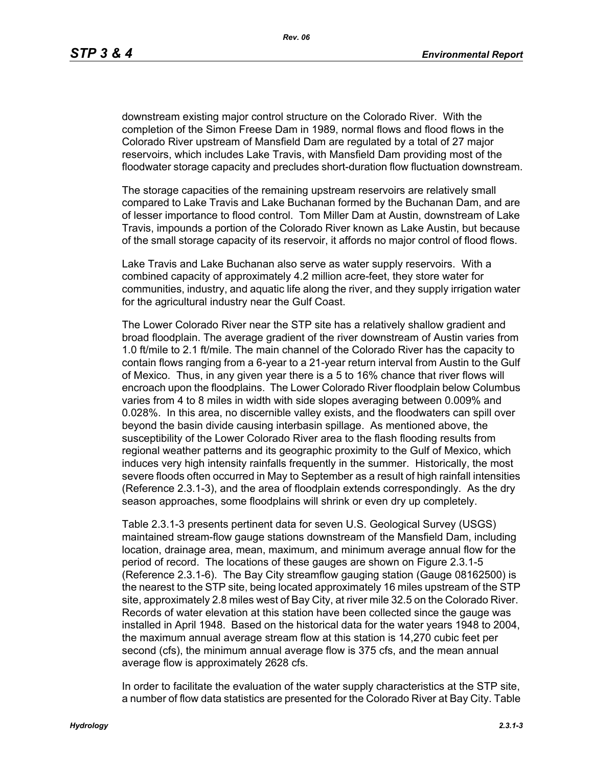downstream existing major control structure on the Colorado River. With the completion of the Simon Freese Dam in 1989, normal flows and flood flows in the Colorado River upstream of Mansfield Dam are regulated by a total of 27 major reservoirs, which includes Lake Travis, with Mansfield Dam providing most of the floodwater storage capacity and precludes short-duration flow fluctuation downstream.

The storage capacities of the remaining upstream reservoirs are relatively small compared to Lake Travis and Lake Buchanan formed by the Buchanan Dam, and are of lesser importance to flood control. Tom Miller Dam at Austin, downstream of Lake Travis, impounds a portion of the Colorado River known as Lake Austin, but because of the small storage capacity of its reservoir, it affords no major control of flood flows.

Lake Travis and Lake Buchanan also serve as water supply reservoirs. With a combined capacity of approximately 4.2 million acre-feet, they store water for communities, industry, and aquatic life along the river, and they supply irrigation water for the agricultural industry near the Gulf Coast.

The Lower Colorado River near the STP site has a relatively shallow gradient and broad floodplain. The average gradient of the river downstream of Austin varies from 1.0 ft/mile to 2.1 ft/mile. The main channel of the Colorado River has the capacity to contain flows ranging from a 6-year to a 21-year return interval from Austin to the Gulf of Mexico. Thus, in any given year there is a 5 to 16% chance that river flows will encroach upon the floodplains. The Lower Colorado River floodplain below Columbus varies from 4 to 8 miles in width with side slopes averaging between 0.009% and 0.028%. In this area, no discernible valley exists, and the floodwaters can spill over beyond the basin divide causing interbasin spillage. As mentioned above, the susceptibility of the Lower Colorado River area to the flash flooding results from regional weather patterns and its geographic proximity to the Gulf of Mexico, which induces very high intensity rainfalls frequently in the summer. Historically, the most severe floods often occurred in May to September as a result of high rainfall intensities (Reference 2.3.1-3), and the area of floodplain extends correspondingly. As the dry season approaches, some floodplains will shrink or even dry up completely.

Table 2.3.1-3 presents pertinent data for seven U.S. Geological Survey (USGS) maintained stream-flow gauge stations downstream of the Mansfield Dam, including location, drainage area, mean, maximum, and minimum average annual flow for the period of record. The locations of these gauges are shown on Figure 2.3.1-5 (Reference 2.3.1-6). The Bay City streamflow gauging station (Gauge 08162500) is the nearest to the STP site, being located approximately 16 miles upstream of the STP site, approximately 2.8 miles west of Bay City, at river mile 32.5 on the Colorado River. Records of water elevation at this station have been collected since the gauge was installed in April 1948. Based on the historical data for the water years 1948 to 2004, the maximum annual average stream flow at this station is 14,270 cubic feet per second (cfs), the minimum annual average flow is 375 cfs, and the mean annual average flow is approximately 2628 cfs.

In order to facilitate the evaluation of the water supply characteristics at the STP site, a number of flow data statistics are presented for the Colorado River at Bay City. Table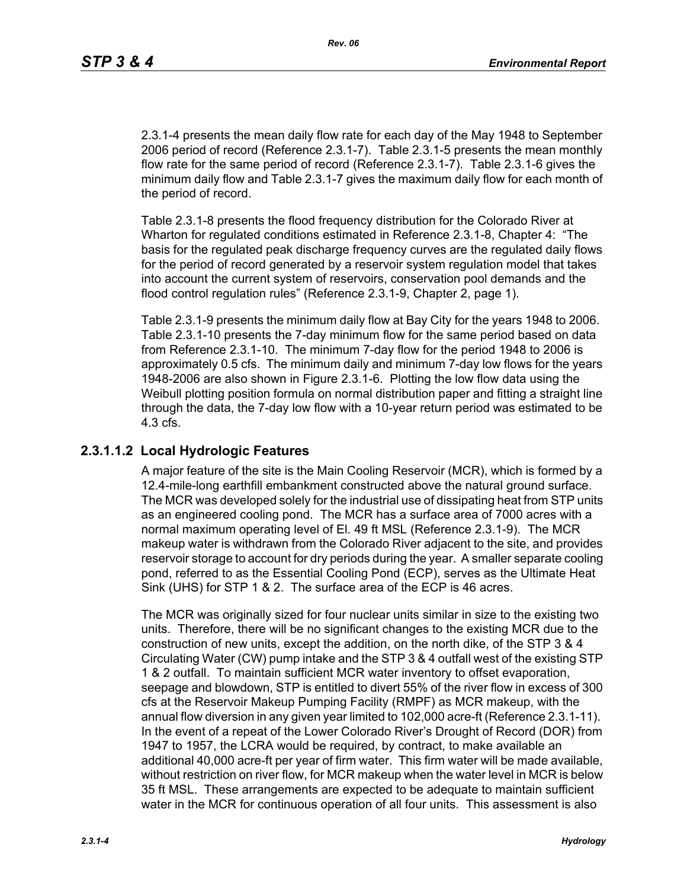2.3.1-4 presents the mean daily flow rate for each day of the May 1948 to September 2006 period of record (Reference 2.3.1-7). Table 2.3.1-5 presents the mean monthly flow rate for the same period of record (Reference 2.3.1-7). Table 2.3.1-6 gives the minimum daily flow and Table 2.3.1-7 gives the maximum daily flow for each month of the period of record.

Table 2.3.1-8 presents the flood frequency distribution for the Colorado River at Wharton for regulated conditions estimated in Reference 2.3.1-8, Chapter 4: "The basis for the regulated peak discharge frequency curves are the regulated daily flows for the period of record generated by a reservoir system regulation model that takes into account the current system of reservoirs, conservation pool demands and the flood control regulation rules" (Reference 2.3.1-9, Chapter 2, page 1).

Table 2.3.1-9 presents the minimum daily flow at Bay City for the years 1948 to 2006. Table 2.3.1-10 presents the 7-day minimum flow for the same period based on data from Reference 2.3.1-10. The minimum 7-day flow for the period 1948 to 2006 is approximately 0.5 cfs. The minimum daily and minimum 7-day low flows for the years 1948-2006 are also shown in Figure 2.3.1-6. Plotting the low flow data using the Weibull plotting position formula on normal distribution paper and fitting a straight line through the data, the 7-day low flow with a 10-year return period was estimated to be 4.3 cfs.

## 2.3.1.1.2 Local Hydrologic Features

A major feature of the site is the Main Cooling Reservoir (MCR), which is formed by a 12.4-mile-long earthfill embankment constructed above the natural ground surface. The MCR was developed solely for the industrial use of dissipating heat from STP units as an engineered cooling pond. The MCR has a surface area of 7000 acres with a normal maximum operating level of El. 49 ft MSL (Reference 2.3.1-9). The MCR makeup water is withdrawn from the Colorado River adjacent to the site, and provides reservoir storage to account for dry periods during the year. A smaller separate cooling pond, referred to as the Essential Cooling Pond (ECP), serves as the Ultimate Heat Sink (UHS) for STP 1 & 2. The surface area of the ECP is 46 acres.

The MCR was originally sized for four nuclear units similar in size to the existing two units. Therefore, there will be no significant changes to the existing MCR due to the construction of new units, except the addition, on the north dike, of the STP 3 & 4 Circulating Water (CW) pump intake and the STP 3 & 4 outfall west of the existing STP 1 & 2 outfall. To maintain sufficient MCR water inventory to offset evaporation, seepage and blowdown, STP is entitled to divert 55% of the river flow in excess of 300 cfs at the Reservoir Makeup Pumping Facility (RMPF) as MCR makeup, with the annual flow diversion in any given year limited to 102,000 acre-ft (Reference 2.3.1-11). In the event of a repeat of the Lower Colorado River's Drought of Record (DOR) from 1947 to 1957, the LCRA would be required, by contract, to make available an additional 40,000 acre-ft per year of firm water. This firm water will be made available, without restriction on river flow, for MCR makeup when the water level in MCR is below 35 ft MSL. These arrangements are expected to be adequate to maintain sufficient water in the MCR for continuous operation of all four units. This assessment is also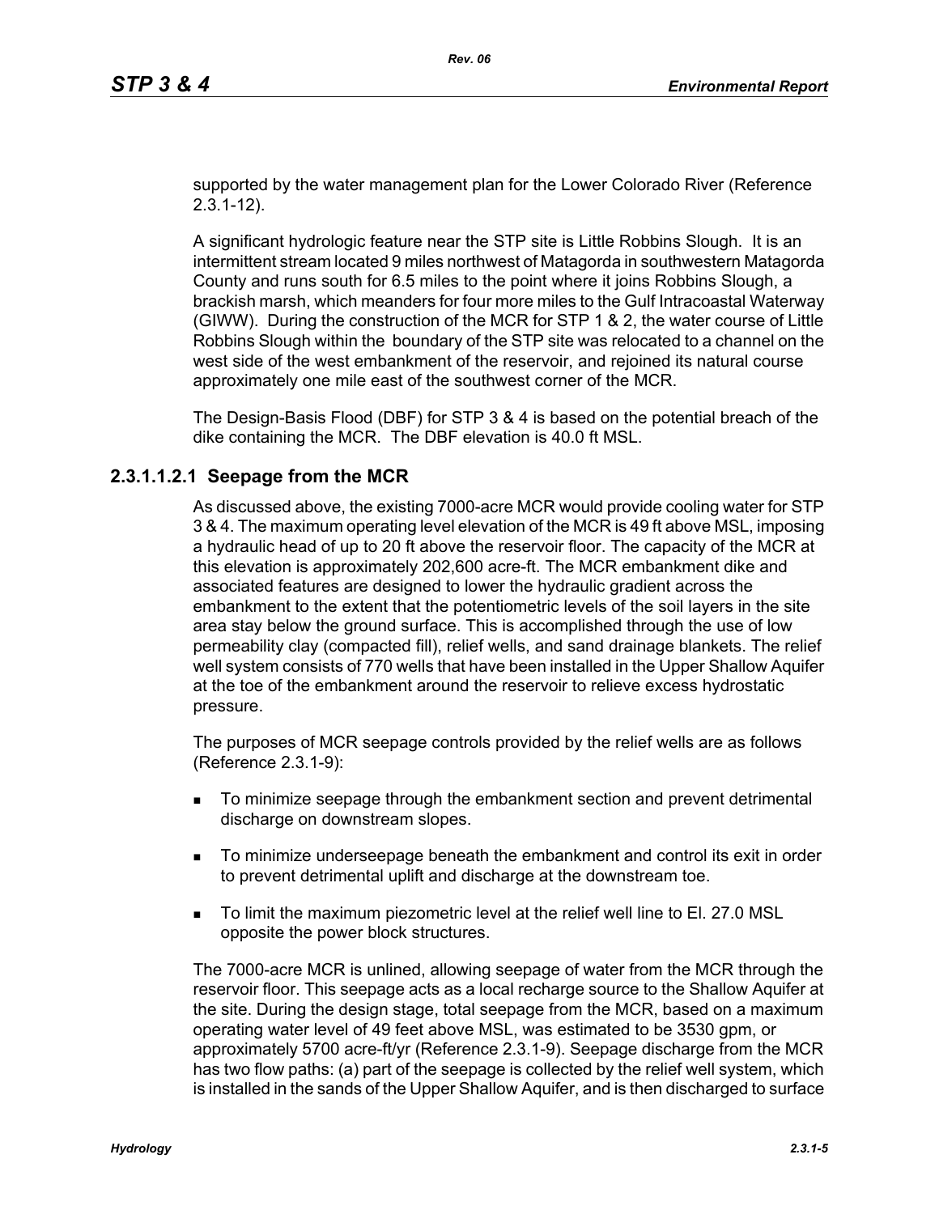supported by the water management plan for the Lower Colorado River (Reference 2.3.1-12).

A significant hydrologic feature near the STP site is Little Robbins Slough. It is an intermittent stream located 9 miles northwest of Matagorda in southwestern Matagorda County and runs south for 6.5 miles to the point where it joins Robbins Slough, a brackish marsh, which meanders for four more miles to the Gulf Intracoastal Waterway (GIWW). During the construction of the MCR for STP 1 & 2, the water course of Little Robbins Slough within the boundary of the STP site was relocated to a channel on the west side of the west embankment of the reservoir, and rejoined its natural course approximately one mile east of the southwest corner of the MCR.

The Design-Basis Flood (DBF) for STP 3 & 4 is based on the potential breach of the dike containing the MCR. The DBF elevation is 40.0 ft MSL.

#### 2.3.1.1.2.1 Seepage from the MCR

As discussed above, the existing 7000-acre MCR would provide cooling water for STP 3 & 4. The maximum operating level elevation of the MCR is 49 ft above MSL, imposing a hydraulic head of up to 20 ft above the reservoir floor. The capacity of the MCR at this elevation is approximately 202,600 acre-ft. The MCR embankment dike and associated features are designed to lower the hydraulic gradient across the embankment to the extent that the potentiometric levels of the soil layers in the site area stay below the ground surface. This is accomplished through the use of low permeability clay (compacted fill), relief wells, and sand drainage blankets. The relief well system consists of 770 wells that have been installed in the Upper Shallow Aquifer at the toe of the embankment around the reservoir to relieve excess hydrostatic pressure.

The purposes of MCR seepage controls provided by the relief wells are as follows (Reference 2.3.1-9):

- To minimize seepage through the embankment section and prevent detrimental discharge on downstream slopes.
- To minimize underseepage beneath the embankment and control its exit in order to prevent detrimental uplift and discharge at the downstream toe.
- To limit the maximum piezometric level at the relief well line to El. 27.0 MSL opposite the power block structures.

The 7000-acre MCR is unlined, allowing seepage of water from the MCR through the reservoir floor. This seepage acts as a local recharge source to the Shallow Aquifer at the site. During the design stage, total seepage from the MCR, based on a maximum operating water level of 49 feet above MSL, was estimated to be 3530 gpm, or approximately 5700 acre-ft/yr (Reference 2.3.1-9). Seepage discharge from the MCR has two flow paths: (a) part of the seepage is collected by the relief well system, which is installed in the sands of the Upper Shallow Aquifer, and is then discharged to surface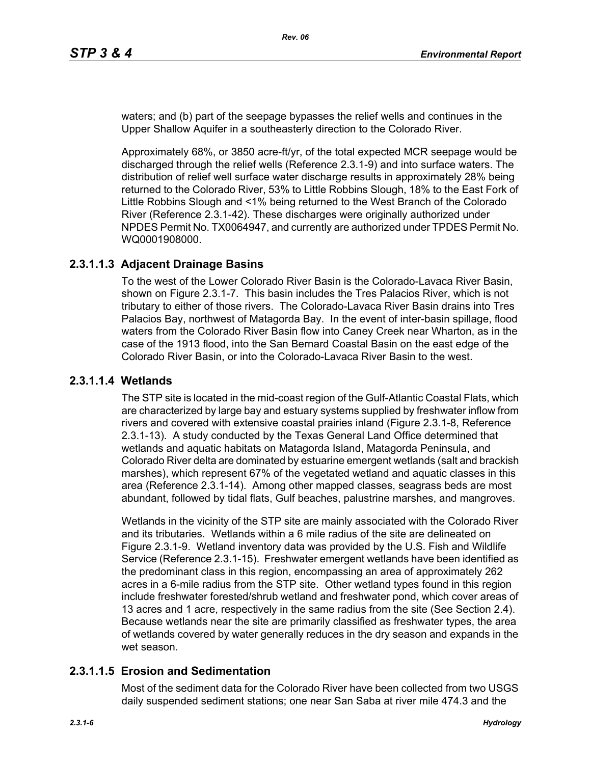waters; and (b) part of the seepage bypasses the relief wells and continues in the Upper Shallow Aquifer in a southeasterly direction to the Colorado River.

Approximately 68%, or 3850 acre-ft/yr, of the total expected MCR seepage would be discharged through the relief wells (Reference 2.3.1-9) and into surface waters. The distribution of relief well surface water discharge results in approximately 28% being returned to the Colorado River, 53% to Little Robbins Slough, 18% to the East Fork of Little Robbins Slough and <1% being returned to the West Branch of the Colorado River (Reference 2.3.1-42). These discharges were originally authorized under NPDES Permit No. TX0064947, and currently are authorized under TPDES Permit No. WQ0001908000.

### 2.3.1.1.3 Adjacent Drainage Basins

To the west of the Lower Colorado River Basin is the Colorado-Lavaca River Basin, shown on Figure 2.3.1-7. This basin includes the Tres Palacios River, which is not tributary to either of those rivers. The Colorado-Lavaca River Basin drains into Tres Palacios Bay, northwest of Matagorda Bay. In the event of inter-basin spillage, flood waters from the Colorado River Basin flow into Caney Creek near Wharton, as in the case of the 1913 flood, into the San Bernard Coastal Basin on the east edge of the Colorado River Basin, or into the Colorado-Lavaca River Basin to the west.

### 2.3.1.1.4 Wetlands

The STP site is located in the mid-coast region of the Gulf-Atlantic Coastal Flats, which are characterized by large bay and estuary systems supplied by freshwater inflow from rivers and covered with extensive coastal prairies inland (Figure 2.3.1-8, Reference 2.3.1-13). A study conducted by the Texas General Land Office determined that wetlands and aquatic habitats on Matagorda Island, Matagorda Peninsula, and Colorado River delta are dominated by estuarine emergent wetlands (salt and brackish marshes), which represent 67% of the vegetated wetland and aquatic classes in this area (Reference 2.3.1-14). Among other mapped classes, seagrass beds are most abundant, followed by tidal flats, Gulf beaches, palustrine marshes, and mangroves.

Wetlands in the vicinity of the STP site are mainly associated with the Colorado River and its tributaries. Wetlands within a 6 mile radius of the site are delineated on Figure 2.3.1-9. Wetland inventory data was provided by the U.S. Fish and Wildlife Service (Reference 2.3.1-15). Freshwater emergent wetlands have been identified as the predominant class in this region, encompassing an area of approximately 262 acres in a 6-mile radius from the STP site. Other wetland types found in this region include freshwater forested/shrub wetland and freshwater pond, which cover areas of 13 acres and 1 acre, respectively in the same radius from the site (See Section 2.4). Because wetlands near the site are primarily classified as freshwater types, the area of wetlands covered by water generally reduces in the dry season and expands in the wet season.

### 2.3.1.1.5 Erosion and Sedimentation

Most of the sediment data for the Colorado River have been collected from two USGS daily suspended sediment stations; one near San Saba at river mile 474.3 and the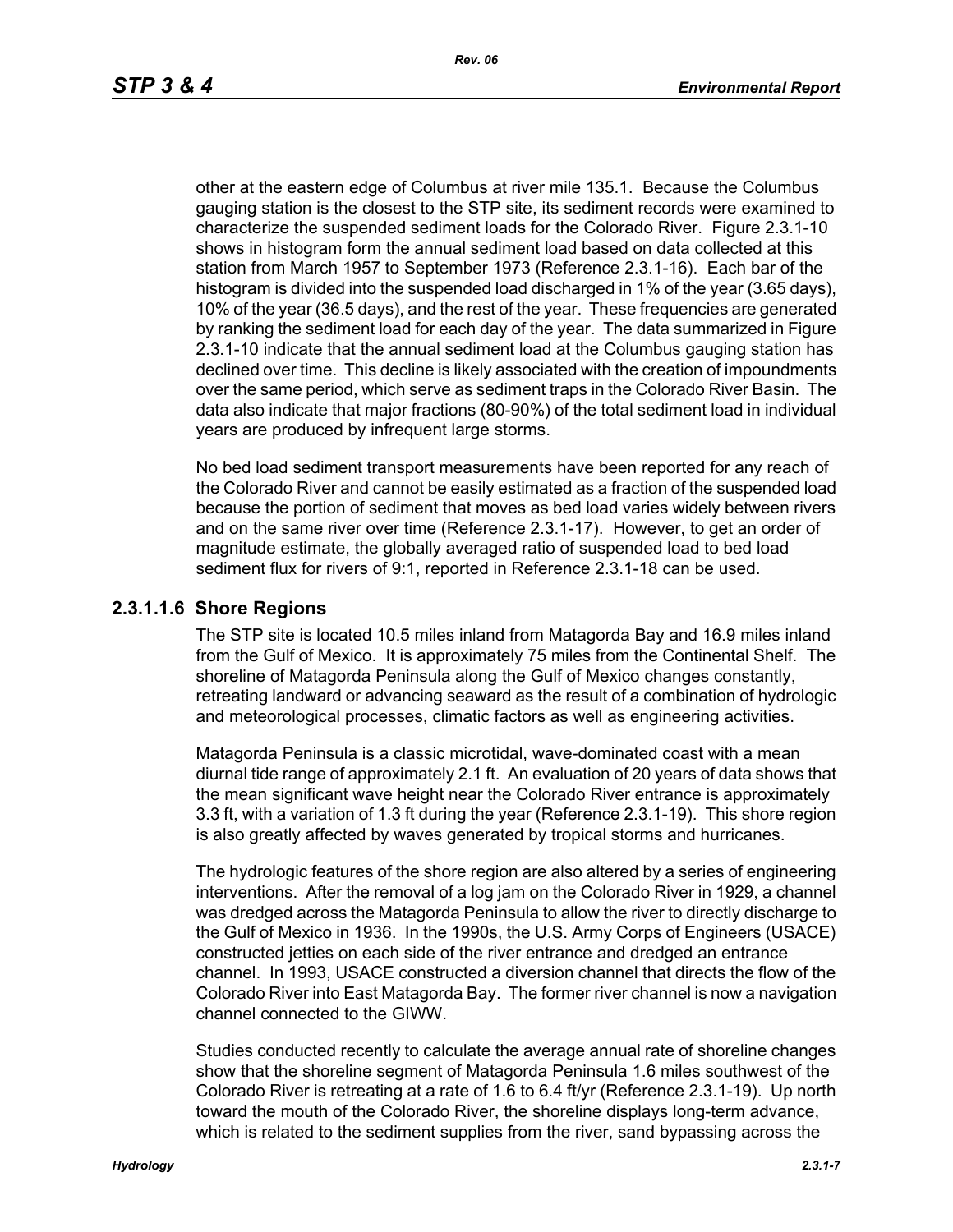other at the eastern edge of Columbus at river mile 135.1. Because the Columbus gauging station is the closest to the STP site, its sediment records were examined to characterize the suspended sediment loads for the Colorado River. Figure 2.3.1-10 shows in histogram form the annual sediment load based on data collected at this station from March 1957 to September 1973 (Reference 2.3.1-16). Each bar of the histogram is divided into the suspended load discharged in 1% of the year (3.65 days), 10% of the year (36.5 days), and the rest of the year. These frequencies are generated by ranking the sediment load for each day of the year. The data summarized in Figure 2.3.1-10 indicate that the annual sediment load at the Columbus gauging station has declined over time. This decline is likely associated with the creation of impoundments over the same period, which serve as sediment traps in the Colorado River Basin. The data also indicate that major fractions (80-90%) of the total sediment load in individual years are produced by infrequent large storms.

No bed load sediment transport measurements have been reported for any reach of the Colorado River and cannot be easily estimated as a fraction of the suspended load because the portion of sediment that moves as bed load varies widely between rivers and on the same river over time (Reference 2.3.1-17). However, to get an order of magnitude estimate, the globally averaged ratio of suspended load to bed load sediment flux for rivers of 9:1, reported in Reference 2.3.1-18 can be used.

### 2.3.1.1.6 Shore Regions

The STP site is located 10.5 miles inland from Matagorda Bay and 16.9 miles inland from the Gulf of Mexico. It is approximately 75 miles from the Continental Shelf. The shoreline of Matagorda Peninsula along the Gulf of Mexico changes constantly, retreating landward or advancing seaward as the result of a combination of hydrologic and meteorological processes, climatic factors as well as engineering activities.

Matagorda Peninsula is a classic microtidal, wave-dominated coast with a mean diurnal tide range of approximately 2.1 ft. An evaluation of 20 years of data shows that the mean significant wave height near the Colorado River entrance is approximately 3.3 ft, with a variation of 1.3 ft during the year (Reference 2.3.1-19). This shore region is also greatly affected by waves generated by tropical storms and hurricanes.

The hydrologic features of the shore region are also altered by a series of engineering interventions. After the removal of a log jam on the Colorado River in 1929, a channel was dredged across the Matagorda Peninsula to allow the river to directly discharge to the Gulf of Mexico in 1936. In the 1990s, the U.S. Army Corps of Engineers (USACE) constructed jetties on each side of the river entrance and dredged an entrance channel. In 1993, USACE constructed a diversion channel that directs the flow of the Colorado River into East Matagorda Bay. The former river channel is now a navigation channel connected to the GIWW.

Studies conducted recently to calculate the average annual rate of shoreline changes show that the shoreline segment of Matagorda Peninsula 1.6 miles southwest of the Colorado River is retreating at a rate of 1.6 to 6.4 ft/yr (Reference 2.3.1-19). Up north toward the mouth of the Colorado River, the shoreline displays long-term advance, which is related to the sediment supplies from the river, sand bypassing across the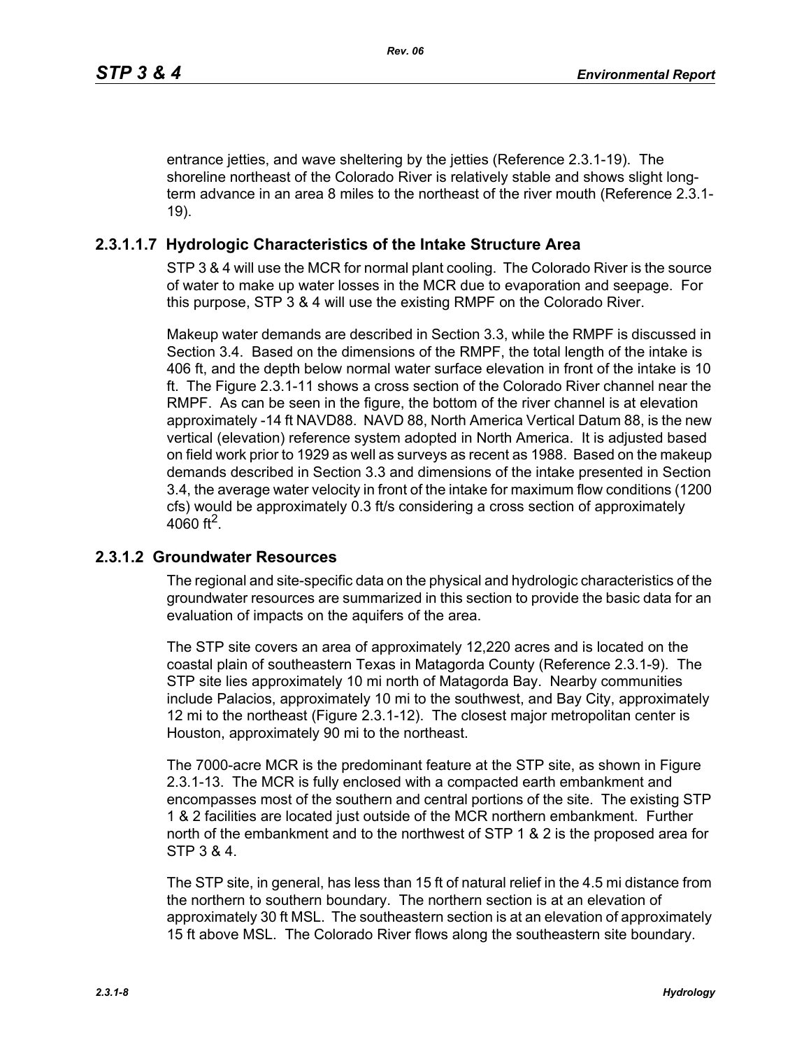entrance jetties, and wave sheltering by the jetties (Reference 2.3.1-19). The shoreline northeast of the Colorado River is relatively stable and shows slight long-term advance in an area 8 miles to the northeast of the river mouth (Reference 2.3.1-19).

#### 2.3.1.1.7 Hydrologic Characteristics of the Intake Structure Area

STP 3 & 4 will use the MCR for normal plant cooling. The Colorado River is the source of water to make up water losses in the MCR due to evaporation and seepage. For this purpose, STP 3 & 4 will use the existing RMPF on the Colorado River.

Makeup water demands are described in Section 3.3, while the RMPF is discussed in Section 3.4. Based on the dimensions of the RMPF, the total length of the intake is 406 ft, and the depth below normal water surface elevation in front of the intake is 10 ft. The Figure 2.3.1-11 shows a cross section of the Colorado River channel near the RMPF. As can be seen in the figure, the bottom of the river channel is at elevation approximately -14 ft NAVD88. NAVD 88, North America Vertical Datum 88, is the new vertical (elevation) reference system adopted in North America. It is adjusted based on field work prior to 1929 as well as surveys as recent as 1988. Based on the makeup demands described in Section 3.3 and dimensions of the intake presented in Section 3.4, the average water velocity in front of the intake for maximum flow conditions (1200 cfs) would be approximately 0.3 ft/s considering a cross section of approximately 4060 $ft^2$.

### 2.3.1.2 Groundwater Resources

The regional and site-specific data on the physical and hydrologic characteristics of the groundwater resources are summarized in this section to provide the basic data for an evaluation of impacts on the aquifers of the area.

The STP site covers an area of approximately 12,220 acres and is located on the coastal plain of southeastern Texas in Matagorda County (Reference 2.3.1-9). The STP site lies approximately 10 mi north of Matagorda Bay. Nearby communities include Palacios, approximately 10 mi to the southwest, and Bay City, approximately 12 mi to the northeast (Figure 2.3.1-12). The closest major metropolitan center is Houston, approximately 90 mi to the northeast.

The 7000-acre MCR is the predominant feature at the STP site, as shown in Figure 2.3.1-13. The MCR is fully enclosed with a compacted earth embankment and encompasses most of the southern and central portions of the site. The existing STP 1 & 2 facilities are located just outside of the MCR northern embankment. Further north of the embankment and to the northwest of STP 1 & 2 is the proposed area for STP 3 & 4.

The STP site, in general, has less than 15 ft of natural relief in the 4.5 mi distance from the northern to southern boundary. The northern section is at an elevation of approximately 30 ft MSL. The southeastern section is at an elevation of approximately 15 ft above MSL. The Colorado River flows along the southeastern site boundary.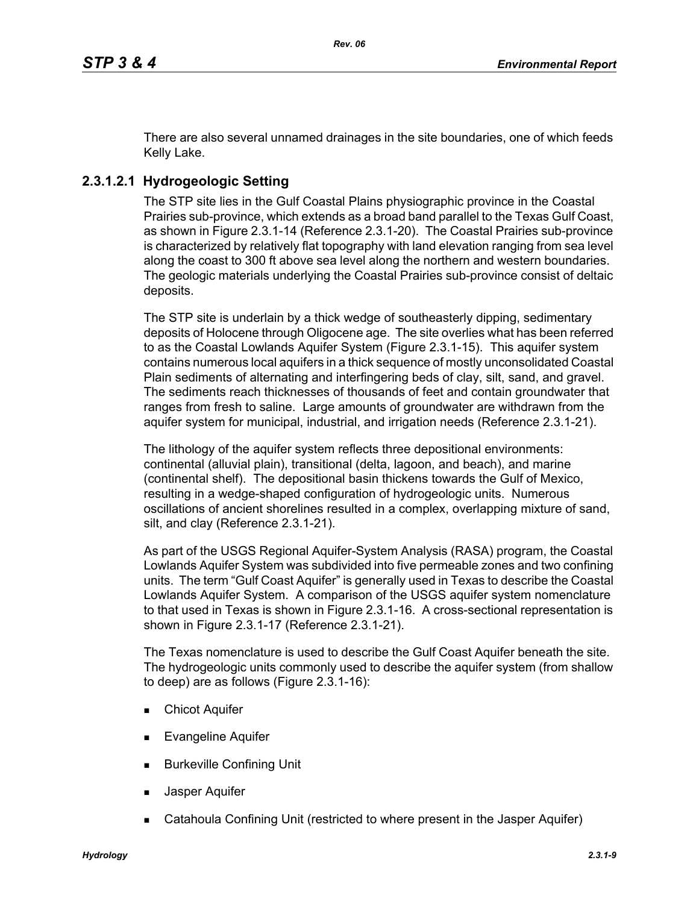There are also several unnamed drainages in the site boundaries, one of which feeds Kelly Lake.

### 2.3.1.2.1 Hydrogeologic Setting

The STP site lies in the Gulf Coastal Plains physiographic province in the Coastal Prairies sub-province, which extends as a broad band parallel to the Texas Gulf Coast, as shown in Figure 2.3.1-14 (Reference 2.3.1-20). The Coastal Prairies sub-province is characterized by relatively flat topography with land elevation ranging from sea level along the coast to 300 ft above sea level along the northern and western boundaries. The geologic materials underlying the Coastal Prairies sub-province consist of deltaic deposits.

The STP site is underlain by a thick wedge of southeasterly dipping, sedimentary deposits of Holocene through Oligocene age. The site overlies what has been referred to as the Coastal Lowlands Aquifer System (Figure 2.3.1-15). This aquifer system contains numerous local aquifers in a thick sequence of mostly unconsolidated Coastal Plain sediments of alternating and interfingering beds of clay, silt, sand, and gravel. The sediments reach thicknesses of thousands of feet and contain groundwater that ranges from fresh to saline. Large amounts of groundwater are withdrawn from the aquifer system for municipal, industrial, and irrigation needs (Reference 2.3.1-21).

The lithology of the aquifer system reflects three depositional environments: continental (alluvial plain), transitional (delta, lagoon, and beach), and marine (continental shelf). The depositional basin thickens towards the Gulf of Mexico, resulting in a wedge-shaped configuration of hydrogeologic units. Numerous oscillations of ancient shorelines resulted in a complex, overlapping mixture of sand, silt, and clay (Reference 2.3.1-21).

As part of the USGS Regional Aquifer-System Analysis (RASA) program, the Coastal Lowlands Aquifer System was subdivided into five permeable zones and two confining units. The term "Gulf Coast Aquifer" is generally used in Texas to describe the Coastal Lowlands Aquifer System. A comparison of the USGS aquifer system nomenclature to that used in Texas is shown in Figure 2.3.1-16. A cross-sectional representation is shown in Figure 2.3.1-17 (Reference 2.3.1-21).

The Texas nomenclature is used to describe the Gulf Coast Aquifer beneath the site. The hydrogeologic units commonly used to describe the aquifer system (from shallow to deep) are as follows (Figure 2.3.1-16):

- Chicot Aquifer
- Evangeline Aquifer
- Burkeville Confining Unit
- Jasper Aquifer
- Catahoula Confining Unit (restricted to where present in the Jasper Aquifer)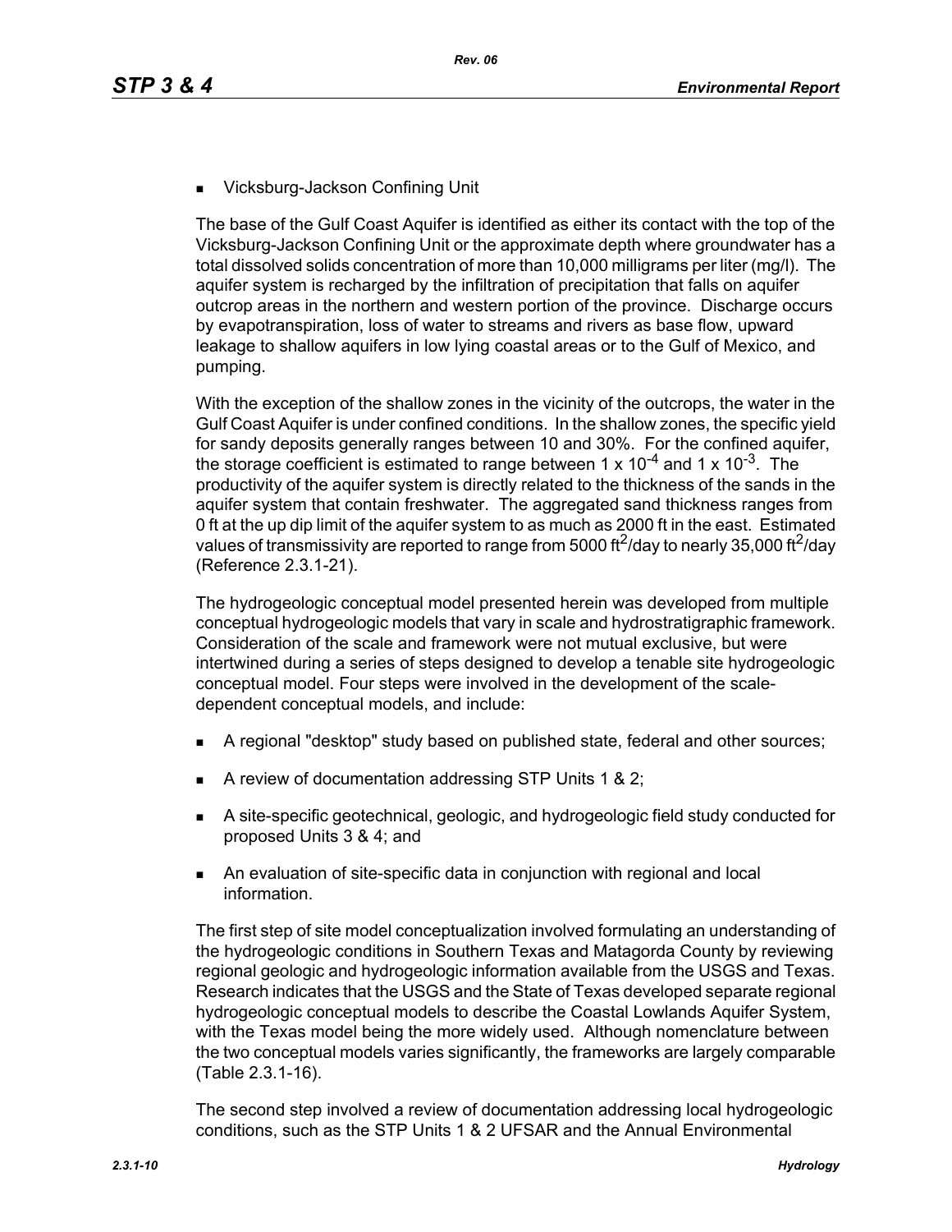- Vicksburg-Jackson Confining Unit

The base of the Gulf Coast Aquifer is identified as either its contact with the top of the Vicksburg-Jackson Confining Unit or the approximate depth where groundwater has a total dissolved solids concentration of more than 10,000 milligrams per liter (mg/l). The aquifer system is recharged by the infiltration of precipitation that falls on aquifer outcrop areas in the northern and western portion of the province. Discharge occurs by evapotranspiration, loss of water to streams and rivers as base flow, upward leakage to shallow aquifers in low lying coastal areas or to the Gulf of Mexico, and pumping.

With the exception of the shallow zones in the vicinity of the outcrops, the water in the Gulf Coast Aquifer is under confined conditions. In the shallow zones, the specific yield for sandy deposits generally ranges between 10 and 30%. For the confined aquifer, the storage coefficient is estimated to range between $1 \times 10^{-4}$ and $1 \times 10^{-3}$. The productivity of the aquifer system is directly related to the thickness of the sands in the aquifer system that contain freshwater. The aggregated sand thickness ranges from 0 ft at the up dip limit of the aquifer system to as much as 2000 ft in the east. Estimated values of transmissivity are reported to range from 5000 $ft^2$/day to nearly 35,000 $ft^2$/day (Reference 2.3.1-21).

The hydrogeologic conceptual model presented herein was developed from multiple conceptual hydrogeologic models that vary in scale and hydrostratigraphic framework. Consideration of the scale and framework were not mutual exclusive, but were intertwined during a series of steps designed to develop a tenable site hydrogeologic conceptual model. Four steps were involved in the development of the scale-dependent conceptual models, and include:

- A regional "desktop" study based on published state, federal and other sources;
- A review of documentation addressing STP Units 1 & 2;
- A site-specific geotechnical, geologic, and hydrogeologic field study conducted for proposed Units 3 & 4; and
- An evaluation of site-specific data in conjunction with regional and local information.

The first step of site model conceptualization involved formulating an understanding of the hydrogeologic conditions in Southern Texas and Matagorda County by reviewing regional geologic and hydrogeologic information available from the USGS and Texas. Research indicates that the USGS and the State of Texas developed separate regional hydrogeologic conceptual models to describe the Coastal Lowlands Aquifer System, with the Texas model being the more widely used. Although nomenclature between the two conceptual models varies significantly, the frameworks are largely comparable (Table 2.3.1-16).

The second step involved a review of documentation addressing local hydrogeologic conditions, such as the STP Units 1 & 2 UFSAR and the Annual Environmental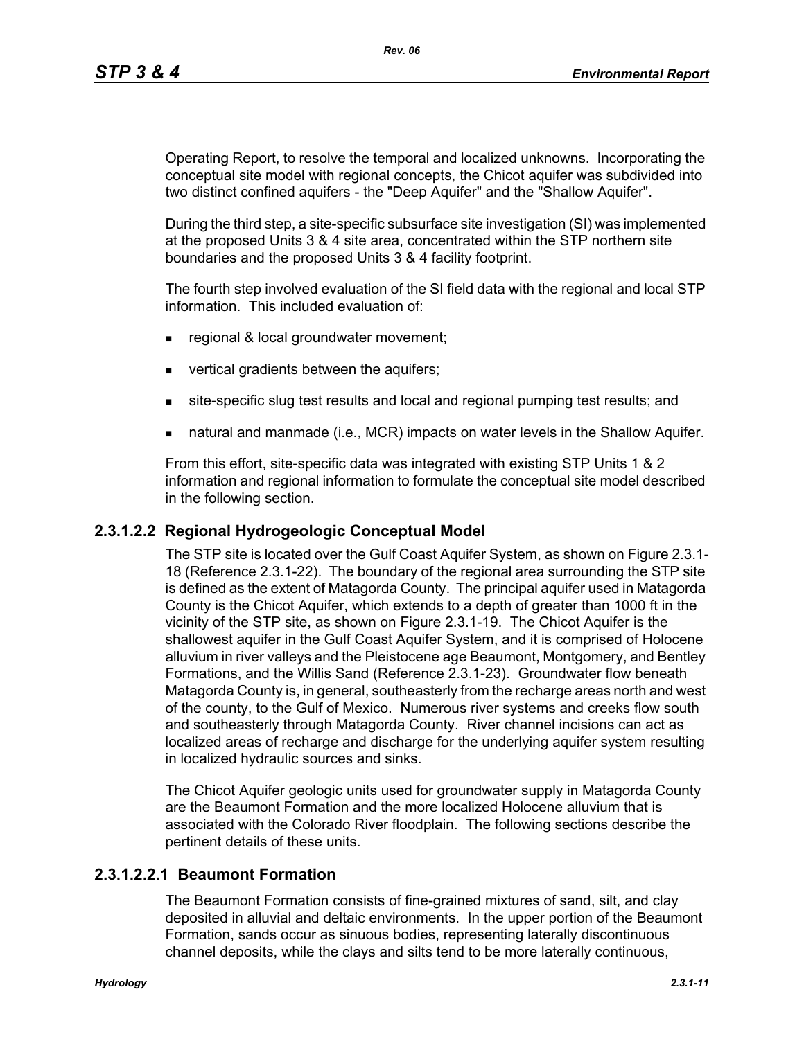Operating Report, to resolve the temporal and localized unknowns. Incorporating the conceptual site model with regional concepts, the Chicot aquifer was subdivided into two distinct confined aquifers - the "Deep Aquifer" and the "Shallow Aquifer".

During the third step, a site-specific subsurface site investigation (SI) was implemented at the proposed Units 3 & 4 site area, concentrated within the STP northern site boundaries and the proposed Units 3 & 4 facility footprint.

The fourth step involved evaluation of the SI field data with the regional and local STP information. This included evaluation of:

- regional & local groundwater movement;
- vertical gradients between the aquifers;
- site-specific slug test results and local and regional pumping test results; and
- natural and manmade (i.e., MCR) impacts on water levels in the Shallow Aquifer.

From this effort, site-specific data was integrated with existing STP Units 1 & 2 information and regional information to formulate the conceptual site model described in the following section.

### 2.3.1.2.2 Regional Hydrogeologic Conceptual Model

The STP site is located over the Gulf Coast Aquifer System, as shown on Figure 2.3.1-18 (Reference 2.3.1-22). The boundary of the regional area surrounding the STP site is defined as the extent of Matagorda County. The principal aquifer used in Matagorda County is the Chicot Aquifer, which extends to a depth of greater than 1000 ft in the vicinity of the STP site, as shown on Figure 2.3.1-19. The Chicot Aquifer is the shallowest aquifer in the Gulf Coast Aquifer System, and it is comprised of Holocene alluvium in river valleys and the Pleistocene age Beaumont, Montgomery, and Bentley Formations, and the Willis Sand (Reference 2.3.1-23). Groundwater flow beneath Matagorda County is, in general, southeasterly from the recharge areas north and west of the county, to the Gulf of Mexico. Numerous river systems and creeks flow south and southeasterly through Matagorda County. River channel incisions can act as localized areas of recharge and discharge for the underlying aquifer system resulting in localized hydraulic sources and sinks.

The Chicot Aquifer geologic units used for groundwater supply in Matagorda County are the Beaumont Formation and the more localized Holocene alluvium that is associated with the Colorado River floodplain. The following sections describe the pertinent details of these units.

#### 2.3.1.2.2.1 Beaumont Formation

The Beaumont Formation consists of fine-grained mixtures of sand, silt, and clay deposited in alluvial and deltaic environments. In the upper portion of the Beaumont Formation, sands occur as sinuous bodies, representing laterally discontinuous channel deposits, while the clays and silts tend to be more laterally continuous,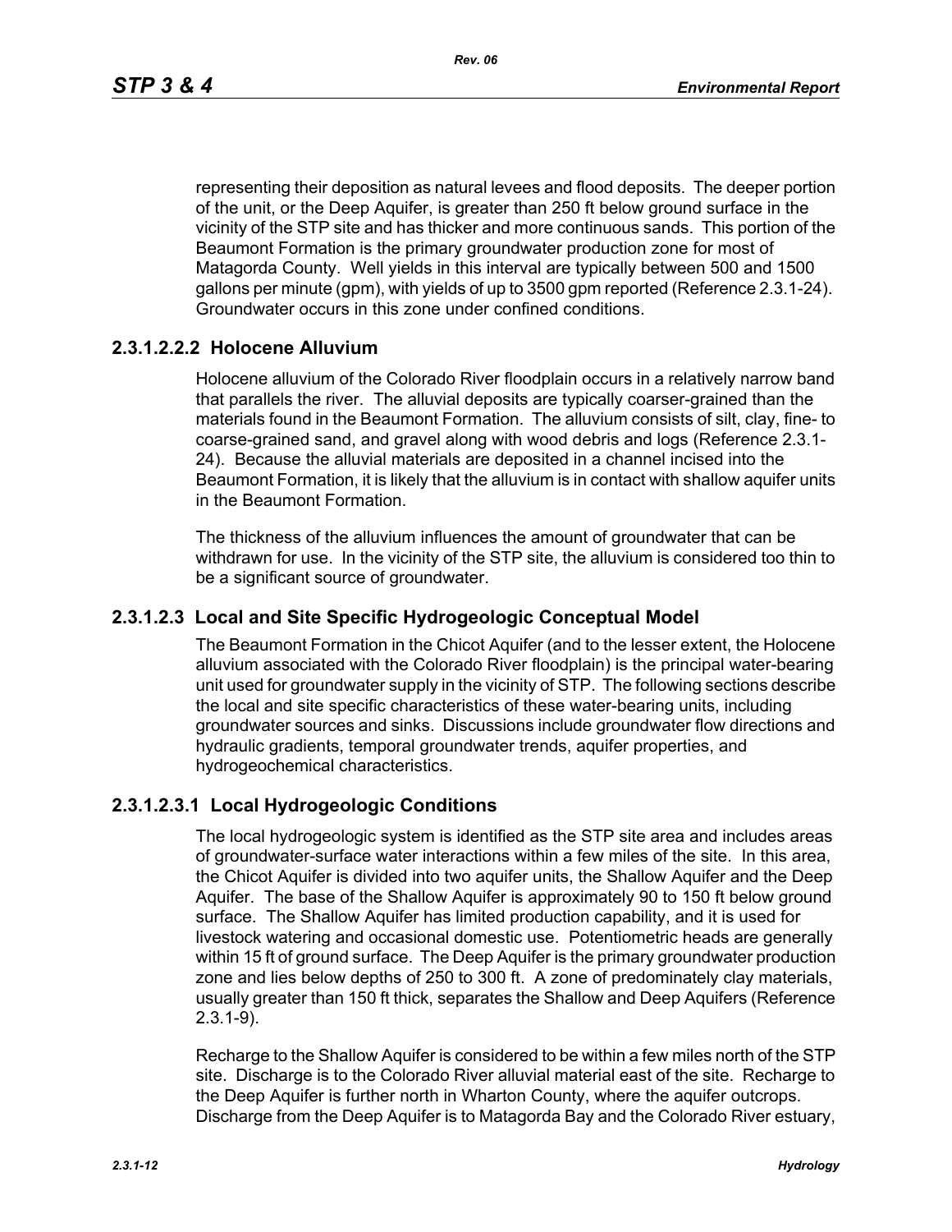representing their deposition as natural levees and flood deposits. The deeper portion of the unit, or the Deep Aquifer, is greater than 250 ft below ground surface in the vicinity of the STP site and has thicker and more continuous sands. This portion of the Beaumont Formation is the primary groundwater production zone for most of Matagorda County. Well yields in this interval are typically between 500 and 1500 gallons per minute (gpm), with yields of up to 3500 gpm reported (Reference 2.3.1-24). Groundwater occurs in this zone under confined conditions.

#### 2.3.1.2.2.2 Holocene Alluvium

Holocene alluvium of the Colorado River floodplain occurs in a relatively narrow band that parallels the river. The alluvial deposits are typically coarser-grained than the materials found in the Beaumont Formation. The alluvium consists of silt, clay, fine- to coarse-grained sand, and gravel along with wood debris and logs (Reference 2.3.1-24). Because the alluvial materials are deposited in a channel incised into the Beaumont Formation, it is likely that the alluvium is in contact with shallow aquifer units in the Beaumont Formation.

The thickness of the alluvium influences the amount of groundwater that can be withdrawn for use. In the vicinity of the STP site, the alluvium is considered too thin to be a significant source of groundwater.

### 2.3.1.2.3 Local and Site Specific Hydrogeologic Conceptual Model

The Beaumont Formation in the Chicot Aquifer (and to the lesser extent, the Holocene alluvium associated with the Colorado River floodplain) is the principal water-bearing unit used for groundwater supply in the vicinity of STP. The following sections describe the local and site specific characteristics of these water-bearing units, including groundwater sources and sinks. Discussions include groundwater flow directions and hydraulic gradients, temporal groundwater trends, aquifer properties, and hydrogeochemical characteristics.

#### 2.3.1.2.3.1 Local Hydrogeologic Conditions

The local hydrogeologic system is identified as the STP site area and includes areas of groundwater-surface water interactions within a few miles of the site. In this area, the Chicot Aquifer is divided into two aquifer units, the Shallow Aquifer and the Deep Aquifer. The base of the Shallow Aquifer is approximately 90 to 150 ft below ground surface. The Shallow Aquifer has limited production capability, and it is used for livestock watering and occasional domestic use. Potentiometric heads are generally within 15 ft of ground surface. The Deep Aquifer is the primary groundwater production zone and lies below depths of 250 to 300 ft. A zone of predominately clay materials, usually greater than 150 ft thick, separates the Shallow and Deep Aquifers (Reference 2.3.1-9).

Recharge to the Shallow Aquifer is considered to be within a few miles north of the STP site. Discharge is to the Colorado River alluvial material east of the site. Recharge to the Deep Aquifer is further north in Wharton County, where the aquifer outcrops. Discharge from the Deep Aquifer is to Matagorda Bay and the Colorado River estuary,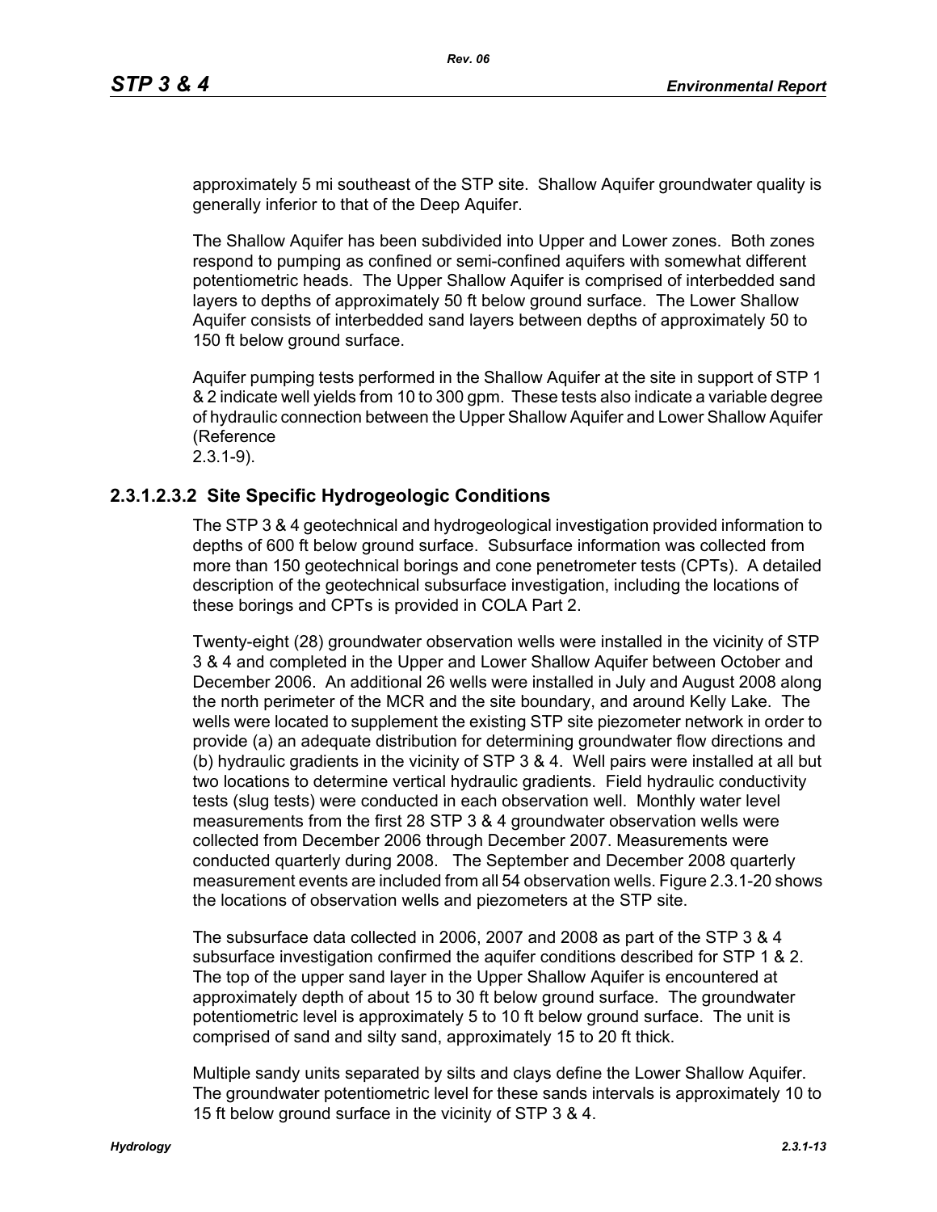approximately 5 mi southeast of the STP site. Shallow Aquifer groundwater quality is generally inferior to that of the Deep Aquifer.

The Shallow Aquifer has been subdivided into Upper and Lower zones. Both zones respond to pumping as confined or semi-confined aquifers with somewhat different potentiometric heads. The Upper Shallow Aquifer is comprised of interbedded sand layers to depths of approximately 50 ft below ground surface. The Lower Shallow Aquifer consists of interbedded sand layers between depths of approximately 50 to 150 ft below ground surface.

Aquifer pumping tests performed in the Shallow Aquifer at the site in support of STP 1 & 2 indicate well yields from 10 to 300 gpm. These tests also indicate a variable degree of hydraulic connection between the Upper Shallow Aquifer and Lower Shallow Aquifer (Reference 2.3.1-9).

#### 2.3.1.2.3.2 Site Specific Hydrogeologic Conditions

The STP 3 & 4 geotechnical and hydrogeological investigation provided information to depths of 600 ft below ground surface. Subsurface information was collected from more than 150 geotechnical borings and cone penetrometer tests (CPTs). A detailed description of the geotechnical subsurface investigation, including the locations of these borings and CPTs is provided in COLA Part 2.

Twenty-eight (28) groundwater observation wells were installed in the vicinity of STP 3 & 4 and completed in the Upper and Lower Shallow Aquifer between October and December 2006. An additional 26 wells were installed in July and August 2008 along the north perimeter of the MCR and the site boundary, and around Kelly Lake. The wells were located to supplement the existing STP site piezometer network in order to provide (a) an adequate distribution for determining groundwater flow directions and (b) hydraulic gradients in the vicinity of STP 3 & 4. Well pairs were installed at all but two locations to determine vertical hydraulic gradients. Field hydraulic conductivity tests (slug tests) were conducted in each observation well. Monthly water level measurements from the first 28 STP 3 & 4 groundwater observation wells were collected from December 2006 through December 2007. Measurements were conducted quarterly during 2008. The September and December 2008 quarterly measurement events are included from all 54 observation wells. Figure 2.3.1-20 shows the locations of observation wells and piezometers at the STP site.

The subsurface data collected in 2006, 2007 and 2008 as part of the STP 3 & 4 subsurface investigation confirmed the aquifer conditions described for STP 1 & 2. The top of the upper sand layer in the Upper Shallow Aquifer is encountered at approximately depth of about 15 to 30 ft below ground surface. The groundwater potentiometric level is approximately 5 to 10 ft below ground surface. The unit is comprised of sand and silty sand, approximately 15 to 20 ft thick.

Multiple sandy units separated by silts and clays define the Lower Shallow Aquifer. The groundwater potentiometric level for these sands intervals is approximately 10 to 15 ft below ground surface in the vicinity of STP 3 & 4.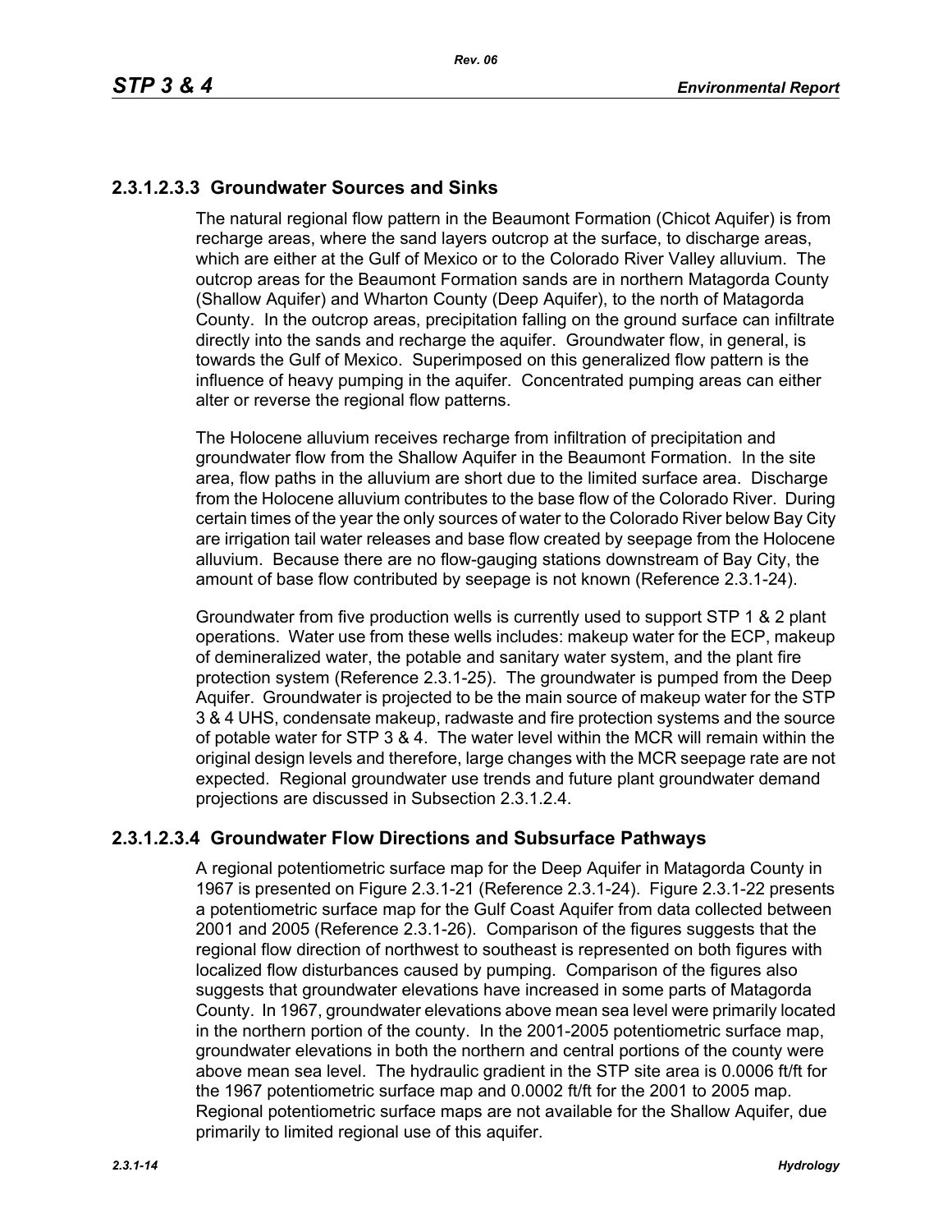### 2.3.1.2.3.3 Groundwater Sources and Sinks

The natural regional flow pattern in the Beaumont Formation (Chicot Aquifer) is from recharge areas, where the sand layers outcrop at the surface, to discharge areas, which are either at the Gulf of Mexico or to the Colorado River Valley alluvium. The outcrop areas for the Beaumont Formation sands are in northern Matagorda County (Shallow Aquifer) and Wharton County (Deep Aquifer), to the north of Matagorda County. In the outcrop areas, precipitation falling on the ground surface can infiltrate directly into the sands and recharge the aquifer. Groundwater flow, in general, is towards the Gulf of Mexico. Superimposed on this generalized flow pattern is the influence of heavy pumping in the aquifer. Concentrated pumping areas can either alter or reverse the regional flow patterns.

The Holocene alluvium receives recharge from infiltration of precipitation and groundwater flow from the Shallow Aquifer in the Beaumont Formation. In the site area, flow paths in the alluvium are short due to the limited surface area. Discharge from the Holocene alluvium contributes to the base flow of the Colorado River. During certain times of the year the only sources of water to the Colorado River below Bay City are irrigation tail water releases and base flow created by seepage from the Holocene alluvium. Because there are no flow-gauging stations downstream of Bay City, the amount of base flow contributed by seepage is not known (Reference 2.3.1-24).

Groundwater from five production wells is currently used to support STP 1 & 2 plant operations. Water use from these wells includes: makeup water for the ECP, makeup of demineralized water, the potable and sanitary water system, and the plant fire protection system (Reference 2.3.1-25). The groundwater is pumped from the Deep Aquifer. Groundwater is projected to be the main source of makeup water for the STP 3 & 4 UHS, condensate makeup, radwaste and fire protection systems and the source of potable water for STP 3 & 4. The water level within the MCR will remain within the original design levels and therefore, large changes with the MCR seepage rate are not expected. Regional groundwater use trends and future plant groundwater demand projections are discussed in Subsection 2.3.1.2.4.

### 2.3.1.2.3.4 Groundwater Flow Directions and Subsurface Pathways

A regional potentiometric surface map for the Deep Aquifer in Matagorda County in 1967 is presented on Figure 2.3.1-21 (Reference 2.3.1-24). Figure 2.3.1-22 presents a potentiometric surface map for the Gulf Coast Aquifer from data collected between 2001 and 2005 (Reference 2.3.1-26). Comparison of the figures suggests that the regional flow direction of northwest to southeast is represented on both figures with localized flow disturbances caused by pumping. Comparison of the figures also suggests that groundwater elevations have increased in some parts of Matagorda County. In 1967, groundwater elevations above mean sea level were primarily located in the northern portion of the county. In the 2001-2005 potentiometric surface map, groundwater elevations in both the northern and central portions of the county were above mean sea level. The hydraulic gradient in the STP site area is 0.0006 ft/ft for the 1967 potentiometric surface map and 0.0002 ft/ft for the 2001 to 2005 map. Regional potentiometric surface maps are not available for the Shallow Aquifer, due primarily to limited regional use of this aquifer.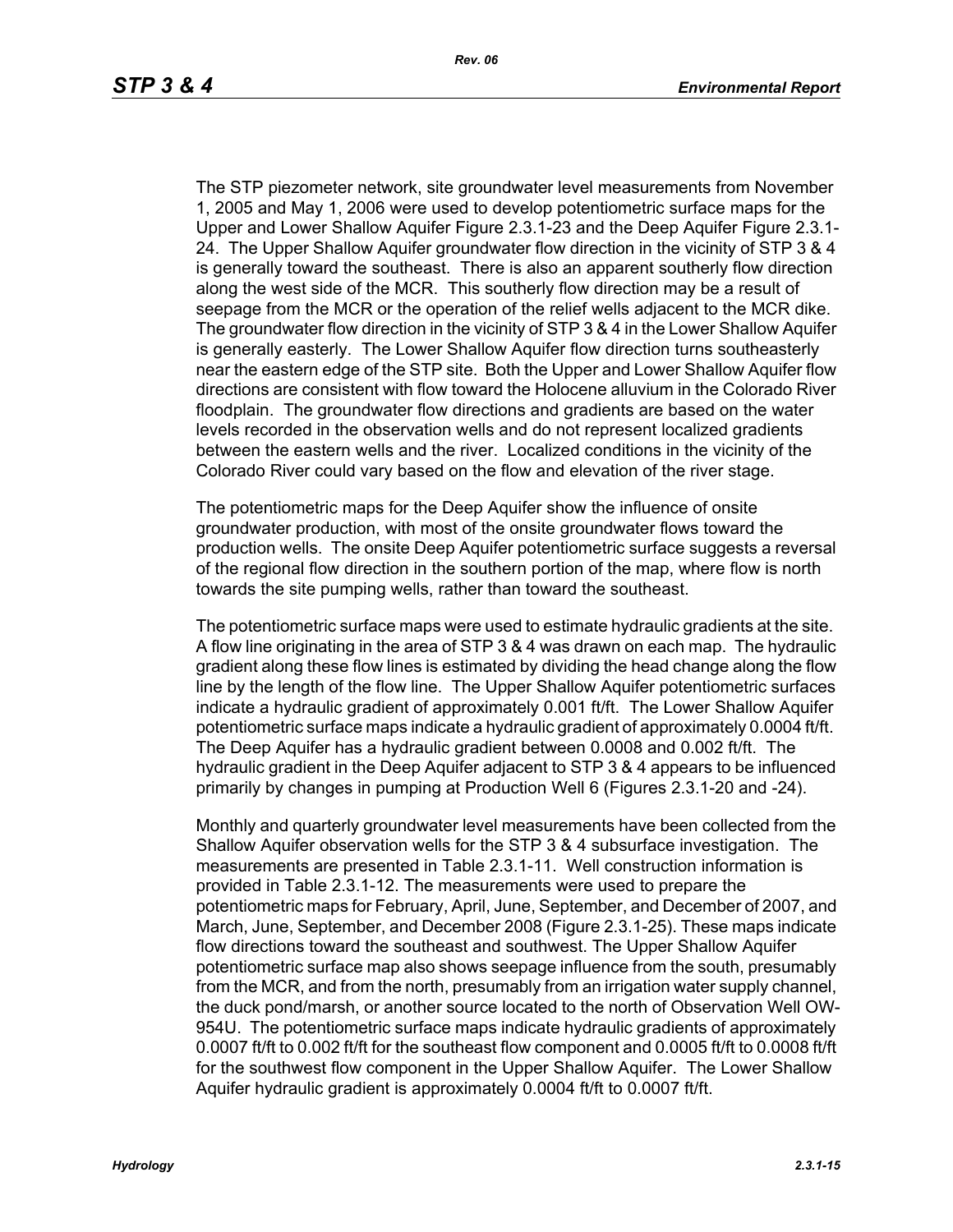The STP piezometer network, site groundwater level measurements from November 1, 2005 and May 1, 2006 were used to develop potentiometric surface maps for the Upper and Lower Shallow Aquifer Figure 2.3.1-23 and the Deep Aquifer Figure 2.3.1-24. The Upper Shallow Aquifer groundwater flow direction in the vicinity of STP 3 & 4 is generally toward the southeast. There is also an apparent southerly flow direction along the west side of the MCR. This southerly flow direction may be a result of seepage from the MCR or the operation of the relief wells adjacent to the MCR dike. The groundwater flow direction in the vicinity of STP 3 & 4 in the Lower Shallow Aquifer is generally easterly. The Lower Shallow Aquifer flow direction turns southeasterly near the eastern edge of the STP site. Both the Upper and Lower Shallow Aquifer flow directions are consistent with flow toward the Holocene alluvium in the Colorado River floodplain. The groundwater flow directions and gradients are based on the water levels recorded in the observation wells and do not represent localized gradients between the eastern wells and the river. Localized conditions in the vicinity of the Colorado River could vary based on the flow and elevation of the river stage.

The potentiometric maps for the Deep Aquifer show the influence of onsite groundwater production, with most of the onsite groundwater flows toward the production wells. The onsite Deep Aquifer potentiometric surface suggests a reversal of the regional flow direction in the southern portion of the map, where flow is north towards the site pumping wells, rather than toward the southeast.

The potentiometric surface maps were used to estimate hydraulic gradients at the site. A flow line originating in the area of STP 3 & 4 was drawn on each map. The hydraulic gradient along these flow lines is estimated by dividing the head change along the flow line by the length of the flow line. The Upper Shallow Aquifer potentiometric surfaces indicate a hydraulic gradient of approximately 0.001 ft/ft. The Lower Shallow Aquifer potentiometric surface maps indicate a hydraulic gradient of approximately 0.0004 ft/ft. The Deep Aquifer has a hydraulic gradient between 0.0008 and 0.002 ft/ft. The hydraulic gradient in the Deep Aquifer adjacent to STP 3 & 4 appears to be influenced primarily by changes in pumping at Production Well 6 (Figures 2.3.1-20 and -24).

Monthly and quarterly groundwater level measurements have been collected from the Shallow Aquifer observation wells for the STP 3 & 4 subsurface investigation. The measurements are presented in Table 2.3.1-11. Well construction information is provided in Table 2.3.1-12. The measurements were used to prepare the potentiometric maps for February, April, June, September, and December of 2007, and March, June, September, and December 2008 (Figure 2.3.1-25). These maps indicate flow directions toward the southeast and southwest. The Upper Shallow Aquifer potentiometric surface map also shows seepage influence from the south, presumably from the MCR, and from the north, presumably from an irrigation water supply channel, the duck pond/marsh, or another source located to the north of Observation Well OW-954U. The potentiometric surface maps indicate hydraulic gradients of approximately 0.0007 ft/ft to 0.002 ft/ft for the southeast flow component and 0.0005 ft/ft to 0.0008 ft/ft for the southwest flow component in the Upper Shallow Aquifer. The Lower Shallow Aquifer hydraulic gradient is approximately 0.0004 ft/ft to 0.0007 ft/ft.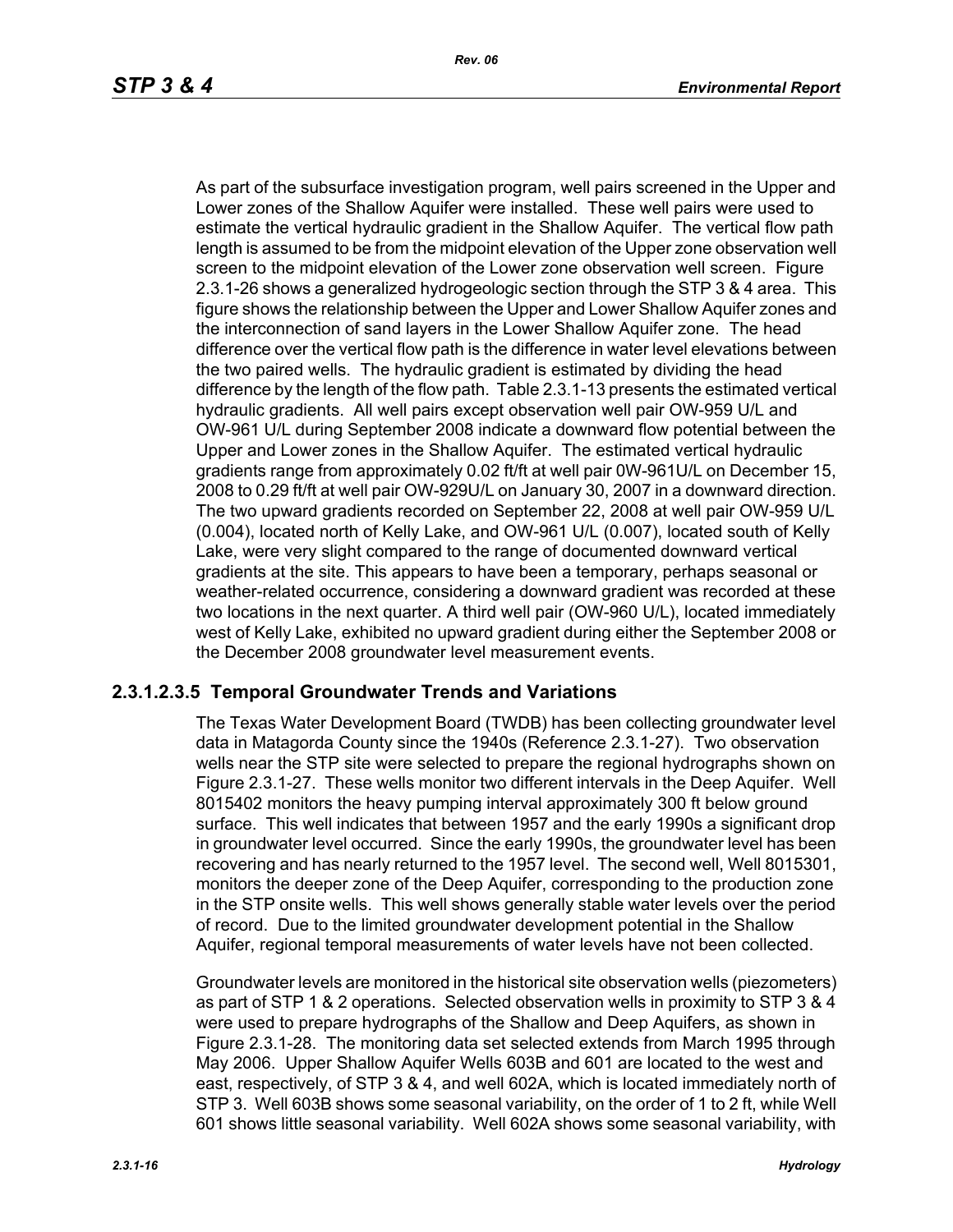As part of the subsurface investigation program, well pairs screened in the Upper and Lower zones of the Shallow Aquifer were installed. These well pairs were used to estimate the vertical hydraulic gradient in the Shallow Aquifer. The vertical flow path length is assumed to be from the midpoint elevation of the Upper zone observation well screen to the midpoint elevation of the Lower zone observation well screen. Figure 2.3.1-26 shows a generalized hydrogeologic section through the STP 3 & 4 area. This figure shows the relationship between the Upper and Lower Shallow Aquifer zones and the interconnection of sand layers in the Lower Shallow Aquifer zone. The head difference over the vertical flow path is the difference in water level elevations between the two paired wells. The hydraulic gradient is estimated by dividing the head difference by the length of the flow path. Table 2.3.1-13 presents the estimated vertical hydraulic gradients. All well pairs except observation well pair OW-959 U/L and OW-961 U/L during September 2008 indicate a downward flow potential between the Upper and Lower zones in the Shallow Aquifer. The estimated vertical hydraulic gradients range from approximately 0.02 ft/ft at well pair 0W-961U/L on December 15, 2008 to 0.29 ft/ft at well pair OW-929U/L on January 30, 2007 in a downward direction. The two upward gradients recorded on September 22, 2008 at well pair OW-959 U/L (0.004), located north of Kelly Lake, and OW-961 U/L (0.007), located south of Kelly Lake, were very slight compared to the range of documented downward vertical gradients at the site. This appears to have been a temporary, perhaps seasonal or weather-related occurrence, considering a downward gradient was recorded at these two locations in the next quarter. A third well pair (OW-960 U/L), located immediately west of Kelly Lake, exhibited no upward gradient during either the September 2008 or the December 2008 groundwater level measurement events.

### 2.3.1.2.3.5 Temporal Groundwater Trends and Variations

The Texas Water Development Board (TWDB) has been collecting groundwater level data in Matagorda County since the 1940s (Reference 2.3.1-27). Two observation wells near the STP site were selected to prepare the regional hydrographs shown on Figure 2.3.1-27. These wells monitor two different intervals in the Deep Aquifer. Well 8015402 monitors the heavy pumping interval approximately 300 ft below ground surface. This well indicates that between 1957 and the early 1990s a significant drop in groundwater level occurred. Since the early 1990s, the groundwater level has been recovering and has nearly returned to the 1957 level. The second well, Well 8015301, monitors the deeper zone of the Deep Aquifer, corresponding to the production zone in the STP onsite wells. This well shows generally stable water levels over the period of record. Due to the limited groundwater development potential in the Shallow Aquifer, regional temporal measurements of water levels have not been collected.

Groundwater levels are monitored in the historical site observation wells (piezometers) as part of STP 1 & 2 operations. Selected observation wells in proximity to STP 3 & 4 were used to prepare hydrographs of the Shallow and Deep Aquifers, as shown in Figure 2.3.1-28. The monitoring data set selected extends from March 1995 through May 2006. Upper Shallow Aquifer Wells 603B and 601 are located to the west and east, respectively, of STP 3 & 4, and well 602A, which is located immediately north of STP 3. Well 603B shows some seasonal variability, on the order of 1 to 2 ft, while Well 601 shows little seasonal variability. Well 602A shows some seasonal variability, with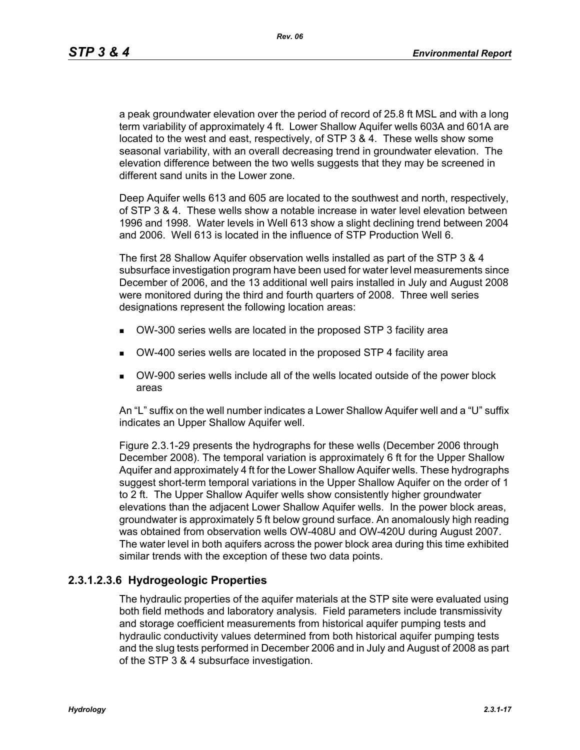a peak groundwater elevation over the period of record of 25.8 ft MSL and with a long term variability of approximately 4 ft. Lower Shallow Aquifer wells 603A and 601A are located to the west and east, respectively, of STP 3 & 4. These wells show some seasonal variability, with an overall decreasing trend in groundwater elevation. The elevation difference between the two wells suggests that they may be screened in different sand units in the Lower zone.

Deep Aquifer wells 613 and 605 are located to the southwest and north, respectively, of STP 3 & 4. These wells show a notable increase in water level elevation between 1996 and 1998. Water levels in Well 613 show a slight declining trend between 2004 and 2006. Well 613 is located in the influence of STP Production Well 6.

The first 28 Shallow Aquifer observation wells installed as part of the STP 3 & 4 subsurface investigation program have been used for water level measurements since December of 2006, and the 13 additional well pairs installed in July and August 2008 were monitored during the third and fourth quarters of 2008. Three well series designations represent the following location areas:

- OW-300 series wells are located in the proposed STP 3 facility area
- OW-400 series wells are located in the proposed STP 4 facility area
- OW-900 series wells include all of the wells located outside of the power block areas

An "L" suffix on the well number indicates a Lower Shallow Aquifer well and a "U" suffix indicates an Upper Shallow Aquifer well.

Figure 2.3.1-29 presents the hydrographs for these wells (December 2006 through December 2008). The temporal variation is approximately 6 ft for the Upper Shallow Aquifer and approximately 4 ft for the Lower Shallow Aquifer wells. These hydrographs suggest short-term temporal variations in the Upper Shallow Aquifer on the order of 1 to 2 ft. The Upper Shallow Aquifer wells show consistently higher groundwater elevations than the adjacent Lower Shallow Aquifer wells. In the power block areas, groundwater is approximately 5 ft below ground surface. An anomalously high reading was obtained from observation wells OW-408U and OW-420U during August 2007. The water level in both aquifers across the power block area during this time exhibited similar trends with the exception of these two data points.

### 2.3.1.2.3.6 Hydrogeologic Properties

The hydraulic properties of the aquifer materials at the STP site were evaluated using both field methods and laboratory analysis. Field parameters include transmissivity and storage coefficient measurements from historical aquifer pumping tests and hydraulic conductivity values determined from both historical aquifer pumping tests and the slug tests performed in December 2006 and in July and August of 2008 as part of the STP 3 & 4 subsurface investigation.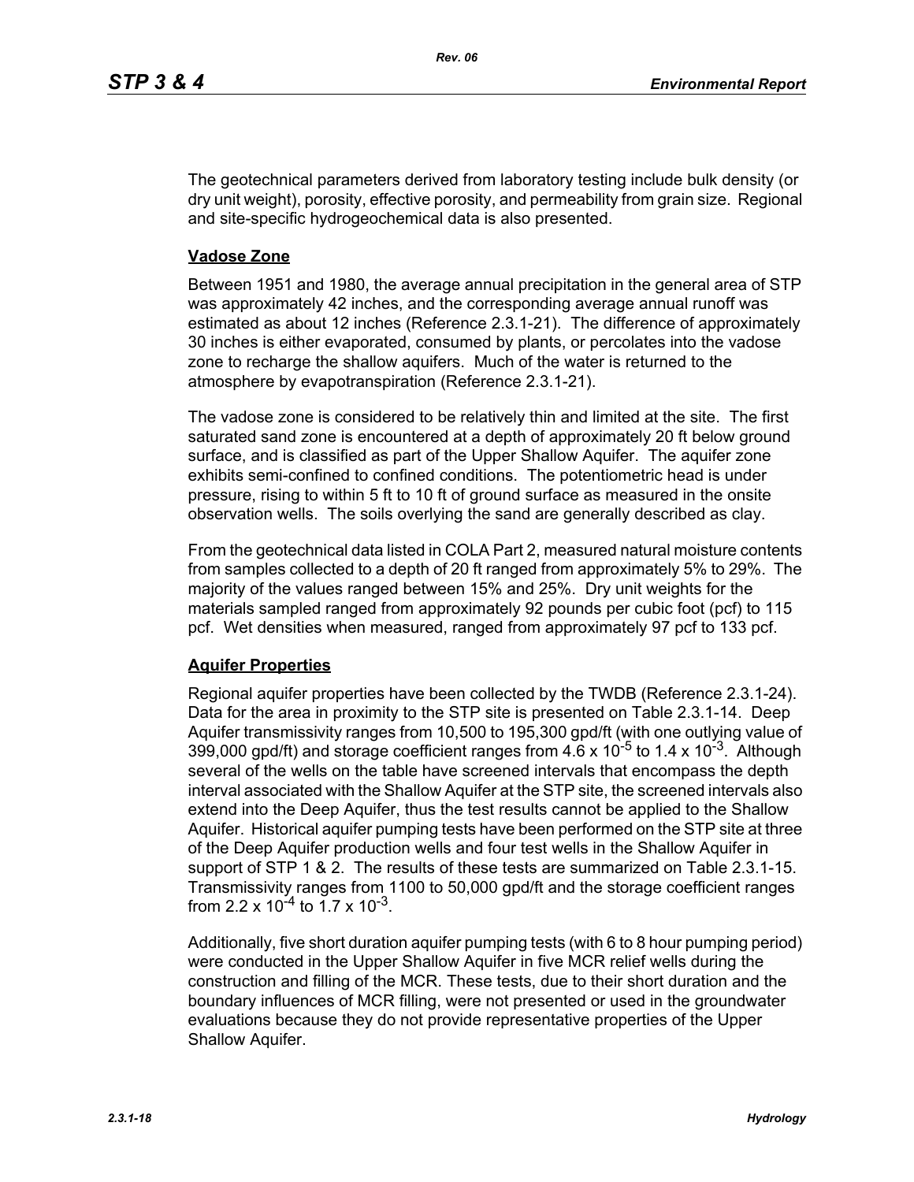The geotechnical parameters derived from laboratory testing include bulk density (or dry unit weight), porosity, effective porosity, and permeability from grain size. Regional and site-specific hydrogeochemical data is also presented.

### Vadose Zone

Between 1951 and 1980, the average annual precipitation in the general area of STP was approximately 42 inches, and the corresponding average annual runoff was estimated as about 12 inches (Reference 2.3.1-21). The difference of approximately 30 inches is either evaporated, consumed by plants, or percolates into the vadose zone to recharge the shallow aquifers. Much of the water is returned to the atmosphere by evapotranspiration (Reference 2.3.1-21).

The vadose zone is considered to be relatively thin and limited at the site. The first saturated sand zone is encountered at a depth of approximately 20 ft below ground surface, and is classified as part of the Upper Shallow Aquifer. The aquifer zone exhibits semi-confined to confined conditions. The potentiometric head is under pressure, rising to within 5 ft to 10 ft of ground surface as measured in the onsite observation wells. The soils overlying the sand are generally described as clay.

From the geotechnical data listed in COLA Part 2, measured natural moisture contents from samples collected to a depth of 20 ft ranged from approximately 5% to 29%. The majority of the values ranged between 15% and 25%. Dry unit weights for the materials sampled ranged from approximately 92 pounds per cubic foot (pcf) to 115 pcf. Wet densities when measured, ranged from approximately 97 pcf to 133 pcf.

### Aquifer Properties

Regional aquifer properties have been collected by the TWDB (Reference 2.3.1-24). Data for the area in proximity to the STP site is presented on Table 2.3.1-14. Deep Aquifer transmissivity ranges from 10,500 to 195,300 gpd/ft (with one outlying value of 399,000 gpd/ft) and storage coefficient ranges from $4.6 \times 10^{-5}$ to $1.4 \times 10^{-3}$. Although several of the wells on the table have screened intervals that encompass the depth interval associated with the Shallow Aquifer at the STP site, the screened intervals also extend into the Deep Aquifer, thus the test results cannot be applied to the Shallow Aquifer. Historical aquifer pumping tests have been performed on the STP site at three of the Deep Aquifer production wells and four test wells in the Shallow Aquifer in support of STP 1 & 2. The results of these tests are summarized on Table 2.3.1-15. Transmissivity ranges from 1100 to 50,000 gpd/ft and the storage coefficient ranges from $2.2 \times 10^{-4}$ to $1.7 \times 10^{-3}$.

Additionally, five short duration aquifer pumping tests (with 6 to 8 hour pumping period) were conducted in the Upper Shallow Aquifer in five MCR relief wells during the construction and filling of the MCR. These tests, due to their short duration and the boundary influences of MCR filling, were not presented or used in the groundwater evaluations because they do not provide representative properties of the Upper Shallow Aquifer.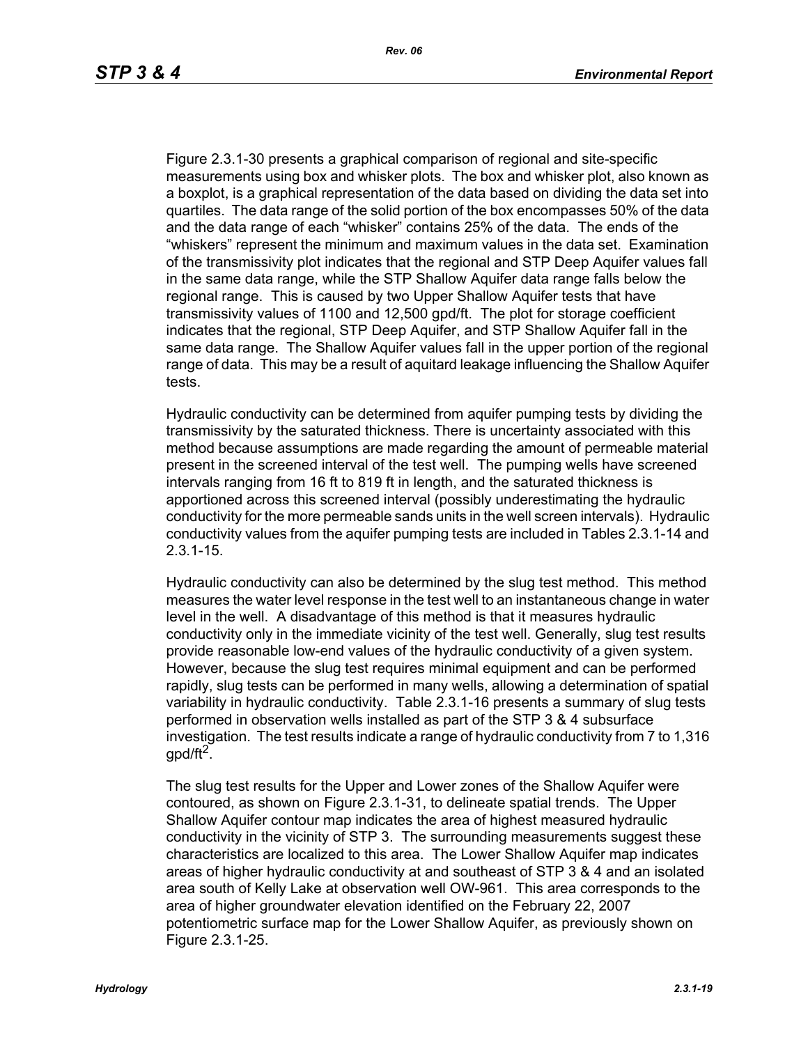Figure 2.3.1-30 presents a graphical comparison of regional and site-specific measurements using box and whisker plots. The box and whisker plot, also known as a boxplot, is a graphical representation of the data based on dividing the data set into quartiles. The data range of the solid portion of the box encompasses 50% of the data and the data range of each “whisker” contains 25% of the data. The ends of the “whiskers” represent the minimum and maximum values in the data set. Examination of the transmissivity plot indicates that the regional and STP Deep Aquifer values fall in the same data range, while the STP Shallow Aquifer data range falls below the regional range. This is caused by two Upper Shallow Aquifer tests that have transmissivity values of 1100 and 12,500 gpd/ft. The plot for storage coefficient indicates that the regional, STP Deep Aquifer, and STP Shallow Aquifer fall in the same data range. The Shallow Aquifer values fall in the upper portion of the regional range of data. This may be a result of aquitard leakage influencing the Shallow Aquifer tests.

Hydraulic conductivity can be determined from aquifer pumping tests by dividing the transmissivity by the saturated thickness. There is uncertainty associated with this method because assumptions are made regarding the amount of permeable material present in the screened interval of the test well. The pumping wells have screened intervals ranging from 16 ft to 819 ft in length, and the saturated thickness is apportioned across this screened interval (possibly underestimating the hydraulic conductivity for the more permeable sands units in the well screen intervals). Hydraulic conductivity values from the aquifer pumping tests are included in Tables 2.3.1-14 and 2.3.1-15.

Hydraulic conductivity can also be determined by the slug test method. This method measures the water level response in the test well to an instantaneous change in water level in the well. A disadvantage of this method is that it measures hydraulic conductivity only in the immediate vicinity of the test well. Generally, slug test results provide reasonable low-end values of the hydraulic conductivity of a given system. However, because the slug test requires minimal equipment and can be performed rapidly, slug tests can be performed in many wells, allowing a determination of spatial variability in hydraulic conductivity. Table 2.3.1-16 presents a summary of slug tests performed in observation wells installed as part of the STP 3 & 4 subsurface investigation. The test results indicate a range of hydraulic conductivity from 7 to 1,316 gpd/ft$^2$.

The slug test results for the Upper and Lower zones of the Shallow Aquifer were contoured, as shown on Figure 2.3.1-31, to delineate spatial trends. The Upper Shallow Aquifer contour map indicates the area of highest measured hydraulic conductivity in the vicinity of STP 3. The surrounding measurements suggest these characteristics are localized to this area. The Lower Shallow Aquifer map indicates areas of higher hydraulic conductivity at and southeast of STP 3 & 4 and an isolated area south of Kelly Lake at observation well OW-961. This area corresponds to the area of higher groundwater elevation identified on the February 22, 2007 potentiometric surface map for the Lower Shallow Aquifer, as previously shown on Figure 2.3.1-25.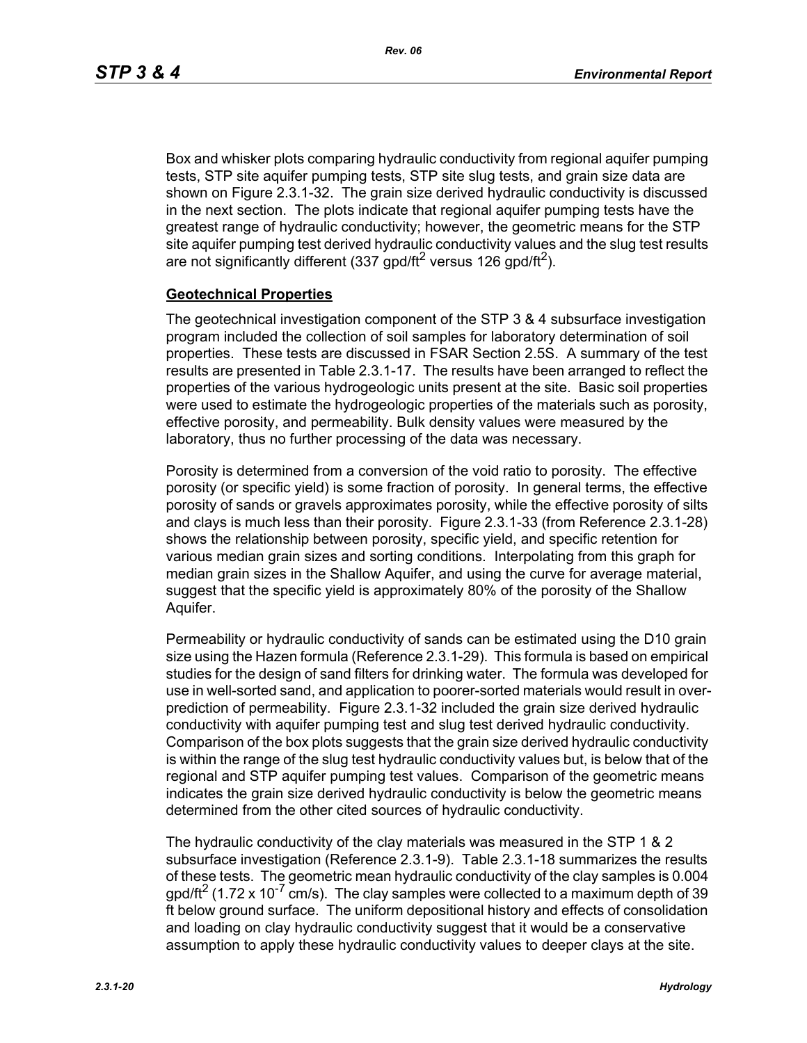Box and whisker plots comparing hydraulic conductivity from regional aquifer pumping tests, STP site aquifer pumping tests, STP site slug tests, and grain size data are shown on Figure 2.3.1-32. The grain size derived hydraulic conductivity is discussed in the next section. The plots indicate that regional aquifer pumping tests have the greatest range of hydraulic conductivity; however, the geometric means for the STP site aquifer pumping test derived hydraulic conductivity values and the slug test results are not significantly different (337 gpd/ft$^2$ versus 126 gpd/ft$^2$).

**Geotechnical Properties**

The geotechnical investigation component of the STP 3 & 4 subsurface investigation program included the collection of soil samples for laboratory determination of soil properties. These tests are discussed in FSAR Section 2.5S. A summary of the test results are presented in Table 2.3.1-17. The results have been arranged to reflect the properties of the various hydrogeologic units present at the site. Basic soil properties were used to estimate the hydrogeologic properties of the materials such as porosity, effective porosity, and permeability. Bulk density values were measured by the laboratory, thus no further processing of the data was necessary.

Porosity is determined from a conversion of the void ratio to porosity. The effective porosity (or specific yield) is some fraction of porosity. In general terms, the effective porosity of sands or gravels approximates porosity, while the effective porosity of silts and clays is much less than their porosity. Figure 2.3.1-33 (from Reference 2.3.1-28) shows the relationship between porosity, specific yield, and specific retention for various median grain sizes and sorting conditions. Interpolating from this graph for median grain sizes in the Shallow Aquifer, and using the curve for average material, suggest that the specific yield is approximately 80% of the porosity of the Shallow Aquifer.

Permeability or hydraulic conductivity of sands can be estimated using the D10 grain size using the Hazen formula (Reference 2.3.1-29). This formula is based on empirical studies for the design of sand filters for drinking water. The formula was developed for use in well-sorted sand, and application to poorer-sorted materials would result in over-prediction of permeability. Figure 2.3.1-32 included the grain size derived hydraulic conductivity with aquifer pumping test and slug test derived hydraulic conductivity. Comparison of the box plots suggests that the grain size derived hydraulic conductivity is within the range of the slug test hydraulic conductivity values but, is below that of the regional and STP aquifer pumping test values. Comparison of the geometric means indicates the grain size derived hydraulic conductivity is below the geometric means determined from the other cited sources of hydraulic conductivity.

The hydraulic conductivity of the clay materials was measured in the STP 1 & 2 subsurface investigation (Reference 2.3.1-9). Table 2.3.1-18 summarizes the results of these tests. The geometric mean hydraulic conductivity of the clay samples is 0.004 gpd/ft$^2$ ($1.72 \times 10^{-7}$ cm/s). The clay samples were collected to a maximum depth of 39 ft below ground surface. The uniform depositional history and effects of consolidation and loading on clay hydraulic conductivity suggest that it would be a conservative assumption to apply these hydraulic conductivity values to deeper clays at the site.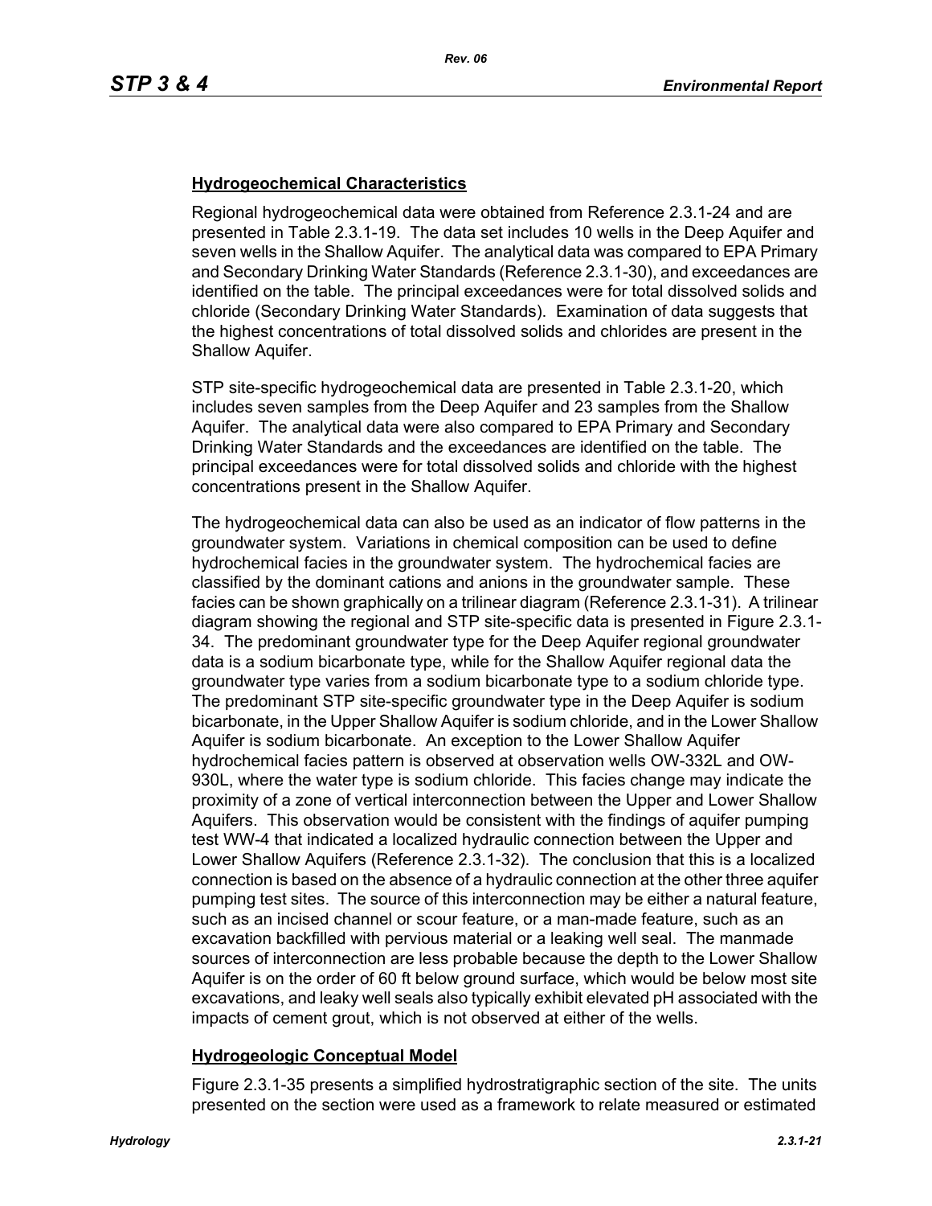### Hydrogeochemical Characteristics

Regional hydrogeochemical data were obtained from Reference 2.3.1-24 and are presented in Table 2.3.1-19. The data set includes 10 wells in the Deep Aquifer and seven wells in the Shallow Aquifer. The analytical data was compared to EPA Primary and Secondary Drinking Water Standards (Reference 2.3.1-30), and exceedances are identified on the table. The principal exceedances were for total dissolved solids and chloride (Secondary Drinking Water Standards). Examination of data suggests that the highest concentrations of total dissolved solids and chlorides are present in the Shallow Aquifer.

STP site-specific hydrogeochemical data are presented in Table 2.3.1-20, which includes seven samples from the Deep Aquifer and 23 samples from the Shallow Aquifer. The analytical data were also compared to EPA Primary and Secondary Drinking Water Standards and the exceedances are identified on the table. The principal exceedances were for total dissolved solids and chloride with the highest concentrations present in the Shallow Aquifer.

The hydrogeochemical data can also be used as an indicator of flow patterns in the groundwater system. Variations in chemical composition can be used to define hydrochemical facies in the groundwater system. The hydrochemical facies are classified by the dominant cations and anions in the groundwater sample. These facies can be shown graphically on a trilinear diagram (Reference 2.3.1-31). A trilinear diagram showing the regional and STP site-specific data is presented in Figure 2.3.1-34. The predominant groundwater type for the Deep Aquifer regional groundwater data is a sodium bicarbonate type, while for the Shallow Aquifer regional data the groundwater type varies from a sodium bicarbonate type to a sodium chloride type. The predominant STP site-specific groundwater type in the Deep Aquifer is sodium bicarbonate, in the Upper Shallow Aquifer is sodium chloride, and in the Lower Shallow Aquifer is sodium bicarbonate. An exception to the Lower Shallow Aquifer hydrochemical facies pattern is observed at observation wells OW-332L and OW-930L, where the water type is sodium chloride. This facies change may indicate the proximity of a zone of vertical interconnection between the Upper and Lower Shallow Aquifers. This observation would be consistent with the findings of aquifer pumping test WW-4 that indicated a localized hydraulic connection between the Upper and Lower Shallow Aquifers (Reference 2.3.1-32). The conclusion that this is a localized connection is based on the absence of a hydraulic connection at the other three aquifer pumping test sites. The source of this interconnection may be either a natural feature, such as an incised channel or scour feature, or a man-made feature, such as an excavation backfilled with pervious material or a leaking well seal. The manmade sources of interconnection are less probable because the depth to the Lower Shallow Aquifer is on the order of 60 ft below ground surface, which would be below most site excavations, and leaky well seals also typically exhibit elevated pH associated with the impacts of cement grout, which is not observed at either of the wells.

### Hydrogeologic Conceptual Model

Figure 2.3.1-35 presents a simplified hydrostratigraphic section of the site. The units presented on the section were used as a framework to relate measured or estimated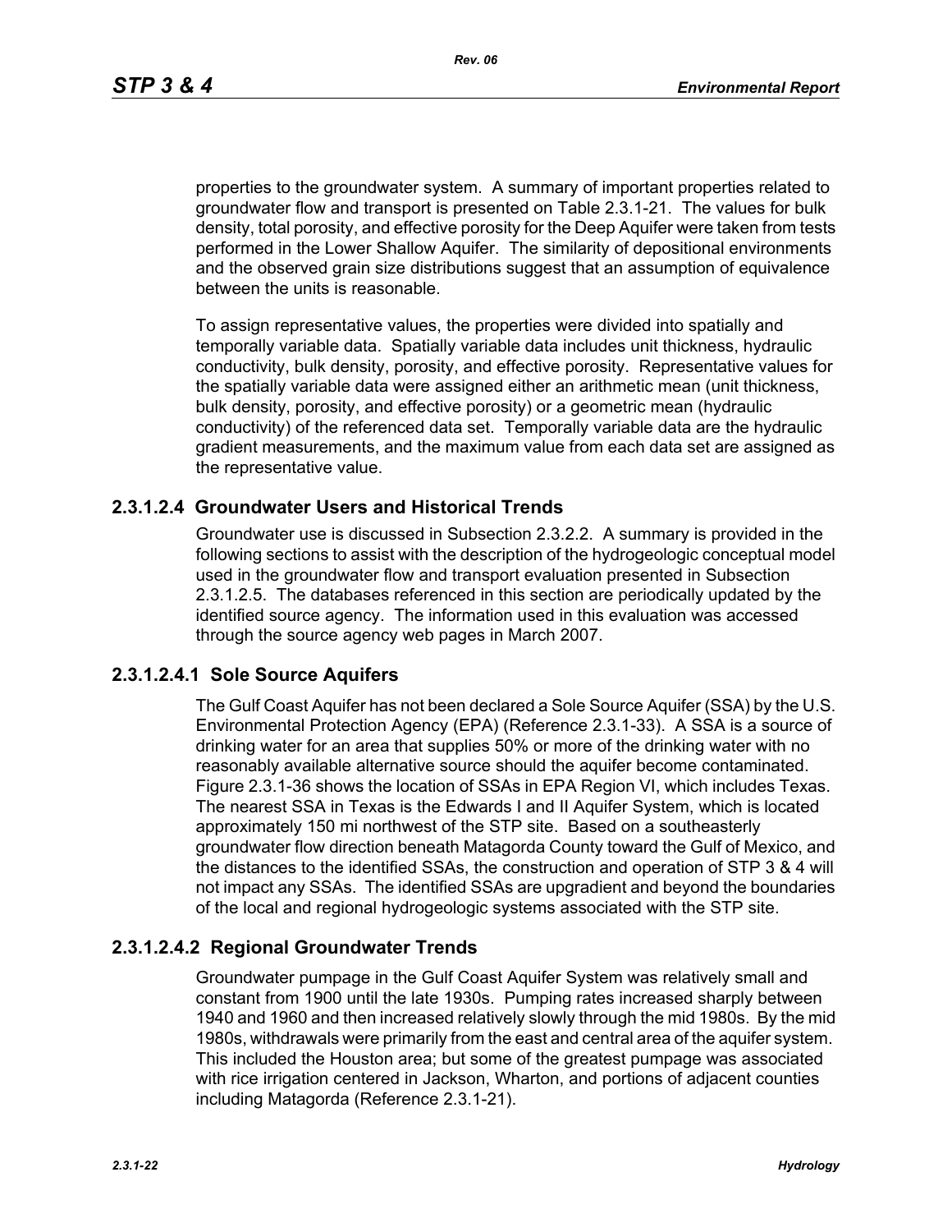properties to the groundwater system. A summary of important properties related to groundwater flow and transport is presented on Table 2.3.1-21. The values for bulk density, total porosity, and effective porosity for the Deep Aquifer were taken from tests performed in the Lower Shallow Aquifer. The similarity of depositional environments and the observed grain size distributions suggest that an assumption of equivalence between the units is reasonable.

To assign representative values, the properties were divided into spatially and temporally variable data. Spatially variable data includes unit thickness, hydraulic conductivity, bulk density, porosity, and effective porosity. Representative values for the spatially variable data were assigned either an arithmetic mean (unit thickness, bulk density, porosity, and effective porosity) or a geometric mean (hydraulic conductivity) of the referenced data set. Temporally variable data are the hydraulic gradient measurements, and the maximum value from each data set are assigned as the representative value.

## 2.3.1.2.4 Groundwater Users and Historical Trends

Groundwater use is discussed in Subsection 2.3.2.2. A summary is provided in the following sections to assist with the description of the hydrogeologic conceptual model used in the groundwater flow and transport evaluation presented in Subsection 2.3.1.2.5. The databases referenced in this section are periodically updated by the identified source agency. The information used in this evaluation was accessed through the source agency web pages in March 2007.

### 2.3.1.2.4.1 Sole Source Aquifers

The Gulf Coast Aquifer has not been declared a Sole Source Aquifer (SSA) by the U.S. Environmental Protection Agency (EPA) (Reference 2.3.1-33). A SSA is a source of drinking water for an area that supplies 50% or more of the drinking water with no reasonably available alternative source should the aquifer become contaminated. Figure 2.3.1-36 shows the location of SSAs in EPA Region VI, which includes Texas. The nearest SSA in Texas is the Edwards I and II Aquifer System, which is located approximately 150 mi northwest of the STP site. Based on a southeasterly groundwater flow direction beneath Matagorda County toward the Gulf of Mexico, and the distances to the identified SSAs, the construction and operation of STP 3 & 4 will not impact any SSAs. The identified SSAs are upgradient and beyond the boundaries of the local and regional hydrogeologic systems associated with the STP site.

### 2.3.1.2.4.2 Regional Groundwater Trends

Groundwater pumpage in the Gulf Coast Aquifer System was relatively small and constant from 1900 until the late 1930s. Pumping rates increased sharply between 1940 and 1960 and then increased relatively slowly through the mid 1980s. By the mid 1980s, withdrawals were primarily from the east and central area of the aquifer system. This included the Houston area; but some of the greatest pumpage was associated with rice irrigation centered in Jackson, Wharton, and portions of adjacent counties including Matagorda (Reference 2.3.1-21).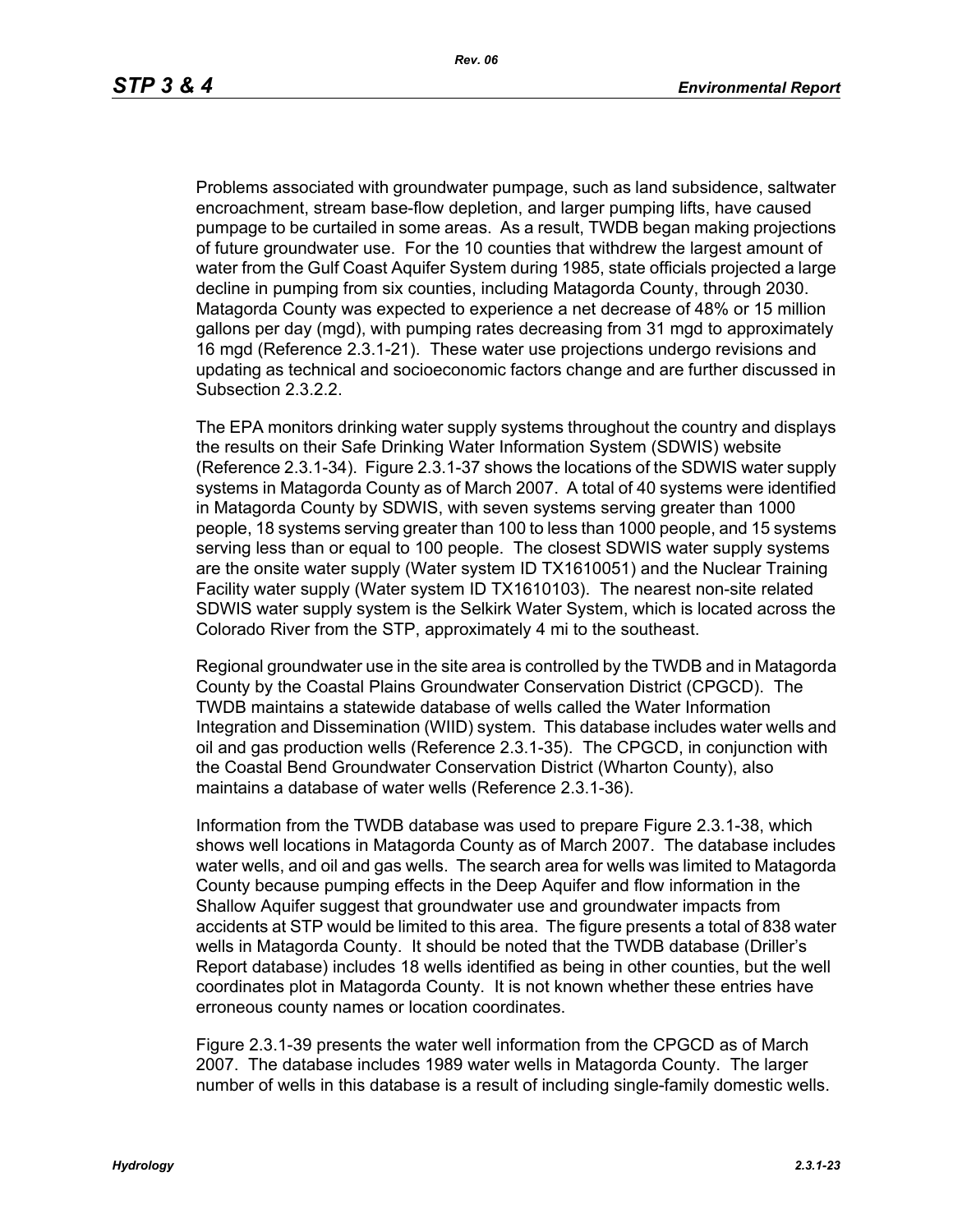Problems associated with groundwater pumpage, such as land subsidence, saltwater encroachment, stream base-flow depletion, and larger pumping lifts, have caused pumpage to be curtailed in some areas. As a result, TWDB began making projections of future groundwater use. For the 10 counties that withdrew the largest amount of water from the Gulf Coast Aquifer System during 1985, state officials projected a large decline in pumping from six counties, including Matagorda County, through 2030. Matagorda County was expected to experience a net decrease of 48% or 15 million gallons per day (mgd), with pumping rates decreasing from 31 mgd to approximately 16 mgd (Reference 2.3.1-21). These water use projections undergo revisions and updating as technical and socioeconomic factors change and are further discussed in Subsection 2.3.2.2.

The EPA monitors drinking water supply systems throughout the country and displays the results on their Safe Drinking Water Information System (SDWIS) website (Reference 2.3.1-34). Figure 2.3.1-37 shows the locations of the SDWIS water supply systems in Matagorda County as of March 2007. A total of 40 systems were identified in Matagorda County by SDWIS, with seven systems serving greater than 1000 people, 18 systems serving greater than 100 to less than 1000 people, and 15 systems serving less than or equal to 100 people. The closest SDWIS water supply systems are the onsite water supply (Water system ID TX1610051) and the Nuclear Training Facility water supply (Water system ID TX1610103). The nearest non-site related SDWIS water supply system is the Selkirk Water System, which is located across the Colorado River from the STP, approximately 4 mi to the southeast.

Regional groundwater use in the site area is controlled by the TWDB and in Matagorda County by the Coastal Plains Groundwater Conservation District (CPGCD). The TWDB maintains a statewide database of wells called the Water Information Integration and Dissemination (WIID) system. This database includes water wells and oil and gas production wells (Reference 2.3.1-35). The CPGCD, in conjunction with the Coastal Bend Groundwater Conservation District (Wharton County), also maintains a database of water wells (Reference 2.3.1-36).

Information from the TWDB database was used to prepare Figure 2.3.1-38, which shows well locations in Matagorda County as of March 2007. The database includes water wells, and oil and gas wells. The search area for wells was limited to Matagorda County because pumping effects in the Deep Aquifer and flow information in the Shallow Aquifer suggest that groundwater use and groundwater impacts from accidents at STP would be limited to this area. The figure presents a total of 838 water wells in Matagorda County. It should be noted that the TWDB database (Driller's Report database) includes 18 wells identified as being in other counties, but the well coordinates plot in Matagorda County. It is not known whether these entries have erroneous county names or location coordinates.

Figure 2.3.1-39 presents the water well information from the CPGCD as of March 2007. The database includes 1989 water wells in Matagorda County. The larger number of wells in this database is a result of including single-family domestic wells.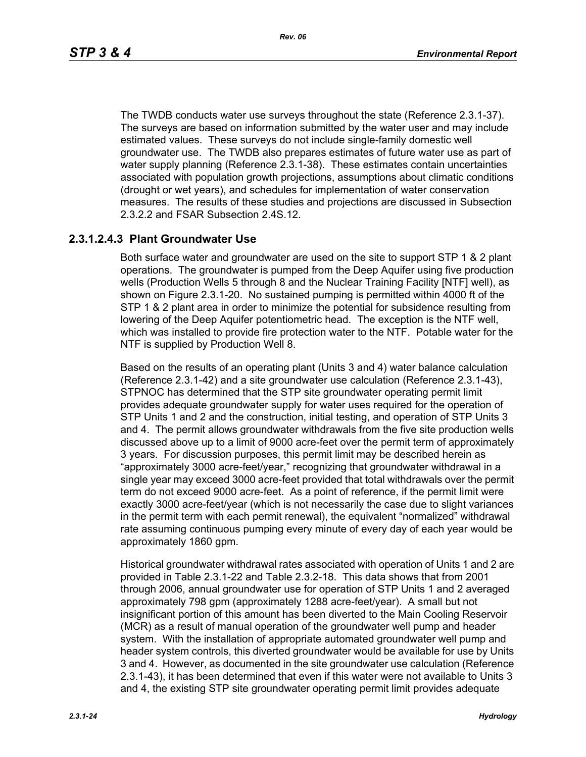The TWDB conducts water use surveys throughout the state (Reference 2.3.1-37). The surveys are based on information submitted by the water user and may include estimated values. These surveys do not include single-family domestic well groundwater use. The TWDB also prepares estimates of future water use as part of water supply planning (Reference 2.3.1-38). These estimates contain uncertainties associated with population growth projections, assumptions about climatic conditions (drought or wet years), and schedules for implementation of water conservation measures. The results of these studies and projections are discussed in Subsection 2.3.2.2 and FSAR Subsection 2.4S.12.

### 2.3.1.2.4.3 Plant Groundwater Use

Both surface water and groundwater are used on the site to support STP 1 & 2 plant operations. The groundwater is pumped from the Deep Aquifer using five production wells (Production Wells 5 through 8 and the Nuclear Training Facility [NTF] well), as shown on Figure 2.3.1-20. No sustained pumping is permitted within 4000 ft of the STP 1 & 2 plant area in order to minimize the potential for subsidence resulting from lowering of the Deep Aquifer potentiometric head. The exception is the NTF well, which was installed to provide fire protection water to the NTF. Potable water for the NTF is supplied by Production Well 8.

Based on the results of an operating plant (Units 3 and 4) water balance calculation (Reference 2.3.1-42) and a site groundwater use calculation (Reference 2.3.1-43), STPNOC has determined that the STP site groundwater operating permit limit provides adequate groundwater supply for water uses required for the operation of STP Units 1 and 2 and the construction, initial testing, and operation of STP Units 3 and 4. The permit allows groundwater withdrawals from the five site production wells discussed above up to a limit of 9000 acre-feet over the permit term of approximately 3 years. For discussion purposes, this permit limit may be described herein as "approximately 3000 acre-feet/year," recognizing that groundwater withdrawal in a single year may exceed 3000 acre-feet provided that total withdrawals over the permit term do not exceed 9000 acre-feet. As a point of reference, if the permit limit were exactly 3000 acre-feet/year (which is not necessarily the case due to slight variances in the permit term with each permit renewal), the equivalent "normalized" withdrawal rate assuming continuous pumping every minute of every day of each year would be approximately 1860 gpm.

Historical groundwater withdrawal rates associated with operation of Units 1 and 2 are provided in Table 2.3.1-22 and Table 2.3.2-18. This data shows that from 2001 through 2006, annual groundwater use for operation of STP Units 1 and 2 averaged approximately 798 gpm (approximately 1288 acre-feet/year). A small but not insignificant portion of this amount has been diverted to the Main Cooling Reservoir (MCR) as a result of manual operation of the groundwater well pump and header system. With the installation of appropriate automated groundwater well pump and header system controls, this diverted groundwater would be available for use by Units 3 and 4. However, as documented in the site groundwater use calculation (Reference 2.3.1-43), it has been determined that even if this water were not available to Units 3 and 4, the existing STP site groundwater operating permit limit provides adequate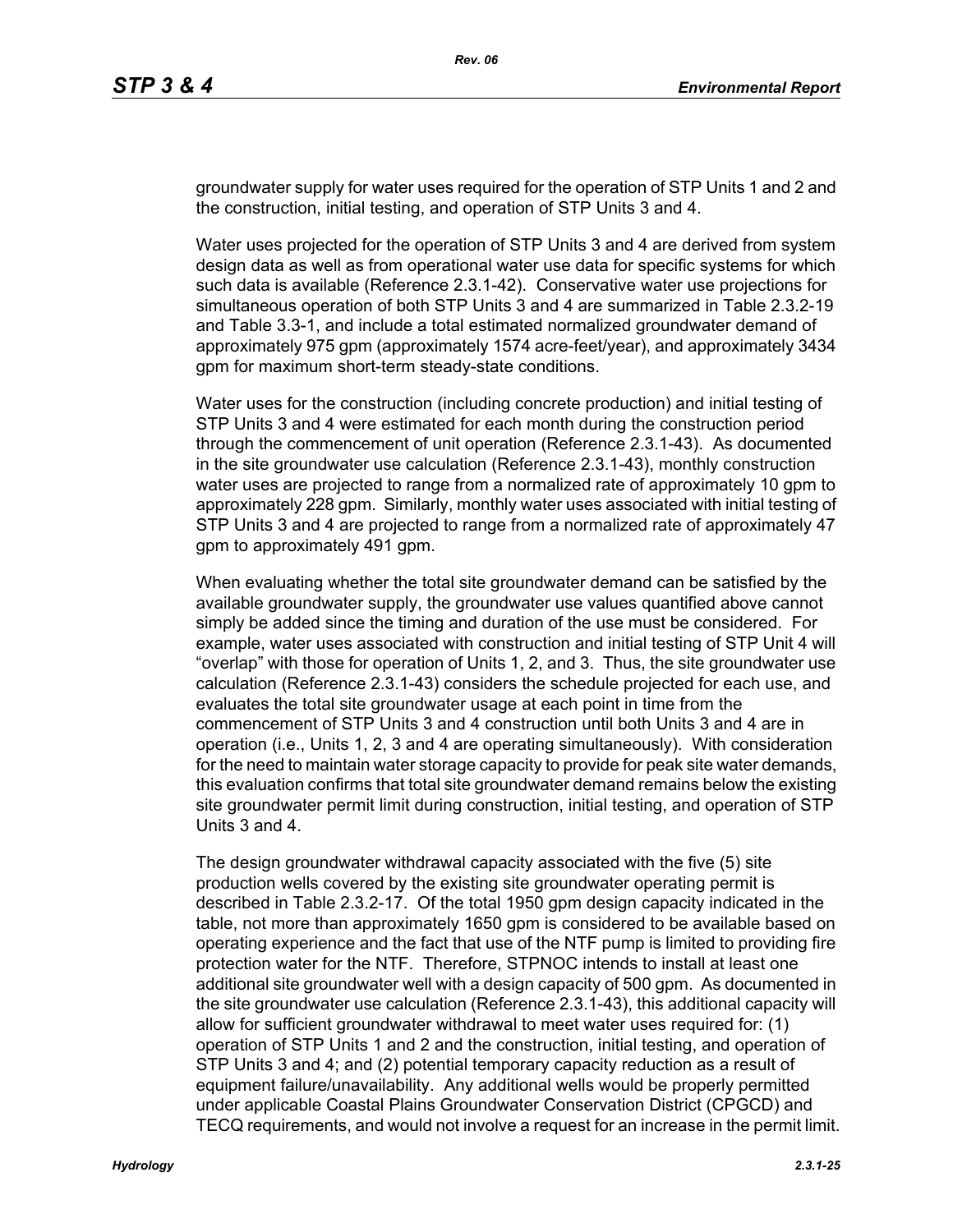groundwater supply for water uses required for the operation of STP Units 1 and 2 and the construction, initial testing, and operation of STP Units 3 and 4.

Water uses projected for the operation of STP Units 3 and 4 are derived from system design data as well as from operational water use data for specific systems for which such data is available (Reference 2.3.1-42). Conservative water use projections for simultaneous operation of both STP Units 3 and 4 are summarized in Table 2.3.2-19 and Table 3.3-1, and include a total estimated normalized groundwater demand of approximately 975 gpm (approximately 1574 acre-feet/year), and approximately 3434 gpm for maximum short-term steady-state conditions.

Water uses for the construction (including concrete production) and initial testing of STP Units 3 and 4 were estimated for each month during the construction period through the commencement of unit operation (Reference 2.3.1-43). As documented in the site groundwater use calculation (Reference 2.3.1-43), monthly construction water uses are projected to range from a normalized rate of approximately 10 gpm to approximately 228 gpm. Similarly, monthly water uses associated with initial testing of STP Units 3 and 4 are projected to range from a normalized rate of approximately 47 gpm to approximately 491 gpm.

When evaluating whether the total site groundwater demand can be satisfied by the available groundwater supply, the groundwater use values quantified above cannot simply be added since the timing and duration of the use must be considered. For example, water uses associated with construction and initial testing of STP Unit 4 will "overlap" with those for operation of Units 1, 2, and 3. Thus, the site groundwater use calculation (Reference 2.3.1-43) considers the schedule projected for each use, and evaluates the total site groundwater usage at each point in time from the commencement of STP Units 3 and 4 construction until both Units 3 and 4 are in operation (i.e., Units 1, 2, 3 and 4 are operating simultaneously). With consideration for the need to maintain water storage capacity to provide for peak site water demands, this evaluation confirms that total site groundwater demand remains below the existing site groundwater permit limit during construction, initial testing, and operation of STP Units 3 and 4.

The design groundwater withdrawal capacity associated with the five (5) site production wells covered by the existing site groundwater operating permit is described in Table 2.3.2-17. Of the total 1950 gpm design capacity indicated in the table, not more than approximately 1650 gpm is considered to be available based on operating experience and the fact that use of the NTF pump is limited to providing fire protection water for the NTF. Therefore, STPNOC intends to install at least one additional site groundwater well with a design capacity of 500 gpm. As documented in the site groundwater use calculation (Reference 2.3.1-43), this additional capacity will allow for sufficient groundwater withdrawal to meet water uses required for: (1) operation of STP Units 1 and 2 and the construction, initial testing, and operation of STP Units 3 and 4; and (2) potential temporary capacity reduction as a result of equipment failure/unavailability. Any additional wells would be properly permitted under applicable Coastal Plains Groundwater Conservation District (CPGCD) and TECQ requirements, and would not involve a request for an increase in the permit limit.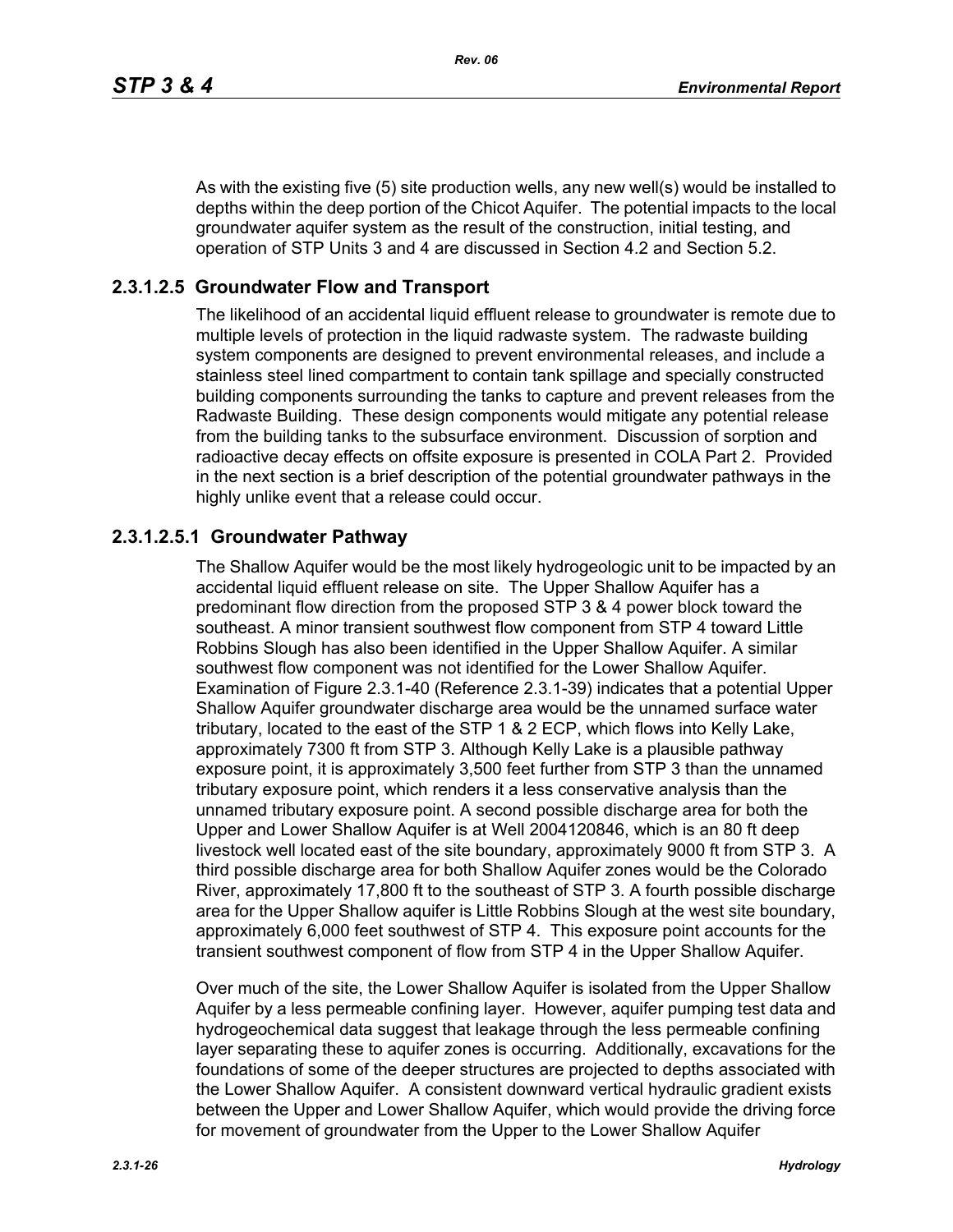As with the existing five (5) site production wells, any new well(s) would be installed to depths within the deep portion of the Chicot Aquifer. The potential impacts to the local groundwater aquifer system as the result of the construction, initial testing, and operation of STP Units 3 and 4 are discussed in Section 4.2 and Section 5.2.

### 2.3.1.2.5 Groundwater Flow and Transport

The likelihood of an accidental liquid effluent release to groundwater is remote due to multiple levels of protection in the liquid radwaste system. The radwaste building system components are designed to prevent environmental releases, and include a stainless steel lined compartment to contain tank spillage and specially constructed building components surrounding the tanks to capture and prevent releases from the Radwaste Building. These design components would mitigate any potential release from the building tanks to the subsurface environment. Discussion of sorption and radioactive decay effects on offsite exposure is presented in COLA Part 2. Provided in the next section is a brief description of the potential groundwater pathways in the highly unlike event that a release could occur.

#### 2.3.1.2.5.1 Groundwater Pathway

The Shallow Aquifer would be the most likely hydrogeologic unit to be impacted by an accidental liquid effluent release on site. The Upper Shallow Aquifer has a predominant flow direction from the proposed STP 3 & 4 power block toward the southeast. A minor transient southwest flow component from STP 4 toward Little Robbins Slough has also been identified in the Upper Shallow Aquifer. A similar southwest flow component was not identified for the Lower Shallow Aquifer. Examination of Figure 2.3.1-40 (Reference 2.3.1-39) indicates that a potential Upper Shallow Aquifer groundwater discharge area would be the unnamed surface water tributary, located to the east of the STP 1 & 2 ECP, which flows into Kelly Lake, approximately 7300 ft from STP 3. Although Kelly Lake is a plausible pathway exposure point, it is approximately 3,500 feet further from STP 3 than the unnamed tributary exposure point, which renders it a less conservative analysis than the unnamed tributary exposure point. A second possible discharge area for both the Upper and Lower Shallow Aquifer is at Well 2004120846, which is an 80 ft deep livestock well located east of the site boundary, approximately 9000 ft from STP 3. A third possible discharge area for both Shallow Aquifer zones would be the Colorado River, approximately 17,800 ft to the southeast of STP 3. A fourth possible discharge area for the Upper Shallow aquifer is Little Robbins Slough at the west site boundary, approximately 6,000 feet southwest of STP 4. This exposure point accounts for the transient southwest component of flow from STP 4 in the Upper Shallow Aquifer.

Over much of the site, the Lower Shallow Aquifer is isolated from the Upper Shallow Aquifer by a less permeable confining layer. However, aquifer pumping test data and hydrogeochemical data suggest that leakage through the less permeable confining layer separating these to aquifer zones is occurring. Additionally, excavations for the foundations of some of the deeper structures are projected to depths associated with the Lower Shallow Aquifer. A consistent downward vertical hydraulic gradient exists between the Upper and Lower Shallow Aquifer, which would provide the driving force for movement of groundwater from the Upper to the Lower Shallow Aquifer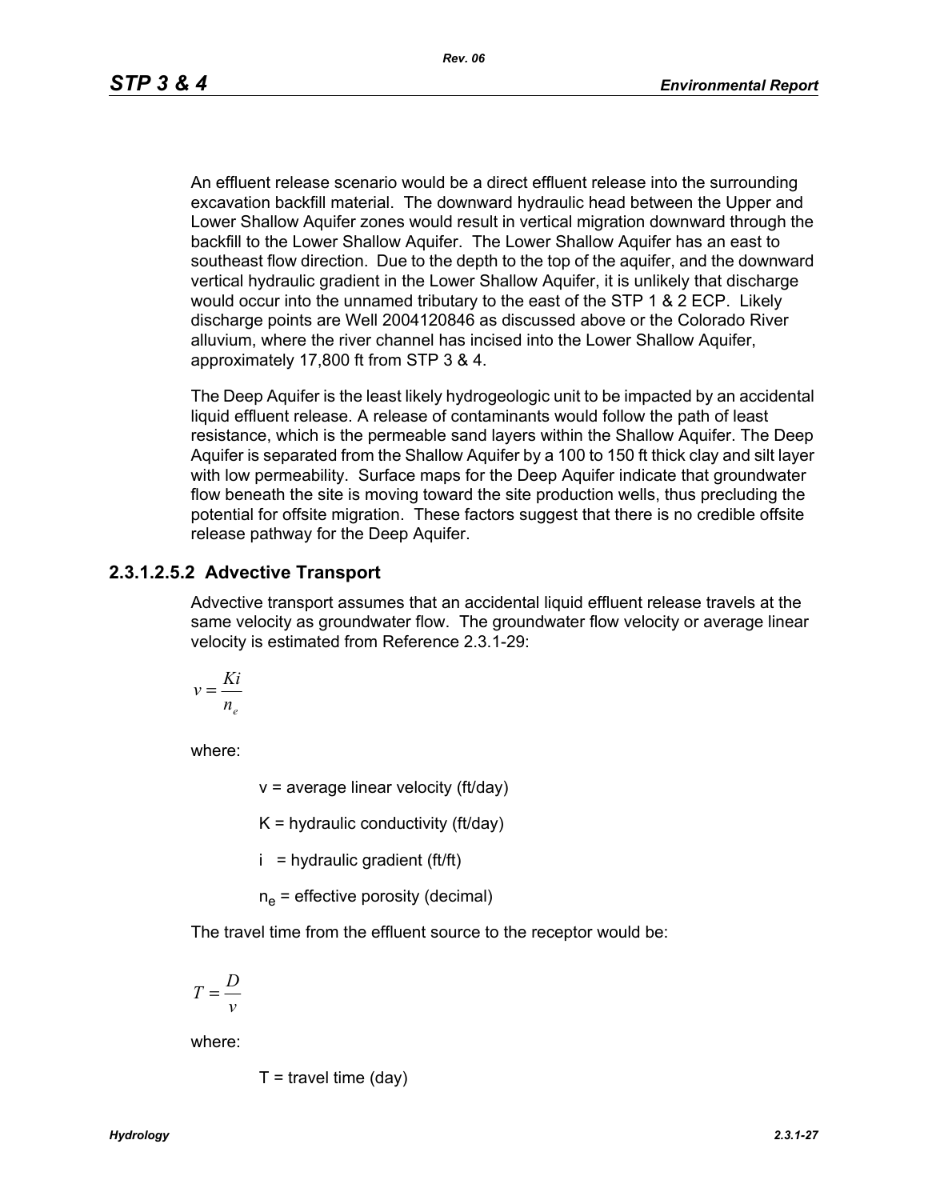An effluent release scenario would be a direct effluent release into the surrounding excavation backfill material. The downward hydraulic head between the Upper and Lower Shallow Aquifer zones would result in vertical migration downward through the backfill to the Lower Shallow Aquifer. The Lower Shallow Aquifer has an east to southeast flow direction. Due to the depth to the top of the aquifer, and the downward vertical hydraulic gradient in the Lower Shallow Aquifer, it is unlikely that discharge would occur into the unnamed tributary to the east of the STP 1 & 2 ECP. Likely discharge points are Well 2004120846 as discussed above or the Colorado River alluvium, where the river channel has incised into the Lower Shallow Aquifer, approximately 17,800 ft from STP 3 & 4.

The Deep Aquifer is the least likely hydrogeologic unit to be impacted by an accidental liquid effluent release. A release of contaminants would follow the path of least resistance, which is the permeable sand layers within the Shallow Aquifer. The Deep Aquifer is separated from the Shallow Aquifer by a 100 to 150 ft thick clay and silt layer with low permeability. Surface maps for the Deep Aquifer indicate that groundwater flow beneath the site is moving toward the site production wells, thus precluding the potential for offsite migration. These factors suggest that there is no credible offsite release pathway for the Deep Aquifer.

### 2.3.1.2.5.2 Advective Transport

Advective transport assumes that an accidental liquid effluent release travels at the same velocity as groundwater flow. The groundwater flow velocity or average linear velocity is estimated from Reference 2.3.1-29:

$$v = \frac{Ki}{n_e}$$

where:

$v$ = average linear velocity (ft/day)

$K$ = hydraulic conductivity (ft/day)

$i$ = hydraulic gradient (ft/ft)

$n_e$ = effective porosity (decimal)

The travel time from the effluent source to the receptor would be:

$$T = \frac{D}{v}$$

where:

$T$ = travel time (day)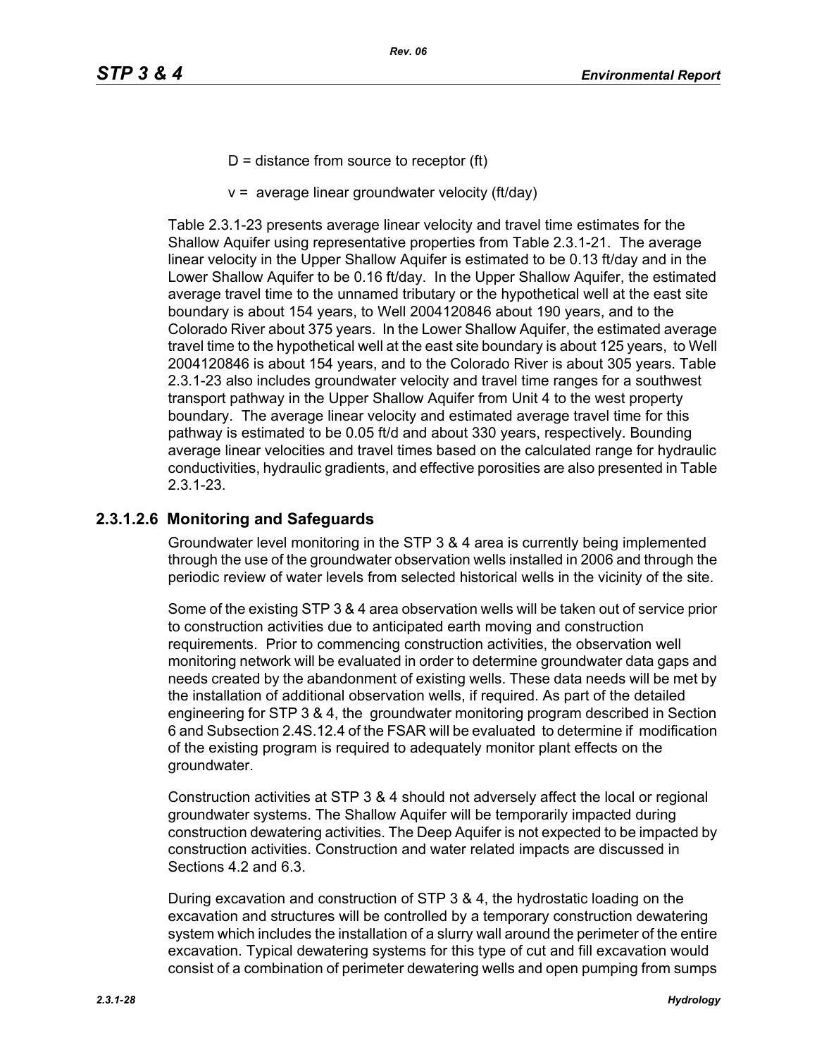D = distance from source to receptor (ft)

v = average linear groundwater velocity (ft/day)

Table 2.3.1-23 presents average linear velocity and travel time estimates for the Shallow Aquifer using representative properties from Table 2.3.1-21. The average linear velocity in the Upper Shallow Aquifer is estimated to be 0.13 ft/day and in the Lower Shallow Aquifer to be 0.16 ft/day. In the Upper Shallow Aquifer, the estimated average travel time to the unnamed tributary or the hypothetical well at the east site boundary is about 154 years, to Well 2004120846 about 190 years, and to the Colorado River about 375 years. In the Lower Shallow Aquifer, the estimated average travel time to the hypothetical well at the east site boundary is about 125 years, to Well 2004120846 is about 154 years, and to the Colorado River is about 305 years. Table 2.3.1-23 also includes groundwater velocity and travel time ranges for a southwest transport pathway in the Upper Shallow Aquifer from Unit 4 to the west property boundary. The average linear velocity and estimated average travel time for this pathway is estimated to be 0.05 ft/d and about 330 years, respectively. Bounding average linear velocities and travel times based on the calculated range for hydraulic conductivities, hydraulic gradients, and effective porosities are also presented in Table 2.3.1-23.

### 2.3.1.2.6 Monitoring and Safeguards

Groundwater level monitoring in the STP 3 & 4 area is currently being implemented through the use of the groundwater observation wells installed in 2006 and through the periodic review of water levels from selected historical wells in the vicinity of the site.

Some of the existing STP 3 & 4 area observation wells will be taken out of service prior to construction activities due to anticipated earth moving and construction requirements. Prior to commencing construction activities, the observation well monitoring network will be evaluated in order to determine groundwater data gaps and needs created by the abandonment of existing wells. These data needs will be met by the installation of additional observation wells, if required. As part of the detailed engineering for STP 3 & 4, the groundwater monitoring program described in Section 6 and Subsection 2.4S.12.4 of the FSAR will be evaluated to determine if modification of the existing program is required to adequately monitor plant effects on the groundwater.

Construction activities at STP 3 & 4 should not adversely affect the local or regional groundwater systems. The Shallow Aquifer will be temporarily impacted during construction dewatering activities. The Deep Aquifer is not expected to be impacted by construction activities. Construction and water related impacts are discussed in Sections 4.2 and 6.3.

During excavation and construction of STP 3 & 4, the hydrostatic loading on the excavation and structures will be controlled by a temporary construction dewatering system which includes the installation of a slurry wall around the perimeter of the entire excavation. Typical dewatering systems for this type of cut and fill excavation would consist of a combination of perimeter dewatering wells and open pumping from sumps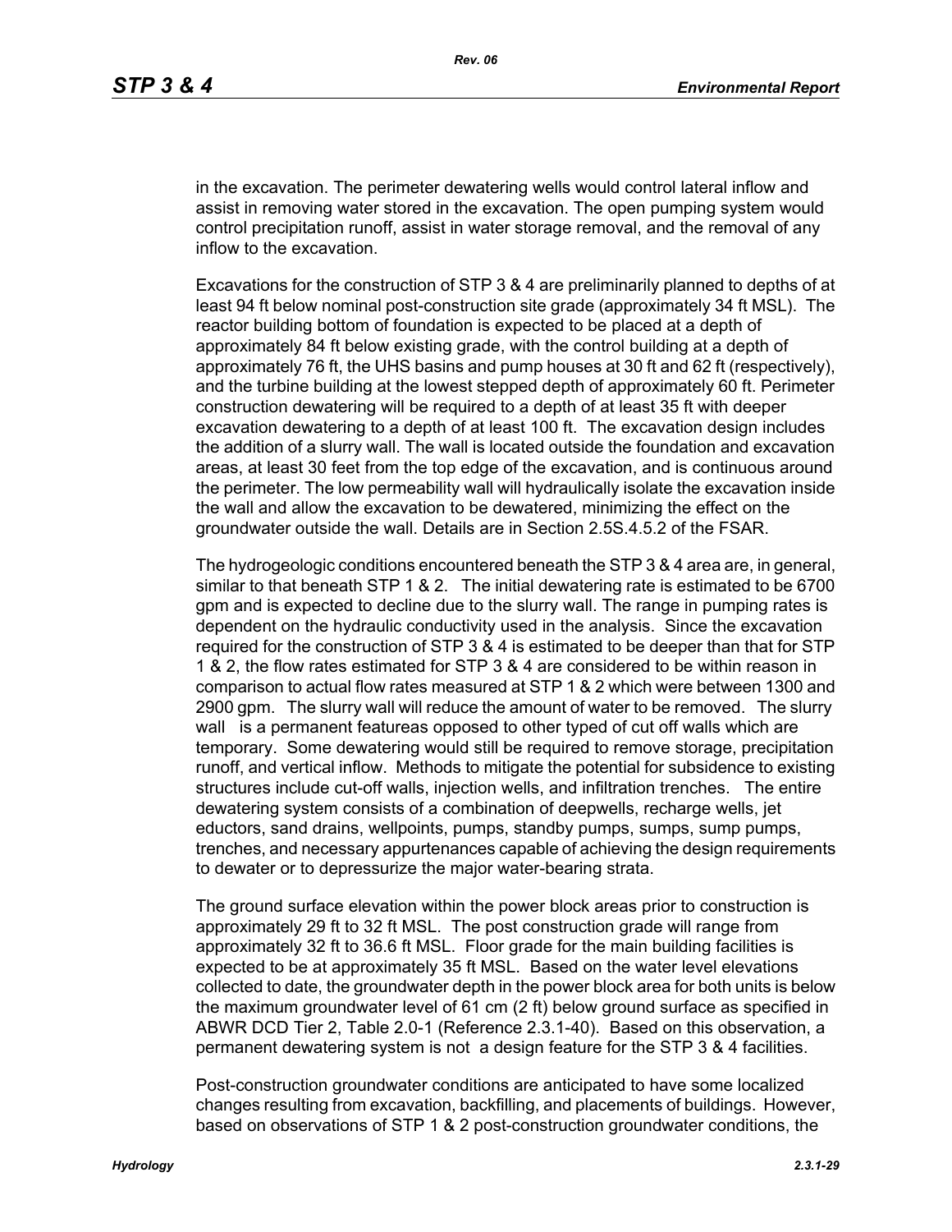in the excavation. The perimeter dewatering wells would control lateral inflow and assist in removing water stored in the excavation. The open pumping system would control precipitation runoff, assist in water storage removal, and the removal of any inflow to the excavation.

Excavations for the construction of STP 3 & 4 are preliminarily planned to depths of at least 94 ft below nominal post-construction site grade (approximately 34 ft MSL). The reactor building bottom of foundation is expected to be placed at a depth of approximately 84 ft below existing grade, with the control building at a depth of approximately 76 ft, the UHS basins and pump houses at 30 ft and 62 ft (respectively), and the turbine building at the lowest stepped depth of approximately 60 ft. Perimeter construction dewatering will be required to a depth of at least 35 ft with deeper excavation dewatering to a depth of at least 100 ft. The excavation design includes the addition of a slurry wall. The wall is located outside the foundation and excavation areas, at least 30 feet from the top edge of the excavation, and is continuous around the perimeter. The low permeability wall will hydraulically isolate the excavation inside the wall and allow the excavation to be dewatered, minimizing the effect on the groundwater outside the wall. Details are in Section 2.5S.4.5.2 of the FSAR.

The hydrogeologic conditions encountered beneath the STP 3 & 4 area are, in general, similar to that beneath STP 1 & 2. The initial dewatering rate is estimated to be 6700 gpm and is expected to decline due to the slurry wall. The range in pumping rates is dependent on the hydraulic conductivity used in the analysis. Since the excavation required for the construction of STP 3 & 4 is estimated to be deeper than that for STP 1 & 2, the flow rates estimated for STP 3 & 4 are considered to be within reason in comparison to actual flow rates measured at STP 1 & 2 which were between 1300 and 2900 gpm. The slurry wall will reduce the amount of water to be removed. The slurry wall is a permanent featureas opposed to other typed of cut off walls which are temporary. Some dewatering would still be required to remove storage, precipitation runoff, and vertical inflow. Methods to mitigate the potential for subsidence to existing structures include cut-off walls, injection wells, and infiltration trenches. The entire dewatering system consists of a combination of deepwells, recharge wells, jet eductors, sand drains, wellpoints, pumps, standby pumps, sumps, sump pumps, trenches, and necessary appurtenances capable of achieving the design requirements to dewater or to depressurize the major water-bearing strata.

The ground surface elevation within the power block areas prior to construction is approximately 29 ft to 32 ft MSL. The post construction grade will range from approximately 32 ft to 36.6 ft MSL. Floor grade for the main building facilities is expected to be at approximately 35 ft MSL. Based on the water level elevations collected to date, the groundwater depth in the power block area for both units is below the maximum groundwater level of 61 cm (2 ft) below ground surface as specified in ABWR DCD Tier 2, Table 2.0-1 (Reference 2.3.1-40). Based on this observation, a permanent dewatering system is not a design feature for the STP 3 & 4 facilities.

Post-construction groundwater conditions are anticipated to have some localized changes resulting from excavation, backfilling, and placements of buildings. However, based on observations of STP 1 & 2 post-construction groundwater conditions, the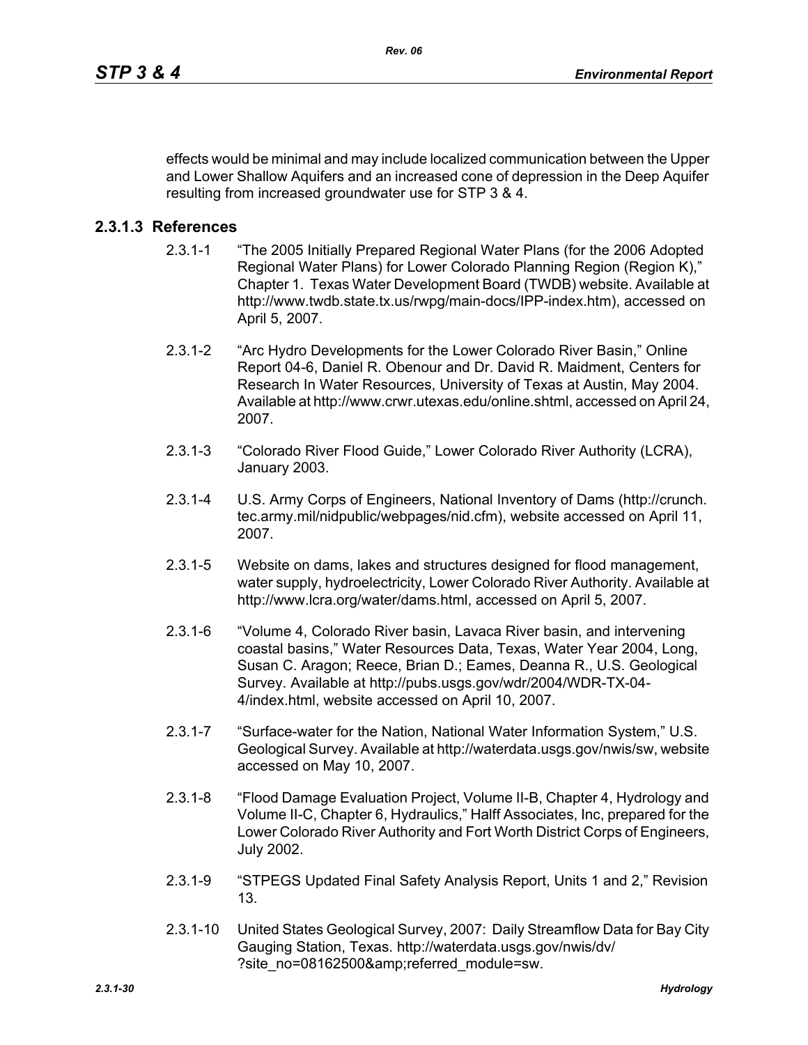effects would be minimal and may include localized communication between the Upper and Lower Shallow Aquifers and an increased cone of depression in the Deep Aquifer resulting from increased groundwater use for STP 3 & 4.

### 2.3.1.3 References

2.3.1-1 "The 2005 Initially Prepared Regional Water Plans (for the 2006 Adopted Regional Water Plans) for Lower Colorado Planning Region (Region K)," Chapter 1. Texas Water Development Board (TWDB) website. Available at http://www.twdb.state.tx.us/rwpg/main-docs/IPP-index.htm), accessed on April 5, 2007.

2.3.1-2 "Arc Hydro Developments for the Lower Colorado River Basin," Online Report 04-6, Daniel R. Obenour and Dr. David R. Maidment, Centers for Research In Water Resources, University of Texas at Austin, May 2004. Available at http://www.crwr.utexas.edu/online.shtml, accessed on April 24, 2007.

2.3.1-3 "Colorado River Flood Guide," Lower Colorado River Authority (LCRA), January 2003.

2.3.1-4 U.S. Army Corps of Engineers, National Inventory of Dams (http://crunch.tec.army.mil/nidpublic/webpages/nid.cfm), website accessed on April 11, 2007.

2.3.1-5 Website on dams, lakes and structures designed for flood management, water supply, hydroelectricity, Lower Colorado River Authority. Available at http://www.lcra.org/water/dams.html, accessed on April 5, 2007.

2.3.1-6 "Volume 4, Colorado River basin, Lavaca River basin, and intervening coastal basins," Water Resources Data, Texas, Water Year 2004, Long, Susan C. Aragon; Reece, Brian D.; Eames, Deanna R., U.S. Geological Survey. Available at http://pubs.usgs.gov/wdr/2004/WDR-TX-04-4/index.html, website accessed on April 10, 2007.

2.3.1-7 "Surface-water for the Nation, National Water Information System," U.S. Geological Survey. Available at http://waterdata.usgs.gov/nwis/sw, website accessed on May 10, 2007.

2.3.1-8 "Flood Damage Evaluation Project, Volume II-B, Chapter 4, Hydrology and Volume II-C, Chapter 6, Hydraulics," Halff Associates, Inc, prepared for the Lower Colorado River Authority and Fort Worth District Corps of Engineers, July 2002.

2.3.1-9 "STPEGS Updated Final Safety Analysis Report, Units 1 and 2," Revision 13.

2.3.1-10 United States Geological Survey, 2007: Daily Streamflow Data for Bay City Gauging Station, Texas. http://waterdata.usgs.gov/nwis/dv/?site_no=08162500&amp;referred_module=sw.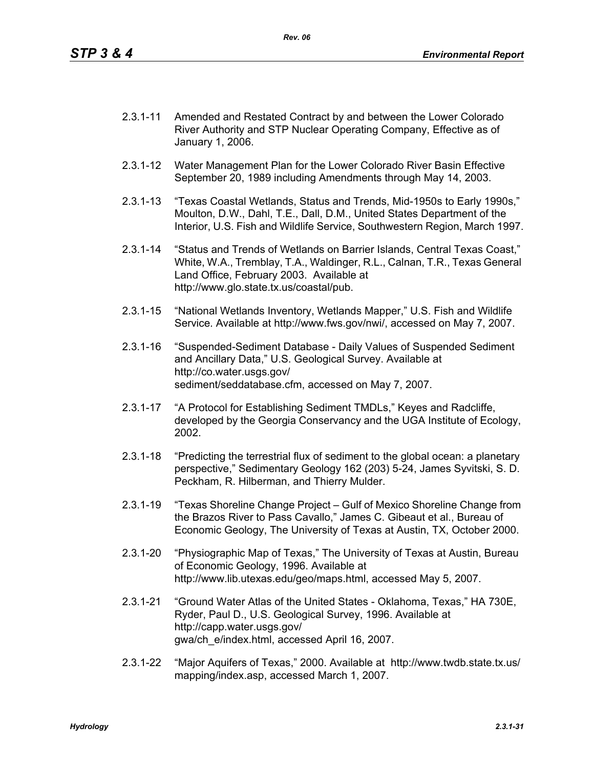2.3.1-11 Amended and Restated Contract by and between the Lower Colorado River Authority and STP Nuclear Operating Company, Effective as of January 1, 2006.

2.3.1-12 Water Management Plan for the Lower Colorado River Basin Effective September 20, 1989 including Amendments through May 14, 2003.

2.3.1-13 "Texas Coastal Wetlands, Status and Trends, Mid-1950s to Early 1990s," Moulton, D.W., Dahl, T.E., Dall, D.M., United States Department of the Interior, U.S. Fish and Wildlife Service, Southwestern Region, March 1997.

2.3.1-14 "Status and Trends of Wetlands on Barrier Islands, Central Texas Coast," White, W.A., Tremblay, T.A., Waldinger, R.L., Calnan, T.R., Texas General Land Office, February 2003. Available at http://www.glo.state.tx.us/coastal/pub.

2.3.1-15 "National Wetlands Inventory, Wetlands Mapper," U.S. Fish and Wildlife Service. Available at http://www.fws.gov/nwi/, accessed on May 7, 2007.

2.3.1-16 "Suspended-Sediment Database - Daily Values of Suspended Sediment and Ancillary Data," U.S. Geological Survey. Available at http://co.water.usgs.gov/sediment/seddatabase.cfm, accessed on May 7, 2007.

2.3.1-17 "A Protocol for Establishing Sediment TMDLs," Keyes and Radcliffe, developed by the Georgia Conservancy and the UGA Institute of Ecology, 2002.

2.3.1-18 "Predicting the terrestrial flux of sediment to the global ocean: a planetary perspective," Sedimentary Geology 162 (203) 5-24, James Syvitski, S. D. Peckham, R. Hilberman, and Thierry Mulder.

2.3.1-19 "Texas Shoreline Change Project – Gulf of Mexico Shoreline Change from the Brazos River to Pass Cavallo," James C. Gibeaut et al., Bureau of Economic Geology, The University of Texas at Austin, TX, October 2000.

2.3.1-20 "Physiographic Map of Texas," The University of Texas at Austin, Bureau of Economic Geology, 1996. Available at http://www.lib.utexas.edu/geo/maps.html, accessed May 5, 2007.

2.3.1-21 "Ground Water Atlas of the United States - Oklahoma, Texas," HA 730E, Ryder, Paul D., U.S. Geological Survey, 1996. Available at http://capp.water.usgs.gov/gwa/ch_e/index.html, accessed April 16, 2007.

2.3.1-22 "Major Aquifers of Texas," 2000. Available at http://www.twdb.state.tx.us/mapping/index.asp, accessed March 1, 2007.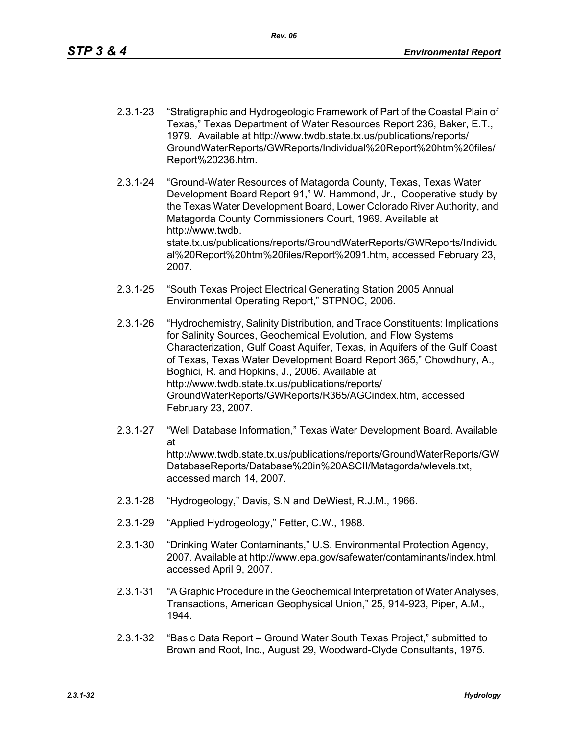2.3.1-23 "Stratigraphic and Hydrogeologic Framework of Part of the Coastal Plain of Texas," Texas Department of Water Resources Report 236, Baker, E.T., 1979. Available at http://www.twdb.state.tx.us/publications/reports/GroundWaterReports/GWReports/Individual%20Report%20htm%20files/Report%20236.htm.

2.3.1-24 "Ground-Water Resources of Matagorda County, Texas, Texas Water Development Board Report 91," W. Hammond, Jr., Cooperative study by the Texas Water Development Board, Lower Colorado River Authority, and Matagorda County Commissioners Court, 1969. Available at http://www.twdb.state.tx.us/publications/reports/GroundWaterReports/GWReports/Individual%20Report%20htm%20files/Report%2091.htm, accessed February 23, 2007.

2.3.1-25 "South Texas Project Electrical Generating Station 2005 Annual Environmental Operating Report," STPNOC, 2006.

2.3.1-26 "Hydrochemistry, Salinity Distribution, and Trace Constituents: Implications for Salinity Sources, Geochemical Evolution, and Flow Systems Characterization, Gulf Coast Aquifer, Texas, in Aquifers of the Gulf Coast of Texas, Texas Water Development Board Report 365," Chowdhury, A., Boghici, R. and Hopkins, J., 2006. Available at http://www.twdb.state.tx.us/publications/reports/GroundWaterReports/GWReports/R365/AGCindex.htm, accessed February 23, 2007.

2.3.1-27 "Well Database Information," Texas Water Development Board. Available at http://www.twdb.state.tx.us/publications/reports/GroundWaterReports/GWDatabaseReports/Database%20in%20ASCII/Matagorda/wlevels.txt, accessed march 14, 2007.

2.3.1-28 "Hydrogeology," Davis, S.N and DeWiest, R.J.M., 1966.

2.3.1-29 "Applied Hydrogeology," Fetter, C.W., 1988.

2.3.1-30 "Drinking Water Contaminants," U.S. Environmental Protection Agency, 2007. Available at http://www.epa.gov/safewater/contaminants/index.html, accessed April 9, 2007.

2.3.1-31 "A Graphic Procedure in the Geochemical Interpretation of Water Analyses, Transactions, American Geophysical Union," 25, 914-923, Piper, A.M., 1944.

2.3.1-32 "Basic Data Report – Ground Water South Texas Project," submitted to Brown and Root, Inc., August 29, Woodward-Clyde Consultants, 1975.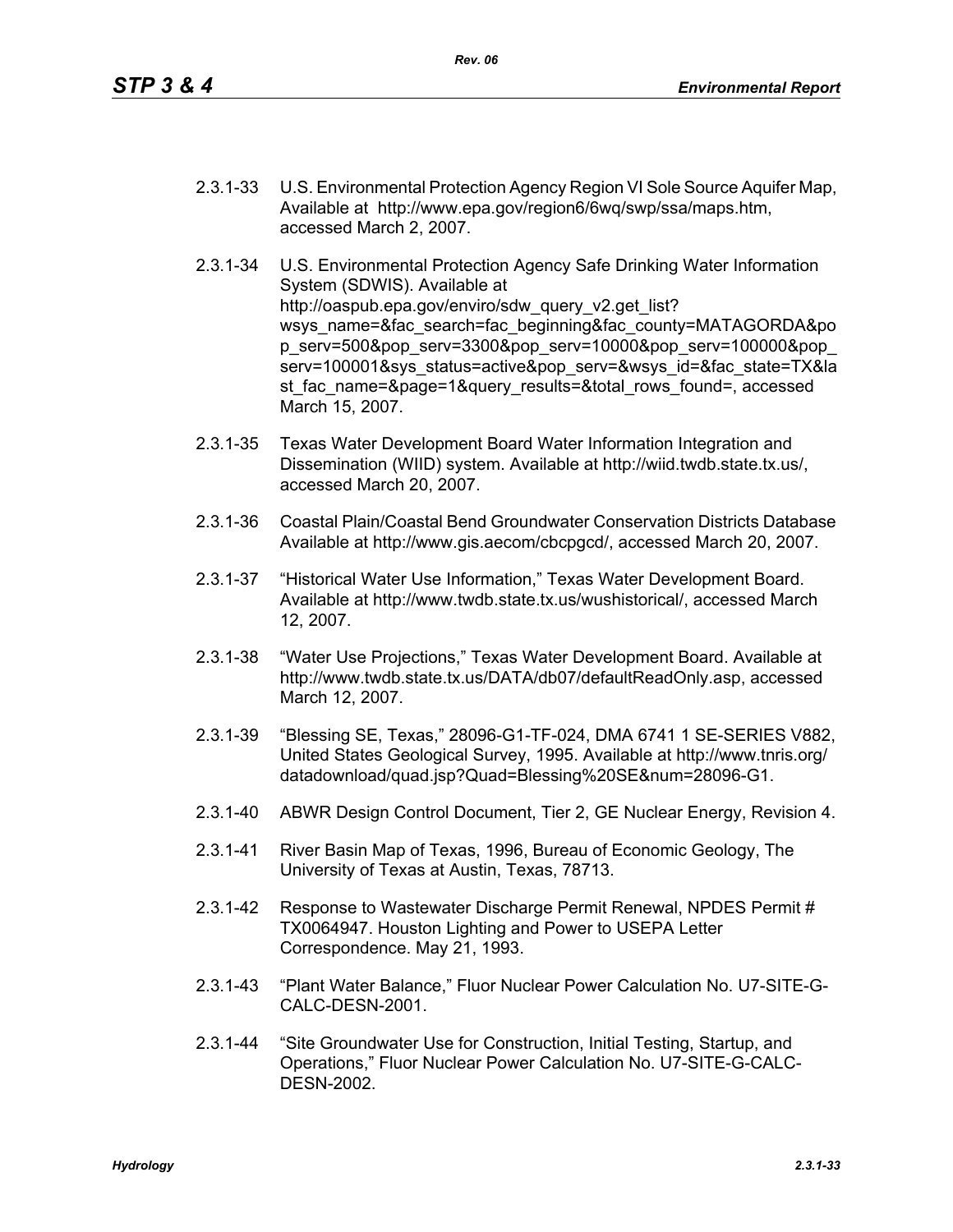2.3.1-33 U.S. Environmental Protection Agency Region VI Sole Source Aquifer Map, Available at http://www.epa.gov/region6/6wq/swp/ssa/maps.htm, accessed March 2, 2007.

2.3.1-34 U.S. Environmental Protection Agency Safe Drinking Water Information System (SDWIS). Available at http://oaspub.epa.gov/enviro/sdw_query_v2.get_list?wsys_name=&fac_search=fac_beginning&fac_county=MATAGORDA&pop_serv=500&pop_serv=3300&pop_serv=10000&pop_serv=100000&pop_serv=100001&sys_status=active&pop_serv=&wsys_id=&fac_state=TX&last_fac_name=&page=1&query_results=&total_rows_found=, accessed March 15, 2007.

2.3.1-35 Texas Water Development Board Water Information Integration and Dissemination (WIID) system. Available at http://wiid.twdb.state.tx.us/, accessed March 20, 2007.

2.3.1-36 Coastal Plain/Coastal Bend Groundwater Conservation Districts Database Available at http://www.gis.aecom/cbcpgcd/, accessed March 20, 2007.

2.3.1-37 "Historical Water Use Information," Texas Water Development Board. Available at http://www.twdb.state.tx.us/wushistorical/, accessed March 12, 2007.

2.3.1-38 "Water Use Projections," Texas Water Development Board. Available at http://www.twdb.state.tx.us/DATA/db07/defaultReadOnly.asp, accessed March 12, 2007.

2.3.1-39 "Blessing SE, Texas," 28096-G1-TF-024, DMA 6741 1 SE-SERIES V882, United States Geological Survey, 1995. Available at http://www.tnris.org/datadownload/quad.jsp?Quad=Blessing%20SE&num=28096-G1.

2.3.1-40 ABWR Design Control Document, Tier 2, GE Nuclear Energy, Revision 4.

2.3.1-41 River Basin Map of Texas, 1996, Bureau of Economic Geology, The University of Texas at Austin, Texas, 78713.

2.3.1-42 Response to Wastewater Discharge Permit Renewal, NPDES Permit # TX0064947. Houston Lighting and Power to USEPA Letter Correspondence. May 21, 1993.

2.3.1-43 "Plant Water Balance," Fluor Nuclear Power Calculation No. U7-SITE-G-CALC-DESN-2001.

2.3.1-44 "Site Groundwater Use for Construction, Initial Testing, Startup, and Operations," Fluor Nuclear Power Calculation No. U7-SITE-G-CALC-DESN-2002.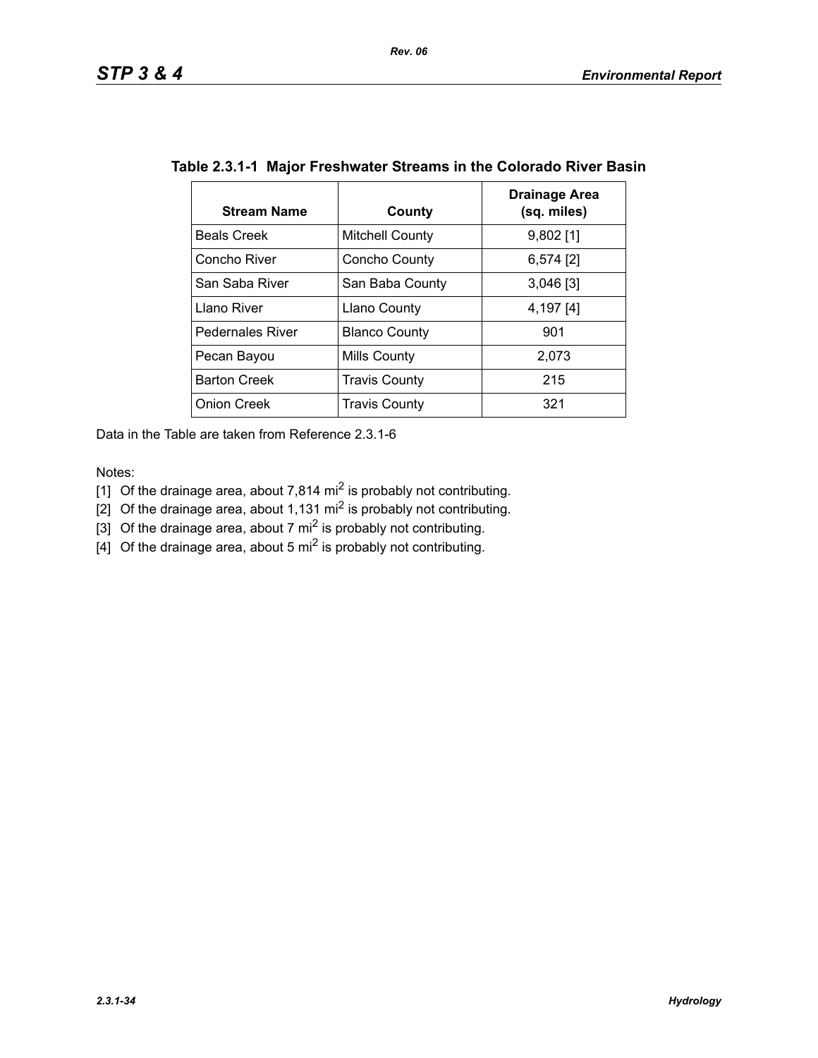**Table 2.3.1-1 Major Freshwater Streams in the Colorado River Basin**

| Stream Name | County | Drainage Area (sq. miles) |
|---|---|---|
| Beals Creek | Mitchell County | 9,802 [1] |
| Concho River | Concho County | 6,574 [2] |
| San Saba River | San Baba County | 3,046 [3] |
| Llano River | Llano County | 4,197 [4] |
| Pedernales River | Blanco County | 901 |
| Pecan Bayou | Mills County | 2,073 |
| Barton Creek | Travis County | 215 |
| Onion Creek | Travis County | 321 |

Data in the Table are taken from Reference 2.3.1-6

Notes:

[1] Of the drainage area, about 7,814 $mi^2$ is probably not contributing.

[2] Of the drainage area, about 1,131 $mi^2$ is probably not contributing.

[3] Of the drainage area, about 7 $mi^2$ is probably not contributing.

[4] Of the drainage area, about 5 $mi^2$ is probably not contributing.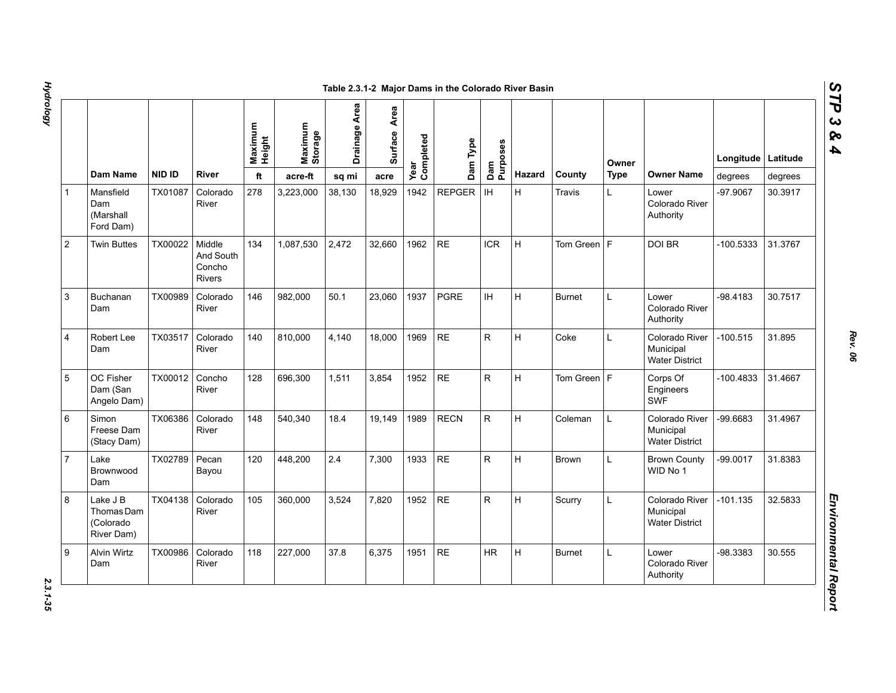Table 2.3.1-2 Major Dams in the Colorado River Basin

| | Dam Name | NID ID | River | Maximum Height | Maximum Storage | Drainage Area | Surface Area | Year Completed | Dam Type | Dam Purposes | Hazard | County | Owner Type | Owner Name | Longitude | Latitude |
|---|---|---|---|---|---|---|---|---|---|---|---|---|---|---|---|---|
| | | | | ft | acre-ft | sq mi | acre | | | | | | | | degrees | degrees |
| 1 | Mansfield Dam (Marshall Ford Dam) | TX01087 | Colorado River | 278 | 3,223,000 | 38,130 | 18,929 | 1942 | REPGER | IH | H | Travis | L | Lower Colorado River Authority | -97.9067 | 30.3917 |
| 2 | Twin Buttes | TX00022 | Middle And South Concho Rivers | 134 | 1,087,530 | 2,472 | 32,660 | 1962 | RE | ICR | H | Tom Green | F | DOI BR | -100.5333 | 31.3767 |
| 3 | Buchanan Dam | TX00989 | Colorado River | 146 | 982,000 | 50.1 | 23,060 | 1937 | PGRE | IH | H | Burnet | L | Lower Colorado River Authority | -98.4183 | 30.7517 |
| 4 | Robert Lee Dam | TX03517 | Colorado River | 140 | 810,000 | 4,140 | 18,000 | 1969 | RE | R | H | Coke | L | Colorado River Municipal Water District | -100.515 | 31.895 |
| 5 | OC Fisher Dam (San Angelo Dam) | TX00012 | Concho River | 128 | 696,300 | 1,511 | 3,854 | 1952 | RE | R | H | Tom Green | F | Corps Of Engineers SWF | -100.4833 | 31.4667 |
| 6 | Simon Freese Dam (Stacy Dam) | TX06386 | Colorado River | 148 | 540,340 | 18.4 | 19,149 | 1989 | RECN | R | H | Coleman | L | Colorado River Municipal Water District | -99.6683 | 31.4967 |
| 7 | Lake Brownwood Dam | TX02789 | Pecan Bayou | 120 | 448,200 | 2.4 | 7,300 | 1933 | RE | R | H | Brown | L | Brown County WID No 1 | -99.0017 | 31.8383 |
| 8 | Lake J B Thomas Dam (Colorado River Dam) | TX04138 | Colorado River | 105 | 360,000 | 3,524 | 7,820 | 1952 | RE | R | H | Scurry | L | Colorado River Municipal Water District | -101.135 | 32.5833 |
| 9 | Alvin Wirtz Dam | TX00986 | Colorado River | 118 | 227,000 | 37.8 | 6,375 | 1951 | RE | HR | H | Burnet | L | Lower Colorado River Authority | -98.3383 | 30.555 |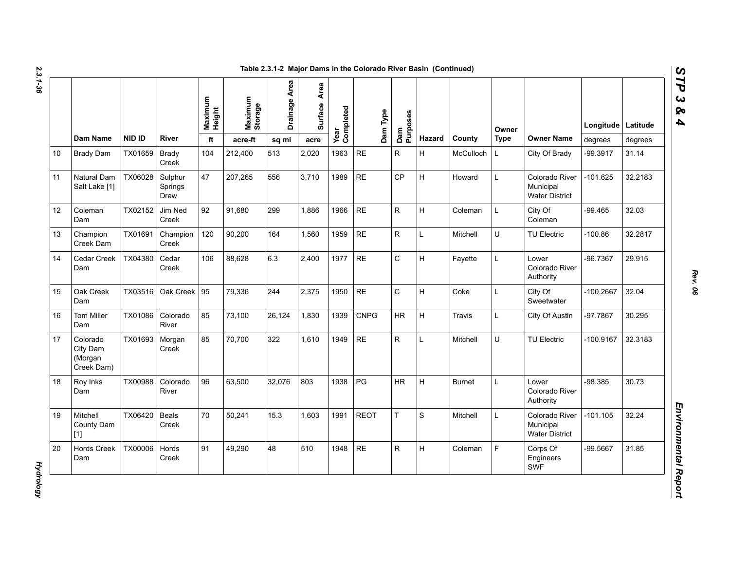**Table 2.3.1-2 Major Dams in the Colorado River Basin (Continued)**

| | Dam Name | NID ID | River | Maximum Height | Maximum Storage | Drainage Area | Surface Area | Year Completed | Dam Type | Dam Purposes | Hazard | County | Owner Type | Owner Name | Longitude | Latitude |
|---|---|---|---|---|---|---|---|---|---|---|---|---|---|---|---|---|
| | | | | ft | acre-ft | sq mi | acre | | | | | | | | degrees | degrees |
| 10 | Brady Dam | TX01659 | Brady Creek | 104 | 212,400 | 513 | 2,020 | 1963 | RE | R | H | McCulloch | L | City Of Brady | -99.3917 | 31.14 |
| 11 | Natural Dam Salt Lake [1] | TX06028 | Sulphur Springs Draw | 47 | 207,265 | 556 | 3,710 | 1989 | RE | CP | H | Howard | L | Colorado River Municipal Water District | -101.625 | 32.2183 |
| 12 | Coleman Dam | TX02152 | Jim Ned Creek | 92 | 91,680 | 299 | 1,886 | 1966 | RE | R | H | Coleman | L | City Of Coleman | -99.465 | 32.03 |
| 13 | Champion Creek Dam | TX01691 | Champion Creek | 120 | 90,200 | 164 | 1,560 | 1959 | RE | R | L | Mitchell | U | TU Electric | -100.86 | 32.2817 |
| 14 | Cedar Creek Dam | TX04380 | Cedar Creek | 106 | 88,628 | 6.3 | 2,400 | 1977 | RE | C | H | Fayette | L | Lower Colorado River Authority | -96.7367 | 29.915 |
| 15 | Oak Creek Dam | TX03516 | Oak Creek | 95 | 79,336 | 244 | 2,375 | 1950 | RE | C | H | Coke | L | City Of Sweetwater | -100.2667 | 32.04 |
| 16 | Tom Miller Dam | TX01086 | Colorado River | 85 | 73,100 | 26,124 | 1,830 | 1939 | CNPG | HR | H | Travis | L | City Of Austin | -97.7867 | 30.295 |
| 17 | Colorado City Dam (Morgan Creek Dam) | TX01693 | Morgan Creek | 85 | 70,700 | 322 | 1,610 | 1949 | RE | R | L | Mitchell | U | TU Electric | -100.9167 | 32.3183 |
| 18 | Roy Inks Dam | TX00988 | Colorado River | 96 | 63,500 | 32,076 | 803 | 1938 | PG | HR | H | Burnet | L | Lower Colorado River Authority | -98.385 | 30.73 |
| 19 | Mitchell County Dam [1] | TX06420 | Beals Creek | 70 | 50,241 | 15.3 | 1,603 | 1991 | REOT | T | S | Mitchell | L | Colorado River Municipal Water District | -101.105 | 32.24 |
| 20 | Hords Creek Dam | TX00006 | Hords Creek | 91 | 49,290 | 48 | 510 | 1948 | RE | R | H | Coleman | F | Corps Of Engineers SWF | -99.5667 | 31.85 |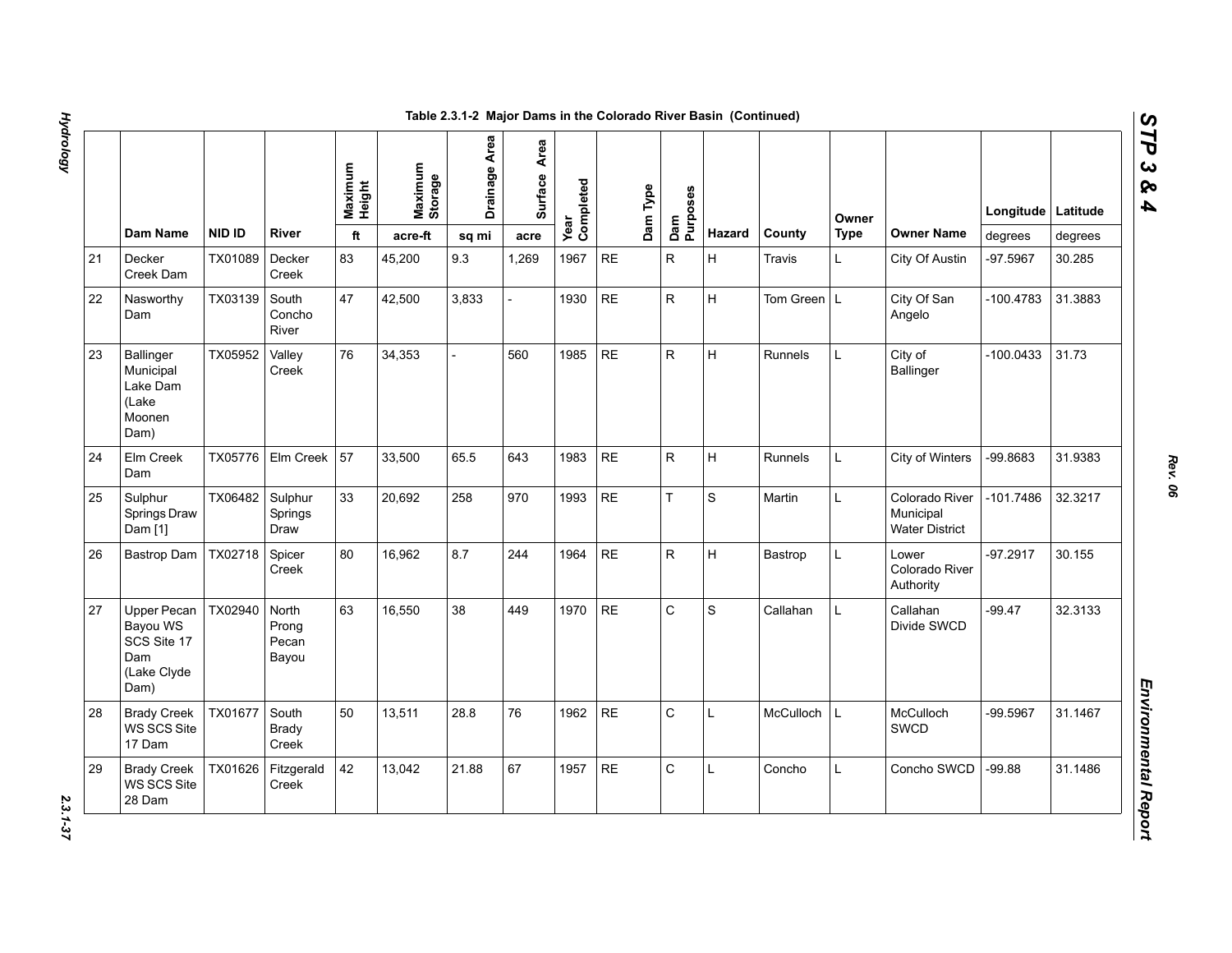Table 2.3.1-2 Major Dams in the Colorado River Basin (Continued)

| | Dam Name | NID ID | River | Maximum Height | Maximum Storage | Drainage Area | Surface Area | Year Completed | Dam Type | Dam Purposes | Hazard | County | Owner Type | Owner Name | Longitude | Latitude |
|---|---|---|---|---|---|---|---|---|---|---|---|---|---|---|---|---|
| | | | | ft | acre-ft | sq mi | acre | | | | | | | | degrees | degrees |
| 21 | Decker Creek Dam | TX01089 | Decker Creek | 83 | 45,200 | 9.3 | 1,269 | 1967 | RE | R | H | Travis | L | City Of Austin | -97.5967 | 30.285 |
| 22 | Nasworthy Dam | TX03139 | South Concho River | 47 | 42,500 | 3,833 | - | 1930 | RE | R | H | Tom Green | L | City Of San Angelo | -100.4783 | 31.3883 |
| 23 | Ballinger Municipal Lake Dam (Lake Moonen Dam) | TX05952 | Valley Creek | 76 | 34,353 | - | 560 | 1985 | RE | R | H | Runnels | L | City of Ballinger | -100.0433 | 31.73 |
| 24 | Elm Creek Dam | TX05776 | Elm Creek | 57 | 33,500 | 65.5 | 643 | 1983 | RE | R | H | Runnels | L | City of Winters | -99.8683 | 31.9383 |
| 25 | Sulphur Springs Draw Dam [1] | TX06482 | Sulphur Springs Draw | 33 | 20,692 | 258 | 970 | 1993 | RE | T | S | Martin | L | Colorado River Municipal Water District | -101.7486 | 32.3217 |
| 26 | Bastrop Dam | TX02718 | Spicer Creek | 80 | 16,962 | 8.7 | 244 | 1964 | RE | R | H | Bastrop | L | Lower Colorado River Authority | -97.2917 | 30.155 |
| 27 | Upper Pecan Bayou WS SCS Site 17 Dam (Lake Clyde Dam) | TX02940 | North Prong Pecan Bayou | 63 | 16,550 | 38 | 449 | 1970 | RE | C | S | Callahan | L | Callahan Divide SWCD | -99.47 | 32.3133 |
| 28 | Brady Creek WS SCS Site 17 Dam | TX01677 | South Brady Creek | 50 | 13,511 | 28.8 | 76 | 1962 | RE | C | L | McCulloch | L | McCulloch SWCD | -99.5967 | 31.1467 |
| 29 | Brady Creek WS SCS Site 28 Dam | TX01626 | Fitzgerald Creek | 42 | 13,042 | 21.88 | 67 | 1957 | RE | C | L | Concho | L | Concho SWCD | -99.88 | 31.1486 |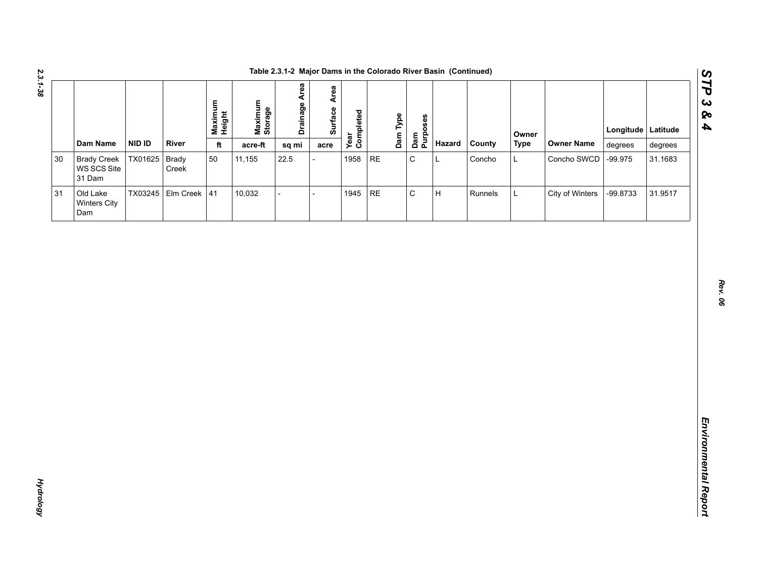**Table 2.3.1-2 Major Dams in the Colorado River Basin (Continued)**

| | Dam Name | NID ID | River | Maximum Height | Maximum Storage | Drainage Area | Surface Area | Year Completed | Dam Type | Dam Purposes | Hazard | County | Owner Type | Owner Name | Longitude | Latitude |
|---|---|---|---|---|---|---|---|---|---|---|---|---|---|---|---|---|
| | | | | ft | acre-ft | sq mi | acre | | | | | | | | degrees | degrees |
| 30 | Brady Creek WS SCS Site 31 Dam | TX01625 | Brady Creek | 50 | 11,155 | 22.5 | - | 1958 | RE | C | L | Concho | L | Concho SWCD | -99.975 | 31.1683 |
| 31 | Old Lake Winters City Dam | TX03245 | Elm Creek | 41 | 10,032 | - | - | 1945 | RE | C | H | Runnels | L | City of Winters | -99.8733 | 31.9517 |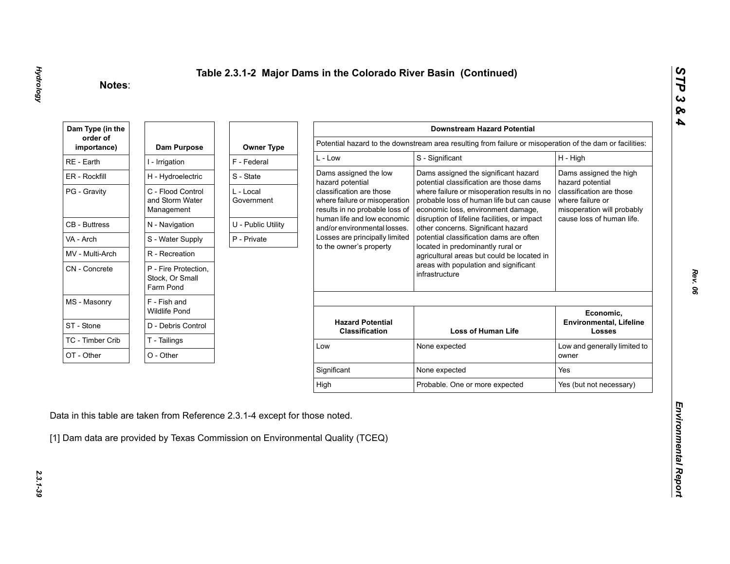# Table 2.3.1-2 Major Dams in the Colorado River Basin (Continued)

**Notes**:

| Dam Type (in the order of importance) |
|---|
| RE - Earth |
| ER - Rockfill |
| PG - Gravity |
| CB - Buttress |
| VA - Arch |
| MV - Multi-Arch |
| CN - Concrete |
| MS - Masonry |
| ST - Stone |
| TC - Timber Crib |
| OT - Other |

| Dam Purpose |
|---|
| I - Irrigation |
| H - Hydroelectric |
| C - Flood Control and Storm Water Management |
| N - Navigation |
| S - Water Supply |
| R - Recreation |
| P - Fire Protection, Stock, Or Small Farm Pond |
| F - Fish and Wildlife Pond |
| D - Debris Control |
| T - Tailings |
| O - Other |

| Owner Type |
|---|
| F - Federal |
| S - State |
| L - Local Government |
| U - Public Utility |
| P - Private |

| Downstream Hazard Potential | | |
|---|---|---|
| Potential hazard to the downstream area resulting from failure or misoperation of the dam or facilities: | | |
| L - Low | S - Significant | H - High |
| Dams assigned the low hazard potential classification are those where failure or misoperation results in no probable loss of human life and low economic and/or environmental losses. Losses are principally limited to the owner's property | Dams assigned the significant hazard potential classification are those dams where failure or misoperation results in no probable loss of human life but can cause economic loss, environment damage, disruption of lifeline facilities, or impact other concerns. Significant hazard potential classification dams are often located in predominantly rural or agricultural areas but could be located in areas with population and significant infrastructure | Dams assigned the high hazard potential classification are those where failure or misoperation will probably cause loss of human life. |

| Hazard Potential Classification | Loss of Human Life | Economic, Environmental, Lifeline Losses |
|---|---|---|
| Low | None expected | Low and generally limited to owner |
| Significant | None expected | Yes |
| High | Probable. One or more expected | Yes (but not necessary) |

Data in this table are taken from Reference 2.3.1-4 except for those noted.

[1] Dam data are provided by Texas Commission on Environmental Quality (TCEQ)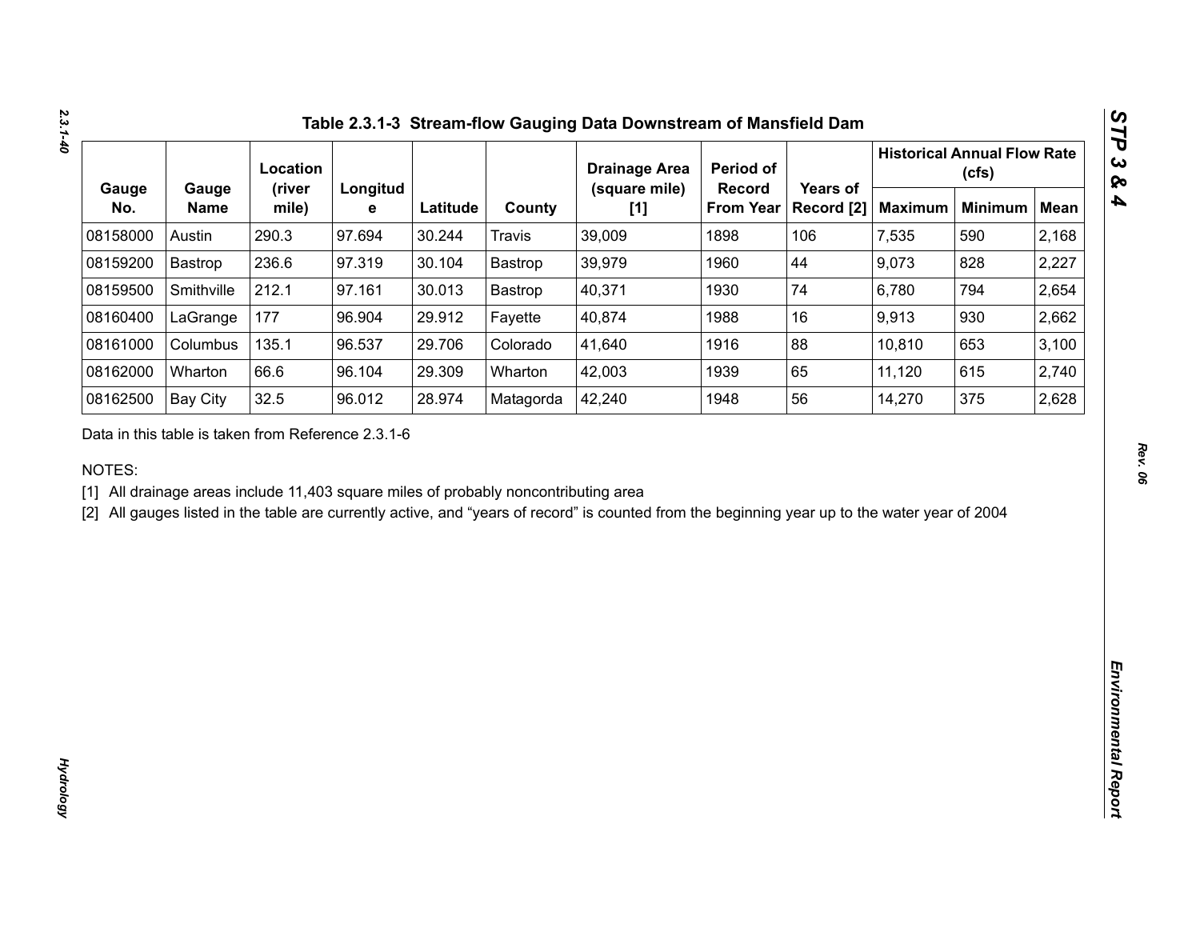## Table 2.3.1-3 Stream-flow Gauging Data Downstream of Mansfield Dam

| Gauge No. | Gauge Name | Location (river mile) | Longitude | Latitude | County | Drainage Area (square mile) [1] | Period of Record From Year | Years of Record [2] | Historical Annual Flow Rate (cfs) | | |
|---|---|---|---|---|---|---|---|---|---|---|---|
| | | | | | | | | | Maximum | Minimum | Mean |
| 08158000 | Austin | 290.3 | 97.694 | 30.244 | Travis | 39,009 | 1898 | 106 | 7,535 | 590 | 2,168 |
| 08159200 | Bastrop | 236.6 | 97.319 | 30.104 | Bastrop | 39,979 | 1960 | 44 | 9,073 | 828 | 2,227 |
| 08159500 | Smithville | 212.1 | 97.161 | 30.013 | Bastrop | 40,371 | 1930 | 74 | 6,780 | 794 | 2,654 |
| 08160400 | LaGrange | 177 | 96.904 | 29.912 | Fayette | 40,874 | 1988 | 16 | 9,913 | 930 | 2,662 |
| 08161000 | Columbus | 135.1 | 96.537 | 29.706 | Colorado | 41,640 | 1916 | 88 | 10,810 | 653 | 3,100 |
| 08162000 | Wharton | 66.6 | 96.104 | 29.309 | Wharton | 42,003 | 1939 | 65 | 11,120 | 615 | 2,740 |
| 08162500 | Bay City | 32.5 | 96.012 | 28.974 | Matagorda | 42,240 | 1948 | 56 | 14,270 | 375 | 2,628 |

Data in this table is taken from Reference 2.3.1-6

NOTES:

[1] All drainage areas include 11,403 square miles of probably noncontributing area

[2] All gauges listed in the table are currently active, and "years of record" is counted from the beginning year up to the water year of 2004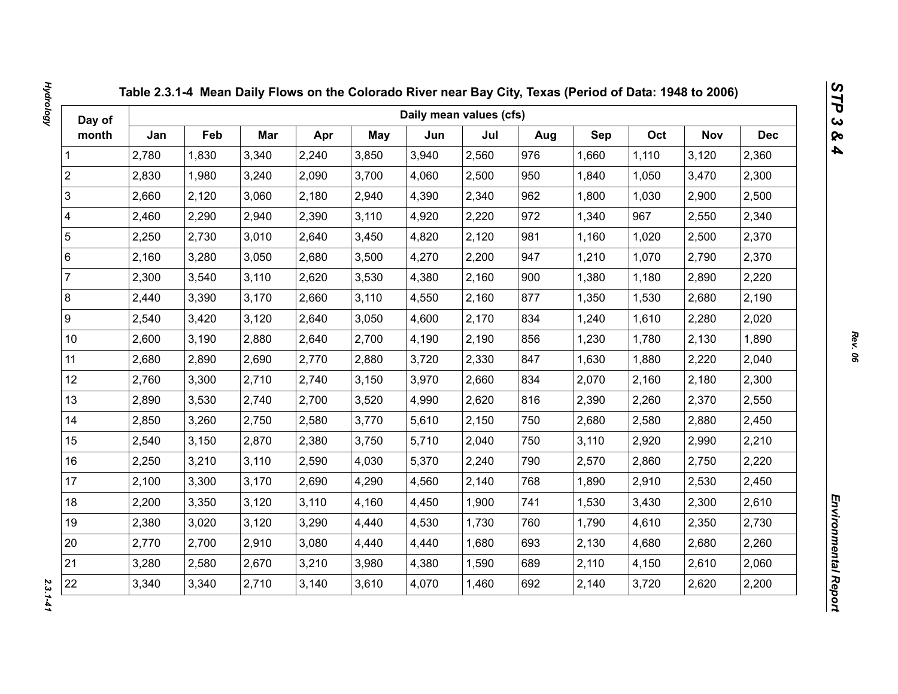## Table 2.3.1-4 Mean Daily Flows on the Colorado River near Bay City, Texas (Period of Data: 1948 to 2006)

| Day of month | Daily mean values (cfs) | | | | | | | | | | | |
|---|---|---|---|---|---|---|---|---|---|---|---|---|
| | Jan | Feb | Mar | Apr | May | Jun | Jul | Aug | Sep | Oct | Nov | Dec |
| 1 | 2,780 | 1,830 | 3,340 | 2,240 | 3,850 | 3,940 | 2,560 | 976 | 1,660 | 1,110 | 3,120 | 2,360 |
| 2 | 2,830 | 1,980 | 3,240 | 2,090 | 3,700 | 4,060 | 2,500 | 950 | 1,840 | 1,050 | 3,470 | 2,300 |
| 3 | 2,660 | 2,120 | 3,060 | 2,180 | 2,940 | 4,390 | 2,340 | 962 | 1,800 | 1,030 | 2,900 | 2,500 |
| 4 | 2,460 | 2,290 | 2,940 | 2,390 | 3,110 | 4,920 | 2,220 | 972 | 1,340 | 967 | 2,550 | 2,340 |
| 5 | 2,250 | 2,730 | 3,010 | 2,640 | 3,450 | 4,820 | 2,120 | 981 | 1,160 | 1,020 | 2,500 | 2,370 |
| 6 | 2,160 | 3,280 | 3,050 | 2,680 | 3,500 | 4,270 | 2,200 | 947 | 1,210 | 1,070 | 2,790 | 2,370 |
| 7 | 2,300 | 3,540 | 3,110 | 2,620 | 3,530 | 4,380 | 2,160 | 900 | 1,380 | 1,180 | 2,890 | 2,220 |
| 8 | 2,440 | 3,390 | 3,170 | 2,660 | 3,110 | 4,550 | 2,160 | 877 | 1,350 | 1,530 | 2,680 | 2,190 |
| 9 | 2,540 | 3,420 | 3,120 | 2,640 | 3,050 | 4,600 | 2,170 | 834 | 1,240 | 1,610 | 2,280 | 2,020 |
| 10 | 2,600 | 3,190 | 2,880 | 2,640 | 2,700 | 4,190 | 2,190 | 856 | 1,230 | 1,780 | 2,130 | 1,890 |
| 11 | 2,680 | 2,890 | 2,690 | 2,770 | 2,880 | 3,720 | 2,330 | 847 | 1,630 | 1,880 | 2,220 | 2,040 |
| 12 | 2,760 | 3,300 | 2,710 | 2,740 | 3,150 | 3,970 | 2,660 | 834 | 2,070 | 2,160 | 2,180 | 2,300 |
| 13 | 2,890 | 3,530 | 2,740 | 2,700 | 3,520 | 4,990 | 2,620 | 816 | 2,390 | 2,260 | 2,370 | 2,550 |
| 14 | 2,850 | 3,260 | 2,750 | 2,580 | 3,770 | 5,610 | 2,150 | 750 | 2,680 | 2,580 | 2,880 | 2,450 |
| 15 | 2,540 | 3,150 | 2,870 | 2,380 | 3,750 | 5,710 | 2,040 | 750 | 3,110 | 2,920 | 2,990 | 2,210 |
| 16 | 2,250 | 3,210 | 3,110 | 2,590 | 4,030 | 5,370 | 2,240 | 790 | 2,570 | 2,860 | 2,750 | 2,220 |
| 17 | 2,100 | 3,300 | 3,170 | 2,690 | 4,290 | 4,560 | 2,140 | 768 | 1,890 | 2,910 | 2,530 | 2,450 |
| 18 | 2,200 | 3,350 | 3,120 | 3,110 | 4,160 | 4,450 | 1,900 | 741 | 1,530 | 3,430 | 2,300 | 2,610 |
| 19 | 2,380 | 3,020 | 3,120 | 3,290 | 4,440 | 4,530 | 1,730 | 760 | 1,790 | 4,610 | 2,350 | 2,730 |
| 20 | 2,770 | 2,700 | 2,910 | 3,080 | 4,440 | 4,440 | 1,680 | 693 | 2,130 | 4,680 | 2,680 | 2,260 |
| 21 | 3,280 | 2,580 | 2,670 | 3,210 | 3,980 | 4,380 | 1,590 | 689 | 2,110 | 4,150 | 2,610 | 2,060 |
| 22 | 3,340 | 3,340 | 2,710 | 3,140 | 3,610 | 4,070 | 1,460 | 692 | 2,140 | 3,720 | 2,620 | 2,200 |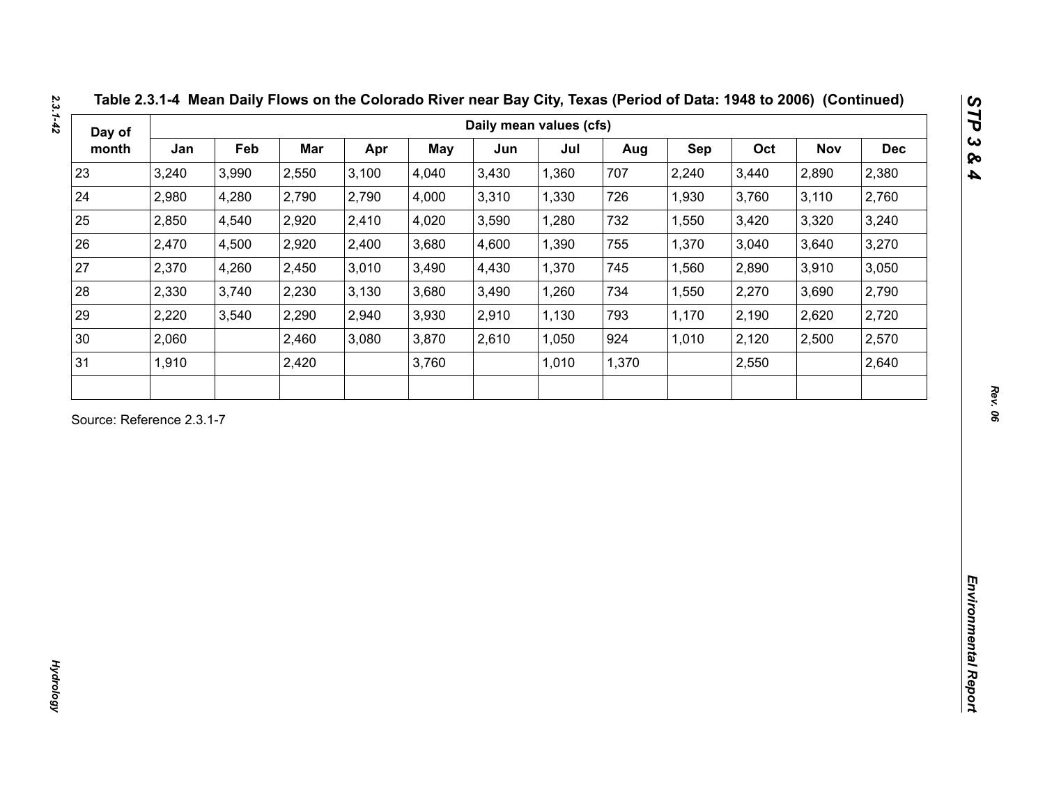Table 2.3.1-4 Mean Daily Flows on the Colorado River near Bay City, Texas (Period of Data: 1948 to 2006) (Continued)

| Day of month | Daily mean values (cfs) | | | | | | | | | | | |
|---|---|---|---|---|---|---|---|---|---|---|---|---|
| | Jan | Feb | Mar | Apr | May | Jun | Jul | Aug | Sep | Oct | Nov | Dec |
| 23 | 3,240 | 3,990 | 2,550 | 3,100 | 4,040 | 3,430 | 1,360 | 707 | 2,240 | 3,440 | 2,890 | 2,380 |
| 24 | 2,980 | 4,280 | 2,790 | 2,790 | 4,000 | 3,310 | 1,330 | 726 | 1,930 | 3,760 | 3,110 | 2,760 |
| 25 | 2,850 | 4,540 | 2,920 | 2,410 | 4,020 | 3,590 | 1,280 | 732 | 1,550 | 3,420 | 3,320 | 3,240 |
| 26 | 2,470 | 4,500 | 2,920 | 2,400 | 3,680 | 4,600 | 1,390 | 755 | 1,370 | 3,040 | 3,640 | 3,270 |
| 27 | 2,370 | 4,260 | 2,450 | 3,010 | 3,490 | 4,430 | 1,370 | 745 | 1,560 | 2,890 | 3,910 | 3,050 |
| 28 | 2,330 | 3,740 | 2,230 | 3,130 | 3,680 | 3,490 | 1,260 | 734 | 1,550 | 2,270 | 3,690 | 2,790 |
| 29 | 2,220 | 3,540 | 2,290 | 2,940 | 3,930 | 2,910 | 1,130 | 793 | 1,170 | 2,190 | 2,620 | 2,720 |
| 30 | 2,060 | | 2,460 | 3,080 | 3,870 | 2,610 | 1,050 | 924 | 1,010 | 2,120 | 2,500 | 2,570 |
| 31 | 1,910 | | 2,420 | | 3,760 | | 1,010 | 1,370 | | 2,550 | | 2,640 |
| | | | | | | | | | | | | |

Source: Reference 2.3.1-7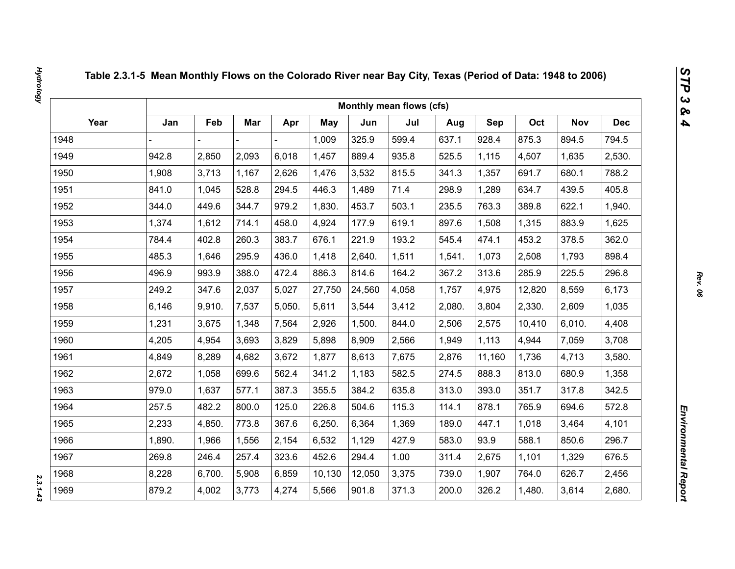# Table 2.3.1-5 Mean Monthly Flows on the Colorado River near Bay City, Texas (Period of Data: 1948 to 2006)

| Year | Monthly mean flows (cfs) | | | | | | | | | | | |
|---|---|---|---|---|---|---|---|---|---|---|---|---|
| | Jan | Feb | Mar | Apr | May | Jun | Jul | Aug | Sep | Oct | Nov | Dec |
| 1948 | - | - | - | - | 1,009 | 325.9 | 599.4 | 637.1 | 928.4 | 875.3 | 894.5 | 794.5 |
| 1949 | 942.8 | 2,850 | 2,093 | 6,018 | 1,457 | 889.4 | 935.8 | 525.5 | 1,115 | 4,507 | 1,635 | 2,530. |
| 1950 | 1,908 | 3,713 | 1,167 | 2,626 | 1,476 | 3,532 | 815.5 | 341.3 | 1,357 | 691.7 | 680.1 | 788.2 |
| 1951 | 841.0 | 1,045 | 528.8 | 294.5 | 446.3 | 1,489 | 71.4 | 298.9 | 1,289 | 634.7 | 439.5 | 405.8 |
| 1952 | 344.0 | 449.6 | 344.7 | 979.2 | 1,830. | 453.7 | 503.1 | 235.5 | 763.3 | 389.8 | 622.1 | 1,940. |
| 1953 | 1,374 | 1,612 | 714.1 | 458.0 | 4,924 | 177.9 | 619.1 | 897.6 | 1,508 | 1,315 | 883.9 | 1,625 |
| 1954 | 784.4 | 402.8 | 260.3 | 383.7 | 676.1 | 221.9 | 193.2 | 545.4 | 474.1 | 453.2 | 378.5 | 362.0 |
| 1955 | 485.3 | 1,646 | 295.9 | 436.0 | 1,418 | 2,640. | 1,511 | 1,541. | 1,073 | 2,508 | 1,793 | 898.4 |
| 1956 | 496.9 | 993.9 | 388.0 | 472.4 | 886.3 | 814.6 | 164.2 | 367.2 | 313.6 | 285.9 | 225.5 | 296.8 |
| 1957 | 249.2 | 347.6 | 2,037 | 5,027 | 27,750 | 24,560 | 4,058 | 1,757 | 4,975 | 12,820 | 8,559 | 6,173 |
| 1958 | 6,146 | 9,910. | 7,537 | 5,050. | 5,611 | 3,544 | 3,412 | 2,080. | 3,804 | 2,330. | 2,609 | 1,035 |
| 1959 | 1,231 | 3,675 | 1,348 | 7,564 | 2,926 | 1,500. | 844.0 | 2,506 | 2,575 | 10,410 | 6,010. | 4,408 |
| 1960 | 4,205 | 4,954 | 3,693 | 3,829 | 5,898 | 8,909 | 2,566 | 1,949 | 1,113 | 4,944 | 7,059 | 3,708 |
| 1961 | 4,849 | 8,289 | 4,682 | 3,672 | 1,877 | 8,613 | 7,675 | 2,876 | 11,160 | 1,736 | 4,713 | 3,580. |
| 1962 | 2,672 | 1,058 | 699.6 | 562.4 | 341.2 | 1,183 | 582.5 | 274.5 | 888.3 | 813.0 | 680.9 | 1,358 |
| 1963 | 979.0 | 1,637 | 577.1 | 387.3 | 355.5 | 384.2 | 635.8 | 313.0 | 393.0 | 351.7 | 317.8 | 342.5 |
| 1964 | 257.5 | 482.2 | 800.0 | 125.0 | 226.8 | 504.6 | 115.3 | 114.1 | 878.1 | 765.9 | 694.6 | 572.8 |
| 1965 | 2,233 | 4,850. | 773.8 | 367.6 | 6,250. | 6,364 | 1,369 | 189.0 | 447.1 | 1,018 | 3,464 | 4,101 |
| 1966 | 1,890. | 1,966 | 1,556 | 2,154 | 6,532 | 1,129 | 427.9 | 583.0 | 93.9 | 588.1 | 850.6 | 296.7 |
| 1967 | 269.8 | 246.4 | 257.4 | 323.6 | 452.6 | 294.4 | 1.00 | 311.4 | 2,675 | 1,101 | 1,329 | 676.5 |
| 1968 | 8,228 | 6,700. | 5,908 | 6,859 | 10,130 | 12,050 | 3,375 | 739.0 | 1,907 | 764.0 | 626.7 | 2,456 |
| 1969 | 879.2 | 4,002 | 3,773 | 4,274 | 5,566 | 901.8 | 371.3 | 200.0 | 326.2 | 1,480. | 3,614 | 2,680. |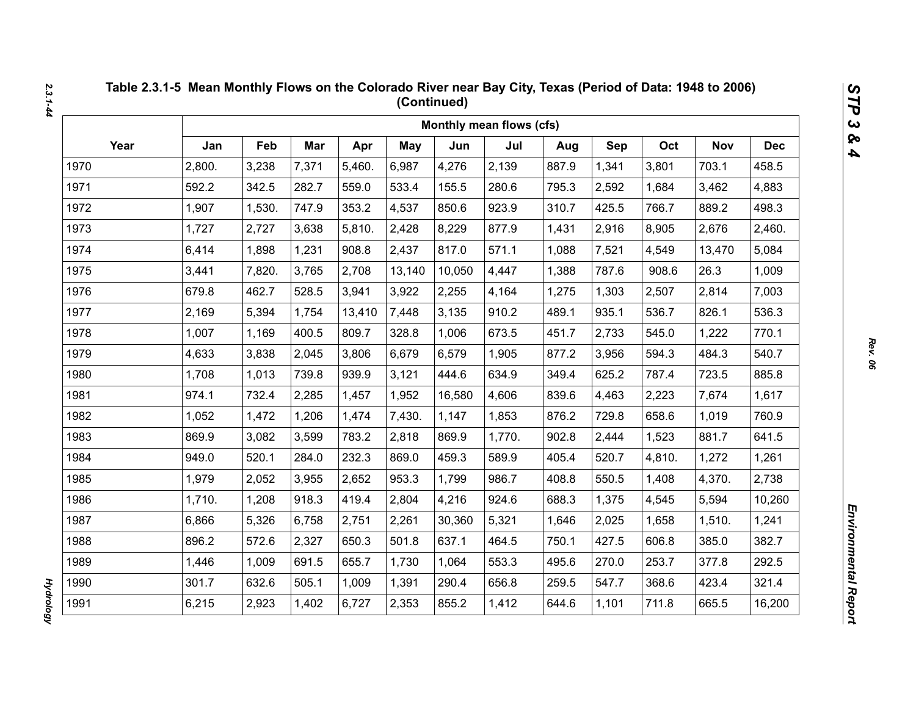**Table 2.3.1-5 Mean Monthly Flows on the Colorado River near Bay City, Texas (Period of Data: 1948 to 2006) (Continued)**

| Year | Monthly mean flows (cfs) | | | | | | | | | | | |
|---|---|---|---|---|---|---|---|---|---|---|---|---|
| | Jan | Feb | Mar | Apr | May | Jun | Jul | Aug | Sep | Oct | Nov | Dec |
| 1970 | 2,800. | 3,238 | 7,371 | 5,460. | 6,987 | 4,276 | 2,139 | 887.9 | 1,341 | 3,801 | 703.1 | 458.5 |
| 1971 | 592.2 | 342.5 | 282.7 | 559.0 | 533.4 | 155.5 | 280.6 | 795.3 | 2,592 | 1,684 | 3,462 | 4,883 |
| 1972 | 1,907 | 1,530. | 747.9 | 353.2 | 4,537 | 850.6 | 923.9 | 310.7 | 425.5 | 766.7 | 889.2 | 498.3 |
| 1973 | 1,727 | 2,727 | 3,638 | 5,810. | 2,428 | 8,229 | 877.9 | 1,431 | 2,916 | 8,905 | 2,676 | 2,460. |
| 1974 | 6,414 | 1,898 | 1,231 | 908.8 | 2,437 | 817.0 | 571.1 | 1,088 | 7,521 | 4,549 | 13,470 | 5,084 |
| 1975 | 3,441 | 7,820. | 3,765 | 2,708 | 13,140 | 10,050 | 4,447 | 1,388 | 787.6 | 908.6 | 26.3 | 1,009 |
| 1976 | 679.8 | 462.7 | 528.5 | 3,941 | 3,922 | 2,255 | 4,164 | 1,275 | 1,303 | 2,507 | 2,814 | 7,003 |
| 1977 | 2,169 | 5,394 | 1,754 | 13,410 | 7,448 | 3,135 | 910.2 | 489.1 | 935.1 | 536.7 | 826.1 | 536.3 |
| 1978 | 1,007 | 1,169 | 400.5 | 809.7 | 328.8 | 1,006 | 673.5 | 451.7 | 2,733 | 545.0 | 1,222 | 770.1 |
| 1979 | 4,633 | 3,838 | 2,045 | 3,806 | 6,679 | 6,579 | 1,905 | 877.2 | 3,956 | 594.3 | 484.3 | 540.7 |
| 1980 | 1,708 | 1,013 | 739.8 | 939.9 | 3,121 | 444.6 | 634.9 | 349.4 | 625.2 | 787.4 | 723.5 | 885.8 |
| 1981 | 974.1 | 732.4 | 2,285 | 1,457 | 1,952 | 16,580 | 4,606 | 839.6 | 4,463 | 2,223 | 7,674 | 1,617 |
| 1982 | 1,052 | 1,472 | 1,206 | 1,474 | 7,430. | 1,147 | 1,853 | 876.2 | 729.8 | 658.6 | 1,019 | 760.9 |
| 1983 | 869.9 | 3,082 | 3,599 | 783.2 | 2,818 | 869.9 | 1,770. | 902.8 | 2,444 | 1,523 | 881.7 | 641.5 |
| 1984 | 949.0 | 520.1 | 284.0 | 232.3 | 869.0 | 459.3 | 589.9 | 405.4 | 520.7 | 4,810. | 1,272 | 1,261 |
| 1985 | 1,979 | 2,052 | 3,955 | 2,652 | 953.3 | 1,799 | 986.7 | 408.8 | 550.5 | 1,408 | 4,370. | 2,738 |
| 1986 | 1,710. | 1,208 | 918.3 | 419.4 | 2,804 | 4,216 | 924.6 | 688.3 | 1,375 | 4,545 | 5,594 | 10,260 |
| 1987 | 6,866 | 5,326 | 6,758 | 2,751 | 2,261 | 30,360 | 5,321 | 1,646 | 2,025 | 1,658 | 1,510. | 1,241 |
| 1988 | 896.2 | 572.6 | 2,327 | 650.3 | 501.8 | 637.1 | 464.5 | 750.1 | 427.5 | 606.8 | 385.0 | 382.7 |
| 1989 | 1,446 | 1,009 | 691.5 | 655.7 | 1,730 | 1,064 | 553.3 | 495.6 | 270.0 | 253.7 | 377.8 | 292.5 |
| 1990 | 301.7 | 632.6 | 505.1 | 1,009 | 1,391 | 290.4 | 656.8 | 259.5 | 547.7 | 368.6 | 423.4 | 321.4 |
| 1991 | 6,215 | 2,923 | 1,402 | 6,727 | 2,353 | 855.2 | 1,412 | 644.6 | 1,101 | 711.8 | 665.5 | 16,200 |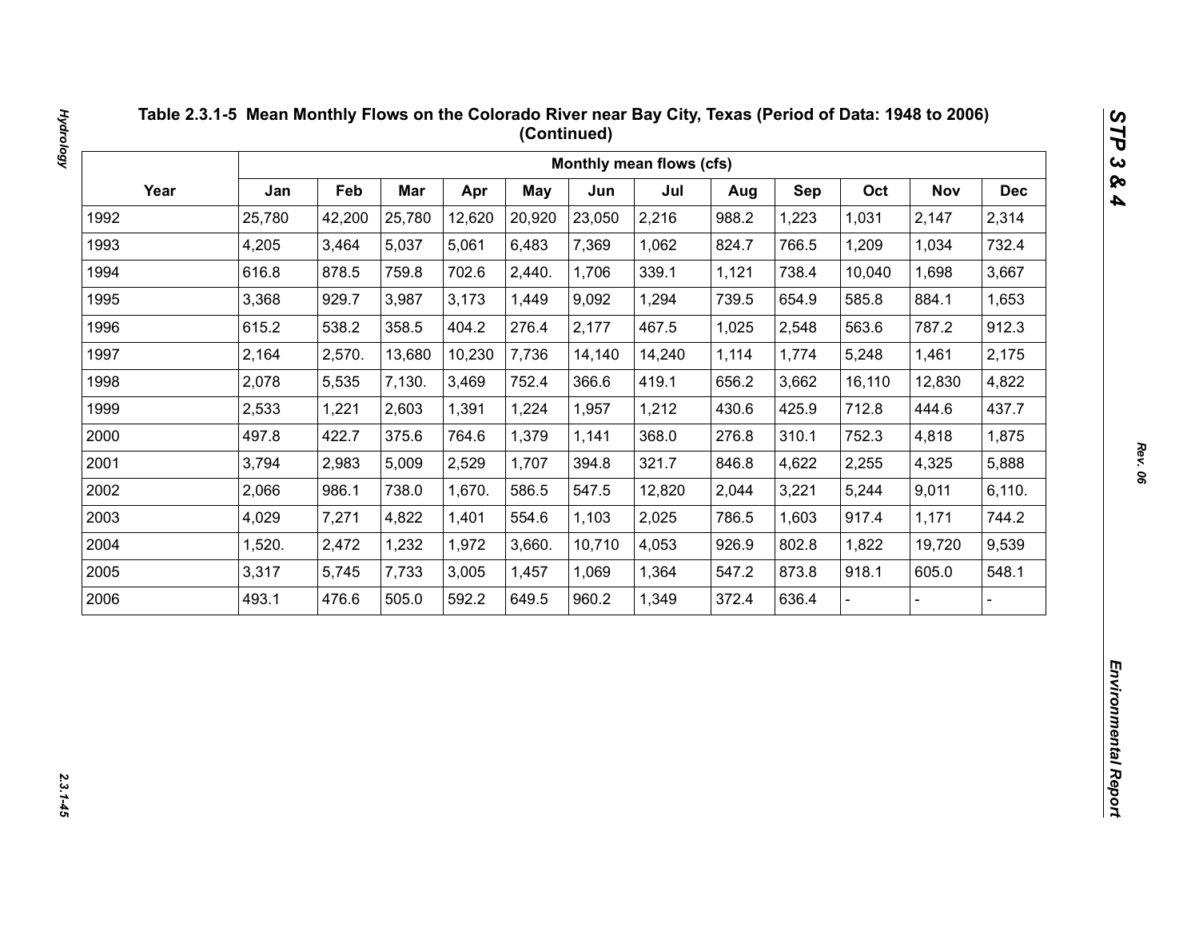# Table 2.3.1-5 Mean Monthly Flows on the Colorado River near Bay City, Texas (Period of Data: 1948 to 2006) (Continued)

| Year | Monthly mean flows (cfs) | | | | | | | | | | | |
|---|---|---|---|---|---|---|---|---|---|---|---|---|
| | Jan | Feb | Mar | Apr | May | Jun | Jul | Aug | Sep | Oct | Nov | Dec |
| 1992 | 25,780 | 42,200 | 25,780 | 12,620 | 20,920 | 23,050 | 2,216 | 988.2 | 1,223 | 1,031 | 2,147 | 2,314 |
| 1993 | 4,205 | 3,464 | 5,037 | 5,061 | 6,483 | 7,369 | 1,062 | 824.7 | 766.5 | 1,209 | 1,034 | 732.4 |
| 1994 | 616.8 | 878.5 | 759.8 | 702.6 | 2,440. | 1,706 | 339.1 | 1,121 | 738.4 | 10,040 | 1,698 | 3,667 |
| 1995 | 3,368 | 929.7 | 3,987 | 3,173 | 1,449 | 9,092 | 1,294 | 739.5 | 654.9 | 585.8 | 884.1 | 1,653 |
| 1996 | 615.2 | 538.2 | 358.5 | 404.2 | 276.4 | 2,177 | 467.5 | 1,025 | 2,548 | 563.6 | 787.2 | 912.3 |
| 1997 | 2,164 | 2,570. | 13,680 | 10,230 | 7,736 | 14,140 | 14,240 | 1,114 | 1,774 | 5,248 | 1,461 | 2,175 |
| 1998 | 2,078 | 5,535 | 7,130. | 3,469 | 752.4 | 366.6 | 419.1 | 656.2 | 3,662 | 16,110 | 12,830 | 4,822 |
| 1999 | 2,533 | 1,221 | 2,603 | 1,391 | 1,224 | 1,957 | 1,212 | 430.6 | 425.9 | 712.8 | 444.6 | 437.7 |
| 2000 | 497.8 | 422.7 | 375.6 | 764.6 | 1,379 | 1,141 | 368.0 | 276.8 | 310.1 | 752.3 | 4,818 | 1,875 |
| 2001 | 3,794 | 2,983 | 5,009 | 2,529 | 1,707 | 394.8 | 321.7 | 846.8 | 4,622 | 2,255 | 4,325 | 5,888 |
| 2002 | 2,066 | 986.1 | 738.0 | 1,670. | 586.5 | 547.5 | 12,820 | 2,044 | 3,221 | 5,244 | 9,011 | 6,110. |
| 2003 | 4,029 | 7,271 | 4,822 | 1,401 | 554.6 | 1,103 | 2,025 | 786.5 | 1,603 | 917.4 | 1,171 | 744.2 |
| 2004 | 1,520. | 2,472 | 1,232 | 1,972 | 3,660. | 10,710 | 4,053 | 926.9 | 802.8 | 1,822 | 19,720 | 9,539 |
| 2005 | 3,317 | 5,745 | 7,733 | 3,005 | 1,457 | 1,069 | 1,364 | 547.2 | 873.8 | 918.1 | 605.0 | 548.1 |
| 2006 | 493.1 | 476.6 | 505.0 | 592.2 | 649.5 | 960.2 | 1,349 | 372.4 | 636.4 | - | - | - |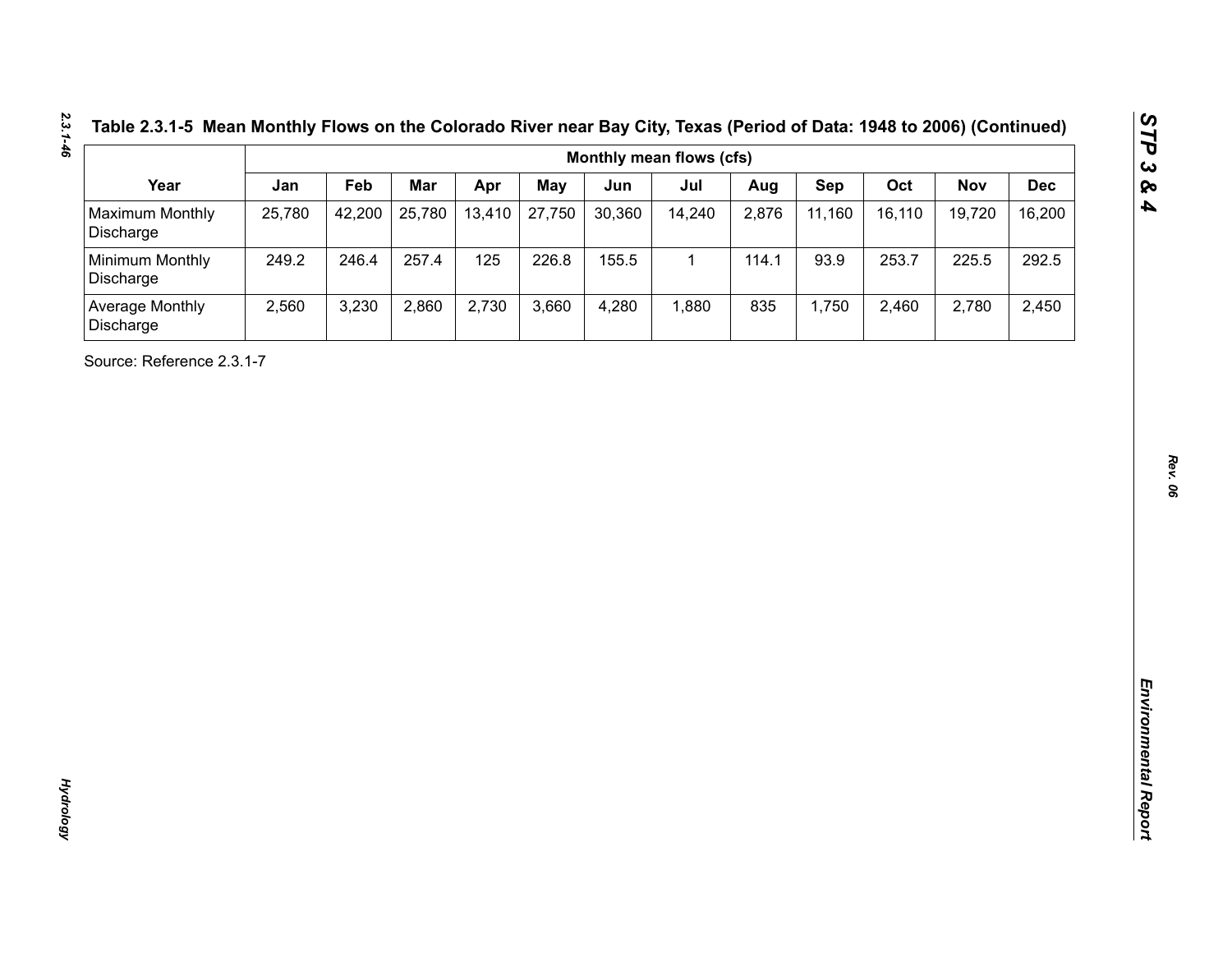**Table 2.3.1-5 Mean Monthly Flows on the Colorado River near Bay City, Texas (Period of Data: 1948 to 2006) (Continued)**

| Year | Monthly mean flows (cfs) | | | | | | | | | | | |
|---|---|---|---|---|---|---|---|---|---|---|---|---|
| | Jan | Feb | Mar | Apr | May | Jun | Jul | Aug | Sep | Oct | Nov | Dec |
| Maximum Monthly Discharge | 25,780 | 42,200 | 25,780 | 13,410 | 27,750 | 30,360 | 14,240 | 2,876 | 11,160 | 16,110 | 19,720 | 16,200 |
| Minimum Monthly Discharge | 249.2 | 246.4 | 257.4 | 125 | 226.8 | 155.5 | 1 | 114.1 | 93.9 | 253.7 | 225.5 | 292.5 |
| Average Monthly Discharge | 2,560 | 3,230 | 2,860 | 2,730 | 3,660 | 4,280 | 1,880 | 835 | 1,750 | 2,460 | 2,780 | 2,450 |

Source: Reference 2.3.1-7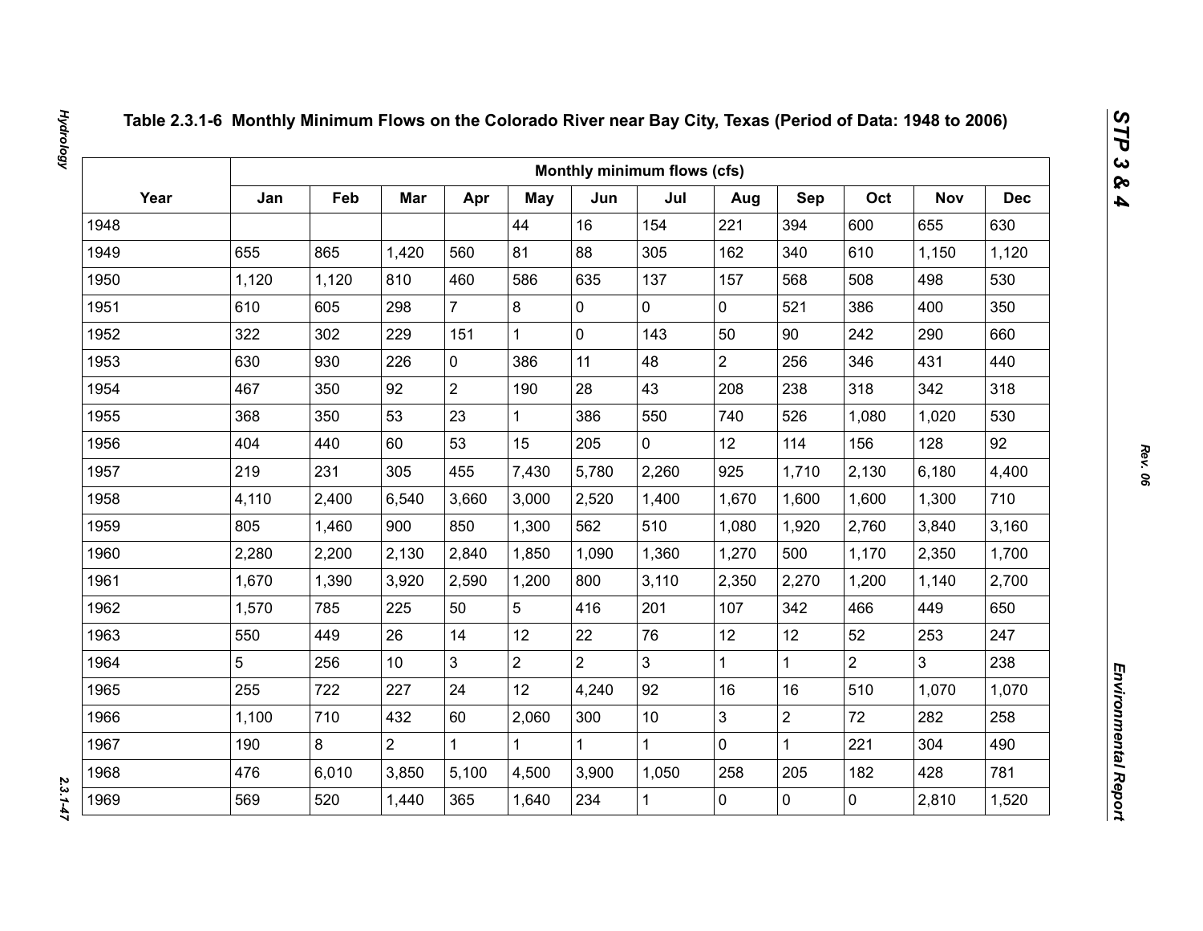## Table 2.3.1-6 Monthly Minimum Flows on the Colorado River near Bay City, Texas (Period of Data: 1948 to 2006)

| Year | Monthly minimum flows (cfs) | | | | | | | | | | | |
|---|---|---|---|---|---|---|---|---|---|---|---|---|
| | Jan | Feb | Mar | Apr | May | Jun | Jul | Aug | Sep | Oct | Nov | Dec |
| 1948 | | | | | 44 | 16 | 154 | 221 | 394 | 600 | 655 | 630 |
| 1949 | 655 | 865 | 1,420 | 560 | 81 | 88 | 305 | 162 | 340 | 610 | 1,150 | 1,120 |
| 1950 | 1,120 | 1,120 | 810 | 460 | 586 | 635 | 137 | 157 | 568 | 508 | 498 | 530 |
| 1951 | 610 | 605 | 298 | 7 | 8 | 0 | 0 | 0 | 521 | 386 | 400 | 350 |
| 1952 | 322 | 302 | 229 | 151 | 1 | 0 | 143 | 50 | 90 | 242 | 290 | 660 |
| 1953 | 630 | 930 | 226 | 0 | 386 | 11 | 48 | 2 | 256 | 346 | 431 | 440 |
| 1954 | 467 | 350 | 92 | 2 | 190 | 28 | 43 | 208 | 238 | 318 | 342 | 318 |
| 1955 | 368 | 350 | 53 | 23 | 1 | 386 | 550 | 740 | 526 | 1,080 | 1,020 | 530 |
| 1956 | 404 | 440 | 60 | 53 | 15 | 205 | 0 | 12 | 114 | 156 | 128 | 92 |
| 1957 | 219 | 231 | 305 | 455 | 7,430 | 5,780 | 2,260 | 925 | 1,710 | 2,130 | 6,180 | 4,400 |
| 1958 | 4,110 | 2,400 | 6,540 | 3,660 | 3,000 | 2,520 | 1,400 | 1,670 | 1,600 | 1,600 | 1,300 | 710 |
| 1959 | 805 | 1,460 | 900 | 850 | 1,300 | 562 | 510 | 1,080 | 1,920 | 2,760 | 3,840 | 3,160 |
| 1960 | 2,280 | 2,200 | 2,130 | 2,840 | 1,850 | 1,090 | 1,360 | 1,270 | 500 | 1,170 | 2,350 | 1,700 |
| 1961 | 1,670 | 1,390 | 3,920 | 2,590 | 1,200 | 800 | 3,110 | 2,350 | 2,270 | 1,200 | 1,140 | 2,700 |
| 1962 | 1,570 | 785 | 225 | 50 | 5 | 416 | 201 | 107 | 342 | 466 | 449 | 650 |
| 1963 | 550 | 449 | 26 | 14 | 12 | 22 | 76 | 12 | 12 | 52 | 253 | 247 |
| 1964 | 5 | 256 | 10 | 3 | 2 | 2 | 3 | 1 | 1 | 2 | 3 | 238 |
| 1965 | 255 | 722 | 227 | 24 | 12 | 4,240 | 92 | 16 | 16 | 510 | 1,070 | 1,070 |
| 1966 | 1,100 | 710 | 432 | 60 | 2,060 | 300 | 10 | 3 | 2 | 72 | 282 | 258 |
| 1967 | 190 | 8 | 2 | 1 | 1 | 1 | 1 | 0 | 1 | 221 | 304 | 490 |
| 1968 | 476 | 6,010 | 3,850 | 5,100 | 4,500 | 3,900 | 1,050 | 258 | 205 | 182 | 428 | 781 |
| 1969 | 569 | 520 | 1,440 | 365 | 1,640 | 234 | 1 | 0 | 0 | 0 | 2,810 | 1,520 |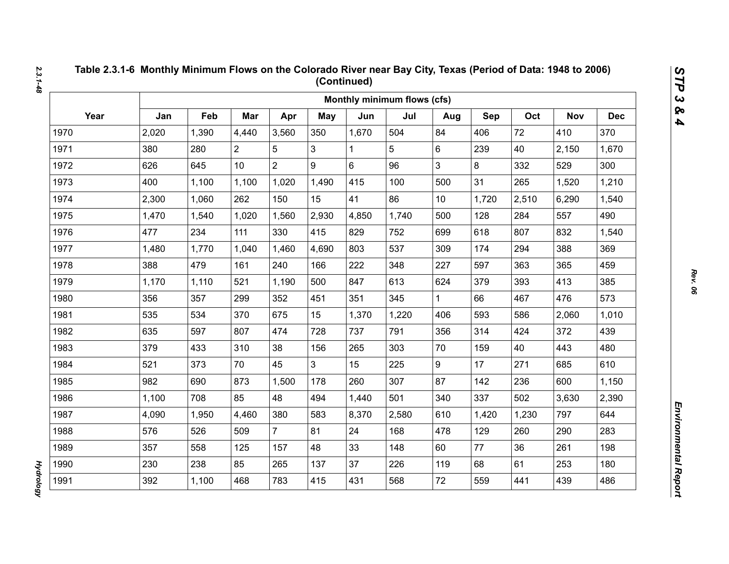**Table 2.3.1-6 Monthly Minimum Flows on the Colorado River near Bay City, Texas (Period of Data: 1948 to 2006) (Continued)**

| Year | Monthly minimum flows (cfs) | | | | | | | | | | | |
|---|---|---|---|---|---|---|---|---|---|---|---|---|
| | Jan | Feb | Mar | Apr | May | Jun | Jul | Aug | Sep | Oct | Nov | Dec |
| 1970 | 2,020 | 1,390 | 4,440 | 3,560 | 350 | 1,670 | 504 | 84 | 406 | 72 | 410 | 370 |
| 1971 | 380 | 280 | 2 | 5 | 3 | 1 | 5 | 6 | 239 | 40 | 2,150 | 1,670 |
| 1972 | 626 | 645 | 10 | 2 | 9 | 6 | 96 | 3 | 8 | 332 | 529 | 300 |
| 1973 | 400 | 1,100 | 1,100 | 1,020 | 1,490 | 415 | 100 | 500 | 31 | 265 | 1,520 | 1,210 |
| 1974 | 2,300 | 1,060 | 262 | 150 | 15 | 41 | 86 | 10 | 1,720 | 2,510 | 6,290 | 1,540 |
| 1975 | 1,470 | 1,540 | 1,020 | 1,560 | 2,930 | 4,850 | 1,740 | 500 | 128 | 284 | 557 | 490 |
| 1976 | 477 | 234 | 111 | 330 | 415 | 829 | 752 | 699 | 618 | 807 | 832 | 1,540 |
| 1977 | 1,480 | 1,770 | 1,040 | 1,460 | 4,690 | 803 | 537 | 309 | 174 | 294 | 388 | 369 |
| 1978 | 388 | 479 | 161 | 240 | 166 | 222 | 348 | 227 | 597 | 363 | 365 | 459 |
| 1979 | 1,170 | 1,110 | 521 | 1,190 | 500 | 847 | 613 | 624 | 379 | 393 | 413 | 385 |
| 1980 | 356 | 357 | 299 | 352 | 451 | 351 | 345 | 1 | 66 | 467 | 476 | 573 |
| 1981 | 535 | 534 | 370 | 675 | 15 | 1,370 | 1,220 | 406 | 593 | 586 | 2,060 | 1,010 |
| 1982 | 635 | 597 | 807 | 474 | 728 | 737 | 791 | 356 | 314 | 424 | 372 | 439 |
| 1983 | 379 | 433 | 310 | 38 | 156 | 265 | 303 | 70 | 159 | 40 | 443 | 480 |
| 1984 | 521 | 373 | 70 | 45 | 3 | 15 | 225 | 9 | 17 | 271 | 685 | 610 |
| 1985 | 982 | 690 | 873 | 1,500 | 178 | 260 | 307 | 87 | 142 | 236 | 600 | 1,150 |
| 1986 | 1,100 | 708 | 85 | 48 | 494 | 1,440 | 501 | 340 | 337 | 502 | 3,630 | 2,390 |
| 1987 | 4,090 | 1,950 | 4,460 | 380 | 583 | 8,370 | 2,580 | 610 | 1,420 | 1,230 | 797 | 644 |
| 1988 | 576 | 526 | 509 | 7 | 81 | 24 | 168 | 478 | 129 | 260 | 290 | 283 |
| 1989 | 357 | 558 | 125 | 157 | 48 | 33 | 148 | 60 | 77 | 36 | 261 | 198 |
| 1990 | 230 | 238 | 85 | 265 | 137 | 37 | 226 | 119 | 68 | 61 | 253 | 180 |
| 1991 | 392 | 1,100 | 468 | 783 | 415 | 431 | 568 | 72 | 559 | 441 | 439 | 486 |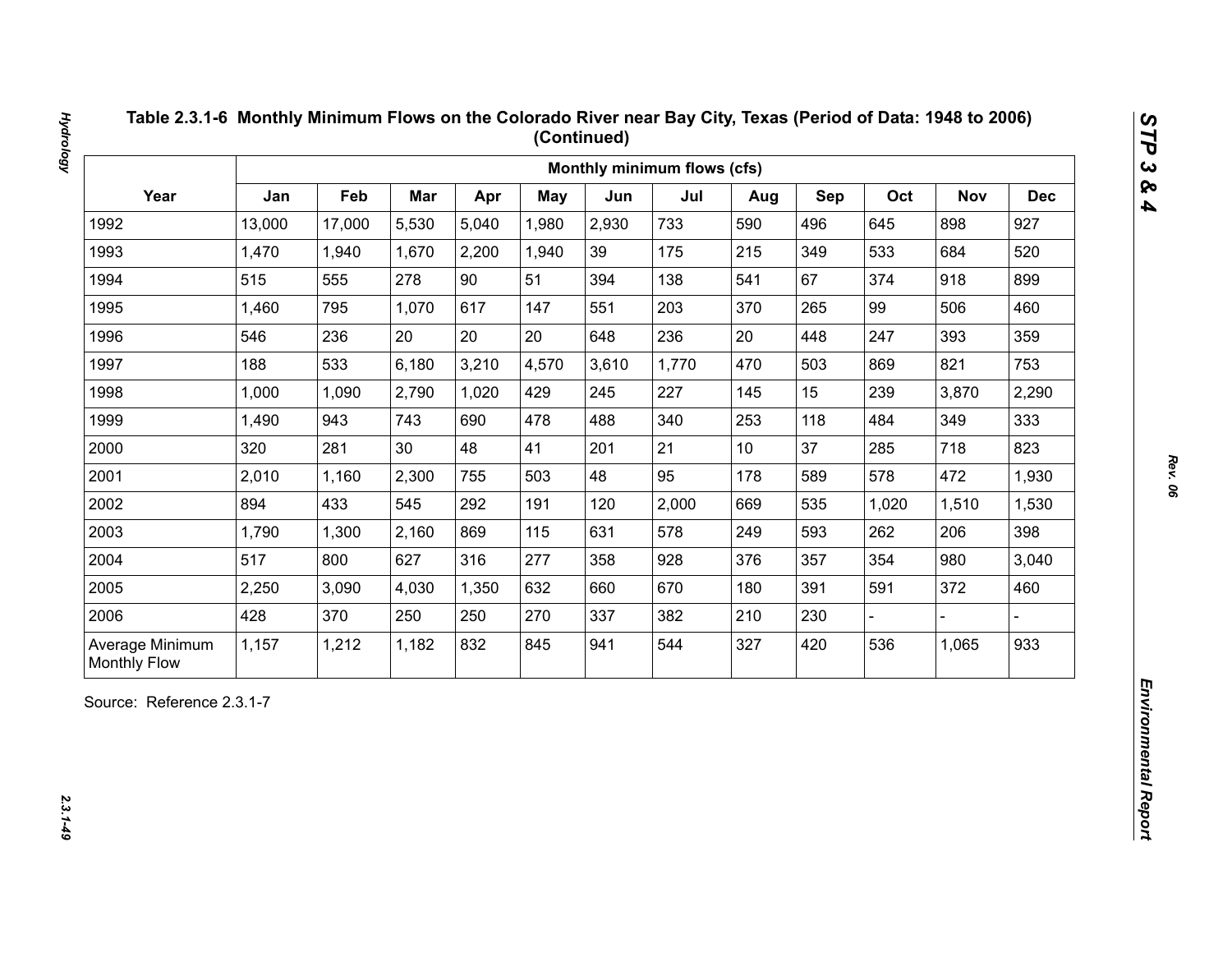## Table 2.3.1-6 Monthly Minimum Flows on the Colorado River near Bay City, Texas (Period of Data: 1948 to 2006) (Continued)

| Year | Monthly minimum flows (cfs) | | | | | | | | | | | |
|---|---|---|---|---|---|---|---|---|---|---|---|---|
| | Jan | Feb | Mar | Apr | May | Jun | Jul | Aug | Sep | Oct | Nov | Dec |
| 1992 | 13,000 | 17,000 | 5,530 | 5,040 | 1,980 | 2,930 | 733 | 590 | 496 | 645 | 898 | 927 |
| 1993 | 1,470 | 1,940 | 1,670 | 2,200 | 1,940 | 39 | 175 | 215 | 349 | 533 | 684 | 520 |
| 1994 | 515 | 555 | 278 | 90 | 51 | 394 | 138 | 541 | 67 | 374 | 918 | 899 |
| 1995 | 1,460 | 795 | 1,070 | 617 | 147 | 551 | 203 | 370 | 265 | 99 | 506 | 460 |
| 1996 | 546 | 236 | 20 | 20 | 20 | 648 | 236 | 20 | 448 | 247 | 393 | 359 |
| 1997 | 188 | 533 | 6,180 | 3,210 | 4,570 | 3,610 | 1,770 | 470 | 503 | 869 | 821 | 753 |
| 1998 | 1,000 | 1,090 | 2,790 | 1,020 | 429 | 245 | 227 | 145 | 15 | 239 | 3,870 | 2,290 |
| 1999 | 1,490 | 943 | 743 | 690 | 478 | 488 | 340 | 253 | 118 | 484 | 349 | 333 |
| 2000 | 320 | 281 | 30 | 48 | 41 | 201 | 21 | 10 | 37 | 285 | 718 | 823 |
| 2001 | 2,010 | 1,160 | 2,300 | 755 | 503 | 48 | 95 | 178 | 589 | 578 | 472 | 1,930 |
| 2002 | 894 | 433 | 545 | 292 | 191 | 120 | 2,000 | 669 | 535 | 1,020 | 1,510 | 1,530 |
| 2003 | 1,790 | 1,300 | 2,160 | 869 | 115 | 631 | 578 | 249 | 593 | 262 | 206 | 398 |
| 2004 | 517 | 800 | 627 | 316 | 277 | 358 | 928 | 376 | 357 | 354 | 980 | 3,040 |
| 2005 | 2,250 | 3,090 | 4,030 | 1,350 | 632 | 660 | 670 | 180 | 391 | 591 | 372 | 460 |
| 2006 | 428 | 370 | 250 | 250 | 270 | 337 | 382 | 210 | 230 | - | - | - |
| Average Minimum Monthly Flow | 1,157 | 1,212 | 1,182 | 832 | 845 | 941 | 544 | 327 | 420 | 536 | 1,065 | 933 |

Source: Reference 2.3.1-7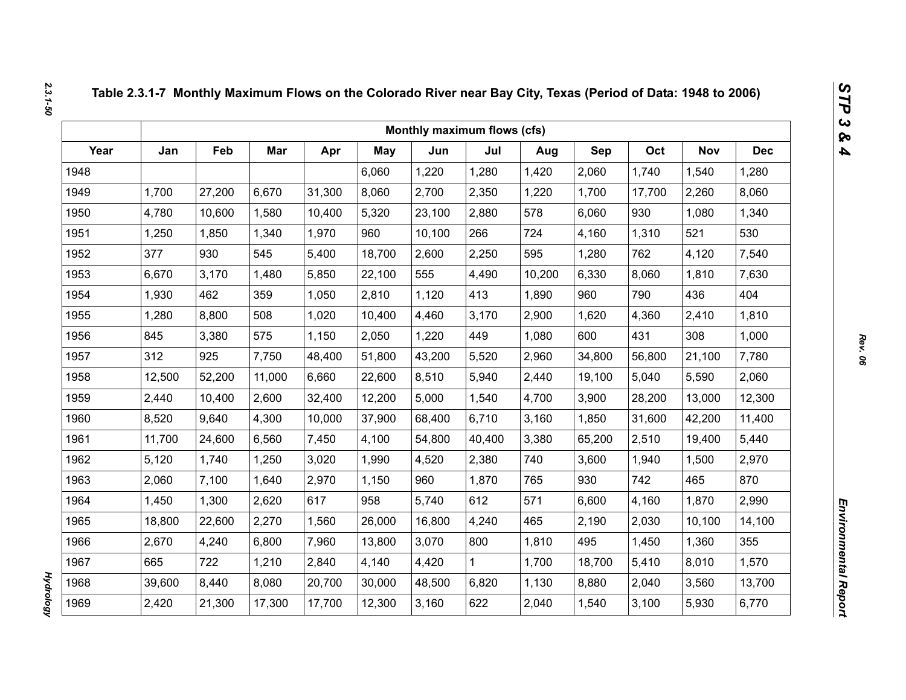**Table 2.3.1-7 Monthly Maximum Flows on the Colorado River near Bay City, Texas (Period of Data: 1948 to 2006)**

| | Monthly maximum flows (cfs) | | | | | | | | | | | |
|---|---|---|---|---|---|---|---|---|---|---|---|---|
| Year | Jan | Feb | Mar | Apr | May | Jun | Jul | Aug | Sep | Oct | Nov | Dec |
| 1948 | | | | | 6,060 | 1,220 | 1,280 | 1,420 | 2,060 | 1,740 | 1,540 | 1,280 |
| 1949 | 1,700 | 27,200 | 6,670 | 31,300 | 8,060 | 2,700 | 2,350 | 1,220 | 1,700 | 17,700 | 2,260 | 8,060 |
| 1950 | 4,780 | 10,600 | 1,580 | 10,400 | 5,320 | 23,100 | 2,880 | 578 | 6,060 | 930 | 1,080 | 1,340 |
| 1951 | 1,250 | 1,850 | 1,340 | 1,970 | 960 | 10,100 | 266 | 724 | 4,160 | 1,310 | 521 | 530 |
| 1952 | 377 | 930 | 545 | 5,400 | 18,700 | 2,600 | 2,250 | 595 | 1,280 | 762 | 4,120 | 7,540 |
| 1953 | 6,670 | 3,170 | 1,480 | 5,850 | 22,100 | 555 | 4,490 | 10,200 | 6,330 | 8,060 | 1,810 | 7,630 |
| 1954 | 1,930 | 462 | 359 | 1,050 | 2,810 | 1,120 | 413 | 1,890 | 960 | 790 | 436 | 404 |
| 1955 | 1,280 | 8,800 | 508 | 1,020 | 10,400 | 4,460 | 3,170 | 2,900 | 1,620 | 4,360 | 2,410 | 1,810 |
| 1956 | 845 | 3,380 | 575 | 1,150 | 2,050 | 1,220 | 449 | 1,080 | 600 | 431 | 308 | 1,000 |
| 1957 | 312 | 925 | 7,750 | 48,400 | 51,800 | 43,200 | 5,520 | 2,960 | 34,800 | 56,800 | 21,100 | 7,780 |
| 1958 | 12,500 | 52,200 | 11,000 | 6,660 | 22,600 | 8,510 | 5,940 | 2,440 | 19,100 | 5,040 | 5,590 | 2,060 |
| 1959 | 2,440 | 10,400 | 2,600 | 32,400 | 12,200 | 5,000 | 1,540 | 4,700 | 3,900 | 28,200 | 13,000 | 12,300 |
| 1960 | 8,520 | 9,640 | 4,300 | 10,000 | 37,900 | 68,400 | 6,710 | 3,160 | 1,850 | 31,600 | 42,200 | 11,400 |
| 1961 | 11,700 | 24,600 | 6,560 | 7,450 | 4,100 | 54,800 | 40,400 | 3,380 | 65,200 | 2,510 | 19,400 | 5,440 |
| 1962 | 5,120 | 1,740 | 1,250 | 3,020 | 1,990 | 4,520 | 2,380 | 740 | 3,600 | 1,940 | 1,500 | 2,970 |
| 1963 | 2,060 | 7,100 | 1,640 | 2,970 | 1,150 | 960 | 1,870 | 765 | 930 | 742 | 465 | 870 |
| 1964 | 1,450 | 1,300 | 2,620 | 617 | 958 | 5,740 | 612 | 571 | 6,600 | 4,160 | 1,870 | 2,990 |
| 1965 | 18,800 | 22,600 | 2,270 | 1,560 | 26,000 | 16,800 | 4,240 | 465 | 2,190 | 2,030 | 10,100 | 14,100 |
| 1966 | 2,670 | 4,240 | 6,800 | 7,960 | 13,800 | 3,070 | 800 | 1,810 | 495 | 1,450 | 1,360 | 355 |
| 1967 | 665 | 722 | 1,210 | 2,840 | 4,140 | 4,420 | 1 | 1,700 | 18,700 | 5,410 | 8,010 | 1,570 |
| 1968 | 39,600 | 8,440 | 8,080 | 20,700 | 30,000 | 48,500 | 6,820 | 1,130 | 8,880 | 2,040 | 3,560 | 13,700 |
| 1969 | 2,420 | 21,300 | 17,300 | 17,700 | 12,300 | 3,160 | 622 | 2,040 | 1,540 | 3,100 | 5,930 | 6,770 |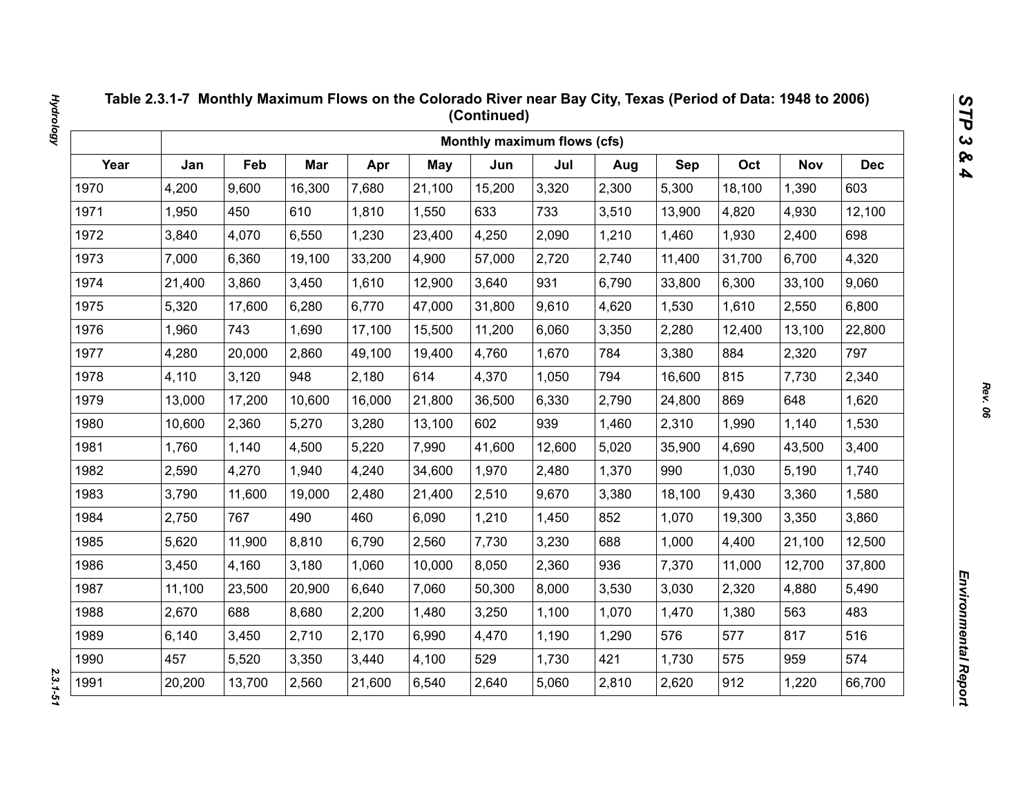# Table 2.3.1-7 Monthly Maximum Flows on the Colorado River near Bay City, Texas (Period of Data: 1948 to 2006) (Continued)

| | Monthly maximum flows (cfs) | | | | | | | | | | | |
|---|---|---|---|---|---|---|---|---|---|---|---|---|
| Year | Jan | Feb | Mar | Apr | May | Jun | Jul | Aug | Sep | Oct | Nov | Dec |
| 1970 | 4,200 | 9,600 | 16,300 | 7,680 | 21,100 | 15,200 | 3,320 | 2,300 | 5,300 | 18,100 | 1,390 | 603 |
| 1971 | 1,950 | 450 | 610 | 1,810 | 1,550 | 633 | 733 | 3,510 | 13,900 | 4,820 | 4,930 | 12,100 |
| 1972 | 3,840 | 4,070 | 6,550 | 1,230 | 23,400 | 4,250 | 2,090 | 1,210 | 1,460 | 1,930 | 2,400 | 698 |
| 1973 | 7,000 | 6,360 | 19,100 | 33,200 | 4,900 | 57,000 | 2,720 | 2,740 | 11,400 | 31,700 | 6,700 | 4,320 |
| 1974 | 21,400 | 3,860 | 3,450 | 1,610 | 12,900 | 3,640 | 931 | 6,790 | 33,800 | 6,300 | 33,100 | 9,060 |
| 1975 | 5,320 | 17,600 | 6,280 | 6,770 | 47,000 | 31,800 | 9,610 | 4,620 | 1,530 | 1,610 | 2,550 | 6,800 |
| 1976 | 1,960 | 743 | 1,690 | 17,100 | 15,500 | 11,200 | 6,060 | 3,350 | 2,280 | 12,400 | 13,100 | 22,800 |
| 1977 | 4,280 | 20,000 | 2,860 | 49,100 | 19,400 | 4,760 | 1,670 | 784 | 3,380 | 884 | 2,320 | 797 |
| 1978 | 4,110 | 3,120 | 948 | 2,180 | 614 | 4,370 | 1,050 | 794 | 16,600 | 815 | 7,730 | 2,340 |
| 1979 | 13,000 | 17,200 | 10,600 | 16,000 | 21,800 | 36,500 | 6,330 | 2,790 | 24,800 | 869 | 648 | 1,620 |
| 1980 | 10,600 | 2,360 | 5,270 | 3,280 | 13,100 | 602 | 939 | 1,460 | 2,310 | 1,990 | 1,140 | 1,530 |
| 1981 | 1,760 | 1,140 | 4,500 | 5,220 | 7,990 | 41,600 | 12,600 | 5,020 | 35,900 | 4,690 | 43,500 | 3,400 |
| 1982 | 2,590 | 4,270 | 1,940 | 4,240 | 34,600 | 1,970 | 2,480 | 1,370 | 990 | 1,030 | 5,190 | 1,740 |
| 1983 | 3,790 | 11,600 | 19,000 | 2,480 | 21,400 | 2,510 | 9,670 | 3,380 | 18,100 | 9,430 | 3,360 | 1,580 |
| 1984 | 2,750 | 767 | 490 | 460 | 6,090 | 1,210 | 1,450 | 852 | 1,070 | 19,300 | 3,350 | 3,860 |
| 1985 | 5,620 | 11,900 | 8,810 | 6,790 | 2,560 | 7,730 | 3,230 | 688 | 1,000 | 4,400 | 21,100 | 12,500 |
| 1986 | 3,450 | 4,160 | 3,180 | 1,060 | 10,000 | 8,050 | 2,360 | 936 | 7,370 | 11,000 | 12,700 | 37,800 |
| 1987 | 11,100 | 23,500 | 20,900 | 6,640 | 7,060 | 50,300 | 8,000 | 3,530 | 3,030 | 2,320 | 4,880 | 5,490 |
| 1988 | 2,670 | 688 | 8,680 | 2,200 | 1,480 | 3,250 | 1,100 | 1,070 | 1,470 | 1,380 | 563 | 483 |
| 1989 | 6,140 | 3,450 | 2,710 | 2,170 | 6,990 | 4,470 | 1,190 | 1,290 | 576 | 577 | 817 | 516 |
| 1990 | 457 | 5,520 | 3,350 | 3,440 | 4,100 | 529 | 1,730 | 421 | 1,730 | 575 | 959 | 574 |
| 1991 | 20,200 | 13,700 | 2,560 | 21,600 | 6,540 | 2,640 | 5,060 | 2,810 | 2,620 | 912 | 1,220 | 66,700 |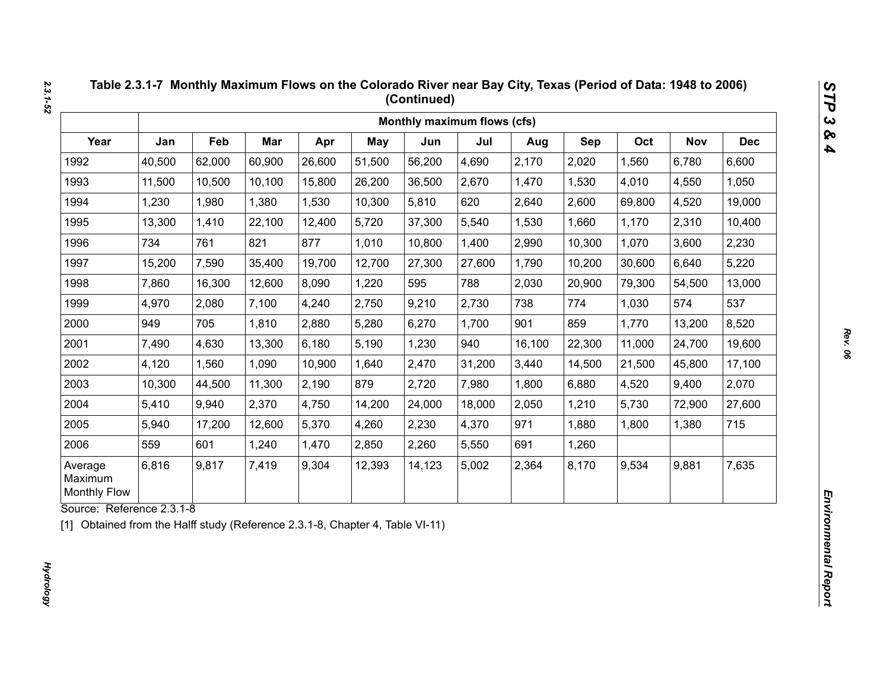**Table 2.3.1-7 Monthly Maximum Flows on the Colorado River near Bay City, Texas (Period of Data: 1948 to 2006) (Continued)**

| | Monthly maximum flows (cfs) | | | | | | | | | | | |
|---|---|---|---|---|---|---|---|---|---|---|---|---|
| Year | Jan | Feb | Mar | Apr | May | Jun | Jul | Aug | Sep | Oct | Nov | Dec |
| 1992 | 40,500 | 62,000 | 60,900 | 26,600 | 51,500 | 56,200 | 4,690 | 2,170 | 2,020 | 1,560 | 6,780 | 6,600 |
| 1993 | 11,500 | 10,500 | 10,100 | 15,800 | 26,200 | 36,500 | 2,670 | 1,470 | 1,530 | 4,010 | 4,550 | 1,050 |
| 1994 | 1,230 | 1,980 | 1,380 | 1,530 | 10,300 | 5,810 | 620 | 2,640 | 2,600 | 69,800 | 4,520 | 19,000 |
| 1995 | 13,300 | 1,410 | 22,100 | 12,400 | 5,720 | 37,300 | 5,540 | 1,530 | 1,660 | 1,170 | 2,310 | 10,400 |
| 1996 | 734 | 761 | 821 | 877 | 1,010 | 10,800 | 1,400 | 2,990 | 10,300 | 1,070 | 3,600 | 2,230 |
| 1997 | 15,200 | 7,590 | 35,400 | 19,700 | 12,700 | 27,300 | 27,600 | 1,790 | 10,200 | 30,600 | 6,640 | 5,220 |
| 1998 | 7,860 | 16,300 | 12,600 | 8,090 | 1,220 | 595 | 788 | 2,030 | 20,900 | 79,300 | 54,500 | 13,000 |
| 1999 | 4,970 | 2,080 | 7,100 | 4,240 | 2,750 | 9,210 | 2,730 | 738 | 774 | 1,030 | 574 | 537 |
| 2000 | 949 | 705 | 1,810 | 2,880 | 5,280 | 6,270 | 1,700 | 901 | 859 | 1,770 | 13,200 | 8,520 |
| 2001 | 7,490 | 4,630 | 13,300 | 6,180 | 5,190 | 1,230 | 940 | 16,100 | 22,300 | 11,000 | 24,700 | 19,600 |
| 2002 | 4,120 | 1,560 | 1,090 | 10,900 | 1,640 | 2,470 | 31,200 | 3,440 | 14,500 | 21,500 | 45,800 | 17,100 |
| 2003 | 10,300 | 44,500 | 11,300 | 2,190 | 879 | 2,720 | 7,980 | 1,800 | 6,880 | 4,520 | 9,400 | 2,070 |
| 2004 | 5,410 | 9,940 | 2,370 | 4,750 | 14,200 | 24,000 | 18,000 | 2,050 | 1,210 | 5,730 | 72,900 | 27,600 |
| 2005 | 5,940 | 17,200 | 12,600 | 5,370 | 4,260 | 2,230 | 4,370 | 971 | 1,880 | 1,800 | 1,380 | 715 |
| 2006 | 559 | 601 | 1,240 | 1,470 | 2,850 | 2,260 | 5,550 | 691 | 1,260 | | | |
| Average Maximum Monthly Flow | 6,816 | 9,817 | 7,419 | 9,304 | 12,393 | 14,123 | 5,002 | 2,364 | 8,170 | 9,534 | 9,881 | 7,635 |

Source: Reference 2.3.1-8

[1] Obtained from the Halff study (Reference 2.3.1-8, Chapter 4, Table VI-11)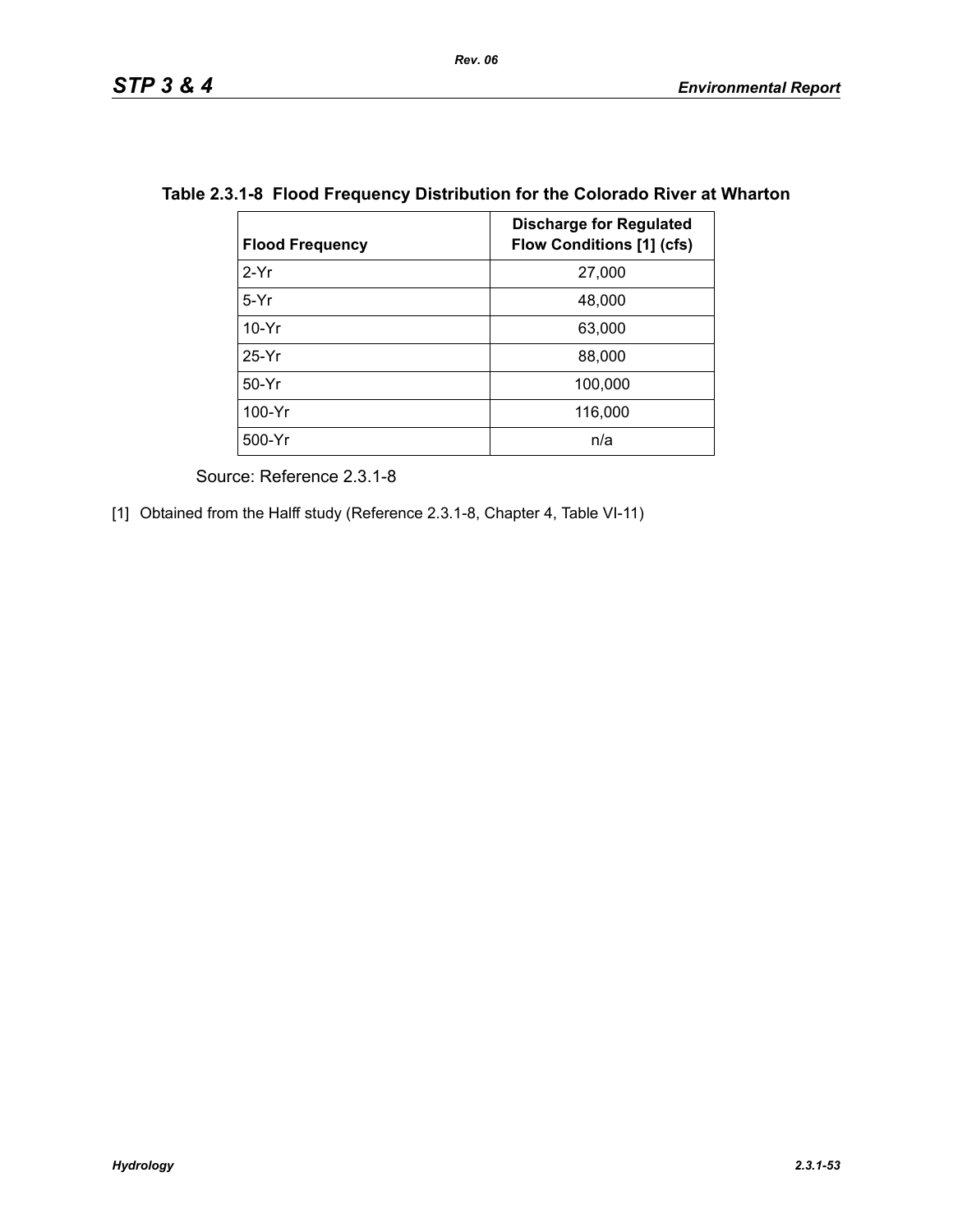**Table 2.3.1-8 Flood Frequency Distribution for the Colorado River at Wharton**

| Flood Frequency | Discharge for Regulated Flow Conditions [1] (cfs) |
|---|---|
| 2-Yr | 27,000 |
| 5-Yr | 48,000 |
| 10-Yr | 63,000 |
| 25-Yr | 88,000 |
| 50-Yr | 100,000 |
| 100-Yr | 116,000 |
| 500-Yr | n/a |

Source: Reference 2.3.1-8

[1] Obtained from the Halff study (Reference 2.3.1-8, Chapter 4, Table VI-11)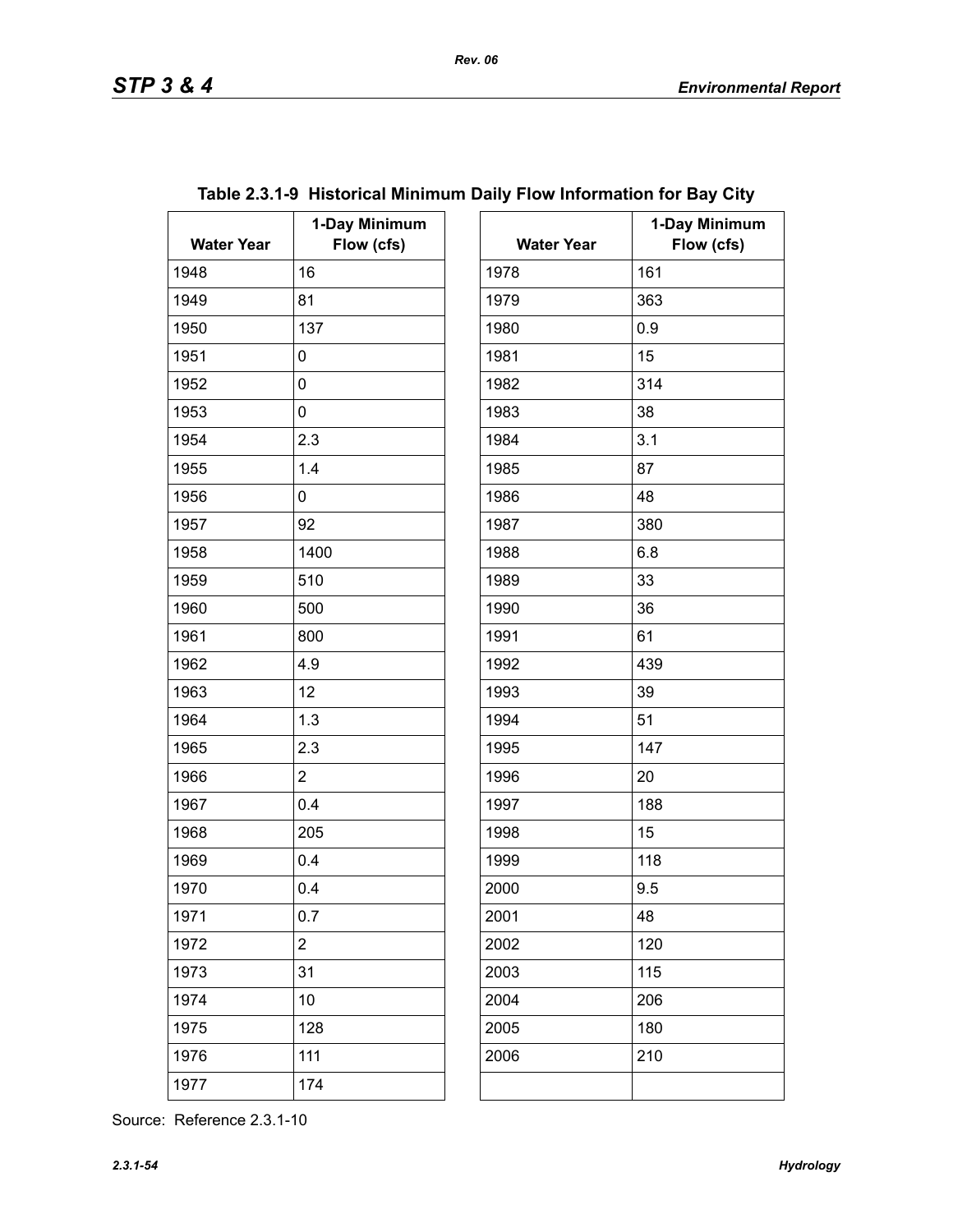**Table 2.3.1-9 Historical Minimum Daily Flow Information for Bay City**

| Water Year | 1-Day Minimum Flow (cfs) | Water Year | 1-Day Minimum Flow (cfs) |
|---|---|---|---|
| 1948 | 16 | 1978 | 161 |
| 1949 | 81 | 1979 | 363 |
| 1950 | 137 | 1980 | 0.9 |
| 1951 | 0 | 1981 | 15 |
| 1952 | 0 | 1982 | 314 |
| 1953 | 0 | 1983 | 38 |
| 1954 | 2.3 | 1984 | 3.1 |
| 1955 | 1.4 | 1985 | 87 |
| 1956 | 0 | 1986 | 48 |
| 1957 | 92 | 1987 | 380 |
| 1958 | 1400 | 1988 | 6.8 |
| 1959 | 510 | 1989 | 33 |
| 1960 | 500 | 1990 | 36 |
| 1961 | 800 | 1991 | 61 |
| 1962 | 4.9 | 1992 | 439 |
| 1963 | 12 | 1993 | 39 |
| 1964 | 1.3 | 1994 | 51 |
| 1965 | 2.3 | 1995 | 147 |
| 1966 | 2 | 1996 | 20 |
| 1967 | 0.4 | 1997 | 188 |
| 1968 | 205 | 1998 | 15 |
| 1969 | 0.4 | 1999 | 118 |
| 1970 | 0.4 | 2000 | 9.5 |
| 1971 | 0.7 | 2001 | 48 |
| 1972 | 2 | 2002 | 120 |
| 1973 | 31 | 2003 | 115 |
| 1974 | 10 | 2004 | 206 |
| 1975 | 128 | 2005 | 180 |
| 1976 | 111 | 2006 | 210 |
| 1977 | 174 | | |

Source: Reference 2.3.1-10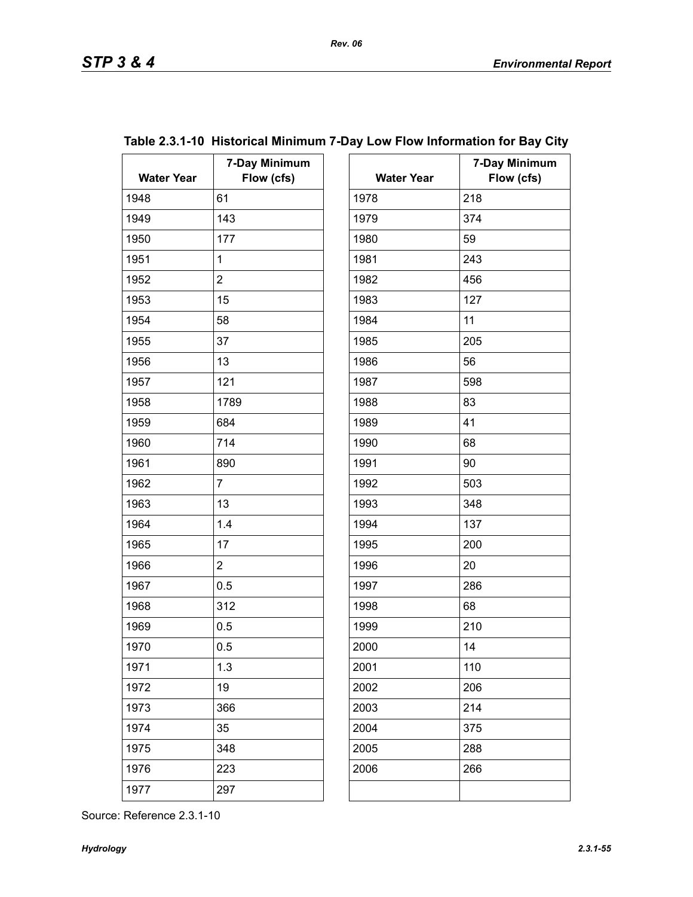**Table 2.3.1-10 Historical Minimum 7-Day Low Flow Information for Bay City**

| Water Year | 7-Day Minimum Flow (cfs) | Water Year | 7-Day Minimum Flow (cfs) |
|---|---|---|---|
| 1948 | 61 | 1978 | 218 |
| 1949 | 143 | 1979 | 374 |
| 1950 | 177 | 1980 | 59 |
| 1951 | 1 | 1981 | 243 |
| 1952 | 2 | 1982 | 456 |
| 1953 | 15 | 1983 | 127 |
| 1954 | 58 | 1984 | 11 |
| 1955 | 37 | 1985 | 205 |
| 1956 | 13 | 1986 | 56 |
| 1957 | 121 | 1987 | 598 |
| 1958 | 1789 | 1988 | 83 |
| 1959 | 684 | 1989 | 41 |
| 1960 | 714 | 1990 | 68 |
| 1961 | 890 | 1991 | 90 |
| 1962 | 7 | 1992 | 503 |
| 1963 | 13 | 1993 | 348 |
| 1964 | 1.4 | 1994 | 137 |
| 1965 | 17 | 1995 | 200 |
| 1966 | 2 | 1996 | 20 |
| 1967 | 0.5 | 1997 | 286 |
| 1968 | 312 | 1998 | 68 |
| 1969 | 0.5 | 1999 | 210 |
| 1970 | 0.5 | 2000 | 14 |
| 1971 | 1.3 | 2001 | 110 |
| 1972 | 19 | 2002 | 206 |
| 1973 | 366 | 2003 | 214 |
| 1974 | 35 | 2004 | 375 |
| 1975 | 348 | 2005 | 288 |
| 1976 | 223 | 2006 | 266 |
| 1977 | 297 | | |

Source: Reference 2.3.1-10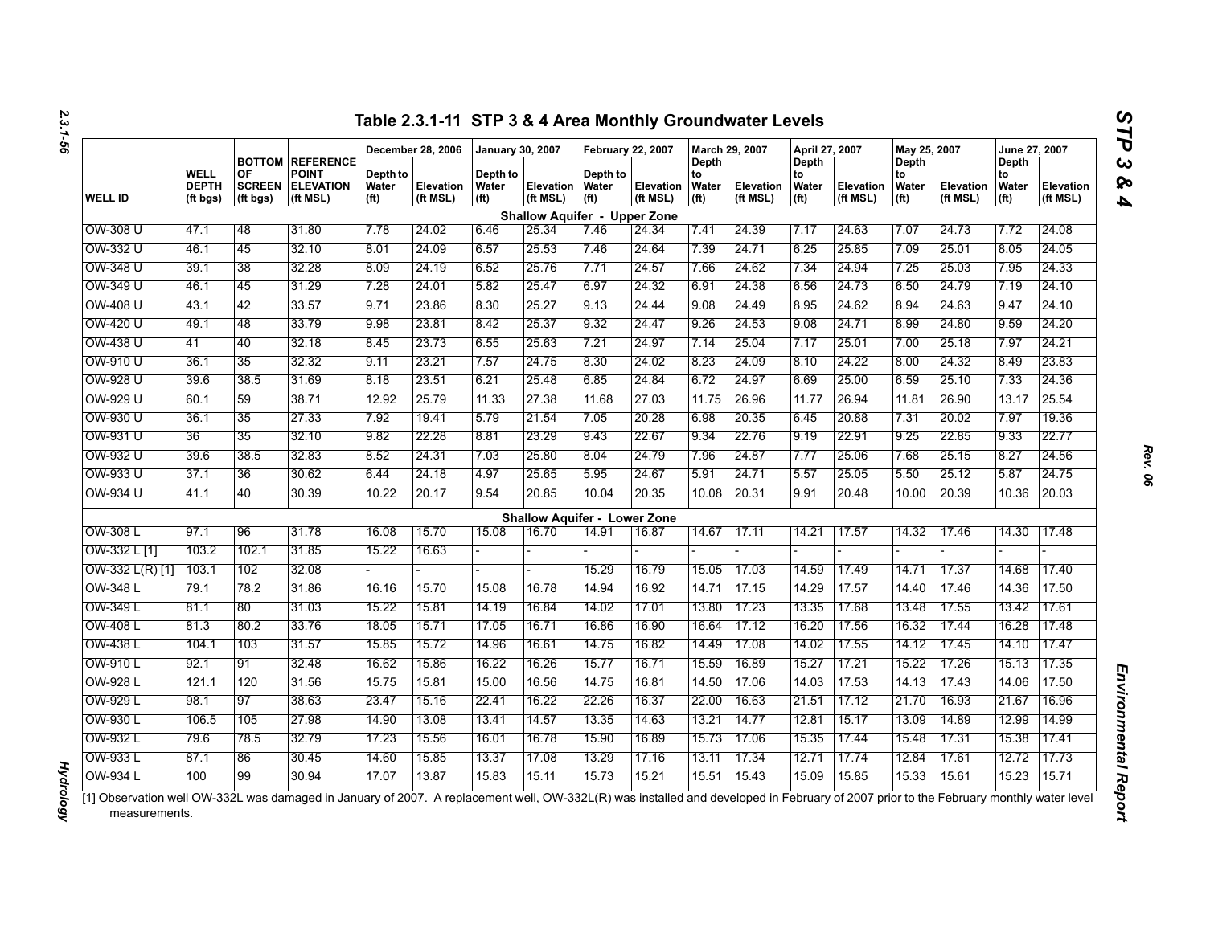## Table 2.3.1-11 STP 3 & 4 Area Monthly Groundwater Levels

| WELL ID | WELL DEPTH (ft bgs) | BOTTOM OF SCREEN (ft bgs) | REFERENCE POINT ELEVATION (ft MSL) | December 28, 2006 | | January 30, 2007 | | February 22, 2007 | | March 29, 2007 | | April 27, 2007 | | May 25, 2007 | | June 27, 2007 | |
|---|---|---|---|---|---|---|---|---|---|---|---|---|---|---|---|---|---|
| | | | | Depth to Water (ft) | Elevation (ft MSL) | Depth to Water (ft) | Elevation (ft MSL) | Depth to Water (ft) | Elevation (ft MSL) | Depth to Water (ft) | Elevation (ft MSL) | Depth to Water (ft) | Elevation (ft MSL) | Depth to Water (ft) | Elevation (ft MSL) | Depth to Water (ft) | Elevation (ft MSL) |
| **Shallow Aquifer - Upper Zone** | | | | | | | | | | | | | | | | | |
| OW-308 U | 47.1 | 48 | 31.80 | 7.78 | 24.02 | 6.46 | 25.34 | 7.46 | 24.34 | 7.41 | 24.39 | 7.17 | 24.63 | 7.07 | 24.73 | 7.72 | 24.08 |
| OW-332 U | 46.1 | 45 | 32.10 | 8.01 | 24.09 | 6.57 | 25.53 | 7.46 | 24.64 | 7.39 | 24.71 | 6.25 | 25.85 | 7.09 | 25.01 | 8.05 | 24.05 |
| OW-348 U | 39.1 | 38 | 32.28 | 8.09 | 24.19 | 6.52 | 25.76 | 7.71 | 24.57 | 7.66 | 24.62 | 7.34 | 24.94 | 7.25 | 25.03 | 7.95 | 24.33 |
| OW-349 U | 46.1 | 45 | 31.29 | 7.28 | 24.01 | 5.82 | 25.47 | 6.97 | 24.32 | 6.91 | 24.38 | 6.56 | 24.73 | 6.50 | 24.79 | 7.19 | 24.10 |
| OW-408 U | 43.1 | 42 | 33.57 | 9.71 | 23.86 | 8.30 | 25.27 | 9.13 | 24.44 | 9.08 | 24.49 | 8.95 | 24.62 | 8.94 | 24.63 | 9.47 | 24.10 |
| OW-420 U | 49.1 | 48 | 33.79 | 9.98 | 23.81 | 8.42 | 25.37 | 9.32 | 24.47 | 9.26 | 24.53 | 9.08 | 24.71 | 8.99 | 24.80 | 9.59 | 24.20 |
| OW-438 U | 41 | 40 | 32.18 | 8.45 | 23.73 | 6.55 | 25.63 | 7.21 | 24.97 | 7.14 | 25.04 | 7.17 | 25.01 | 7.00 | 25.18 | 7.97 | 24.21 |
| OW-910 U | 36.1 | 35 | 32.32 | 9.11 | 23.21 | 7.57 | 24.75 | 8.30 | 24.02 | 8.23 | 24.09 | 8.10 | 24.22 | 8.00 | 24.32 | 8.49 | 23.83 |
| OW-928 U | 39.6 | 38.5 | 31.69 | 8.18 | 23.51 | 6.21 | 25.48 | 6.85 | 24.84 | 6.72 | 24.97 | 6.69 | 25.00 | 6.59 | 25.10 | 7.33 | 24.36 |
| OW-929 U | 60.1 | 59 | 38.71 | 12.92 | 25.79 | 11.33 | 27.38 | 11.68 | 27.03 | 11.75 | 26.96 | 11.77 | 26.94 | 11.81 | 26.90 | 13.17 | 25.54 |
| OW-930 U | 36.1 | 35 | 27.33 | 7.92 | 19.41 | 5.79 | 21.54 | 7.05 | 20.28 | 6.98 | 20.35 | 6.45 | 20.88 | 7.31 | 20.02 | 7.97 | 19.36 |
| OW-931 U | 36 | 35 | 32.10 | 9.82 | 22.28 | 8.81 | 23.29 | 9.43 | 22.67 | 9.34 | 22.76 | 9.19 | 22.91 | 9.25 | 22.85 | 9.33 | 22.77 |
| OW-932 U | 39.6 | 38.5 | 32.83 | 8.52 | 24.31 | 7.03 | 25.80 | 8.04 | 24.79 | 7.96 | 24.87 | 7.77 | 25.06 | 7.68 | 25.15 | 8.27 | 24.56 |
| OW-933 U | 37.1 | 36 | 30.62 | 6.44 | 24.18 | 4.97 | 25.65 | 5.95 | 24.67 | 5.91 | 24.71 | 5.57 | 25.05 | 5.50 | 25.12 | 5.87 | 24.75 |
| OW-934 U | 41.1 | 40 | 30.39 | 10.22 | 20.17 | 9.54 | 20.85 | 10.04 | 20.35 | 10.08 | 20.31 | 9.91 | 20.48 | 10.00 | 20.39 | 10.36 | 20.03 |
| **Shallow Aquifer - Lower Zone** | | | | | | | | | | | | | | | | | |
| OW-308 L | 97.1 | 96 | 31.78 | 16.08 | 15.70 | 15.08 | 16.70 | 14.91 | 16.87 | 14.67 | 17.11 | 14.21 | 17.57 | 14.32 | 17.46 | 14.30 | 17.48 |
| OW-332 L [1] | 103.2 | 102.1 | 31.85 | 15.22 | 16.63 | - | - | - | - | - | - | - | - | - | - | - | - |
| OW-332 L(R) [1] | 103.1 | 102 | 32.08 | - | - | - | - | 15.29 | 16.79 | 15.05 | 17.03 | 14.59 | 17.49 | 14.71 | 17.37 | 14.68 | 17.40 |
| OW-348 L | 79.1 | 78.2 | 31.86 | 16.16 | 15.70 | 15.08 | 16.78 | 14.94 | 16.92 | 14.71 | 17.15 | 14.29 | 17.57 | 14.40 | 17.46 | 14.36 | 17.50 |
| OW-349 L | 81.1 | 80 | 31.03 | 15.22 | 15.81 | 14.19 | 16.84 | 14.02 | 17.01 | 13.80 | 17.23 | 13.35 | 17.68 | 13.48 | 17.55 | 13.42 | 17.61 |
| OW-408 L | 81.3 | 80.2 | 33.76 | 18.05 | 15.71 | 17.05 | 16.71 | 16.86 | 16.90 | 16.64 | 17.12 | 16.20 | 17.56 | 16.32 | 17.44 | 16.28 | 17.48 |
| OW-438 L | 104.1 | 103 | 31.57 | 15.85 | 15.72 | 14.96 | 16.61 | 14.75 | 16.82 | 14.49 | 17.08 | 14.02 | 17.55 | 14.12 | 17.45 | 14.10 | 17.47 |
| OW-910 L | 92.1 | 91 | 32.48 | 16.62 | 15.86 | 16.22 | 16.26 | 15.77 | 16.71 | 15.59 | 16.89 | 15.27 | 17.21 | 15.22 | 17.26 | 15.13 | 17.35 |
| OW-928 L | 121.1 | 120 | 31.56 | 15.75 | 15.81 | 15.00 | 16.56 | 14.75 | 16.81 | 14.50 | 17.06 | 14.03 | 17.53 | 14.13 | 17.43 | 14.06 | 17.50 |
| OW-929 L | 98.1 | 97 | 38.63 | 23.47 | 15.16 | 22.41 | 16.22 | 22.26 | 16.37 | 22.00 | 16.63 | 21.51 | 17.12 | 21.70 | 16.93 | 21.67 | 16.96 |
| OW-930 L | 106.5 | 105 | 27.98 | 14.90 | 13.08 | 13.41 | 14.57 | 13.35 | 14.63 | 13.21 | 14.77 | 12.81 | 15.17 | 13.09 | 14.89 | 12.99 | 14.99 |
| OW-932 L | 79.6 | 78.5 | 32.79 | 17.23 | 15.56 | 16.01 | 16.78 | 15.90 | 16.89 | 15.73 | 17.06 | 15.35 | 17.44 | 15.48 | 17.31 | 15.38 | 17.41 |
| OW-933 L | 87.1 | 86 | 30.45 | 14.60 | 15.85 | 13.37 | 17.08 | 13.29 | 17.16 | 13.11 | 17.34 | 12.71 | 17.74 | 12.84 | 17.61 | 12.72 | 17.73 |
| OW-934 L | 100 | 99 | 30.94 | 17.07 | 13.87 | 15.83 | 15.11 | 15.73 | 15.21 | 15.51 | 15.43 | 15.09 | 15.85 | 15.33 | 15.61 | 15.23 | 15.71 |

[1] Observation well OW-332L was damaged in January of 2007. A replacement well, OW-332L(R) was installed and developed in February of 2007 prior to the February monthly water level measurements.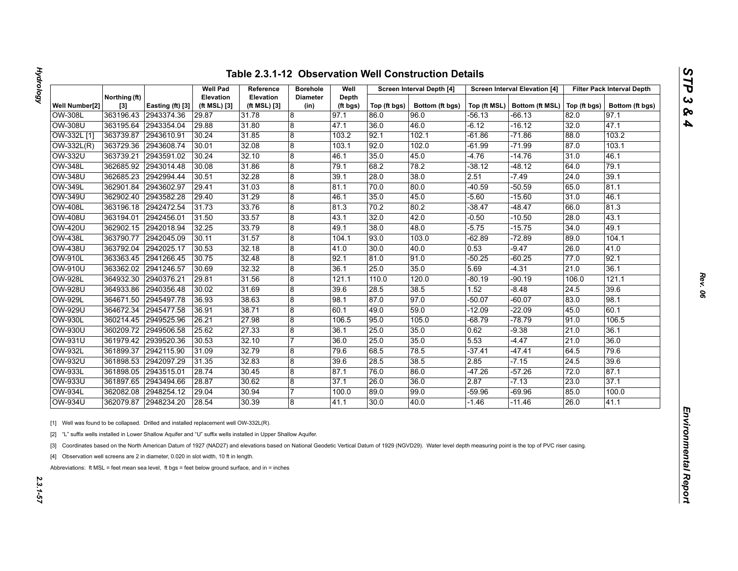# Table 2.3.1-12 Observation Well Construction Details

| Well Number[2] | Northing (ft) [3] | Easting (ft) [3] | Well Pad Elevation (ft MSL) [3] | Reference Elevation (ft MSL) [3] | Borehole Diameter (in) | Well Depth (ft bgs) | Screen Interval Depth [4] | | Screen Interval Elevation [4] | | Filter Pack Interval Depth | |
|---|---|---|---|---|---|---|---|---|---|---|---|---|
| | | | | | | | Top (ft bgs) | Bottom (ft bgs) | Top (ft MSL) | Bottom (ft MSL) | Top (ft bgs) | Bottom (ft bgs) |
| OW-308L | 363196.43 | 2943374.36 | 29.87 | 31.78 | 8 | 97.1 | 86.0 | 96.0 | -56.13 | -66.13 | 82.0 | 97.1 |
| OW-308U | 363195.64 | 2943354.04 | 29.88 | 31.80 | 8 | 47.1 | 36.0 | 46.0 | -6.12 | -16.12 | 32.0 | 47.1 |
| OW-332L [1] | 363739.87 | 2943610.91 | 30.24 | 31.85 | 8 | 103.2 | 92.1 | 102.1 | -61.86 | -71.86 | 88.0 | 103.2 |
| OW-332L(R) | 363729.36 | 2943608.74 | 30.01 | 32.08 | 8 | 103.1 | 92.0 | 102.0 | -61.99 | -71.99 | 87.0 | 103.1 |
| OW-332U | 363739.21 | 2943591.02 | 30.24 | 32.10 | 8 | 46.1 | 35.0 | 45.0 | -4.76 | -14.76 | 31.0 | 46.1 |
| OW-348L | 362685.92 | 2943014.48 | 30.08 | 31.86 | 8 | 79.1 | 68.2 | 78.2 | -38.12 | -48.12 | 64.0 | 79.1 |
| OW-348U | 362685.23 | 2942994.44 | 30.51 | 32.28 | 8 | 39.1 | 28.0 | 38.0 | 2.51 | -7.49 | 24.0 | 39.1 |
| OW-349L | 362901.84 | 2943602.97 | 29.41 | 31.03 | 8 | 81.1 | 70.0 | 80.0 | -40.59 | -50.59 | 65.0 | 81.1 |
| OW-349U | 362902.40 | 2943582.28 | 29.40 | 31.29 | 8 | 46.1 | 35.0 | 45.0 | -5.60 | -15.60 | 31.0 | 46.1 |
| OW-408L | 363196.18 | 2942472.54 | 31.73 | 33.76 | 8 | 81.3 | 70.2 | 80.2 | -38.47 | -48.47 | 66.0 | 81.3 |
| OW-408U | 363194.01 | 2942456.01 | 31.50 | 33.57 | 8 | 43.1 | 32.0 | 42.0 | -0.50 | -10.50 | 28.0 | 43.1 |
| OW-420U | 362902.15 | 2942018.94 | 32.25 | 33.79 | 8 | 49.1 | 38.0 | 48.0 | -5.75 | -15.75 | 34.0 | 49.1 |
| OW-438L | 363790.77 | 2942045.09 | 30.11 | 31.57 | 8 | 104.1 | 93.0 | 103.0 | -62.89 | -72.89 | 89.0 | 104.1 |
| OW-438U | 363792.04 | 2942025.17 | 30.53 | 32.18 | 8 | 41.0 | 30.0 | 40.0 | 0.53 | -9.47 | 26.0 | 41.0 |
| OW-910L | 363363.45 | 2941266.45 | 30.75 | 32.48 | 8 | 92.1 | 81.0 | 91.0 | -50.25 | -60.25 | 77.0 | 92.1 |
| OW-910U | 363362.02 | 2941246.57 | 30.69 | 32.32 | 8 | 36.1 | 25.0 | 35.0 | 5.69 | -4.31 | 21.0 | 36.1 |
| OW-928L | 364932.30 | 2940376.21 | 29.81 | 31.56 | 8 | 121.1 | 110.0 | 120.0 | -80.19 | -90.19 | 106.0 | 121.1 |
| OW-928U | 364933.86 | 2940356.48 | 30.02 | 31.69 | 8 | 39.6 | 28.5 | 38.5 | 1.52 | -8.48 | 24.5 | 39.6 |
| OW-929L | 364671.50 | 2945497.78 | 36.93 | 38.63 | 8 | 98.1 | 87.0 | 97.0 | -50.07 | -60.07 | 83.0 | 98.1 |
| OW-929U | 364672.34 | 2945477.58 | 36.91 | 38.71 | 8 | 60.1 | 49.0 | 59.0 | -12.09 | -22.09 | 45.0 | 60.1 |
| OW-930L | 360214.45 | 2949525.96 | 26.21 | 27.98 | 8 | 106.5 | 95.0 | 105.0 | -68.79 | -78.79 | 91.0 | 106.5 |
| OW-930U | 360209.72 | 2949506.58 | 25.62 | 27.33 | 8 | 36.1 | 25.0 | 35.0 | 0.62 | -9.38 | 21.0 | 36.1 |
| OW-931U | 361979.42 | 2939520.36 | 30.53 | 32.10 | 7 | 36.0 | 25.0 | 35.0 | 5.53 | -4.47 | 21.0 | 36.0 |
| OW-932L | 361899.37 | 2942115.90 | 31.09 | 32.79 | 8 | 79.6 | 68.5 | 78.5 | -37.41 | -47.41 | 64.5 | 79.6 |
| OW-932U | 361898.53 | 2942097.29 | 31.35 | 32.83 | 8 | 39.6 | 28.5 | 38.5 | 2.85 | -7.15 | 24.5 | 39.6 |
| OW-933L | 361898.05 | 2943515.01 | 28.74 | 30.45 | 8 | 87.1 | 76.0 | 86.0 | -47.26 | -57.26 | 72.0 | 87.1 |
| OW-933U | 361897.65 | 2943494.66 | 28.87 | 30.62 | 8 | 37.1 | 26.0 | 36.0 | 2.87 | -7.13 | 23.0 | 37.1 |
| OW-934L | 362082.08 | 2948254.12 | 29.04 | 30.94 | 7 | 100.0 | 89.0 | 99.0 | -59.96 | -69.96 | 85.0 | 100.0 |
| OW-934U | 362079.87 | 2948234.20 | 28.54 | 30.39 | 8 | 41.1 | 30.0 | 40.0 | -1.46 | -11.46 | 26.0 | 41.1 |

[1] Well was found to be collapsed. Drilled and installed replacement well OW-332L(R).

[2] "L" suffix wells installed in Lower Shallow Aquifer and "U" suffix wells installed in Upper Shallow Aquifer.

[3] Coordinates based on the North American Datum of 1927 (NAD27) and elevations based on National Geodetic Vertical Datum of 1929 (NGVD29). Water level depth measuring point is the top of PVC riser casing.

[4] Observation well screens are 2 in diameter, 0.020 in slot width, 10 ft in length.

Abbreviations: ft MSL = feet mean sea level, ft bgs = feet below ground surface, and in = inches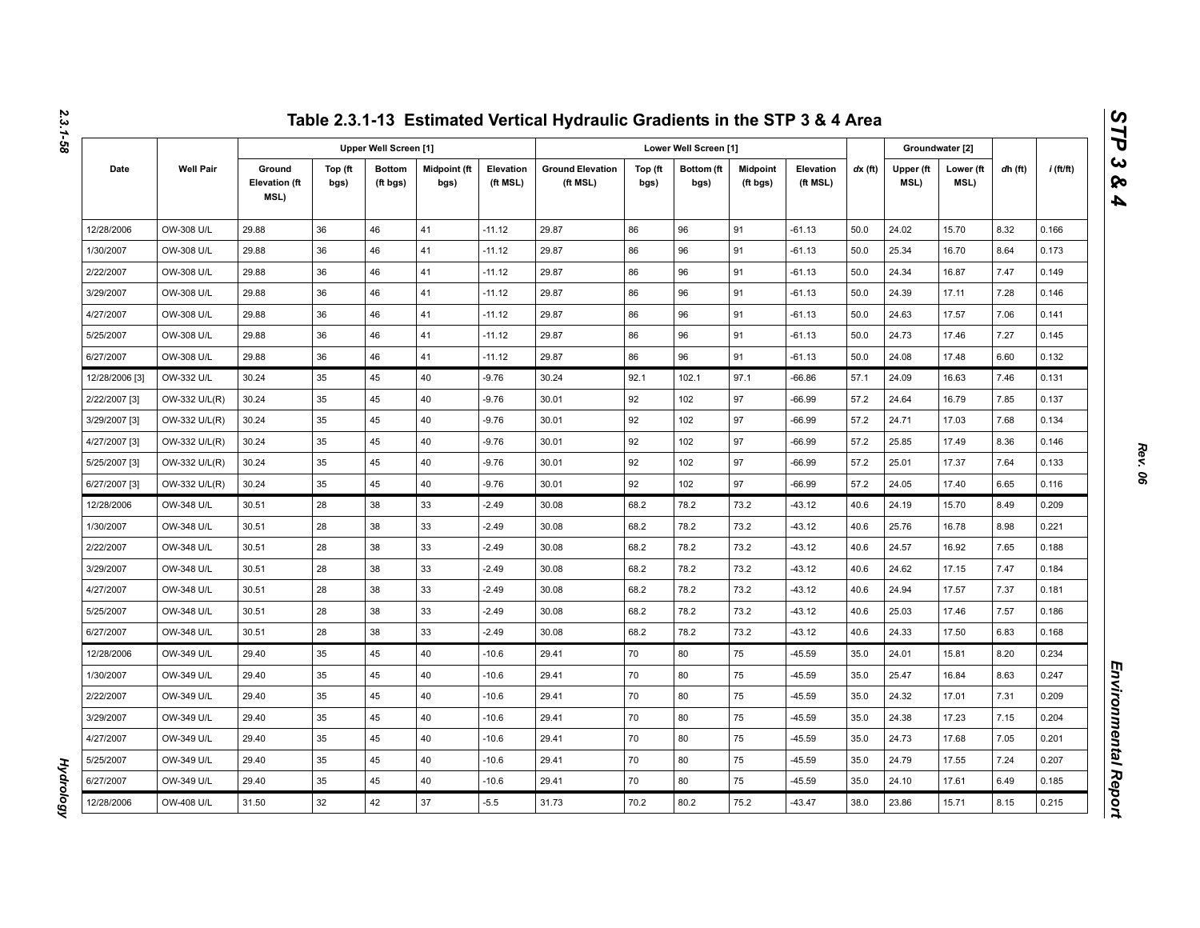# Table 2.3.1-13 Estimated Vertical Hydraulic Gradients in the STP 3 & 4 Area

| Date | Well Pair | Upper Well Screen [1] | | | | | Lower Well Screen [1] | | | | | dx (ft) | Groundwater [2] | | dh (ft) | i (ft/ft) |
|---|---|---|---|---|---|---|---|---|---|---|---|---|---|---|---|---|
| | | Ground Elevation (ft MSL) | Top (ft bgs) | Bottom (ft bgs) | Midpoint (ft bgs) | Elevation (ft MSL) | Ground Elevation (ft MSL) | Top (ft bgs) | Bottom (ft bgs) | Midpoint (ft bgs) | Elevation (ft MSL) | | Upper (ft MSL) | Lower (ft MSL) | | |
| 12/28/2006 | OW-308 U/L | 29.88 | 36 | 46 | 41 | -11.12 | 29.87 | 86 | 96 | 91 | -61.13 | 50.0 | 24.02 | 15.70 | 8.32 | 0.166 |
| 1/30/2007 | OW-308 U/L | 29.88 | 36 | 46 | 41 | -11.12 | 29.87 | 86 | 96 | 91 | -61.13 | 50.0 | 25.34 | 16.70 | 8.64 | 0.173 |
| 2/22/2007 | OW-308 U/L | 29.88 | 36 | 46 | 41 | -11.12 | 29.87 | 86 | 96 | 91 | -61.13 | 50.0 | 24.34 | 16.87 | 7.47 | 0.149 |
| 3/29/2007 | OW-308 U/L | 29.88 | 36 | 46 | 41 | -11.12 | 29.87 | 86 | 96 | 91 | -61.13 | 50.0 | 24.39 | 17.11 | 7.28 | 0.146 |
| 4/27/2007 | OW-308 U/L | 29.88 | 36 | 46 | 41 | -11.12 | 29.87 | 86 | 96 | 91 | -61.13 | 50.0 | 24.63 | 17.57 | 7.06 | 0.141 |
| 5/25/2007 | OW-308 U/L | 29.88 | 36 | 46 | 41 | -11.12 | 29.87 | 86 | 96 | 91 | -61.13 | 50.0 | 24.73 | 17.46 | 7.27 | 0.145 |
| 6/27/2007 | OW-308 U/L | 29.88 | 36 | 46 | 41 | -11.12 | 29.87 | 86 | 96 | 91 | -61.13 | 50.0 | 24.08 | 17.48 | 6.60 | 0.132 |
| 12/28/2006 [3] | OW-332 U/L | 30.24 | 35 | 45 | 40 | -9.76 | 30.24 | 92.1 | 102.1 | 97.1 | -66.86 | 57.1 | 24.09 | 16.63 | 7.46 | 0.131 |
| 2/22/2007 [3] | OW-332 U/L(R) | 30.24 | 35 | 45 | 40 | -9.76 | 30.01 | 92 | 102 | 97 | -66.99 | 57.2 | 24.64 | 16.79 | 7.85 | 0.137 |
| 3/29/2007 [3] | OW-332 U/L(R) | 30.24 | 35 | 45 | 40 | -9.76 | 30.01 | 92 | 102 | 97 | -66.99 | 57.2 | 24.71 | 17.03 | 7.68 | 0.134 |
| 4/27/2007 [3] | OW-332 U/L(R) | 30.24 | 35 | 45 | 40 | -9.76 | 30.01 | 92 | 102 | 97 | -66.99 | 57.2 | 25.85 | 17.49 | 8.36 | 0.146 |
| 5/25/2007 [3] | OW-332 U/L(R) | 30.24 | 35 | 45 | 40 | -9.76 | 30.01 | 92 | 102 | 97 | -66.99 | 57.2 | 25.01 | 17.37 | 7.64 | 0.133 |
| 6/27/2007 [3] | OW-332 U/L(R) | 30.24 | 35 | 45 | 40 | -9.76 | 30.01 | 92 | 102 | 97 | -66.99 | 57.2 | 24.05 | 17.40 | 6.65 | 0.116 |
| 12/28/2006 | OW-348 U/L | 30.51 | 28 | 38 | 33 | -2.49 | 30.08 | 68.2 | 78.2 | 73.2 | -43.12 | 40.6 | 24.19 | 15.70 | 8.49 | 0.209 |
| 1/30/2007 | OW-348 U/L | 30.51 | 28 | 38 | 33 | -2.49 | 30.08 | 68.2 | 78.2 | 73.2 | -43.12 | 40.6 | 25.76 | 16.78 | 8.98 | 0.221 |
| 2/22/2007 | OW-348 U/L | 30.51 | 28 | 38 | 33 | -2.49 | 30.08 | 68.2 | 78.2 | 73.2 | -43.12 | 40.6 | 24.57 | 16.92 | 7.65 | 0.188 |
| 3/29/2007 | OW-348 U/L | 30.51 | 28 | 38 | 33 | -2.49 | 30.08 | 68.2 | 78.2 | 73.2 | -43.12 | 40.6 | 24.62 | 17.15 | 7.47 | 0.184 |
| 4/27/2007 | OW-348 U/L | 30.51 | 28 | 38 | 33 | -2.49 | 30.08 | 68.2 | 78.2 | 73.2 | -43.12 | 40.6 | 24.94 | 17.57 | 7.37 | 0.181 |
| 5/25/2007 | OW-348 U/L | 30.51 | 28 | 38 | 33 | -2.49 | 30.08 | 68.2 | 78.2 | 73.2 | -43.12 | 40.6 | 25.03 | 17.46 | 7.57 | 0.186 |
| 6/27/2007 | OW-348 U/L | 30.51 | 28 | 38 | 33 | -2.49 | 30.08 | 68.2 | 78.2 | 73.2 | -43.12 | 40.6 | 24.33 | 17.50 | 6.83 | 0.168 |
| 12/28/2006 | OW-349 U/L | 29.40 | 35 | 45 | 40 | -10.6 | 29.41 | 70 | 80 | 75 | -45.59 | 35.0 | 24.01 | 15.81 | 8.20 | 0.234 |
| 1/30/2007 | OW-349 U/L | 29.40 | 35 | 45 | 40 | -10.6 | 29.41 | 70 | 80 | 75 | -45.59 | 35.0 | 25.47 | 16.84 | 8.63 | 0.247 |
| 2/22/2007 | OW-349 U/L | 29.40 | 35 | 45 | 40 | -10.6 | 29.41 | 70 | 80 | 75 | -45.59 | 35.0 | 24.32 | 17.01 | 7.31 | 0.209 |
| 3/29/2007 | OW-349 U/L | 29.40 | 35 | 45 | 40 | -10.6 | 29.41 | 70 | 80 | 75 | -45.59 | 35.0 | 24.38 | 17.23 | 7.15 | 0.204 |
| 4/27/2007 | OW-349 U/L | 29.40 | 35 | 45 | 40 | -10.6 | 29.41 | 70 | 80 | 75 | -45.59 | 35.0 | 24.73 | 17.68 | 7.05 | 0.201 |
| 5/25/2007 | OW-349 U/L | 29.40 | 35 | 45 | 40 | -10.6 | 29.41 | 70 | 80 | 75 | -45.59 | 35.0 | 24.79 | 17.55 | 7.24 | 0.207 |
| 6/27/2007 | OW-349 U/L | 29.40 | 35 | 45 | 40 | -10.6 | 29.41 | 70 | 80 | 75 | -45.59 | 35.0 | 24.10 | 17.61 | 6.49 | 0.185 |
| 12/28/2006 | OW-408 U/L | 31.50 | 32 | 42 | 37 | -5.5 | 31.73 | 70.2 | 80.2 | 75.2 | -43.47 | 38.0 | 23.86 | 15.71 | 8.15 | 0.215 |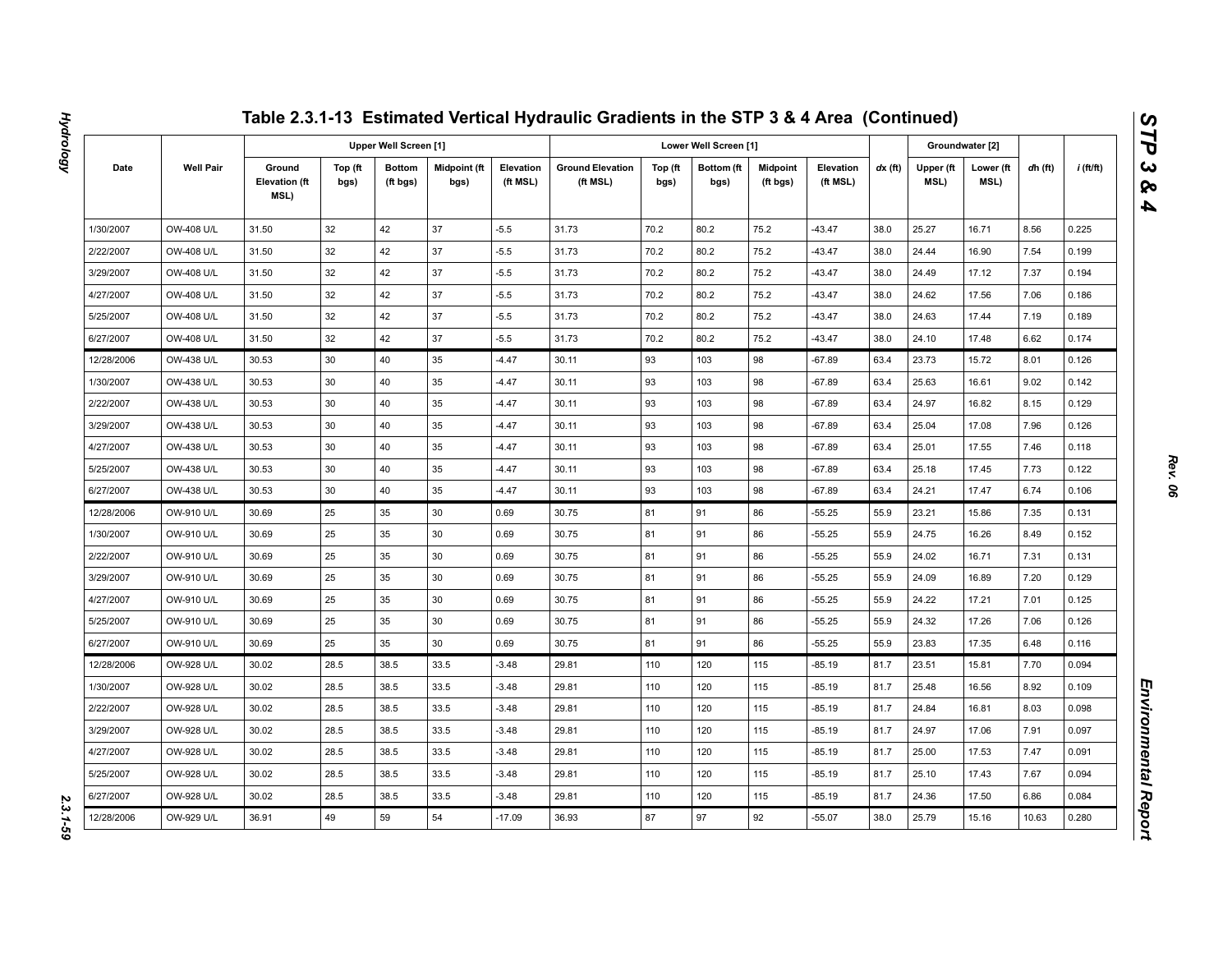# Table 2.3.1-13 Estimated Vertical Hydraulic Gradients in the STP 3 & 4 Area (Continued)

| Date | Well Pair | Upper Well Screen [1] | | | | | Lower Well Screen [1] | | | | | *dx* (ft) | Groundwater [2] | | *dh* (ft) | *i* (ft/ft) |
|---|---|---|---|---|---|---|---|---|---|---|---|---|---|---|---|---|
| | | Ground Elevation (ft MSL) | Top (ft bgs) | Bottom (ft bgs) | Midpoint (ft bgs) | Elevation (ft MSL) | Ground Elevation (ft MSL) | Top (ft bgs) | Bottom (ft bgs) | Midpoint (ft bgs) | Elevation (ft MSL) | | Upper (ft MSL) | Lower (ft MSL) | | |
| 1/30/2007 | OW-408 U/L | 31.50 | 32 | 42 | 37 | -5.5 | 31.73 | 70.2 | 80.2 | 75.2 | -43.47 | 38.0 | 25.27 | 16.71 | 8.56 | 0.225 |
| 2/22/2007 | OW-408 U/L | 31.50 | 32 | 42 | 37 | -5.5 | 31.73 | 70.2 | 80.2 | 75.2 | -43.47 | 38.0 | 24.44 | 16.90 | 7.54 | 0.199 |
| 3/29/2007 | OW-408 U/L | 31.50 | 32 | 42 | 37 | -5.5 | 31.73 | 70.2 | 80.2 | 75.2 | -43.47 | 38.0 | 24.49 | 17.12 | 7.37 | 0.194 |
| 4/27/2007 | OW-408 U/L | 31.50 | 32 | 42 | 37 | -5.5 | 31.73 | 70.2 | 80.2 | 75.2 | -43.47 | 38.0 | 24.62 | 17.56 | 7.06 | 0.186 |
| 5/25/2007 | OW-408 U/L | 31.50 | 32 | 42 | 37 | -5.5 | 31.73 | 70.2 | 80.2 | 75.2 | -43.47 | 38.0 | 24.63 | 17.44 | 7.19 | 0.189 |
| 6/27/2007 | OW-408 U/L | 31.50 | 32 | 42 | 37 | -5.5 | 31.73 | 70.2 | 80.2 | 75.2 | -43.47 | 38.0 | 24.10 | 17.48 | 6.62 | 0.174 |
| 12/28/2006 | OW-438 U/L | 30.53 | 30 | 40 | 35 | -4.47 | 30.11 | 93 | 103 | 98 | -67.89 | 63.4 | 23.73 | 15.72 | 8.01 | 0.126 |
| 1/30/2007 | OW-438 U/L | 30.53 | 30 | 40 | 35 | -4.47 | 30.11 | 93 | 103 | 98 | -67.89 | 63.4 | 25.63 | 16.61 | 9.02 | 0.142 |
| 2/22/2007 | OW-438 U/L | 30.53 | 30 | 40 | 35 | -4.47 | 30.11 | 93 | 103 | 98 | -67.89 | 63.4 | 24.97 | 16.82 | 8.15 | 0.129 |
| 3/29/2007 | OW-438 U/L | 30.53 | 30 | 40 | 35 | -4.47 | 30.11 | 93 | 103 | 98 | -67.89 | 63.4 | 25.04 | 17.08 | 7.96 | 0.126 |
| 4/27/2007 | OW-438 U/L | 30.53 | 30 | 40 | 35 | -4.47 | 30.11 | 93 | 103 | 98 | -67.89 | 63.4 | 25.01 | 17.55 | 7.46 | 0.118 |
| 5/25/2007 | OW-438 U/L | 30.53 | 30 | 40 | 35 | -4.47 | 30.11 | 93 | 103 | 98 | -67.89 | 63.4 | 25.18 | 17.45 | 7.73 | 0.122 |
| 6/27/2007 | OW-438 U/L | 30.53 | 30 | 40 | 35 | -4.47 | 30.11 | 93 | 103 | 98 | -67.89 | 63.4 | 24.21 | 17.47 | 6.74 | 0.106 |
| 12/28/2006 | OW-910 U/L | 30.69 | 25 | 35 | 30 | 0.69 | 30.75 | 81 | 91 | 86 | -55.25 | 55.9 | 23.21 | 15.86 | 7.35 | 0.131 |
| 1/30/2007 | OW-910 U/L | 30.69 | 25 | 35 | 30 | 0.69 | 30.75 | 81 | 91 | 86 | -55.25 | 55.9 | 24.75 | 16.26 | 8.49 | 0.152 |
| 2/22/2007 | OW-910 U/L | 30.69 | 25 | 35 | 30 | 0.69 | 30.75 | 81 | 91 | 86 | -55.25 | 55.9 | 24.02 | 16.71 | 7.31 | 0.131 |
| 3/29/2007 | OW-910 U/L | 30.69 | 25 | 35 | 30 | 0.69 | 30.75 | 81 | 91 | 86 | -55.25 | 55.9 | 24.09 | 16.89 | 7.20 | 0.129 |
| 4/27/2007 | OW-910 U/L | 30.69 | 25 | 35 | 30 | 0.69 | 30.75 | 81 | 91 | 86 | -55.25 | 55.9 | 24.22 | 17.21 | 7.01 | 0.125 |
| 5/25/2007 | OW-910 U/L | 30.69 | 25 | 35 | 30 | 0.69 | 30.75 | 81 | 91 | 86 | -55.25 | 55.9 | 24.32 | 17.26 | 7.06 | 0.126 |
| 6/27/2007 | OW-910 U/L | 30.69 | 25 | 35 | 30 | 0.69 | 30.75 | 81 | 91 | 86 | -55.25 | 55.9 | 23.83 | 17.35 | 6.48 | 0.116 |
| 12/28/2006 | OW-928 U/L | 30.02 | 28.5 | 38.5 | 33.5 | -3.48 | 29.81 | 110 | 120 | 115 | -85.19 | 81.7 | 23.51 | 15.81 | 7.70 | 0.094 |
| 1/30/2007 | OW-928 U/L | 30.02 | 28.5 | 38.5 | 33.5 | -3.48 | 29.81 | 110 | 120 | 115 | -85.19 | 81.7 | 25.48 | 16.56 | 8.92 | 0.109 |
| 2/22/2007 | OW-928 U/L | 30.02 | 28.5 | 38.5 | 33.5 | -3.48 | 29.81 | 110 | 120 | 115 | -85.19 | 81.7 | 24.84 | 16.81 | 8.03 | 0.098 |
| 3/29/2007 | OW-928 U/L | 30.02 | 28.5 | 38.5 | 33.5 | -3.48 | 29.81 | 110 | 120 | 115 | -85.19 | 81.7 | 24.97 | 17.06 | 7.91 | 0.097 |
| 4/27/2007 | OW-928 U/L | 30.02 | 28.5 | 38.5 | 33.5 | -3.48 | 29.81 | 110 | 120 | 115 | -85.19 | 81.7 | 25.00 | 17.53 | 7.47 | 0.091 |
| 5/25/2007 | OW-928 U/L | 30.02 | 28.5 | 38.5 | 33.5 | -3.48 | 29.81 | 110 | 120 | 115 | -85.19 | 81.7 | 25.10 | 17.43 | 7.67 | 0.094 |
| 6/27/2007 | OW-928 U/L | 30.02 | 28.5 | 38.5 | 33.5 | -3.48 | 29.81 | 110 | 120 | 115 | -85.19 | 81.7 | 24.36 | 17.50 | 6.86 | 0.084 |
| 12/28/2006 | OW-929 U/L | 36.91 | 49 | 59 | 54 | -17.09 | 36.93 | 87 | 97 | 92 | -55.07 | 38.0 | 25.79 | 15.16 | 10.63 | 0.280 |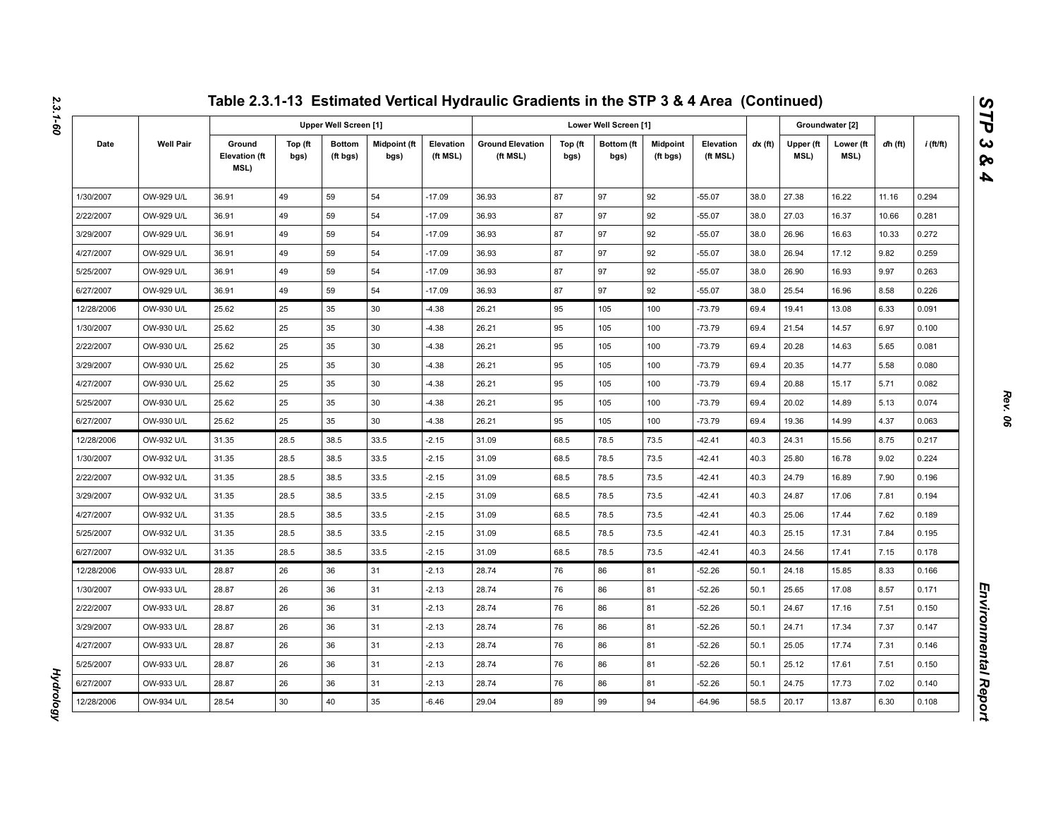## Table 2.3.1-13 Estimated Vertical Hydraulic Gradients in the STP 3 & 4 Area (Continued)

| Date | Well Pair | Upper Well Screen [1] | | | | | Lower Well Screen [1] | | | | | *dx* (ft) | Groundwater [2] | | *dh* (ft) | *i* (ft/ft) |
|---|---|---|---|---|---|---|---|---|---|---|---|---|---|---|---|---|
| | | Ground Elevation (ft MSL) | Top (ft bgs) | Bottom (ft bgs) | Midpoint (ft bgs) | Elevation (ft MSL) | Ground Elevation (ft MSL) | Top (ft bgs) | Bottom (ft bgs) | Midpoint (ft bgs) | Elevation (ft MSL) | | Upper (ft MSL) | Lower (ft MSL) | | |
| 1/30/2007 | OW-929 U/L | 36.91 | 49 | 59 | 54 | -17.09 | 36.93 | 87 | 97 | 92 | -55.07 | 38.0 | 27.38 | 16.22 | 11.16 | 0.294 |
| 2/22/2007 | OW-929 U/L | 36.91 | 49 | 59 | 54 | -17.09 | 36.93 | 87 | 97 | 92 | -55.07 | 38.0 | 27.03 | 16.37 | 10.66 | 0.281 |
| 3/29/2007 | OW-929 U/L | 36.91 | 49 | 59 | 54 | -17.09 | 36.93 | 87 | 97 | 92 | -55.07 | 38.0 | 26.96 | 16.63 | 10.33 | 0.272 |
| 4/27/2007 | OW-929 U/L | 36.91 | 49 | 59 | 54 | -17.09 | 36.93 | 87 | 97 | 92 | -55.07 | 38.0 | 26.94 | 17.12 | 9.82 | 0.259 |
| 5/25/2007 | OW-929 U/L | 36.91 | 49 | 59 | 54 | -17.09 | 36.93 | 87 | 97 | 92 | -55.07 | 38.0 | 26.90 | 16.93 | 9.97 | 0.263 |
| 6/27/2007 | OW-929 U/L | 36.91 | 49 | 59 | 54 | -17.09 | 36.93 | 87 | 97 | 92 | -55.07 | 38.0 | 25.54 | 16.96 | 8.58 | 0.226 |
| 12/28/2006 | OW-930 U/L | 25.62 | 25 | 35 | 30 | -4.38 | 26.21 | 95 | 105 | 100 | -73.79 | 69.4 | 19.41 | 13.08 | 6.33 | 0.091 |
| 1/30/2007 | OW-930 U/L | 25.62 | 25 | 35 | 30 | -4.38 | 26.21 | 95 | 105 | 100 | -73.79 | 69.4 | 21.54 | 14.57 | 6.97 | 0.100 |
| 2/22/2007 | OW-930 U/L | 25.62 | 25 | 35 | 30 | -4.38 | 26.21 | 95 | 105 | 100 | -73.79 | 69.4 | 20.28 | 14.63 | 5.65 | 0.081 |
| 3/29/2007 | OW-930 U/L | 25.62 | 25 | 35 | 30 | -4.38 | 26.21 | 95 | 105 | 100 | -73.79 | 69.4 | 20.35 | 14.77 | 5.58 | 0.080 |
| 4/27/2007 | OW-930 U/L | 25.62 | 25 | 35 | 30 | -4.38 | 26.21 | 95 | 105 | 100 | -73.79 | 69.4 | 20.88 | 15.17 | 5.71 | 0.082 |
| 5/25/2007 | OW-930 U/L | 25.62 | 25 | 35 | 30 | -4.38 | 26.21 | 95 | 105 | 100 | -73.79 | 69.4 | 20.02 | 14.89 | 5.13 | 0.074 |
| 6/27/2007 | OW-930 U/L | 25.62 | 25 | 35 | 30 | -4.38 | 26.21 | 95 | 105 | 100 | -73.79 | 69.4 | 19.36 | 14.99 | 4.37 | 0.063 |
| 12/28/2006 | OW-932 U/L | 31.35 | 28.5 | 38.5 | 33.5 | -2.15 | 31.09 | 68.5 | 78.5 | 73.5 | -42.41 | 40.3 | 24.31 | 15.56 | 8.75 | 0.217 |
| 1/30/2007 | OW-932 U/L | 31.35 | 28.5 | 38.5 | 33.5 | -2.15 | 31.09 | 68.5 | 78.5 | 73.5 | -42.41 | 40.3 | 25.80 | 16.78 | 9.02 | 0.224 |
| 2/22/2007 | OW-932 U/L | 31.35 | 28.5 | 38.5 | 33.5 | -2.15 | 31.09 | 68.5 | 78.5 | 73.5 | -42.41 | 40.3 | 24.79 | 16.89 | 7.90 | 0.196 |
| 3/29/2007 | OW-932 U/L | 31.35 | 28.5 | 38.5 | 33.5 | -2.15 | 31.09 | 68.5 | 78.5 | 73.5 | -42.41 | 40.3 | 24.87 | 17.06 | 7.81 | 0.194 |
| 4/27/2007 | OW-932 U/L | 31.35 | 28.5 | 38.5 | 33.5 | -2.15 | 31.09 | 68.5 | 78.5 | 73.5 | -42.41 | 40.3 | 25.06 | 17.44 | 7.62 | 0.189 |
| 5/25/2007 | OW-932 U/L | 31.35 | 28.5 | 38.5 | 33.5 | -2.15 | 31.09 | 68.5 | 78.5 | 73.5 | -42.41 | 40.3 | 25.15 | 17.31 | 7.84 | 0.195 |
| 6/27/2007 | OW-932 U/L | 31.35 | 28.5 | 38.5 | 33.5 | -2.15 | 31.09 | 68.5 | 78.5 | 73.5 | -42.41 | 40.3 | 24.56 | 17.41 | 7.15 | 0.178 |
| 12/28/2006 | OW-933 U/L | 28.87 | 26 | 36 | 31 | -2.13 | 28.74 | 76 | 86 | 81 | -52.26 | 50.1 | 24.18 | 15.85 | 8.33 | 0.166 |
| 1/30/2007 | OW-933 U/L | 28.87 | 26 | 36 | 31 | -2.13 | 28.74 | 76 | 86 | 81 | -52.26 | 50.1 | 25.65 | 17.08 | 8.57 | 0.171 |
| 2/22/2007 | OW-933 U/L | 28.87 | 26 | 36 | 31 | -2.13 | 28.74 | 76 | 86 | 81 | -52.26 | 50.1 | 24.67 | 17.16 | 7.51 | 0.150 |
| 3/29/2007 | OW-933 U/L | 28.87 | 26 | 36 | 31 | -2.13 | 28.74 | 76 | 86 | 81 | -52.26 | 50.1 | 24.71 | 17.34 | 7.37 | 0.147 |
| 4/27/2007 | OW-933 U/L | 28.87 | 26 | 36 | 31 | -2.13 | 28.74 | 76 | 86 | 81 | -52.26 | 50.1 | 25.05 | 17.74 | 7.31 | 0.146 |
| 5/25/2007 | OW-933 U/L | 28.87 | 26 | 36 | 31 | -2.13 | 28.74 | 76 | 86 | 81 | -52.26 | 50.1 | 25.12 | 17.61 | 7.51 | 0.150 |
| 6/27/2007 | OW-933 U/L | 28.87 | 26 | 36 | 31 | -2.13 | 28.74 | 76 | 86 | 81 | -52.26 | 50.1 | 24.75 | 17.73 | 7.02 | 0.140 |
| 12/28/2006 | OW-934 U/L | 28.54 | 30 | 40 | 35 | -6.46 | 29.04 | 89 | 99 | 94 | -64.96 | 58.5 | 20.17 | 13.87 | 6.30 | 0.108 |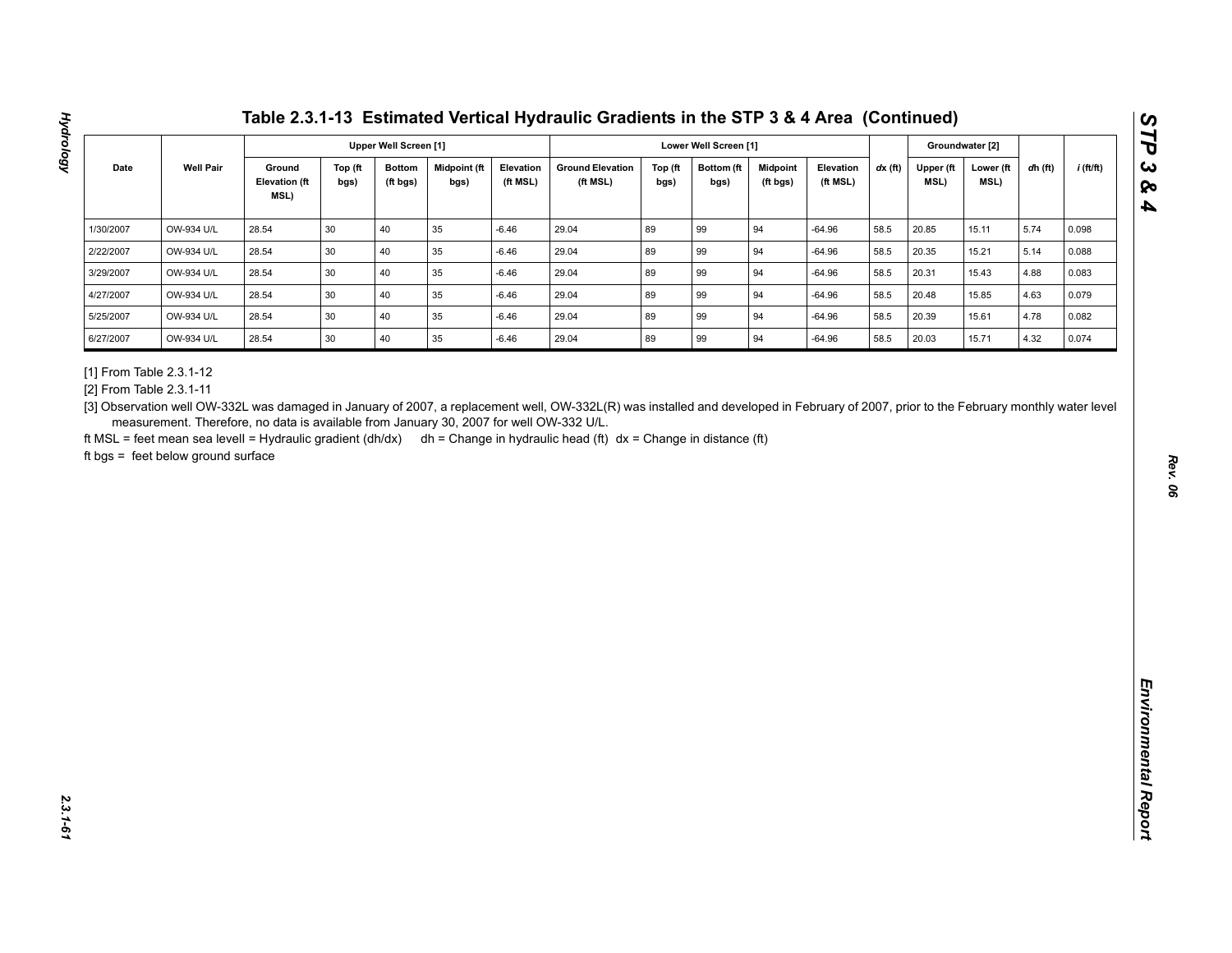# Table 2.3.1-13 Estimated Vertical Hydraulic Gradients in the STP 3 & 4 Area (Continued)

| Date | Well Pair | Upper Well Screen [1] | | | | | Lower Well Screen [1] | | | | | dx (ft) | Groundwater [2] | | dh (ft) | i (ft/ft) |
|---|---|---|---|---|---|---|---|---|---|---|---|---|---|---|---|---|
| | | Ground Elevation (ft MSL) | Top (ft bgs) | Bottom (ft bgs) | Midpoint (ft bgs) | Elevation (ft MSL) | Ground Elevation (ft MSL) | Top (ft bgs) | Bottom (ft bgs) | Midpoint (ft bgs) | Elevation (ft MSL) | | Upper (ft MSL) | Lower (ft MSL) | | |
| 1/30/2007 | OW-934 U/L | 28.54 | 30 | 40 | 35 | -6.46 | 29.04 | 89 | 99 | 94 | -64.96 | 58.5 | 20.85 | 15.11 | 5.74 | 0.098 |
| 2/22/2007 | OW-934 U/L | 28.54 | 30 | 40 | 35 | -6.46 | 29.04 | 89 | 99 | 94 | -64.96 | 58.5 | 20.35 | 15.21 | 5.14 | 0.088 |
| 3/29/2007 | OW-934 U/L | 28.54 | 30 | 40 | 35 | -6.46 | 29.04 | 89 | 99 | 94 | -64.96 | 58.5 | 20.31 | 15.43 | 4.88 | 0.083 |
| 4/27/2007 | OW-934 U/L | 28.54 | 30 | 40 | 35 | -6.46 | 29.04 | 89 | 99 | 94 | -64.96 | 58.5 | 20.48 | 15.85 | 4.63 | 0.079 |
| 5/25/2007 | OW-934 U/L | 28.54 | 30 | 40 | 35 | -6.46 | 29.04 | 89 | 99 | 94 | -64.96 | 58.5 | 20.39 | 15.61 | 4.78 | 0.082 |
| 6/27/2007 | OW-934 U/L | 28.54 | 30 | 40 | 35 | -6.46 | 29.04 | 89 | 99 | 94 | -64.96 | 58.5 | 20.03 | 15.71 | 4.32 | 0.074 |

[1] From Table 2.3.1-12

[2] From Table 2.3.1-11

[3] Observation well OW-332L was damaged in January of 2007, a replacement well, OW-332L(R) was installed and developed in February of 2007, prior to the February monthly water level measurement. Therefore, no data is available from January 30, 2007 for well OW-332 U/L.

ft MSL = feet mean sea levell = Hydraulic gradient (dh/dx)    dh = Change in hydraulic head (ft)  dx = Change in distance (ft)

ft bgs = feet below ground surface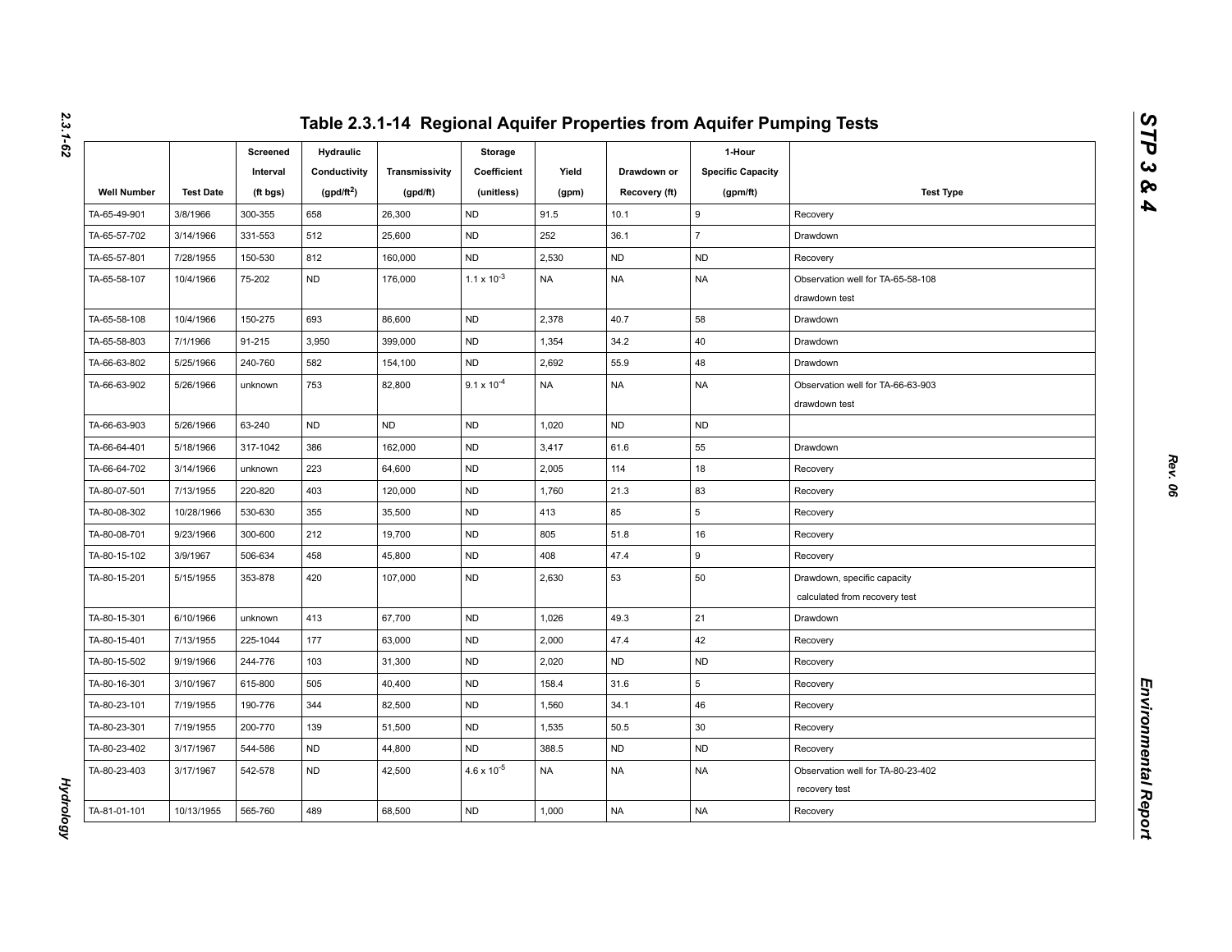# Table 2.3.1-14 Regional Aquifer Properties from Aquifer Pumping Tests

| Well Number | Test Date | Screened Interval (ft bgs) | Hydraulic Conductivity (gpd/ft$^2$) | Transmissivity (gpd/ft) | Storage Coefficient (unitless) | Yield (gpm) | Drawdown or Recovery (ft) | 1-Hour Specific Capacity (gpm/ft) | Test Type |
|---|---|---|---|---|---|---|---|---|---|
| TA-65-49-901 | 3/8/1966 | 300-355 | 658 | 26,300 | ND | 91.5 | 10.1 | 9 | Recovery |
| TA-65-57-702 | 3/14/1966 | 331-553 | 512 | 25,600 | ND | 252 | 36.1 | 7 | Drawdown |
| TA-65-57-801 | 7/28/1955 | 150-530 | 812 | 160,000 | ND | 2,530 | ND | ND | Recovery |
| TA-65-58-107 | 10/4/1966 | 75-202 | ND | 176,000 | $1.1 \times 10^{-3}$ | NA | NA | NA | Observation well for TA-65-58-108 drawdown test |
| TA-65-58-108 | 10/4/1966 | 150-275 | 693 | 86,600 | ND | 2,378 | 40.7 | 58 | Drawdown |
| TA-65-58-803 | 7/1/1966 | 91-215 | 3,950 | 399,000 | ND | 1,354 | 34.2 | 40 | Drawdown |
| TA-66-63-802 | 5/25/1966 | 240-760 | 582 | 154,100 | ND | 2,692 | 55.9 | 48 | Drawdown |
| TA-66-63-902 | 5/26/1966 | unknown | 753 | 82,800 | $9.1 \times 10^{-4}$ | NA | NA | NA | Observation well for TA-66-63-903 drawdown test |
| TA-66-63-903 | 5/26/1966 | 63-240 | ND | ND | ND | 1,020 | ND | ND | |
| TA-66-64-401 | 5/18/1966 | 317-1042 | 386 | 162,000 | ND | 3,417 | 61.6 | 55 | Drawdown |
| TA-66-64-702 | 3/14/1966 | unknown | 223 | 64,600 | ND | 2,005 | 114 | 18 | Recovery |
| TA-80-07-501 | 7/13/1955 | 220-820 | 403 | 120,000 | ND | 1,760 | 21.3 | 83 | Recovery |
| TA-80-08-302 | 10/28/1966 | 530-630 | 355 | 35,500 | ND | 413 | 85 | 5 | Recovery |
| TA-80-08-701 | 9/23/1966 | 300-600 | 212 | 19,700 | ND | 805 | 51.8 | 16 | Recovery |
| TA-80-15-102 | 3/9/1967 | 506-634 | 458 | 45,800 | ND | 408 | 47.4 | 9 | Recovery |
| TA-80-15-201 | 5/15/1955 | 353-878 | 420 | 107,000 | ND | 2,630 | 53 | 50 | Drawdown, specific capacity calculated from recovery test |
| TA-80-15-301 | 6/10/1966 | unknown | 413 | 67,700 | ND | 1,026 | 49.3 | 21 | Drawdown |
| TA-80-15-401 | 7/13/1955 | 225-1044 | 177 | 63,000 | ND | 2,000 | 47.4 | 42 | Recovery |
| TA-80-15-502 | 9/19/1966 | 244-776 | 103 | 31,300 | ND | 2,020 | ND | ND | Recovery |
| TA-80-16-301 | 3/10/1967 | 615-800 | 505 | 40,400 | ND | 158.4 | 31.6 | 5 | Recovery |
| TA-80-23-101 | 7/19/1955 | 190-776 | 344 | 82,500 | ND | 1,560 | 34.1 | 46 | Recovery |
| TA-80-23-301 | 7/19/1955 | 200-770 | 139 | 51,500 | ND | 1,535 | 50.5 | 30 | Recovery |
| TA-80-23-402 | 3/17/1967 | 544-586 | ND | 44,800 | ND | 388.5 | ND | ND | Recovery |
| TA-80-23-403 | 3/17/1967 | 542-578 | ND | 42,500 | $4.6 \times 10^{-5}$ | NA | NA | NA | Observation well for TA-80-23-402 recovery test |
| TA-81-01-101 | 10/13/1955 | 565-760 | 489 | 68,500 | ND | 1,000 | NA | NA | Recovery |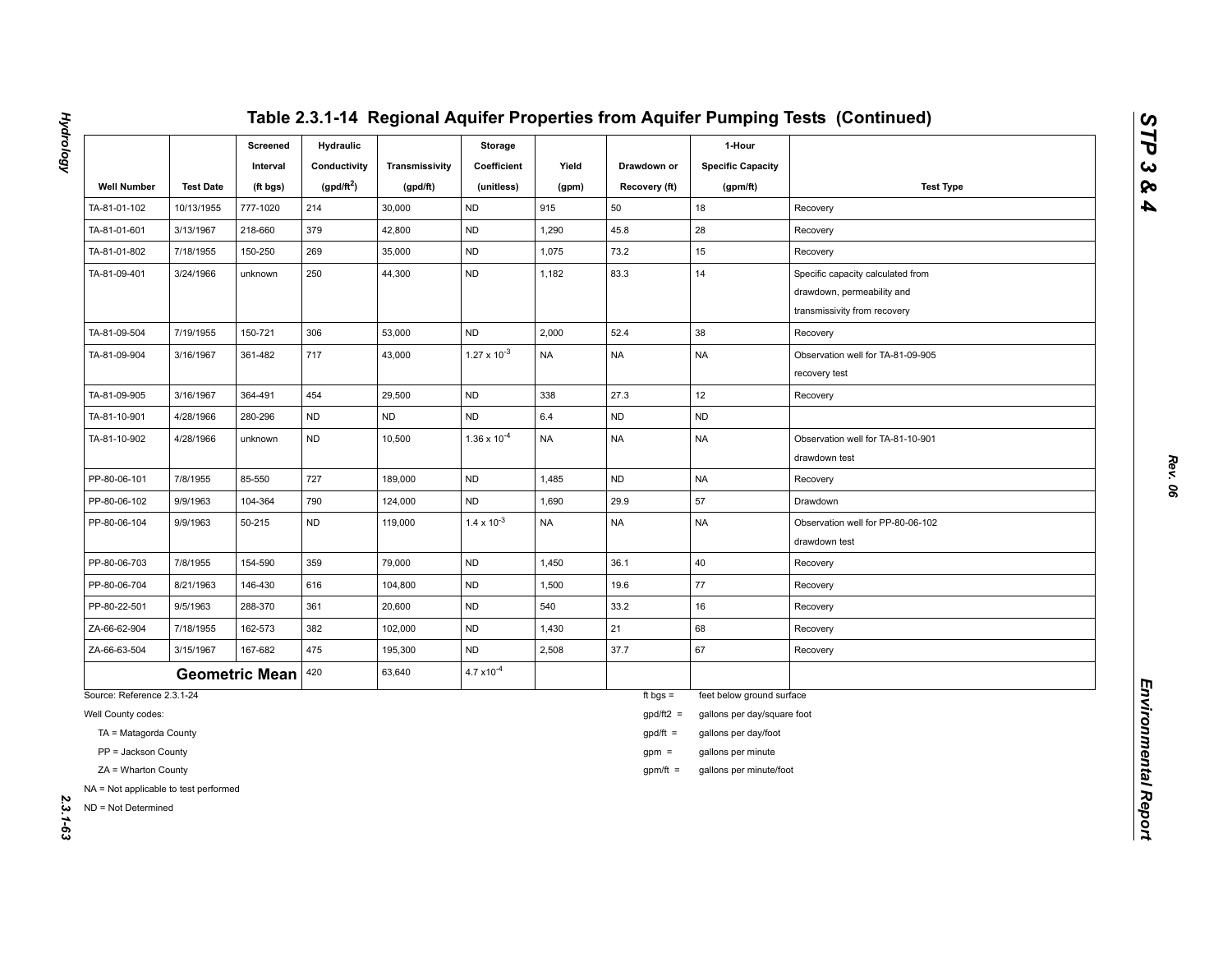# Table 2.3.1-14 Regional Aquifer Properties from Aquifer Pumping Tests (Continued)

| Well Number | Test Date | Screened Interval (ft bgs) | Hydraulic Conductivity (gpd/ft$^2$) | Transmissivity (gpd/ft) | Storage Coefficient (unitless) | Yield (gpm) | Drawdown or Recovery (ft) | 1-Hour Specific Capacity (gpm/ft) | Test Type |
|---|---|---|---|---|---|---|---|---|---|
| TA-81-01-102 | 10/13/1955 | 777-1020 | 214 | 30,000 | ND | 915 | 50 | 18 | Recovery |
| TA-81-01-601 | 3/13/1967 | 218-660 | 379 | 42,800 | ND | 1,290 | 45.8 | 28 | Recovery |
| TA-81-01-802 | 7/18/1955 | 150-250 | 269 | 35,000 | ND | 1,075 | 73.2 | 15 | Recovery |
| TA-81-09-401 | 3/24/1966 | unknown | 250 | 44,300 | ND | 1,182 | 83.3 | 14 | Specific capacity calculated from drawdown, permeability and transmissivity from recovery |
| TA-81-09-504 | 7/19/1955 | 150-721 | 306 | 53,000 | ND | 2,000 | 52.4 | 38 | Recovery |
| TA-81-09-904 | 3/16/1967 | 361-482 | 717 | 43,000 | $1.27 \times 10^{-3}$ | NA | NA | NA | Observation well for TA-81-09-905 recovery test |
| TA-81-09-905 | 3/16/1967 | 364-491 | 454 | 29,500 | ND | 338 | 27.3 | 12 | Recovery |
| TA-81-10-901 | 4/28/1966 | 280-296 | ND | ND | ND | 6.4 | ND | ND | |
| TA-81-10-902 | 4/28/1966 | unknown | ND | 10,500 | $1.36 \times 10^{-4}$ | NA | NA | NA | Observation well for TA-81-10-901 drawdown test |
| PP-80-06-101 | 7/8/1955 | 85-550 | 727 | 189,000 | ND | 1,485 | ND | NA | Recovery |
| PP-80-06-102 | 9/9/1963 | 104-364 | 790 | 124,000 | ND | 1,690 | 29.9 | 57 | Drawdown |
| PP-80-06-104 | 9/9/1963 | 50-215 | ND | 119,000 | $1.4 \times 10^{-3}$ | NA | NA | NA | Observation well for PP-80-06-102 drawdown test |
| PP-80-06-703 | 7/8/1955 | 154-590 | 359 | 79,000 | ND | 1,450 | 36.1 | 40 | Recovery |
| PP-80-06-704 | 8/21/1963 | 146-430 | 616 | 104,800 | ND | 1,500 | 19.6 | 77 | Recovery |
| PP-80-22-501 | 9/5/1963 | 288-370 | 361 | 20,600 | ND | 540 | 33.2 | 16 | Recovery |
| ZA-66-62-904 | 7/18/1955 | 162-573 | 382 | 102,000 | ND | 1,430 | 21 | 68 | Recovery |
| ZA-66-63-504 | 3/15/1967 | 167-682 | 475 | 195,300 | ND | 2,508 | 37.7 | 67 | Recovery |
| **Geometric Mean** | | | 420 | 63,640 | $4.7 \times 10^{-4}$ | | | | |

Source: Reference 2.3.1-24

Well County codes:

TA = Matagorda County

PP = Jackson County

ZA = Wharton County

NA = Not applicable to test performed

ND = Not Determined

ft bgs = feet below ground surface

gpd/ft2 = gallons per day/square foot

gpd/ft = gallons per day/foot

gpm = gallons per minute

gpm/ft = gallons per minute/foot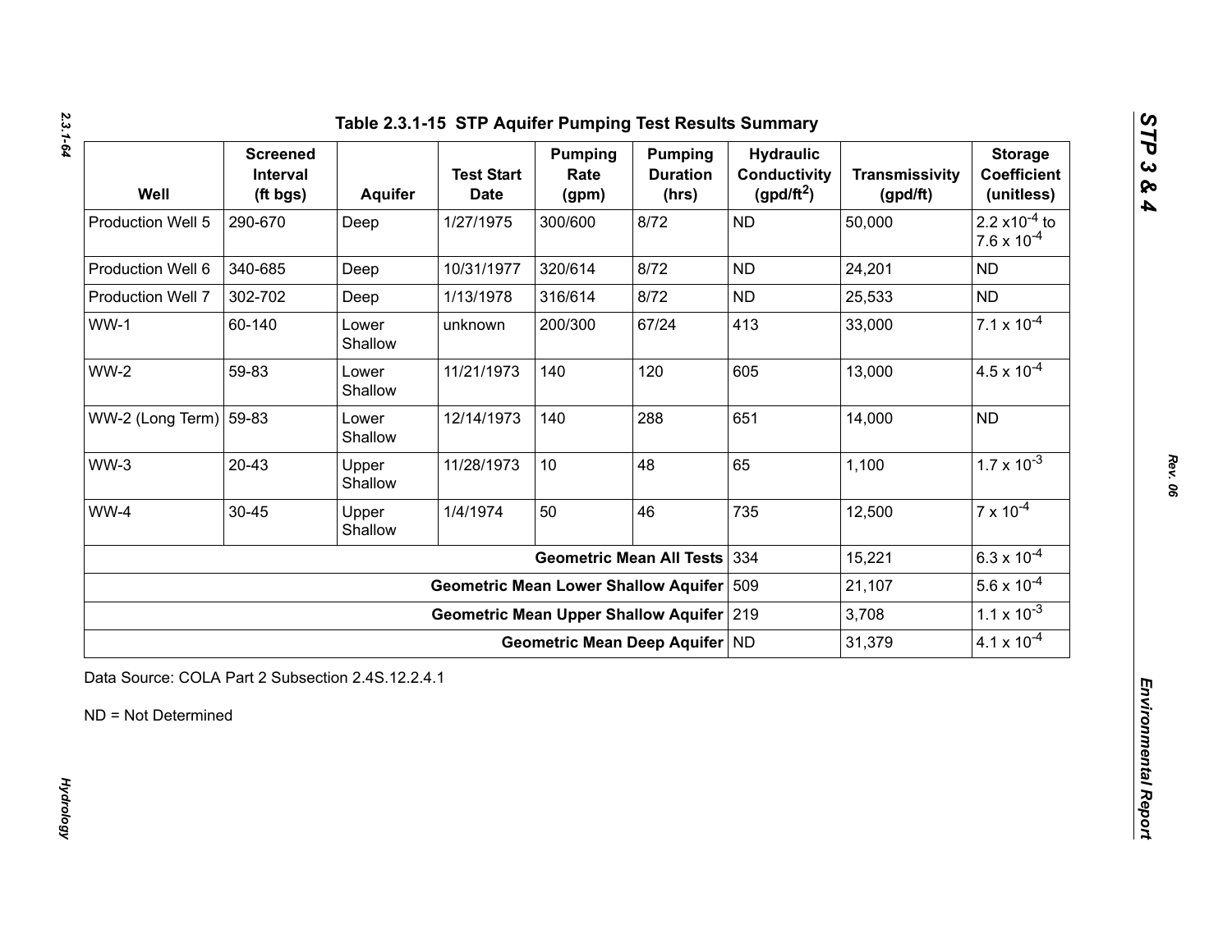## Table 2.3.1-15 STP Aquifer Pumping Test Results Summary

| Well | Screened Interval (ft bgs) | Aquifer | Test Start Date | Pumping Rate (gpm) | Pumping Duration (hrs) | Hydraulic Conductivity (gpd/ft$^2$) | Transmissivity (gpd/ft) | Storage Coefficient (unitless) |
|---|---|---|---|---|---|---|---|---|
| Production Well 5 | 290-670 | Deep | 1/27/1975 | 300/600 | 8/72 | ND | 50,000 | $2.2 \times 10^{-4}$ to $7.6 \times 10^{-4}$ |
| Production Well 6 | 340-685 | Deep | 10/31/1977 | 320/614 | 8/72 | ND | 24,201 | ND |
| Production Well 7 | 302-702 | Deep | 1/13/1978 | 316/614 | 8/72 | ND | 25,533 | ND |
| WW-1 | 60-140 | Lower Shallow | unknown | 200/300 | 67/24 | 413 | 33,000 | $7.1 \times 10^{-4}$ |
| WW-2 | 59-83 | Lower Shallow | 11/21/1973 | 140 | 120 | 605 | 13,000 | $4.5 \times 10^{-4}$ |
| WW-2 (Long Term) | 59-83 | Lower Shallow | 12/14/1973 | 140 | 288 | 651 | 14,000 | ND |
| WW-3 | 20-43 | Upper Shallow | 11/28/1973 | 10 | 48 | 65 | 1,100 | $1.7 \times 10^{-3}$ |
| WW-4 | 30-45 | Upper Shallow | 1/4/1974 | 50 | 46 | 735 | 12,500 | $7 \times 10^{-4}$ |
| | | | | | **Geometric Mean All Tests** | 334 | 15,221 | $6.3 \times 10^{-4}$ |
| | | | | | **Geometric Mean Lower Shallow Aquifer** | 509 | 21,107 | $5.6 \times 10^{-4}$ |
| | | | | | **Geometric Mean Upper Shallow Aquifer** | 219 | 3,708 | $1.1 \times 10^{-3}$ |
| | | | | | **Geometric Mean Deep Aquifer** | ND | 31,379 | $4.1 \times 10^{-4}$ |

Data Source: COLA Part 2 Subsection 2.4S.12.2.4.1

ND = Not Determined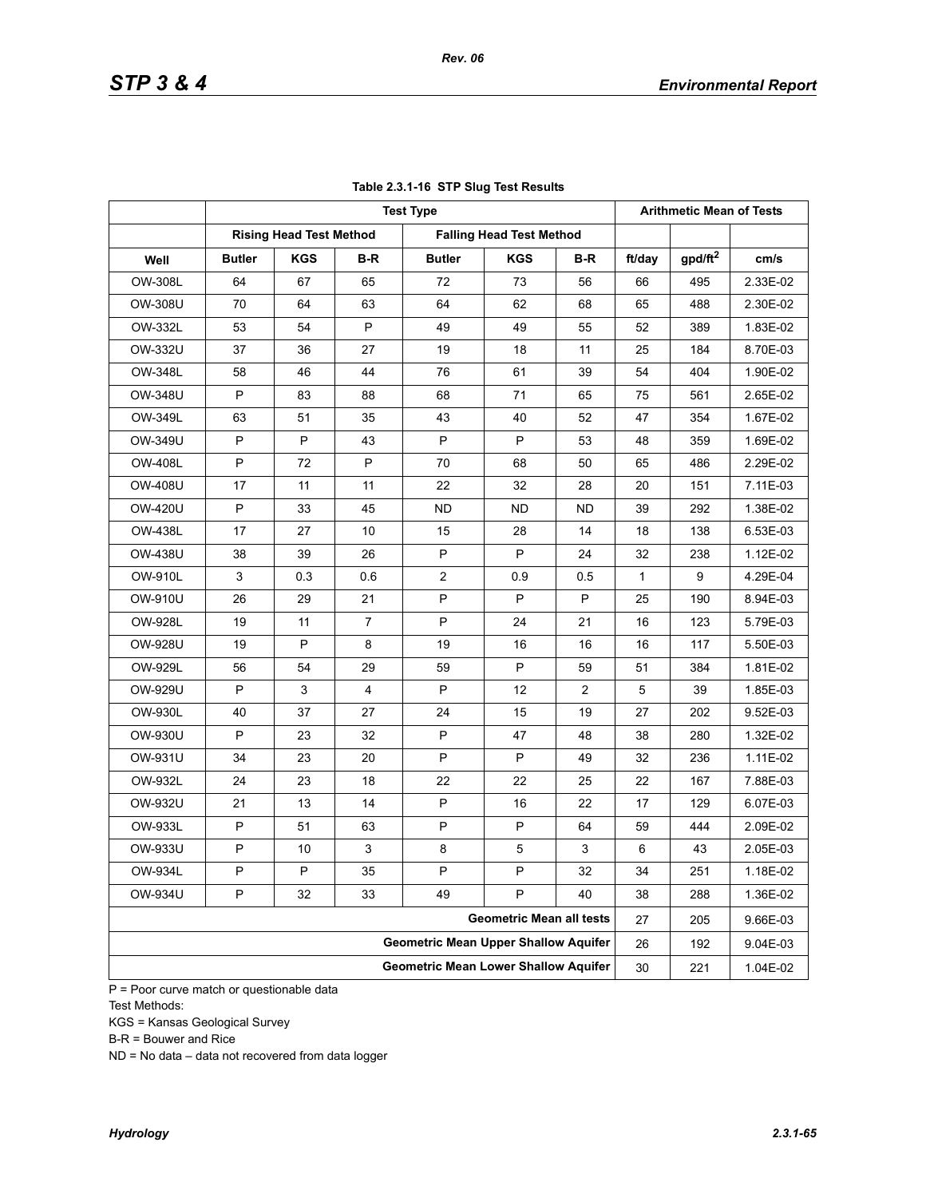**Table 2.3.1-16 STP Slug Test Results**

| | Test Type | | | | | | Arithmetic Mean of Tests | | |
|---|---|---|---|---|---|---|---|---|---|
| | Rising Head Test Method | | | Falling Head Test Method | | | | | |
| Well | Butler | KGS | B-R | Butler | KGS | B-R | ft/day | gpd/ft$^2$ | cm/s |
| OW-308L | 64 | 67 | 65 | 72 | 73 | 56 | 66 | 495 | 2.33E-02 |
| OW-308U | 70 | 64 | 63 | 64 | 62 | 68 | 65 | 488 | 2.30E-02 |
| OW-332L | 53 | 54 | P | 49 | 49 | 55 | 52 | 389 | 1.83E-02 |
| OW-332U | 37 | 36 | 27 | 19 | 18 | 11 | 25 | 184 | 8.70E-03 |
| OW-348L | 58 | 46 | 44 | 76 | 61 | 39 | 54 | 404 | 1.90E-02 |
| OW-348U | P | 83 | 88 | 68 | 71 | 65 | 75 | 561 | 2.65E-02 |
| OW-349L | 63 | 51 | 35 | 43 | 40 | 52 | 47 | 354 | 1.67E-02 |
| OW-349U | P | P | 43 | P | P | 53 | 48 | 359 | 1.69E-02 |
| OW-408L | P | 72 | P | 70 | 68 | 50 | 65 | 486 | 2.29E-02 |
| OW-408U | 17 | 11 | 11 | 22 | 32 | 28 | 20 | 151 | 7.11E-03 |
| OW-420U | P | 33 | 45 | ND | ND | ND | 39 | 292 | 1.38E-02 |
| OW-438L | 17 | 27 | 10 | 15 | 28 | 14 | 18 | 138 | 6.53E-03 |
| OW-438U | 38 | 39 | 26 | P | P | 24 | 32 | 238 | 1.12E-02 |
| OW-910L | 3 | 0.3 | 0.6 | 2 | 0.9 | 0.5 | 1 | 9 | 4.29E-04 |
| OW-910U | 26 | 29 | 21 | P | P | P | 25 | 190 | 8.94E-03 |
| OW-928L | 19 | 11 | 7 | P | 24 | 21 | 16 | 123 | 5.79E-03 |
| OW-928U | 19 | P | 8 | 19 | 16 | 16 | 16 | 117 | 5.50E-03 |
| OW-929L | 56 | 54 | 29 | 59 | P | 59 | 51 | 384 | 1.81E-02 |
| OW-929U | P | 3 | 4 | P | 12 | 2 | 5 | 39 | 1.85E-03 |
| OW-930L | 40 | 37 | 27 | 24 | 15 | 19 | 27 | 202 | 9.52E-03 |
| OW-930U | P | 23 | 32 | P | 47 | 48 | 38 | 280 | 1.32E-02 |
| OW-931U | 34 | 23 | 20 | P | P | 49 | 32 | 236 | 1.11E-02 |
| OW-932L | 24 | 23 | 18 | 22 | 22 | 25 | 22 | 167 | 7.88E-03 |
| OW-932U | 21 | 13 | 14 | P | 16 | 22 | 17 | 129 | 6.07E-03 |
| OW-933L | P | 51 | 63 | P | P | 64 | 59 | 444 | 2.09E-02 |
| OW-933U | P | 10 | 3 | 8 | 5 | 3 | 6 | 43 | 2.05E-03 |
| OW-934L | P | P | 35 | P | P | 32 | 34 | 251 | 1.18E-02 |
| OW-934U | P | 32 | 33 | 49 | P | 40 | 38 | 288 | 1.36E-02 |
| | | | | | | Geometric Mean all tests | 27 | 205 | 9.66E-03 |
| | | | | | | Geometric Mean Upper Shallow Aquifer | 26 | 192 | 9.04E-03 |
| | | | | | | Geometric Mean Lower Shallow Aquifer | 30 | 221 | 1.04E-02 |

P = Poor curve match or questionable data

Test Methods:

KGS = Kansas Geological Survey

B-R = Bouwer and Rice

ND = No data – data not recovered from data logger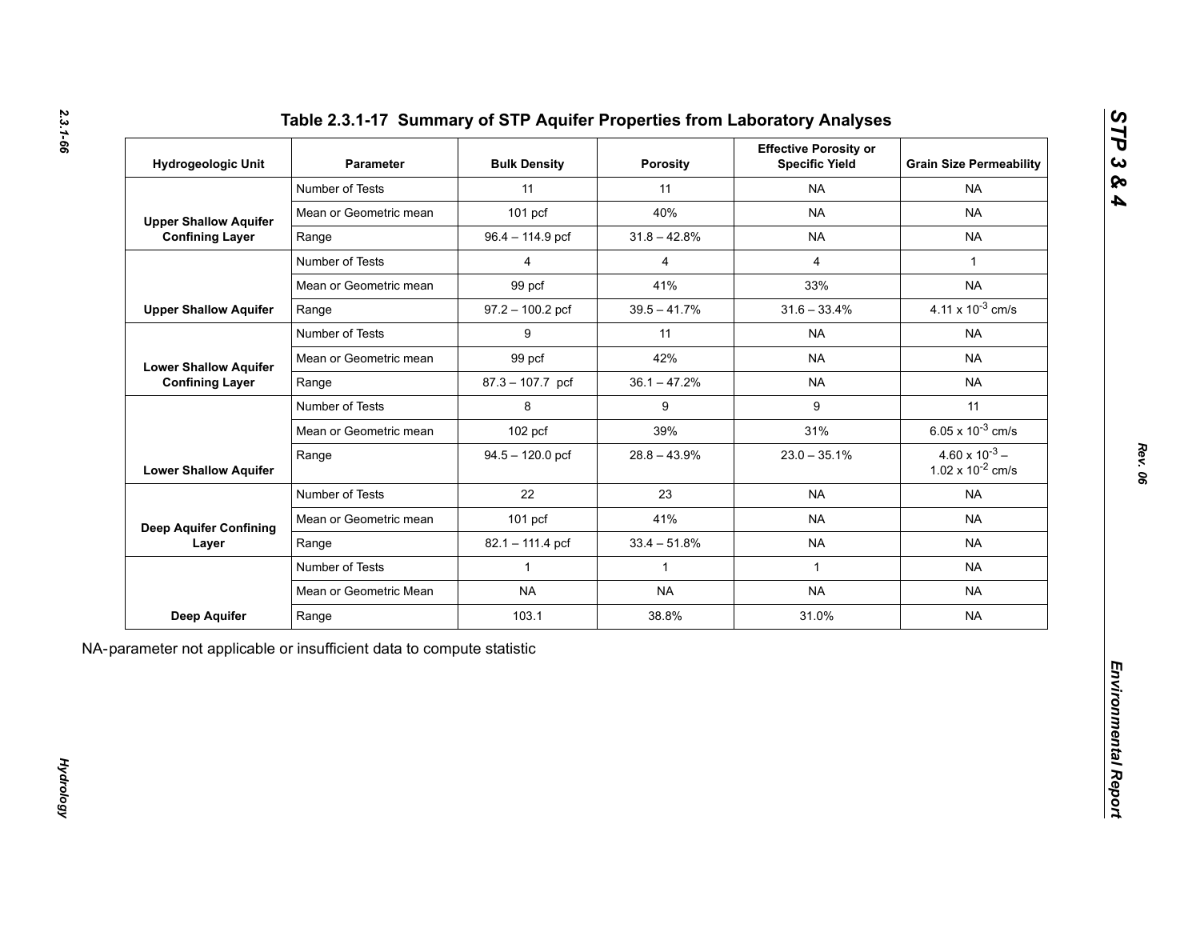# Table 2.3.1-17 Summary of STP Aquifer Properties from Laboratory Analyses

| Hydrogeologic Unit | Parameter | Bulk Density | Porosity | Effective Porosity or Specific Yield | Grain Size Permeability |
|---|---|---|---|---|---|
| Upper Shallow Aquifer Confining Layer | Number of Tests | 11 | 11 | NA | NA |
| | Mean or Geometric mean | 101 pcf | 40% | NA | NA |
| | Range | 96.4 – 114.9 pcf | 31.8 – 42.8% | NA | NA |
| Upper Shallow Aquifer | Number of Tests | 4 | 4 | 4 | 1 |
| | Mean or Geometric mean | 99 pcf | 41% | 33% | NA |
| | Range | 97.2 – 100.2 pcf | 39.5 – 41.7% | 31.6 – 33.4% | $4.11 \times 10^{-3}$ cm/s |
| Lower Shallow Aquifer Confining Layer | Number of Tests | 9 | 11 | NA | NA |
| | Mean or Geometric mean | 99 pcf | 42% | NA | NA |
| | Range | 87.3 – 107.7 pcf | 36.1 – 47.2% | NA | NA |
| Lower Shallow Aquifer | Number of Tests | 8 | 9 | 9 | 11 |
| | Mean or Geometric mean | 102 pcf | 39% | 31% | $6.05 \times 10^{-3}$ cm/s |
| | Range | 94.5 – 120.0 pcf | 28.8 – 43.9% | 23.0 – 35.1% | $4.60 \times 10^{-3}$ – $1.02 \times 10^{-2}$ cm/s |
| Deep Aquifer Confining Layer | Number of Tests | 22 | 23 | NA | NA |
| | Mean or Geometric mean | 101 pcf | 41% | NA | NA |
| | Range | 82.1 – 111.4 pcf | 33.4 – 51.8% | NA | NA |
| Deep Aquifer | Number of Tests | 1 | 1 | 1 | NA |
| | Mean or Geometric Mean | NA | NA | NA | NA |
| | Range | 103.1 | 38.8% | 31.0% | NA |

NA-parameter not applicable or insufficient data to compute statistic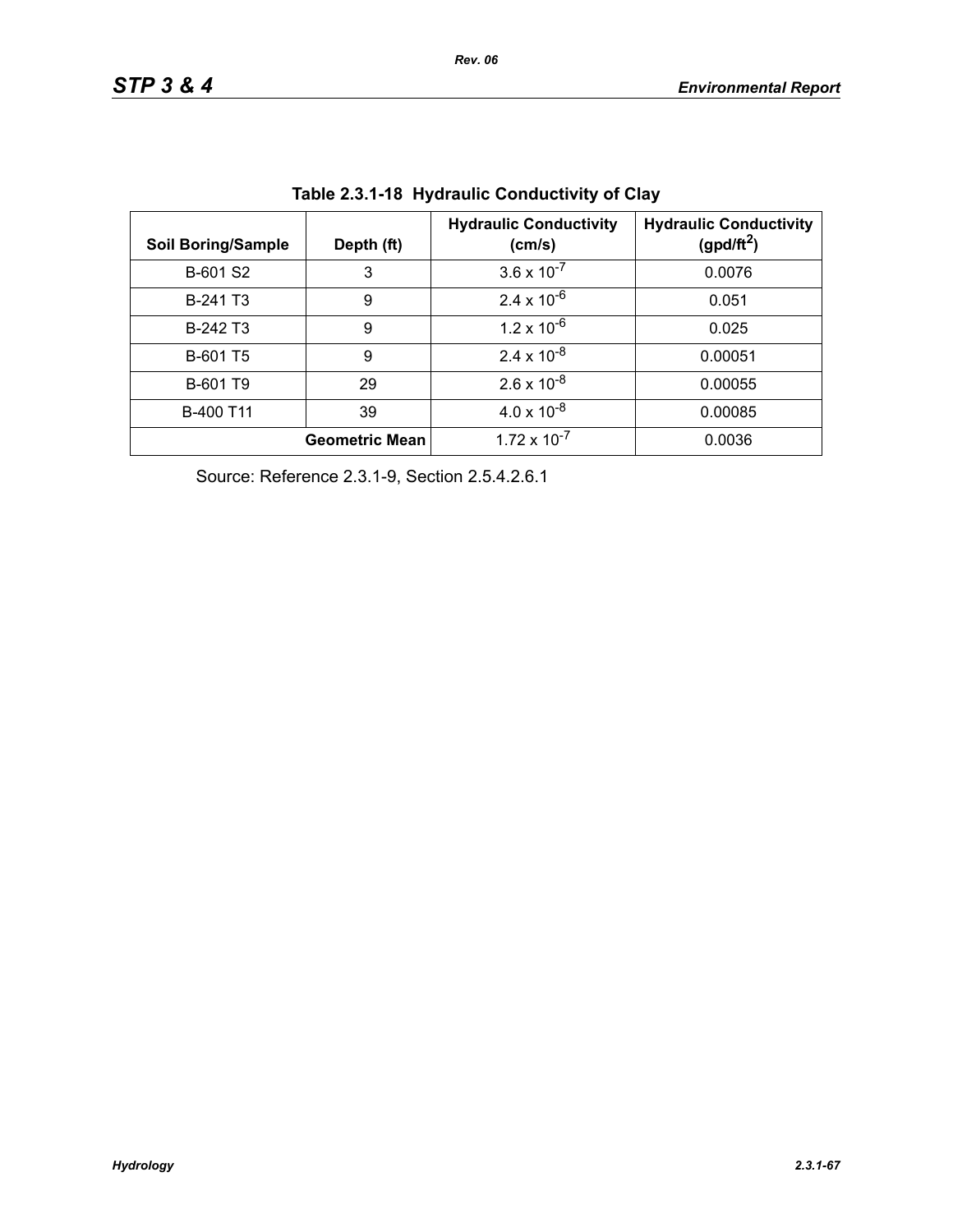**Table 2.3.1-18 Hydraulic Conductivity of Clay**

| Soil Boring/Sample | Depth (ft) | Hydraulic Conductivity (cm/s) | Hydraulic Conductivity (gpd/ft$^2$) |
|---|---|---|---|
| B-601 S2 | 3 | $3.6 \times 10^{-7}$ | 0.0076 |
| B-241 T3 | 9 | $2.4 \times 10^{-6}$ | 0.051 |
| B-242 T3 | 9 | $1.2 \times 10^{-6}$ | 0.025 |
| B-601 T5 | 9 | $2.4 \times 10^{-8}$ | 0.00051 |
| B-601 T9 | 29 | $2.6 \times 10^{-8}$ | 0.00055 |
| B-400 T11 | 39 | $4.0 \times 10^{-8}$ | 0.00085 |
| | **Geometric Mean** | $1.72 \times 10^{-7}$ | 0.0036 |

Source: Reference 2.3.1-9, Section 2.5.4.2.6.1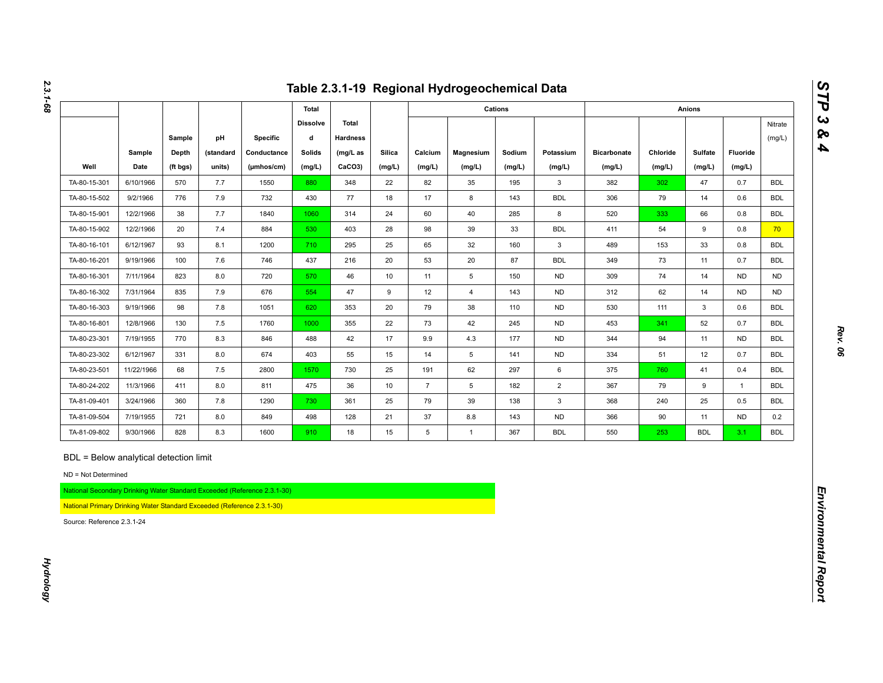# Table 2.3.1-19 Regional Hydrogeochemical Data

| Well | Sample Date | Sample Depth (ft bgs) | pH (standard units) | Specific Conductance (μmhos/cm) | Total Dissolved Solids (mg/L) | Total Hardness (mg/L as CaCO3) | Silica (mg/L) | Cations | | | | Anions | | | | |
|---|---|---|---|---|---|---|---|---|---|---|---|---|---|---|---|---|
| | | | | | | | | Calcium (mg/L) | Magnesium (mg/L) | Sodium (mg/L) | Potassium (mg/L) | Bicarbonate (mg/L) | Chloride (mg/L) | Sulfate (mg/L) | Fluoride (mg/L) | Nitrate (mg/L) |
| TA-80-15-301 | 6/10/1966 | 570 | 7.7 | 1550 | 880 | 348 | 22 | 82 | 35 | 195 | 3 | 382 | 302 | 47 | 0.7 | BDL |
| TA-80-15-502 | 9/2/1966 | 776 | 7.9 | 732 | 430 | 77 | 18 | 17 | 8 | 143 | BDL | 306 | 79 | 14 | 0.6 | BDL |
| TA-80-15-901 | 12/2/1966 | 38 | 7.7 | 1840 | 1060 | 314 | 24 | 60 | 40 | 285 | 8 | 520 | 333 | 66 | 0.8 | BDL |
| TA-80-15-902 | 12/2/1966 | 20 | 7.4 | 884 | 530 | 403 | 28 | 98 | 39 | 33 | BDL | 411 | 54 | 9 | 0.8 | 70 |
| TA-80-16-101 | 6/12/1967 | 93 | 8.1 | 1200 | 710 | 295 | 25 | 65 | 32 | 160 | 3 | 489 | 153 | 33 | 0.8 | BDL |
| TA-80-16-201 | 9/19/1966 | 100 | 7.6 | 746 | 437 | 216 | 20 | 53 | 20 | 87 | BDL | 349 | 73 | 11 | 0.7 | BDL |
| TA-80-16-301 | 7/11/1964 | 823 | 8.0 | 720 | 570 | 46 | 10 | 11 | 5 | 150 | ND | 309 | 74 | 14 | ND | ND |
| TA-80-16-302 | 7/31/1964 | 835 | 7.9 | 676 | 554 | 47 | 9 | 12 | 4 | 143 | ND | 312 | 62 | 14 | ND | ND |
| TA-80-16-303 | 9/19/1966 | 98 | 7.8 | 1051 | 620 | 353 | 20 | 79 | 38 | 110 | ND | 530 | 111 | 3 | 0.6 | BDL |
| TA-80-16-801 | 12/8/1966 | 130 | 7.5 | 1760 | 1000 | 355 | 22 | 73 | 42 | 245 | ND | 453 | 341 | 52 | 0.7 | BDL |
| TA-80-23-301 | 7/19/1955 | 770 | 8.3 | 846 | 488 | 42 | 17 | 9.9 | 4.3 | 177 | ND | 344 | 94 | 11 | ND | BDL |
| TA-80-23-302 | 6/12/1967 | 331 | 8.0 | 674 | 403 | 55 | 15 | 14 | 5 | 141 | ND | 334 | 51 | 12 | 0.7 | BDL |
| TA-80-23-501 | 11/22/1966 | 68 | 7.5 | 2800 | 1570 | 730 | 25 | 191 | 62 | 297 | 6 | 375 | 760 | 41 | 0.4 | BDL |
| TA-80-24-202 | 11/3/1966 | 411 | 8.0 | 811 | 475 | 36 | 10 | 7 | 5 | 182 | 2 | 367 | 79 | 9 | 1 | BDL |
| TA-81-09-401 | 3/24/1966 | 360 | 7.8 | 1290 | 730 | 361 | 25 | 79 | 39 | 138 | 3 | 368 | 240 | 25 | 0.5 | BDL |
| TA-81-09-504 | 7/19/1955 | 721 | 8.0 | 849 | 498 | 128 | 21 | 37 | 8.8 | 143 | ND | 366 | 90 | 11 | ND | 0.2 |
| TA-81-09-802 | 9/30/1966 | 828 | 8.3 | 1600 | 910 | 18 | 15 | 5 | 1 | 367 | BDL | 550 | 253 | BDL | 3.1 | BDL |

BDL = Below analytical detection limit

ND = Not Determined

National Secondary Drinking Water Standard Exceeded (Reference 2.3.1-30)

National Primary Drinking Water Standard Exceeded (Reference 2.3.1-30)

Source: Reference 2.3.1-24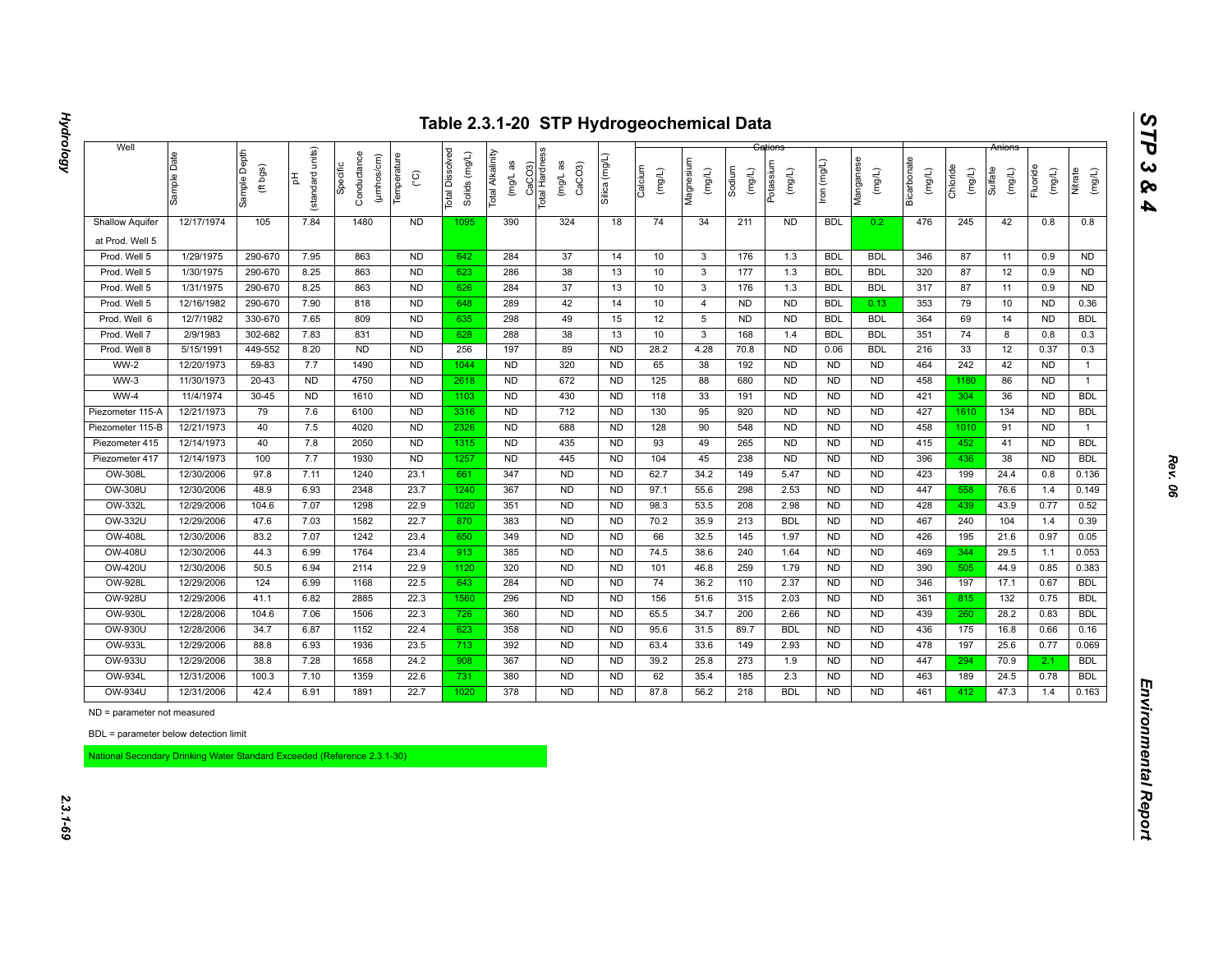# Table 2.3.1-20 STP Hydrogeochemical Data

| Well | Sample Date | Sample Depth (ft bgs) | pH (standard units) | Specific Conductance (µmhos/cm) | Temperature (°C) | Total Dissolved Solids (mg/L) | Total Alkalinity (mg/L as CaCO3) | Total Hardness (mg/L as CaCO3) | Silica (mg/L) | Cations | | | | | | Anions | | | | |
|---|---|---|---|---|---|---|---|---|---|---|---|---|---|---|---|---|---|---|---|---|
| | | | | | | | | | | Calcium (mg/L) | Magnesium (mg/L) | Sodium (mg/L) | Potassium (mg/L) | Iron (mg/L) | Manganese (mg/L) | Bicarbonate (mg/L) | Chloride (mg/L) | Sulfate (mg/L) | Fluoride (mg/L) | Nitrate (mg/L) |
| Shallow Aquifer at Prod. Well 5 | 12/17/1974 | 105 | 7.84 | 1480 | ND | 1095 | 390 | 324 | 18 | 74 | 34 | 211 | ND | BDL | 0.2 | 476 | 245 | 42 | 0.8 | 0.8 |
| Prod. Well 5 | 1/29/1975 | 290-670 | 7.95 | 863 | ND | 642 | 284 | 37 | 14 | 10 | 3 | 176 | 1.3 | BDL | BDL | 346 | 87 | 11 | 0.9 | ND |
| Prod. Well 5 | 1/30/1975 | 290-670 | 8.25 | 863 | ND | 623 | 286 | 38 | 13 | 10 | 3 | 177 | 1.3 | BDL | BDL | 320 | 87 | 12 | 0.9 | ND |
| Prod. Well 5 | 1/31/1975 | 290-670 | 8.25 | 863 | ND | 626 | 284 | 37 | 13 | 10 | 3 | 176 | 1.3 | BDL | BDL | 317 | 87 | 11 | 0.9 | ND |
| Prod. Well 5 | 12/16/1982 | 290-670 | 7.90 | 818 | ND | 648 | 289 | 42 | 14 | 10 | 4 | ND | ND | BDL | 0.13 | 353 | 79 | 10 | ND | 0.36 |
| Prod. Well 6 | 12/7/1982 | 330-670 | 7.65 | 809 | ND | 635 | 298 | 49 | 15 | 12 | 5 | ND | ND | BDL | BDL | 364 | 69 | 14 | ND | BDL |
| Prod. Well 7 | 2/9/1983 | 302-682 | 7.83 | 831 | ND | 628 | 288 | 38 | 13 | 10 | 3 | 168 | 1.4 | BDL | BDL | 351 | 74 | 8 | 0.8 | 0.3 |
| Prod. Well 8 | 5/15/1991 | 449-552 | 8.20 | ND | ND | 256 | 197 | 89 | ND | 28.2 | 4.28 | 70.8 | ND | 0.06 | BDL | 216 | 33 | 12 | 0.37 | 0.3 |
| WW-2 | 12/20/1973 | 59-83 | 7.7 | 1490 | ND | 1044 | ND | 320 | ND | 65 | 38 | 192 | ND | ND | ND | 464 | 242 | 42 | ND | 1 |
| WW-3 | 11/30/1973 | 20-43 | ND | 4750 | ND | 2618 | ND | 672 | ND | 125 | 88 | 680 | ND | ND | ND | 458 | 1180 | 86 | ND | 1 |
| WW-4 | 11/4/1974 | 30-45 | ND | 1610 | ND | 1103 | ND | 430 | ND | 118 | 33 | 191 | ND | ND | ND | 421 | 304 | 36 | ND | BDL |
| Piezometer 115-A | 12/21/1973 | 79 | 7.6 | 6100 | ND | 3316 | ND | 712 | ND | 130 | 95 | 920 | ND | ND | ND | 427 | 1610 | 134 | ND | BDL |
| Piezometer 115-B | 12/21/1973 | 40 | 7.5 | 4020 | ND | 2326 | ND | 688 | ND | 128 | 90 | 548 | ND | ND | ND | 458 | 1010 | 91 | ND | 1 |
| Piezometer 415 | 12/14/1973 | 40 | 7.8 | 2050 | ND | 1315 | ND | 435 | ND | 93 | 49 | 265 | ND | ND | ND | 415 | 452 | 41 | ND | BDL |
| Piezometer 417 | 12/14/1973 | 100 | 7.7 | 1930 | ND | 1257 | ND | 445 | ND | 104 | 45 | 238 | ND | ND | ND | 396 | 436 | 38 | ND | BDL |
| OW-308L | 12/30/2006 | 97.8 | 7.11 | 1240 | 23.1 | 661 | 347 | ND | ND | 62.7 | 34.2 | 149 | 5.47 | ND | ND | 423 | 199 | 24.4 | 0.8 | 0.136 |
| OW-308U | 12/30/2006 | 48.9 | 6.93 | 2348 | 23.7 | 1240 | 367 | ND | ND | 97.1 | 55.6 | 298 | 2.53 | ND | ND | 447 | 558 | 76.6 | 1.4 | 0.149 |
| OW-332L | 12/29/2006 | 104.6 | 7.07 | 1298 | 22.9 | 1020 | 351 | ND | ND | 98.3 | 53.5 | 208 | 2.98 | ND | ND | 428 | 439 | 43.9 | 0.77 | 0.52 |
| OW-332U | 12/29/2006 | 47.6 | 7.03 | 1582 | 22.7 | 870 | 383 | ND | ND | 70.2 | 35.9 | 213 | BDL | ND | ND | 467 | 240 | 104 | 1.4 | 0.39 |
| OW-408L | 12/30/2006 | 83.2 | 7.07 | 1242 | 23.4 | 650 | 349 | ND | ND | 66 | 32.5 | 145 | 1.97 | ND | ND | 426 | 195 | 21.6 | 0.97 | 0.05 |
| OW-408U | 12/30/2006 | 44.3 | 6.99 | 1764 | 23.4 | 913 | 385 | ND | ND | 74.5 | 38.6 | 240 | 1.64 | ND | ND | 469 | 344 | 29.5 | 1.1 | 0.053 |
| OW-420U | 12/30/2006 | 50.5 | 6.94 | 2114 | 22.9 | 1120 | 320 | ND | ND | 101 | 46.8 | 259 | 1.79 | ND | ND | 390 | 505 | 44.9 | 0.85 | 0.383 |
| OW-928L | 12/29/2006 | 124 | 6.99 | 1168 | 22.5 | 643 | 284 | ND | ND | 74 | 36.2 | 110 | 2.37 | ND | ND | 346 | 197 | 17.1 | 0.67 | BDL |
| OW-928U | 12/29/2006 | 41.1 | 6.82 | 2885 | 22.3 | 1560 | 296 | ND | ND | 156 | 51.6 | 315 | 2.03 | ND | ND | 361 | 815 | 132 | 0.75 | BDL |
| OW-930L | 12/28/2006 | 104.6 | 7.06 | 1506 | 22.3 | 726 | 360 | ND | ND | 65.5 | 34.7 | 200 | 2.66 | ND | ND | 439 | 260 | 28.2 | 0.83 | BDL |
| OW-930U | 12/28/2006 | 34.7 | 6.87 | 1152 | 22.4 | 623 | 358 | ND | ND | 95.6 | 31.5 | 89.7 | BDL | ND | ND | 436 | 175 | 16.8 | 0.66 | 0.16 |
| OW-933L | 12/29/2006 | 88.8 | 6.93 | 1936 | 23.5 | 713 | 392 | ND | ND | 63.4 | 33.6 | 149 | 2.93 | ND | ND | 478 | 197 | 25.6 | 0.77 | 0.069 |
| OW-933U | 12/29/2006 | 38.8 | 7.28 | 1658 | 24.2 | 908 | 367 | ND | ND | 39.2 | 25.8 | 273 | 1.9 | ND | ND | 447 | 294 | 70.9 | 2.1 | BDL |
| OW-934L | 12/31/2006 | 100.3 | 7.10 | 1359 | 22.6 | 731 | 380 | ND | ND | 62 | 35.4 | 185 | 2.3 | ND | ND | 463 | 189 | 24.5 | 0.78 | BDL |
| OW-934U | 12/31/2006 | 42.4 | 6.91 | 1891 | 22.7 | 1020 | 378 | ND | ND | 87.8 | 56.2 | 218 | BDL | ND | ND | 461 | 412 | 47.3 | 1.4 | 0.163 |

ND = parameter not measured

BDL = parameter below detection limit

National Secondary Drinking Water Standard Exceeded (Reference 2.3.1-30)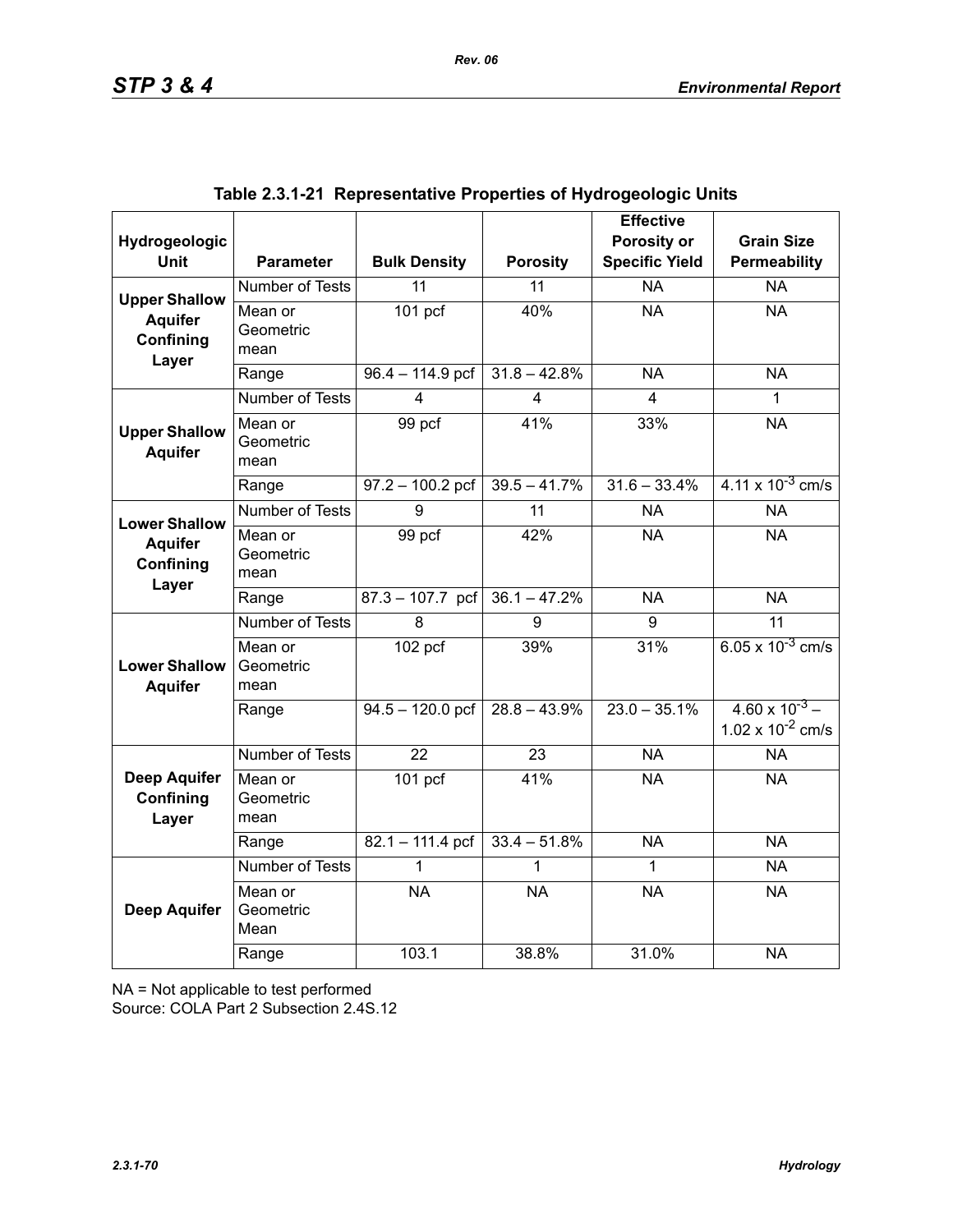**Table 2.3.1-21 Representative Properties of Hydrogeologic Units**

| Hydrogeologic Unit | Parameter | Bulk Density | Porosity | Effective Porosity or Specific Yield | Grain Size Permeability |
|---|---|---|---|---|---|
| **Upper Shallow Aquifer Confining Layer** | Number of Tests | 11 | 11 | NA | NA |
| | Mean or Geometric mean | 101 pcf | 40% | NA | NA |
| | Range | 96.4 – 114.9 pcf | 31.8 – 42.8% | NA | NA |
| **Upper Shallow Aquifer** | Number of Tests | 4 | 4 | 4 | 1 |
| | Mean or Geometric mean | 99 pcf | 41% | 33% | NA |
| | Range | 97.2 – 100.2 pcf | 39.5 – 41.7% | 31.6 – 33.4% | $4.11 \times 10^{-3}$ cm/s |
| **Lower Shallow Aquifer Confining Layer** | Number of Tests | 9 | 11 | NA | NA |
| | Mean or Geometric mean | 99 pcf | 42% | NA | NA |
| | Range | 87.3 – 107.7 pcf | 36.1 – 47.2% | NA | NA |
| **Lower Shallow Aquifer** | Number of Tests | 8 | 9 | 9 | 11 |
| | Mean or Geometric mean | 102 pcf | 39% | 31% | $6.05 \times 10^{-3}$ cm/s |
| | Range | 94.5 – 120.0 pcf | 28.8 – 43.9% | 23.0 – 35.1% | $4.60 \times 10^{-3}$ – $1.02 \times 10^{-2}$ cm/s |
| **Deep Aquifer Confining Layer** | Number of Tests | 22 | 23 | NA | NA |
| | Mean or Geometric mean | 101 pcf | 41% | NA | NA |
| | Range | 82.1 – 111.4 pcf | 33.4 – 51.8% | NA | NA |
| **Deep Aquifer** | Number of Tests | 1 | 1 | 1 | NA |
| | Mean or Geometric Mean | NA | NA | NA | NA |
| | Range | 103.1 | 38.8% | 31.0% | NA |

NA = Not applicable to test performed

Source: COLA Part 2 Subsection 2.4S.12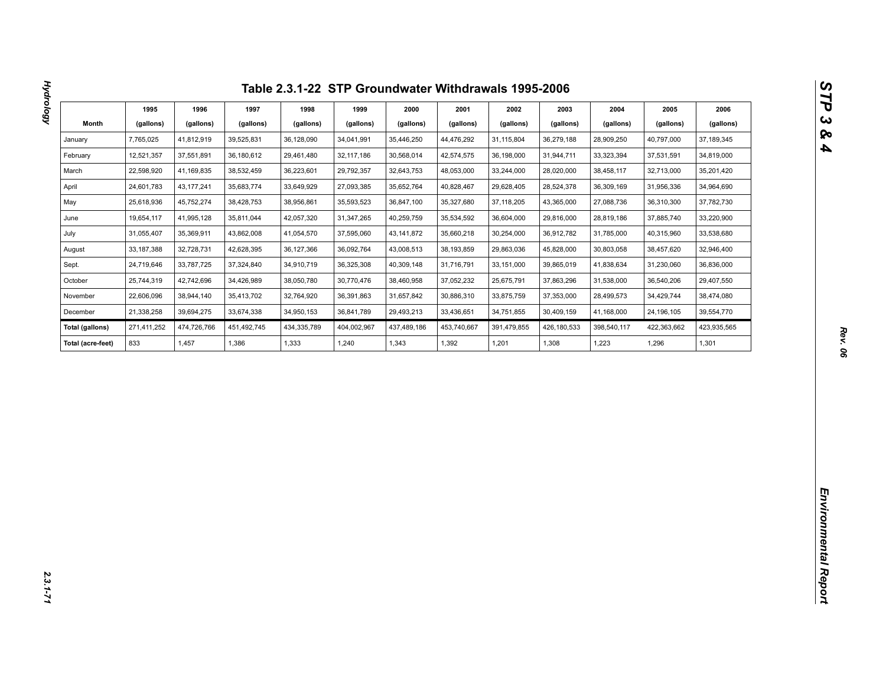## Table 2.3.1-22 STP Groundwater Withdrawals 1995-2006

| Month | 1995 (gallons) | 1996 (gallons) | 1997 (gallons) | 1998 (gallons) | 1999 (gallons) | 2000 (gallons) | 2001 (gallons) | 2002 (gallons) | 2003 (gallons) | 2004 (gallons) | 2005 (gallons) | 2006 (gallons) |
|---|---|---|---|---|---|---|---|---|---|---|---|---|
| January | 7,765,025 | 41,812,919 | 39,525,831 | 36,128,090 | 34,041,991 | 35,446,250 | 44,476,292 | 31,115,804 | 36,279,188 | 28,909,250 | 40,797,000 | 37,189,345 |
| February | 12,521,357 | 37,551,891 | 36,180,612 | 29,461,480 | 32,117,186 | 30,568,014 | 42,574,575 | 36,198,000 | 31,944,711 | 33,323,394 | 37,531,591 | 34,819,000 |
| March | 22,598,920 | 41,169,835 | 38,532,459 | 36,223,601 | 29,792,357 | 32,643,753 | 48,053,000 | 33,244,000 | 28,020,000 | 38,458,117 | 32,713,000 | 35,201,420 |
| April | 24,601,783 | 43,177,241 | 35,683,774 | 33,649,929 | 27,093,385 | 35,652,764 | 40,828,467 | 29,628,405 | 28,524,378 | 36,309,169 | 31,956,336 | 34,964,690 |
| May | 25,618,936 | 45,752,274 | 38,428,753 | 38,956,861 | 35,593,523 | 36,847,100 | 35,327,680 | 37,118,205 | 43,365,000 | 27,088,736 | 36,310,300 | 37,782,730 |
| June | 19,654,117 | 41,995,128 | 35,811,044 | 42,057,320 | 31,347,265 | 40,259,759 | 35,534,592 | 36,604,000 | 29,816,000 | 28,819,186 | 37,885,740 | 33,220,900 |
| July | 31,055,407 | 35,369,911 | 43,862,008 | 41,054,570 | 37,595,060 | 43,141,872 | 35,660,218 | 30,254,000 | 36,912,782 | 31,785,000 | 40,315,960 | 33,538,680 |
| August | 33,187,388 | 32,728,731 | 42,628,395 | 36,127,366 | 36,092,764 | 43,008,513 | 38,193,859 | 29,863,036 | 45,828,000 | 30,803,058 | 38,457,620 | 32,946,400 |
| Sept. | 24,719,646 | 33,787,725 | 37,324,840 | 34,910,719 | 36,325,308 | 40,309,148 | 31,716,791 | 33,151,000 | 39,865,019 | 41,838,634 | 31,230,060 | 36,836,000 |
| October | 25,744,319 | 42,742,696 | 34,426,989 | 38,050,780 | 30,770,476 | 38,460,958 | 37,052,232 | 25,675,791 | 37,863,296 | 31,538,000 | 36,540,206 | 29,407,550 |
| November | 22,606,096 | 38,944,140 | 35,413,702 | 32,764,920 | 36,391,863 | 31,657,842 | 30,886,310 | 33,875,759 | 37,353,000 | 28,499,573 | 34,429,744 | 38,474,080 |
| December | 21,338,258 | 39,694,275 | 33,674,338 | 34,950,153 | 36,841,789 | 29,493,213 | 33,436,651 | 34,751,855 | 30,409,159 | 41,168,000 | 24,196,105 | 39,554,770 |
| **Total (gallons)** | 271,411,252 | 474,726,766 | 451,492,745 | 434,335,789 | 404,002,967 | 437,489,186 | 453,740,667 | 391,479,855 | 426,180,533 | 398,540,117 | 422,363,662 | 423,935,565 |
| **Total (acre-feet)** | 833 | 1,457 | 1,386 | 1,333 | 1,240 | 1,343 | 1,392 | 1,201 | 1,308 | 1,223 | 1,296 | 1,301 |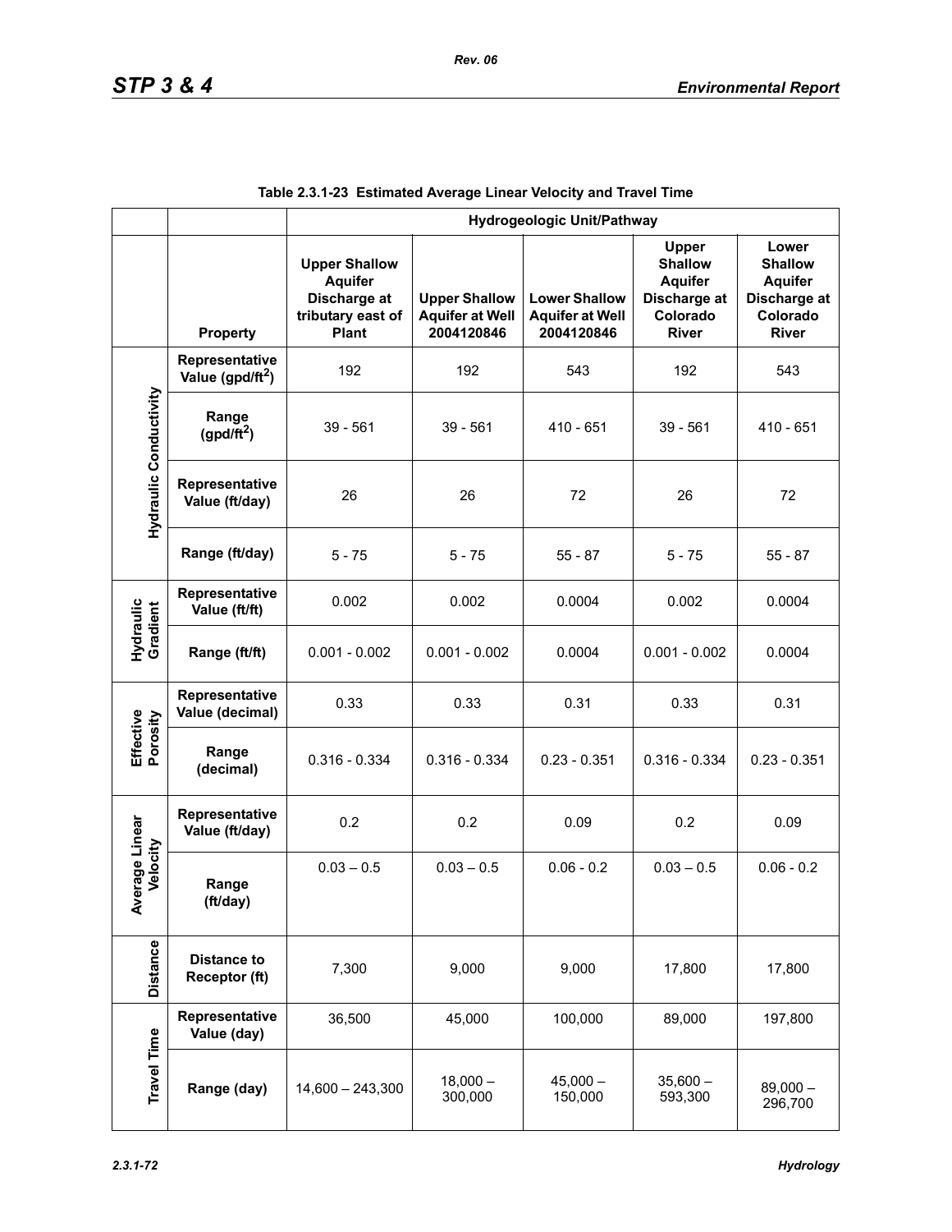Table 2.3.1-23 Estimated Average Linear Velocity and Travel Time

| | | Hydrogeologic Unit/Pathway | | | | |
|---|---|---|---|---|---|---|
| | **Property** | **Upper Shallow Aquifer Discharge at tributary east of Plant** | **Upper Shallow Aquifer at Well 2004120846** | **Lower Shallow Aquifer at Well 2004120846** | **Upper Shallow Aquifer Discharge at Colorado River** | **Lower Shallow Aquifer Discharge at Colorado River** |
| Hydraulic Conductivity | Representative Value ($gpd/ft^2$) | 192 | 192 | 543 | 192 | 543 |
| | Range ($gpd/ft^2$) | 39 - 561 | 39 - 561 | 410 - 651 | 39 - 561 | 410 - 651 |
| | Representative Value (ft/day) | 26 | 26 | 72 | 26 | 72 |
| | Range (ft/day) | 5 - 75 | 5 - 75 | 55 - 87 | 5 - 75 | 55 - 87 |
| Hydraulic Gradient | Representative Value (ft/ft) | 0.002 | 0.002 | 0.0004 | 0.002 | 0.0004 |
| | Range (ft/ft) | 0.001 - 0.002 | 0.001 - 0.002 | 0.0004 | 0.001 - 0.002 | 0.0004 |
| Effective Porosity | Representative Value (decimal) | 0.33 | 0.33 | 0.31 | 0.33 | 0.31 |
| | Range (decimal) | 0.316 - 0.334 | 0.316 - 0.334 | 0.23 - 0.351 | 0.316 - 0.334 | 0.23 - 0.351 |
| Average Linear Velocity | Representative Value (ft/day) | 0.2 | 0.2 | 0.09 | 0.2 | 0.09 |
| | Range (ft/day) | 0.03 – 0.5 | 0.03 – 0.5 | 0.06 - 0.2 | 0.03 – 0.5 | 0.06 - 0.2 |
| Distance | Distance to Receptor (ft) | 7,300 | 9,000 | 9,000 | 17,800 | 17,800 |
| Travel Time | Representative Value (day) | 36,500 | 45,000 | 100,000 | 89,000 | 197,800 |
| | Range (day) | 14,600 – 243,300 | 18,000 – 300,000 | 45,000 – 150,000 | 35,600 – 593,300 | 89,000 – 296,700 |